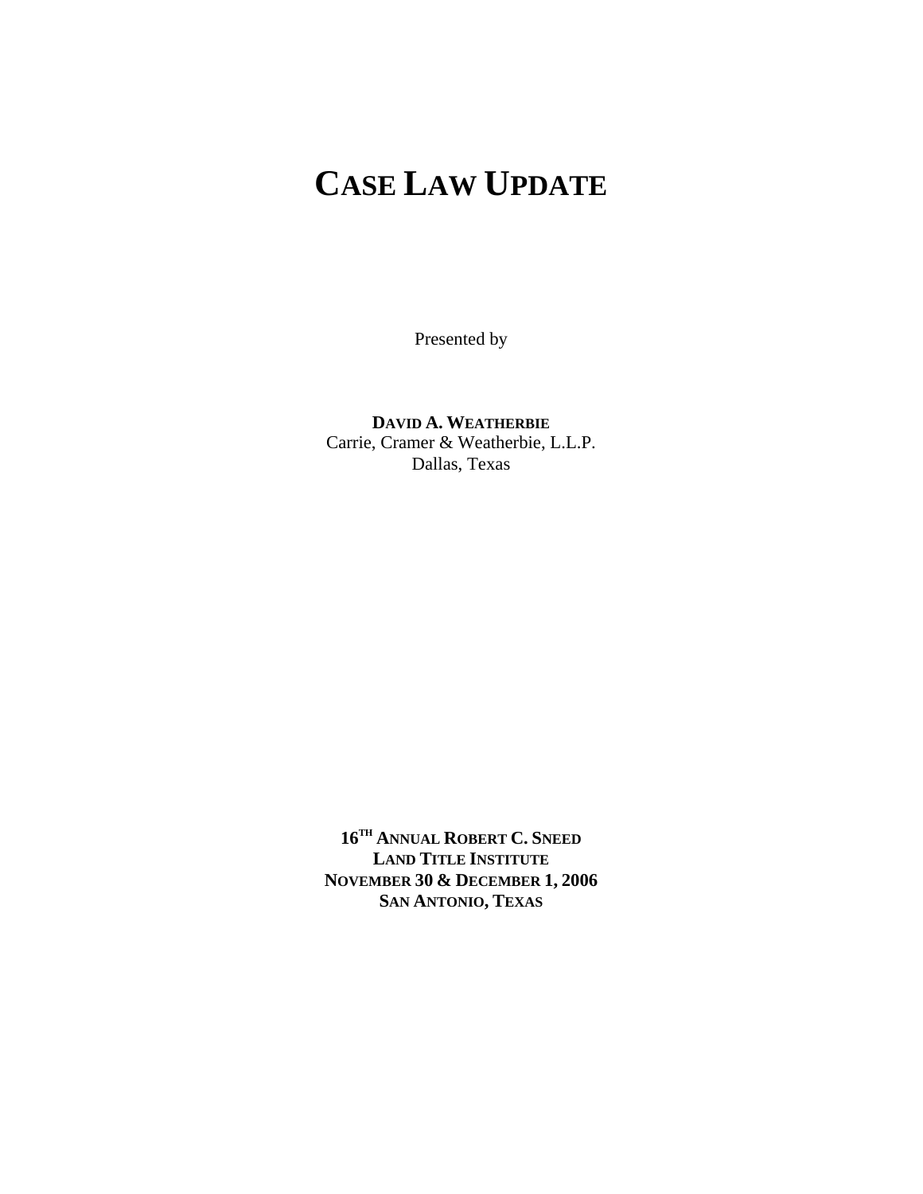# CASE LAW UPDATE

Presented by

**DAVID A. WEATHERBIE**
Carrie, Cramer & Weatherbie, L.L.P.
Dallas, Texas

**16TH ANNUAL ROBERT C. SNEED**
**LAND TITLE INSTITUTE**
**NOVEMBER 30 & DECEMBER 1, 2006**
**SAN ANTONIO, TEXAS**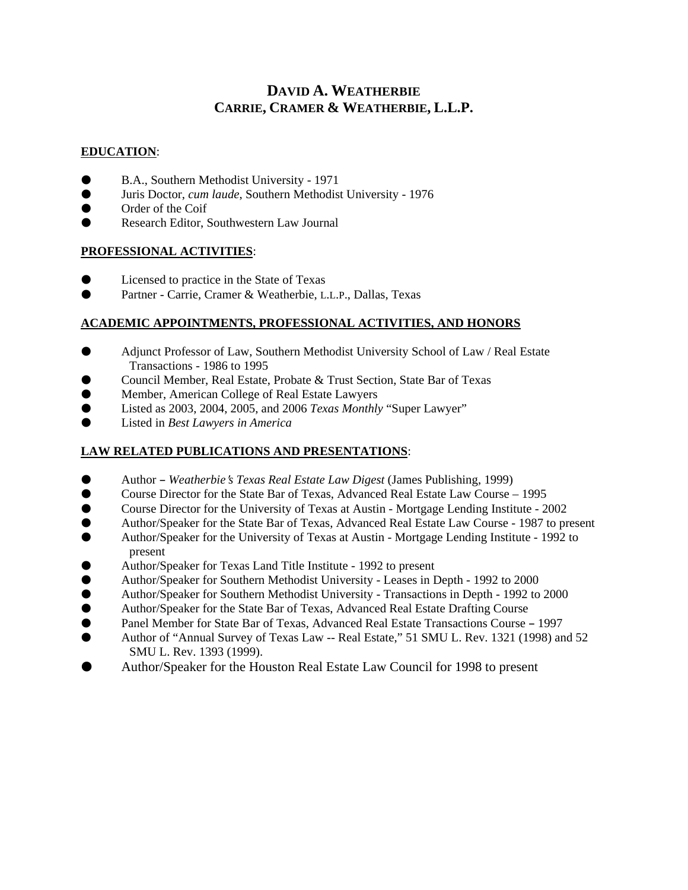# DAVID A. WEATHERBIE
# CARRIE, CRAMER & WEATHERBIE, L.L.P.

**EDUCATION**:

- B.A., Southern Methodist University - 1971
- Juris Doctor, *cum laude*, Southern Methodist University - 1976
- Order of the Coif
- Research Editor, Southwestern Law Journal

**PROFESSIONAL ACTIVITIES**:

- Licensed to practice in the State of Texas
- Partner - Carrie, Cramer & Weatherbie, L.L.P., Dallas, Texas

**ACADEMIC APPOINTMENTS, PROFESSIONAL ACTIVITIES, AND HONORS**

- Adjunct Professor of Law, Southern Methodist University School of Law / Real Estate Transactions - 1986 to 1995
- Council Member, Real Estate, Probate & Trust Section, State Bar of Texas
- Member, American College of Real Estate Lawyers
- Listed as 2003, 2004, 2005, and 2006 *Texas Monthly* "Super Lawyer"
- Listed in *Best Lawyers in America*

**LAW RELATED PUBLICATIONS AND PRESENTATIONS**:

- Author – *Weatherbie's Texas Real Estate Law Digest* (James Publishing, 1999)
- Course Director for the State Bar of Texas, Advanced Real Estate Law Course – 1995
- Course Director for the University of Texas at Austin - Mortgage Lending Institute - 2002
- Author/Speaker for the State Bar of Texas, Advanced Real Estate Law Course - 1987 to present
- Author/Speaker for the University of Texas at Austin - Mortgage Lending Institute - 1992 to present
- Author/Speaker for Texas Land Title Institute - 1992 to present
- Author/Speaker for Southern Methodist University - Leases in Depth - 1992 to 2000
- Author/Speaker for Southern Methodist University - Transactions in Depth - 1992 to 2000
- Author/Speaker for the State Bar of Texas, Advanced Real Estate Drafting Course
- Panel Member for State Bar of Texas, Advanced Real Estate Transactions Course – 1997
- Author of "Annual Survey of Texas Law -- Real Estate," 51 SMU L. Rev. 1321 (1998) and 52 SMU L. Rev. 1393 (1999).
- Author/Speaker for the Houston Real Estate Law Council for 1998 to present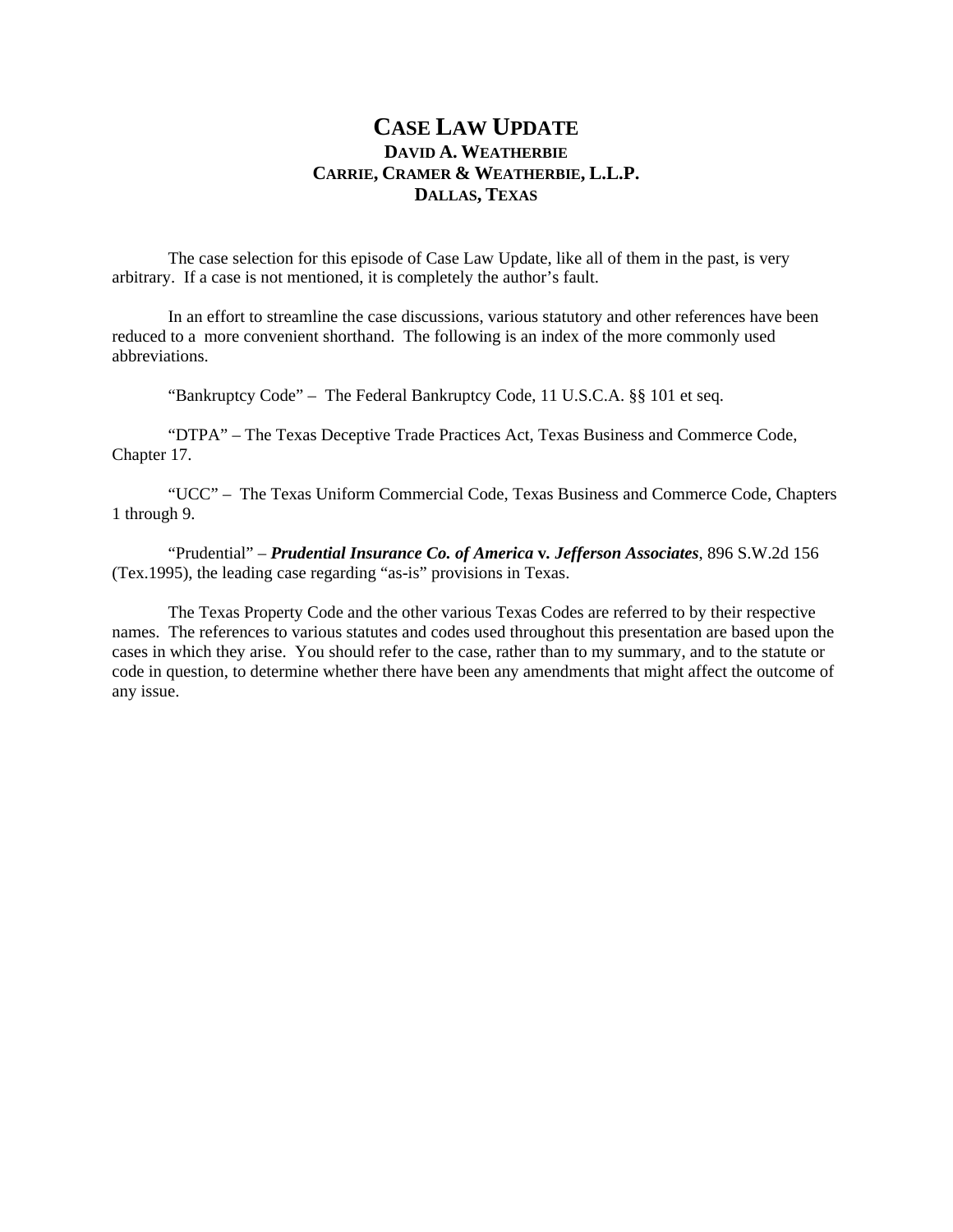# CASE LAW UPDATE

**DAVID A. WEATHERBIE**
**CARRIE, CRAMER & WEATHERBIE, L.L.P.**
**DALLAS, TEXAS**

The case selection for this episode of Case Law Update, like all of them in the past, is very arbitrary. If a case is not mentioned, it is completely the author's fault.

In an effort to streamline the case discussions, various statutory and other references have been reduced to a more convenient shorthand. The following is an index of the more commonly used abbreviations.

"Bankruptcy Code" – The Federal Bankruptcy Code, 11 U.S.C.A. §§ 101 et seq.

"DTPA" – The Texas Deceptive Trade Practices Act, Texas Business and Commerce Code, Chapter 17.

"UCC" – The Texas Uniform Commercial Code, Texas Business and Commerce Code, Chapters 1 through 9.

"Prudential" – ***Prudential Insurance Co. of America* v. *Jefferson Associates***, 896 S.W.2d 156 (Tex.1995), the leading case regarding "as-is" provisions in Texas.

The Texas Property Code and the other various Texas Codes are referred to by their respective names. The references to various statutes and codes used throughout this presentation are based upon the cases in which they arise. You should refer to the case, rather than to my summary, and to the statute or code in question, to determine whether there have been any amendments that might affect the outcome of any issue.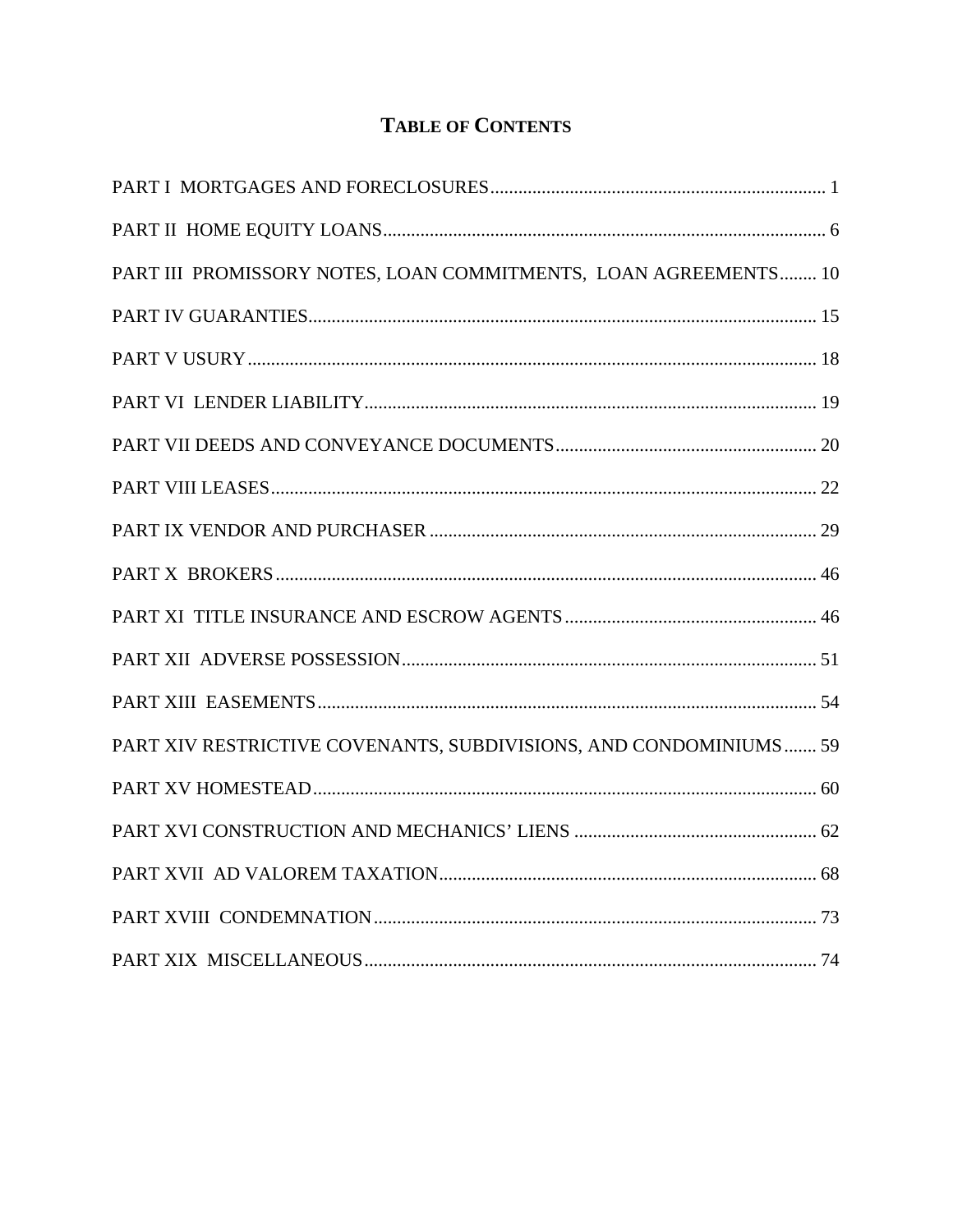# TABLE OF CONTENTS

PART I MORTGAGES AND FORECLOSURES........................................................................ 1

PART II HOME EQUITY LOANS.............................................................................................. 6

PART III PROMISSORY NOTES, LOAN COMMITMENTS, LOAN AGREEMENTS........ 10

PART IV GUARANTIES............................................................................................................ 15

PART V USURY......................................................................................................................... 18

PART VI LENDER LIABILITY................................................................................................ 19

PART VII DEEDS AND CONVEYANCE DOCUMENTS........................................................ 20

PART VIII LEASES.................................................................................................................... 22

PART IX VENDOR AND PURCHASER .................................................................................. 29

PART X BROKERS................................................................................................................... 46

PART XI TITLE INSURANCE AND ESCROW AGENTS...................................................... 46

PART XII ADVERSE POSSESSION......................................................................................... 51

PART XIII EASEMENTS.......................................................................................................... 54

PART XIV RESTRICTIVE COVENANTS, SUBDIVISIONS, AND CONDOMINIUMS....... 59

PART XV HOMESTEAD............................................................................................................ 60

PART XVI CONSTRUCTION AND MECHANICS' LIENS .................................................... 62

PART XVII AD VALOREM TAXATION................................................................................. 68

PART XVIII CONDEMNATION............................................................................................... 73

PART XIX MISCELLANEOUS................................................................................................. 74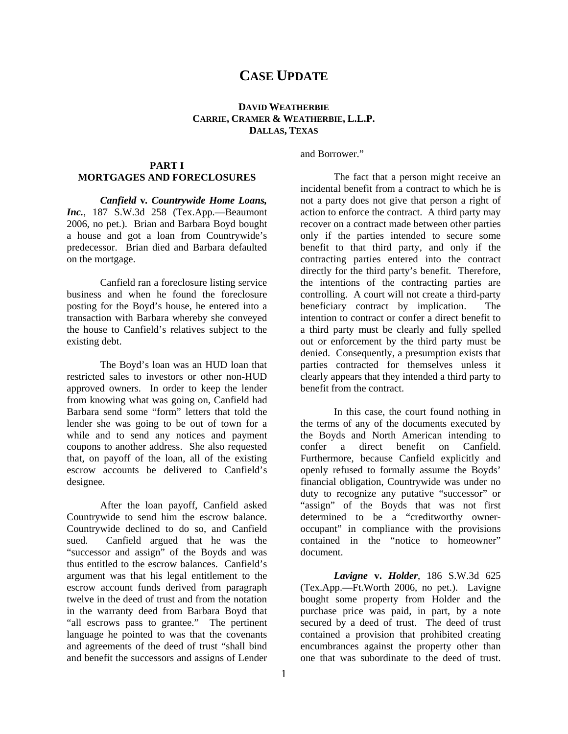# CASE UPDATE

**DAVID WEATHERBIE**
**CARRIE, CRAMER & WEATHERBIE, L.L.P.**
**DALLAS, TEXAS**

## PART I
## MORTGAGES AND FORECLOSURES

***Canfield*** **v.** ***Countrywide Home Loans, Inc.***, 187 S.W.3d 258 (Tex.App.—Beaumont 2006, no pet.). Brian and Barbara Boyd bought a house and got a loan from Countrywide's predecessor. Brian died and Barbara defaulted on the mortgage.

Canfield ran a foreclosure listing service business and when he found the foreclosure posting for the Boyd's house, he entered into a transaction with Barbara whereby she conveyed the house to Canfield's relatives subject to the existing debt.

The Boyd's loan was an HUD loan that restricted sales to investors or other non-HUD approved owners. In order to keep the lender from knowing what was going on, Canfield had Barbara send some "form" letters that told the lender she was going to be out of town for a while and to send any notices and payment coupons to another address. She also requested that, on payoff of the loan, all of the existing escrow accounts be delivered to Canfield's designee.

After the loan payoff, Canfield asked Countrywide to send him the escrow balance. Countrywide declined to do so, and Canfield sued. Canfield argued that he was the "successor and assign" of the Boyds and was thus entitled to the escrow balances. Canfield's argument was that his legal entitlement to the escrow account funds derived from paragraph twelve in the deed of trust and from the notation in the warranty deed from Barbara Boyd that "all escrows pass to grantee." The pertinent language he pointed to was that the covenants and agreements of the deed of trust "shall bind and benefit the successors and assigns of Lender and Borrower."

The fact that a person might receive an incidental benefit from a contract to which he is not a party does not give that person a right of action to enforce the contract. A third party may recover on a contract made between other parties only if the parties intended to secure some benefit to that third party, and only if the contracting parties entered into the contract directly for the third party's benefit. Therefore, the intentions of the contracting parties are controlling. A court will not create a third-party beneficiary contract by implication. The intention to contract or confer a direct benefit to a third party must be clearly and fully spelled out or enforcement by the third party must be denied. Consequently, a presumption exists that parties contracted for themselves unless it clearly appears that they intended a third party to benefit from the contract.

In this case, the court found nothing in the terms of any of the documents executed by the Boyds and North American intending to confer a direct benefit on Canfield. Furthermore, because Canfield explicitly and openly refused to formally assume the Boyds' financial obligation, Countrywide was under no duty to recognize any putative "successor" or "assign" of the Boyds that was not first determined to be a "creditworthy owner-occupant" in compliance with the provisions contained in the "notice to homeowner" document.

***Lavigne*** **v.** ***Holder***, 186 S.W.3d 625 (Tex.App.—Ft.Worth 2006, no pet.). Lavigne bought some property from Holder and the purchase price was paid, in part, by a note secured by a deed of trust. The deed of trust contained a provision that prohibited creating encumbrances against the property other than one that was subordinate to the deed of trust.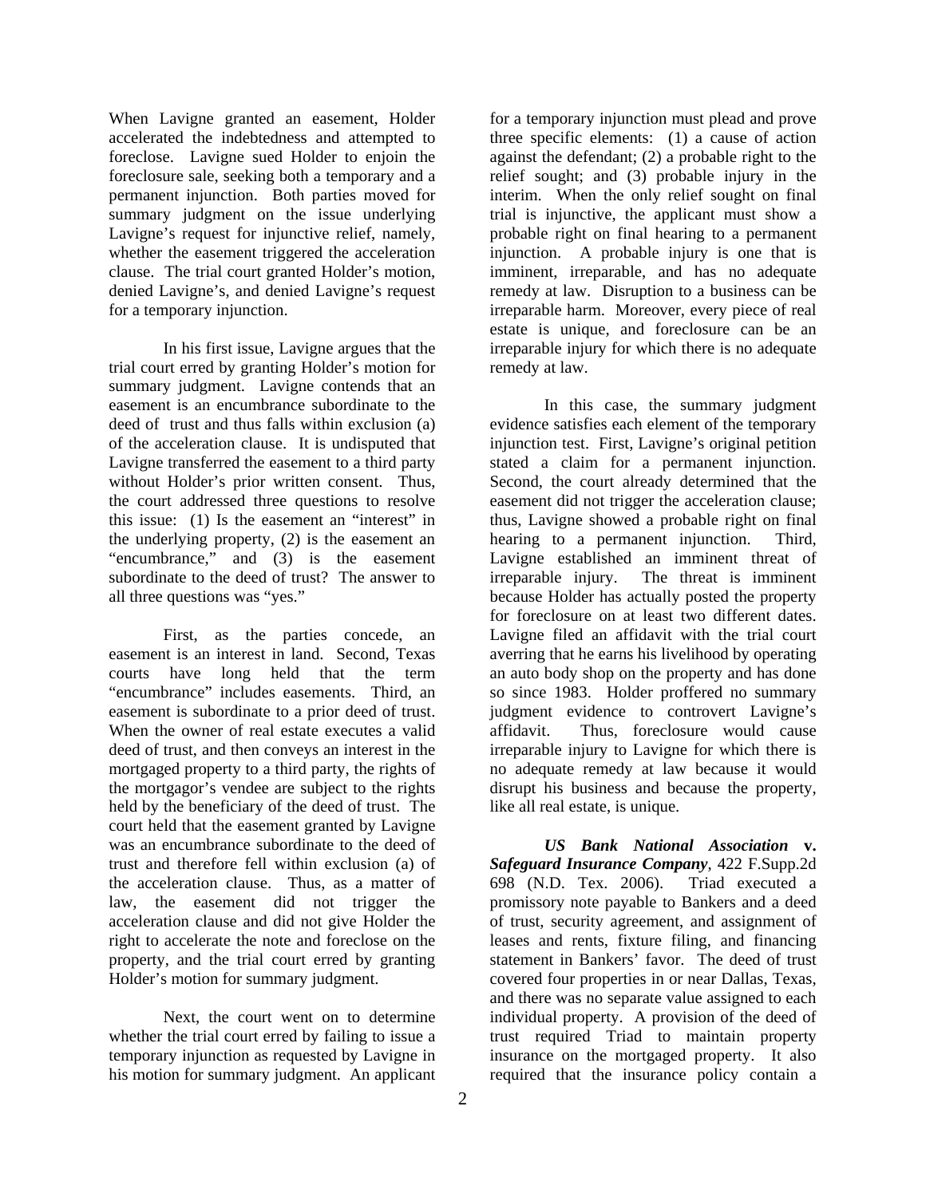When Lavigne granted an easement, Holder accelerated the indebtedness and attempted to foreclose. Lavigne sued Holder to enjoin the foreclosure sale, seeking both a temporary and a permanent injunction. Both parties moved for summary judgment on the issue underlying Lavigne's request for injunctive relief, namely, whether the easement triggered the acceleration clause. The trial court granted Holder's motion, denied Lavigne's, and denied Lavigne's request for a temporary injunction.

In his first issue, Lavigne argues that the trial court erred by granting Holder's motion for summary judgment. Lavigne contends that an easement is an encumbrance subordinate to the deed of trust and thus falls within exclusion (a) of the acceleration clause. It is undisputed that Lavigne transferred the easement to a third party without Holder's prior written consent. Thus, the court addressed three questions to resolve this issue: (1) Is the easement an "interest" in the underlying property, (2) is the easement an "encumbrance," and (3) is the easement subordinate to the deed of trust? The answer to all three questions was "yes."

First, as the parties concede, an easement is an interest in land. Second, Texas courts have long held that the term "encumbrance" includes easements. Third, an easement is subordinate to a prior deed of trust. When the owner of real estate executes a valid deed of trust, and then conveys an interest in the mortgaged property to a third party, the rights of the mortgagor's vendee are subject to the rights held by the beneficiary of the deed of trust. The court held that the easement granted by Lavigne was an encumbrance subordinate to the deed of trust and therefore fell within exclusion (a) of the acceleration clause. Thus, as a matter of law, the easement did not trigger the acceleration clause and did not give Holder the right to accelerate the note and foreclose on the property, and the trial court erred by granting Holder's motion for summary judgment.

Next, the court went on to determine whether the trial court erred by failing to issue a temporary injunction as requested by Lavigne in his motion for summary judgment. An applicant for a temporary injunction must plead and prove three specific elements: (1) a cause of action against the defendant; (2) a probable right to the relief sought; and (3) probable injury in the interim. When the only relief sought on final trial is injunctive, the applicant must show a probable right on final hearing to a permanent injunction. A probable injury is one that is imminent, irreparable, and has no adequate remedy at law. Disruption to a business can be irreparable harm. Moreover, every piece of real estate is unique, and foreclosure can be an irreparable injury for which there is no adequate remedy at law.

In this case, the summary judgment evidence satisfies each element of the temporary injunction test. First, Lavigne's original petition stated a claim for a permanent injunction. Second, the court already determined that the easement did not trigger the acceleration clause; thus, Lavigne showed a probable right on final hearing to a permanent injunction. Third, Lavigne established an imminent threat of irreparable injury. The threat is imminent because Holder has actually posted the property for foreclosure on at least two different dates. Lavigne filed an affidavit with the trial court averring that he earns his livelihood by operating an auto body shop on the property and has done so since 1983. Holder proffered no summary judgment evidence to controvert Lavigne's affidavit. Thus, foreclosure would cause irreparable injury to Lavigne for which there is no adequate remedy at law because it would disrupt his business and because the property, like all real estate, is unique.

***US Bank National Association* v. *Safeguard Insurance Company***, 422 F.Supp.2d 698 (N.D. Tex. 2006). Triad executed a promissory note payable to Bankers and a deed of trust, security agreement, and assignment of leases and rents, fixture filing, and financing statement in Bankers' favor. The deed of trust covered four properties in or near Dallas, Texas, and there was no separate value assigned to each individual property. A provision of the deed of trust required Triad to maintain property insurance on the mortgaged property. It also required that the insurance policy contain a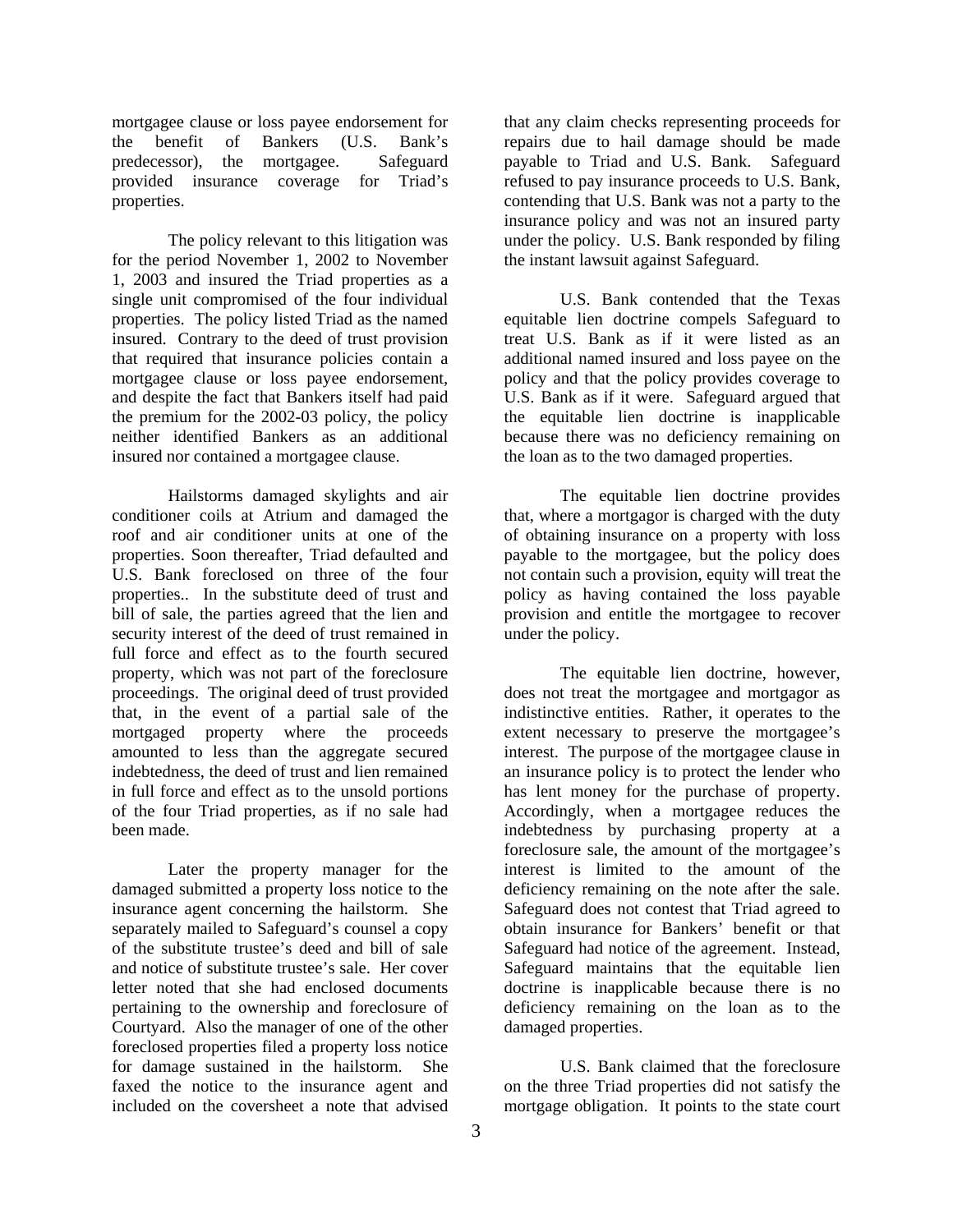mortgagee clause or loss payee endorsement for the benefit of Bankers (U.S. Bank's predecessor), the mortgagee. Safeguard provided insurance coverage for Triad's properties.

The policy relevant to this litigation was for the period November 1, 2002 to November 1, 2003 and insured the Triad properties as a single unit compromised of the four individual properties. The policy listed Triad as the named insured. Contrary to the deed of trust provision that required that insurance policies contain a mortgagee clause or loss payee endorsement, and despite the fact that Bankers itself had paid the premium for the 2002-03 policy, the policy neither identified Bankers as an additional insured nor contained a mortgagee clause.

Hailstorms damaged skylights and air conditioner coils at Atrium and damaged the roof and air conditioner units at one of the properties. Soon thereafter, Triad defaulted and U.S. Bank foreclosed on three of the four properties.. In the substitute deed of trust and bill of sale, the parties agreed that the lien and security interest of the deed of trust remained in full force and effect as to the fourth secured property, which was not part of the foreclosure proceedings. The original deed of trust provided that, in the event of a partial sale of the mortgaged property where the proceeds amounted to less than the aggregate secured indebtedness, the deed of trust and lien remained in full force and effect as to the unsold portions of the four Triad properties, as if no sale had been made.

Later the property manager for the damaged submitted a property loss notice to the insurance agent concerning the hailstorm. She separately mailed to Safeguard's counsel a copy of the substitute trustee's deed and bill of sale and notice of substitute trustee's sale. Her cover letter noted that she had enclosed documents pertaining to the ownership and foreclosure of Courtyard. Also the manager of one of the other foreclosed properties filed a property loss notice for damage sustained in the hailstorm. She faxed the notice to the insurance agent and included on the coversheet a note that advised that any claim checks representing proceeds for repairs due to hail damage should be made payable to Triad and U.S. Bank. Safeguard refused to pay insurance proceeds to U.S. Bank, contending that U.S. Bank was not a party to the insurance policy and was not an insured party under the policy. U.S. Bank responded by filing the instant lawsuit against Safeguard.

U.S. Bank contended that the Texas equitable lien doctrine compels Safeguard to treat U.S. Bank as if it were listed as an additional named insured and loss payee on the policy and that the policy provides coverage to U.S. Bank as if it were. Safeguard argued that the equitable lien doctrine is inapplicable because there was no deficiency remaining on the loan as to the two damaged properties.

The equitable lien doctrine provides that, where a mortgagor is charged with the duty of obtaining insurance on a property with loss payable to the mortgagee, but the policy does not contain such a provision, equity will treat the policy as having contained the loss payable provision and entitle the mortgagee to recover under the policy.

The equitable lien doctrine, however, does not treat the mortgagee and mortgagor as indistinctive entities. Rather, it operates to the extent necessary to preserve the mortgagee's interest. The purpose of the mortgagee clause in an insurance policy is to protect the lender who has lent money for the purchase of property. Accordingly, when a mortgagee reduces the indebtedness by purchasing property at a foreclosure sale, the amount of the mortgagee's interest is limited to the amount of the deficiency remaining on the note after the sale. Safeguard does not contest that Triad agreed to obtain insurance for Bankers' benefit or that Safeguard had notice of the agreement. Instead, Safeguard maintains that the equitable lien doctrine is inapplicable because there is no deficiency remaining on the loan as to the damaged properties.

U.S. Bank claimed that the foreclosure on the three Triad properties did not satisfy the mortgage obligation. It points to the state court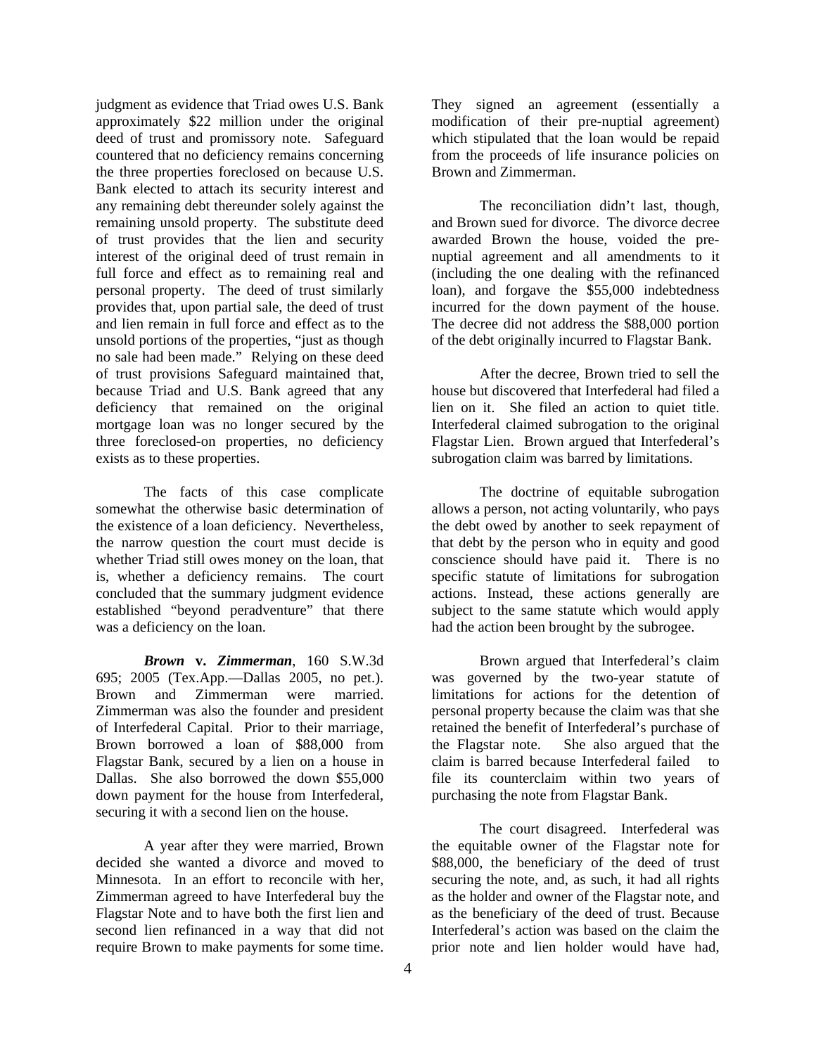judgment as evidence that Triad owes U.S. Bank approximately $22 million under the original deed of trust and promissory note. Safeguard countered that no deficiency remains concerning the three properties foreclosed on because U.S. Bank elected to attach its security interest and any remaining debt thereunder solely against the remaining unsold property. The substitute deed of trust provides that the lien and security interest of the original deed of trust remain in full force and effect as to remaining real and personal property. The deed of trust similarly provides that, upon partial sale, the deed of trust and lien remain in full force and effect as to the unsold portions of the properties, "just as though no sale had been made." Relying on these deed of trust provisions Safeguard maintained that, because Triad and U.S. Bank agreed that any deficiency that remained on the original mortgage loan was no longer secured by the three foreclosed-on properties, no deficiency exists as to these properties.

The facts of this case complicate somewhat the otherwise basic determination of the existence of a loan deficiency. Nevertheless, the narrow question the court must decide is whether Triad still owes money on the loan, that is, whether a deficiency remains. The court concluded that the summary judgment evidence established "beyond peradventure" that there was a deficiency on the loan.

***Brown* v. *Zimmerman***, 160 S.W.3d 695; 2005 (Tex.App.—Dallas 2005, no pet.). Brown and Zimmerman were married. Zimmerman was also the founder and president of Interfederal Capital. Prior to their marriage, Brown borrowed a loan of $88,000 from Flagstar Bank, secured by a lien on a house in Dallas. She also borrowed the down $55,000 down payment for the house from Interfederal, securing it with a second lien on the house.

A year after they were married, Brown decided she wanted a divorce and moved to Minnesota. In an effort to reconcile with her, Zimmerman agreed to have Interfederal buy the Flagstar Note and to have both the first lien and second lien refinanced in a way that did not require Brown to make payments for some time. They signed an agreement (essentially a modification of their pre-nuptial agreement) which stipulated that the loan would be repaid from the proceeds of life insurance policies on Brown and Zimmerman.

The reconciliation didn't last, though, and Brown sued for divorce. The divorce decree awarded Brown the house, voided the pre-nuptial agreement and all amendments to it (including the one dealing with the refinanced loan), and forgave the $55,000 indebtedness incurred for the down payment of the house. The decree did not address the $88,000 portion of the debt originally incurred to Flagstar Bank.

After the decree, Brown tried to sell the house but discovered that Interfederal had filed a lien on it. She filed an action to quiet title. Interfederal claimed subrogation to the original Flagstar Lien. Brown argued that Interfederal's subrogation claim was barred by limitations.

The doctrine of equitable subrogation allows a person, not acting voluntarily, who pays the debt owed by another to seek repayment of that debt by the person who in equity and good conscience should have paid it. There is no specific statute of limitations for subrogation actions. Instead, these actions generally are subject to the same statute which would apply had the action been brought by the subrogee.

Brown argued that Interfederal's claim was governed by the two-year statute of limitations for actions for the detention of personal property because the claim was that she retained the benefit of Interfederal's purchase of the Flagstar note. She also argued that the claim is barred because Interfederal failed to file its counterclaim within two years of purchasing the note from Flagstar Bank.

The court disagreed. Interfederal was the equitable owner of the Flagstar note for $88,000, the beneficiary of the deed of trust securing the note, and, as such, it had all rights as the holder and owner of the Flagstar note, and as the beneficiary of the deed of trust. Because Interfederal's action was based on the claim the prior note and lien holder would have had,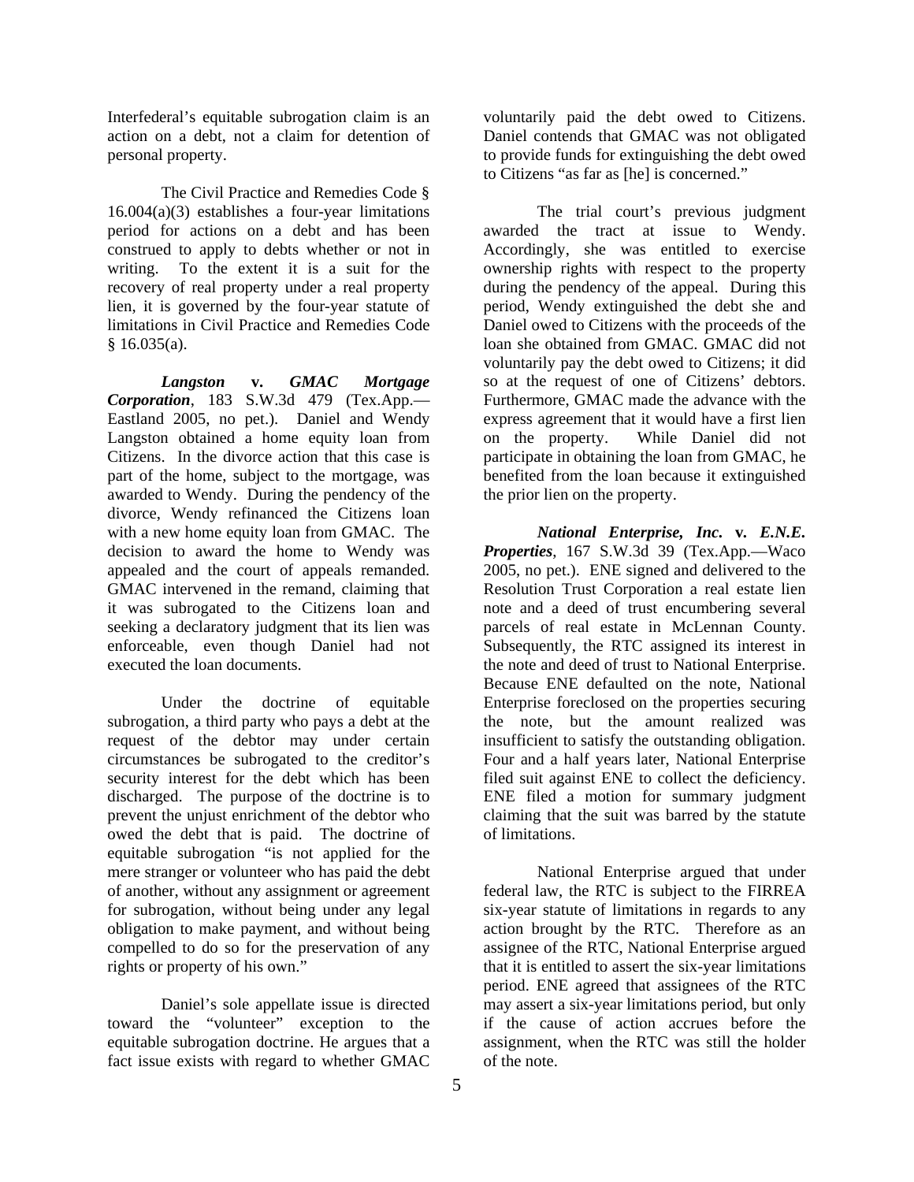Interfederal's equitable subrogation claim is an action on a debt, not a claim for detention of personal property.

The Civil Practice and Remedies Code § 16.004(a)(3) establishes a four-year limitations period for actions on a debt and has been construed to apply to debts whether or not in writing. To the extent it is a suit for the recovery of real property under a real property lien, it is governed by the four-year statute of limitations in Civil Practice and Remedies Code § 16.035(a).

***Langston* v. *GMAC Mortgage Corporation***, 183 S.W.3d 479 (Tex.App.—Eastland 2005, no pet.). Daniel and Wendy Langston obtained a home equity loan from Citizens. In the divorce action that this case is part of the home, subject to the mortgage, was awarded to Wendy. During the pendency of the divorce, Wendy refinanced the Citizens loan with a new home equity loan from GMAC. The decision to award the home to Wendy was appealed and the court of appeals remanded. GMAC intervened in the remand, claiming that it was subrogated to the Citizens loan and seeking a declaratory judgment that its lien was enforceable, even though Daniel had not executed the loan documents.

Under the doctrine of equitable subrogation, a third party who pays a debt at the request of the debtor may under certain circumstances be subrogated to the creditor's security interest for the debt which has been discharged. The purpose of the doctrine is to prevent the unjust enrichment of the debtor who owed the debt that is paid. The doctrine of equitable subrogation "is not applied for the mere stranger or volunteer who has paid the debt of another, without any assignment or agreement for subrogation, without being under any legal obligation to make payment, and without being compelled to do so for the preservation of any rights or property of his own."

Daniel's sole appellate issue is directed toward the "volunteer" exception to the equitable subrogation doctrine. He argues that a fact issue exists with regard to whether GMAC voluntarily paid the debt owed to Citizens. Daniel contends that GMAC was not obligated to provide funds for extinguishing the debt owed to Citizens "as far as [he] is concerned."

The trial court's previous judgment awarded the tract at issue to Wendy. Accordingly, she was entitled to exercise ownership rights with respect to the property during the pendency of the appeal. During this period, Wendy extinguished the debt she and Daniel owed to Citizens with the proceeds of the loan she obtained from GMAC. GMAC did not voluntarily pay the debt owed to Citizens; it did so at the request of one of Citizens' debtors. Furthermore, GMAC made the advance with the express agreement that it would have a first lien on the property. While Daniel did not participate in obtaining the loan from GMAC, he benefited from the loan because it extinguished the prior lien on the property.

***National Enterprise, Inc.* v. *E.N.E. Properties***, 167 S.W.3d 39 (Tex.App.—Waco 2005, no pet.). ENE signed and delivered to the Resolution Trust Corporation a real estate lien note and a deed of trust encumbering several parcels of real estate in McLennan County. Subsequently, the RTC assigned its interest in the note and deed of trust to National Enterprise. Because ENE defaulted on the note, National Enterprise foreclosed on the properties securing the note, but the amount realized was insufficient to satisfy the outstanding obligation. Four and a half years later, National Enterprise filed suit against ENE to collect the deficiency. ENE filed a motion for summary judgment claiming that the suit was barred by the statute of limitations.

National Enterprise argued that under federal law, the RTC is subject to the FIRREA six-year statute of limitations in regards to any action brought by the RTC. Therefore as an assignee of the RTC, National Enterprise argued that it is entitled to assert the six-year limitations period. ENE agreed that assignees of the RTC may assert a six-year limitations period, but only if the cause of action accrues before the assignment, when the RTC was still the holder of the note.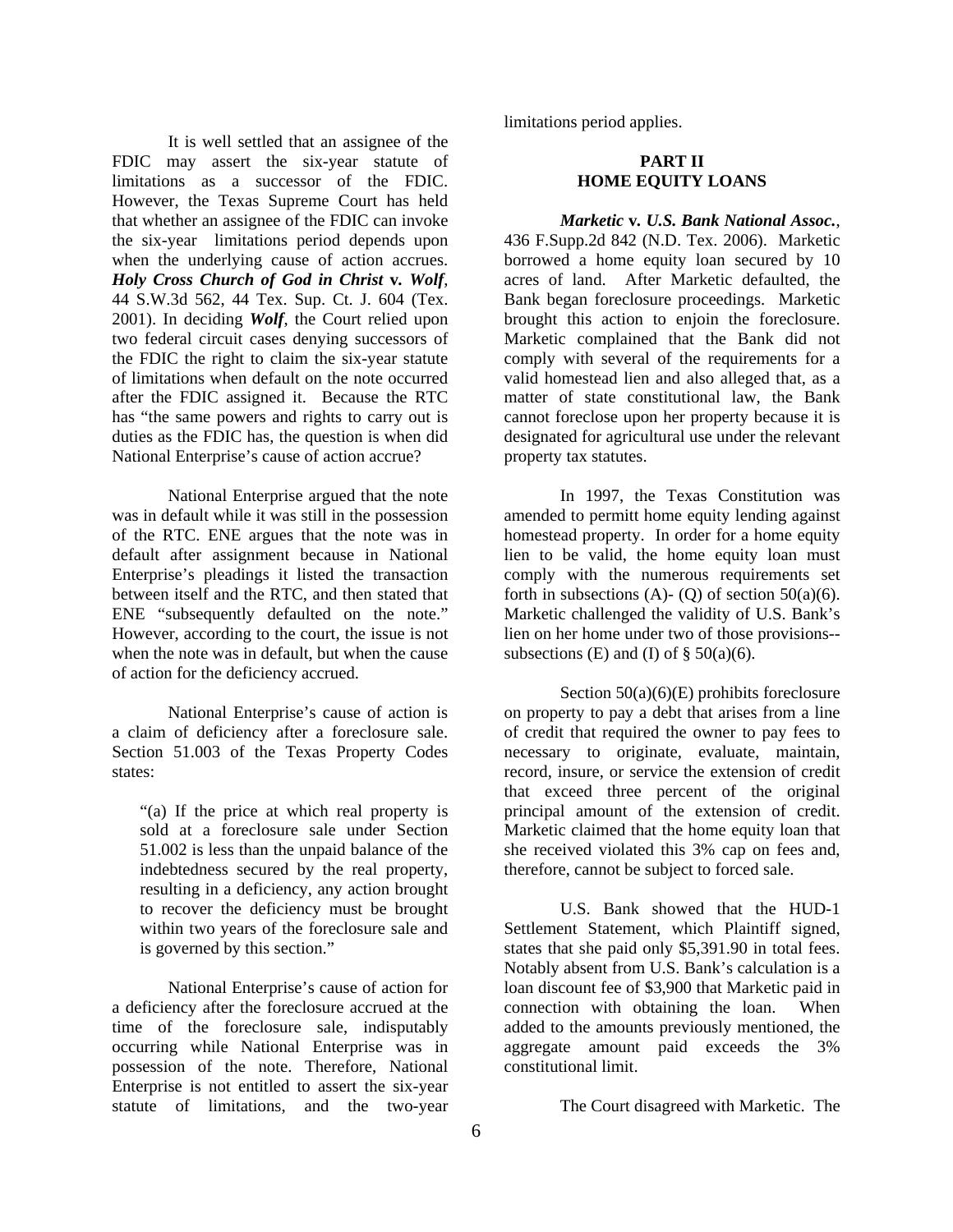It is well settled that an assignee of the FDIC may assert the six-year statute of limitations as a successor of the FDIC. However, the Texas Supreme Court has held that whether an assignee of the FDIC can invoke the six-year limitations period depends upon when the underlying cause of action accrues. ***Holy Cross Church of God in Christ* v. *Wolf***, 44 S.W.3d 562, 44 Tex. Sup. Ct. J. 604 (Tex. 2001). In deciding ***Wolf***, the Court relied upon two federal circuit cases denying successors of the FDIC the right to claim the six-year statute of limitations when default on the note occurred after the FDIC assigned it. Because the RTC has "the same powers and rights to carry out is duties as the FDIC has, the question is when did National Enterprise's cause of action accrue?

National Enterprise argued that the note was in default while it was still in the possession of the RTC. ENE argues that the note was in default after assignment because in National Enterprise's pleadings it listed the transaction between itself and the RTC, and then stated that ENE "subsequently defaulted on the note." However, according to the court, the issue is not when the note was in default, but when the cause of action for the deficiency accrued.

National Enterprise's cause of action is a claim of deficiency after a foreclosure sale. Section 51.003 of the Texas Property Codes states:

> "(a) If the price at which real property is sold at a foreclosure sale under Section 51.002 is less than the unpaid balance of the indebtedness secured by the real property, resulting in a deficiency, any action brought to recover the deficiency must be brought within two years of the foreclosure sale and is governed by this section."

National Enterprise's cause of action for a deficiency after the foreclosure accrued at the time of the foreclosure sale, indisputably occurring while National Enterprise was in possession of the note. Therefore, National Enterprise is not entitled to assert the six-year statute of limitations, and the two-year limitations period applies.

## PART II
## HOME EQUITY LOANS

***Marketic* v. *U.S. Bank National Assoc.***, 436 F.Supp.2d 842 (N.D. Tex. 2006). Marketic borrowed a home equity loan secured by 10 acres of land. After Marketic defaulted, the Bank began foreclosure proceedings. Marketic brought this action to enjoin the foreclosure. Marketic complained that the Bank did not comply with several of the requirements for a valid homestead lien and also alleged that, as a matter of state constitutional law, the Bank cannot foreclose upon her property because it is designated for agricultural use under the relevant property tax statutes.

In 1997, the Texas Constitution was amended to permitt home equity lending against homestead property. In order for a home equity lien to be valid, the home equity loan must comply with the numerous requirements set forth in subsections (A)- (Q) of section 50(a)(6). Marketic challenged the validity of U.S. Bank's lien on her home under two of those provisions--subsections (E) and (I) of § 50(a)(6).

Section 50(a)(6)(E) prohibits foreclosure on property to pay a debt that arises from a line of credit that required the owner to pay fees to necessary to originate, evaluate, maintain, record, insure, or service the extension of credit that exceed three percent of the original principal amount of the extension of credit. Marketic claimed that the home equity loan that she received violated this 3% cap on fees and, therefore, cannot be subject to forced sale.

U.S. Bank showed that the HUD-1 Settlement Statement, which Plaintiff signed, states that she paid only $5,391.90 in total fees. Notably absent from U.S. Bank's calculation is a loan discount fee of $3,900 that Marketic paid in connection with obtaining the loan. When added to the amounts previously mentioned, the aggregate amount paid exceeds the 3% constitutional limit.

The Court disagreed with Marketic. The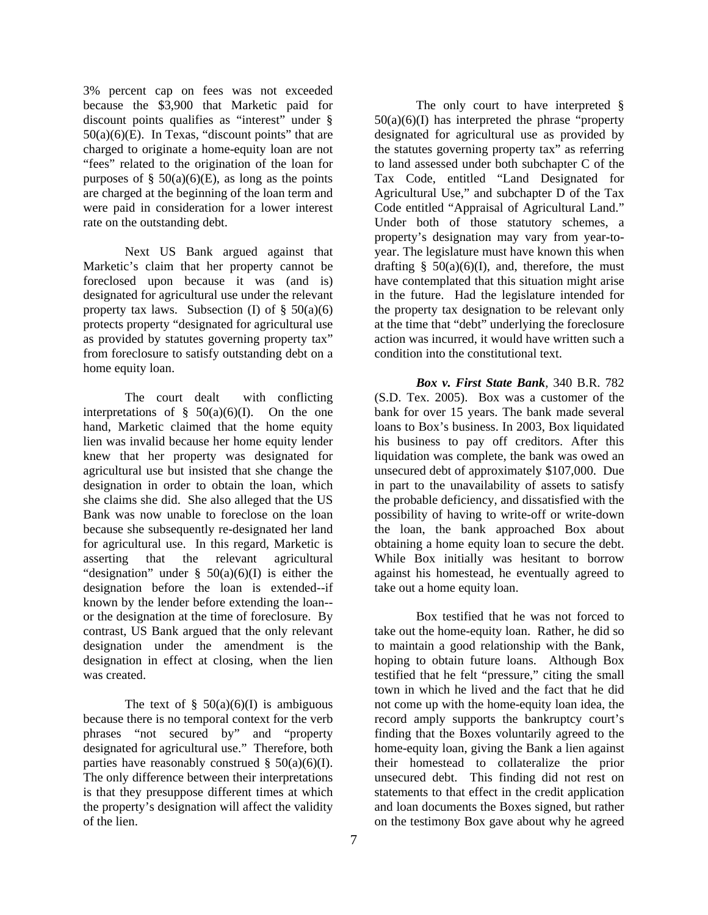3% percent cap on fees was not exceeded because the $3,900 that Marketic paid for discount points qualifies as "interest" under § 50(a)(6)(E). In Texas, "discount points" that are charged to originate a home-equity loan are not "fees" related to the origination of the loan for purposes of § 50(a)(6)(E), as long as the points are charged at the beginning of the loan term and were paid in consideration for a lower interest rate on the outstanding debt.

Next US Bank argued against that Marketic's claim that her property cannot be foreclosed upon because it was (and is) designated for agricultural use under the relevant property tax laws. Subsection (I) of § 50(a)(6) protects property "designated for agricultural use as provided by statutes governing property tax" from foreclosure to satisfy outstanding debt on a home equity loan.

The court dealt with conflicting interpretations of § 50(a)(6)(I). On the one hand, Marketic claimed that the home equity lien was invalid because her home equity lender knew that her property was designated for agricultural use but insisted that she change the designation in order to obtain the loan, which she claims she did. She also alleged that the US Bank was now unable to foreclose on the loan because she subsequently re-designated her land for agricultural use. In this regard, Marketic is asserting that the relevant agricultural "designation" under § 50(a)(6)(I) is either the designation before the loan is extended--if known by the lender before extending the loan--or the designation at the time of foreclosure. By contrast, US Bank argued that the only relevant designation under the amendment is the designation in effect at closing, when the lien was created.

The text of § 50(a)(6)(I) is ambiguous because there is no temporal context for the verb phrases "not secured by" and "property designated for agricultural use." Therefore, both parties have reasonably construed § 50(a)(6)(I). The only difference between their interpretations is that they presuppose different times at which the property's designation will affect the validity of the lien.

The only court to have interpreted § 50(a)(6)(I) has interpreted the phrase "property designated for agricultural use as provided by the statutes governing property tax" as referring to land assessed under both subchapter C of the Tax Code, entitled "Land Designated for Agricultural Use," and subchapter D of the Tax Code entitled "Appraisal of Agricultural Land." Under both of those statutory schemes, a property's designation may vary from year-to-year. The legislature must have known this when drafting § 50(a)(6)(I), and, therefore, the must have contemplated that this situation might arise in the future. Had the legislature intended for the property tax designation to be relevant only at the time that "debt" underlying the foreclosure action was incurred, it would have written such a condition into the constitutional text.

***Box v. First State Bank***, 340 B.R. 782 (S.D. Tex. 2005). Box was a customer of the bank for over 15 years. The bank made several loans to Box's business. In 2003, Box liquidated his business to pay off creditors. After this liquidation was complete, the bank was owed an unsecured debt of approximately $107,000. Due in part to the unavailability of assets to satisfy the probable deficiency, and dissatisfied with the possibility of having to write-off or write-down the loan, the bank approached Box about obtaining a home equity loan to secure the debt. While Box initially was hesitant to borrow against his homestead, he eventually agreed to take out a home equity loan.

Box testified that he was not forced to take out the home-equity loan. Rather, he did so to maintain a good relationship with the Bank, hoping to obtain future loans. Although Box testified that he felt "pressure," citing the small town in which he lived and the fact that he did not come up with the home-equity loan idea, the record amply supports the bankruptcy court's finding that the Boxes voluntarily agreed to the home-equity loan, giving the Bank a lien against their homestead to collateralize the prior unsecured debt. This finding did not rest on statements to that effect in the credit application and loan documents the Boxes signed, but rather on the testimony Box gave about why he agreed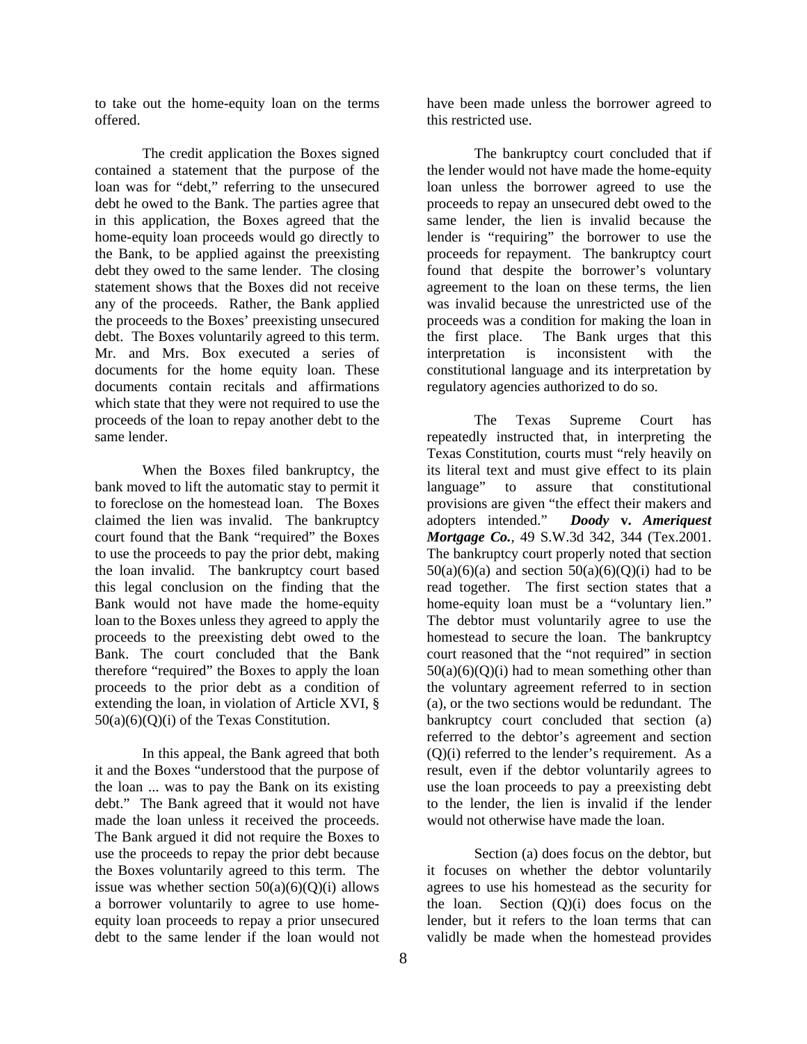to take out the home-equity loan on the terms offered.

The credit application the Boxes signed contained a statement that the purpose of the loan was for "debt," referring to the unsecured debt he owed to the Bank. The parties agree that in this application, the Boxes agreed that the home-equity loan proceeds would go directly to the Bank, to be applied against the preexisting debt they owed to the same lender. The closing statement shows that the Boxes did not receive any of the proceeds. Rather, the Bank applied the proceeds to the Boxes' preexisting unsecured debt. The Boxes voluntarily agreed to this term. Mr. and Mrs. Box executed a series of documents for the home equity loan. These documents contain recitals and affirmations which state that they were not required to use the proceeds of the loan to repay another debt to the same lender.

When the Boxes filed bankruptcy, the bank moved to lift the automatic stay to permit it to foreclose on the homestead loan. The Boxes claimed the lien was invalid. The bankruptcy court found that the Bank "required" the Boxes to use the proceeds to pay the prior debt, making the loan invalid. The bankruptcy court based this legal conclusion on the finding that the Bank would not have made the home-equity loan to the Boxes unless they agreed to apply the proceeds to the preexisting debt owed to the Bank. The court concluded that the Bank therefore "required" the Boxes to apply the loan proceeds to the prior debt as a condition of extending the loan, in violation of Article XVI, § 50(a)(6)(Q)(i) of the Texas Constitution.

In this appeal, the Bank agreed that both it and the Boxes "understood that the purpose of the loan ... was to pay the Bank on its existing debt." The Bank agreed that it would not have made the loan unless it received the proceeds. The Bank argued it did not require the Boxes to use the proceeds to repay the prior debt because the Boxes voluntarily agreed to this term. The issue was whether section 50(a)(6)(Q)(i) allows a borrower voluntarily to agree to use home-equity loan proceeds to repay a prior unsecured debt to the same lender if the loan would not have been made unless the borrower agreed to this restricted use.

The bankruptcy court concluded that if the lender would not have made the home-equity loan unless the borrower agreed to use the proceeds to repay an unsecured debt owed to the same lender, the lien is invalid because the lender is "requiring" the borrower to use the proceeds for repayment. The bankruptcy court found that despite the borrower's voluntary agreement to the loan on these terms, the lien was invalid because the unrestricted use of the proceeds was a condition for making the loan in the first place. The Bank urges that this interpretation is inconsistent with the constitutional language and its interpretation by regulatory agencies authorized to do so.

The Texas Supreme Court has repeatedly instructed that, in interpreting the Texas Constitution, courts must "rely heavily on its literal text and must give effect to its plain language" to assure that constitutional provisions are given "the effect their makers and adopters intended." ***Doody* v. *Ameriquest Mortgage Co.***, 49 S.W.3d 342, 344 (Tex.2001. The bankruptcy court properly noted that section 50(a)(6)(a) and section 50(a)(6)(Q)(i) had to be read together. The first section states that a home-equity loan must be a "voluntary lien." The debtor must voluntarily agree to use the homestead to secure the loan. The bankruptcy court reasoned that the "not required" in section 50(a)(6)(Q)(i) had to mean something other than the voluntary agreement referred to in section (a), or the two sections would be redundant. The bankruptcy court concluded that section (a) referred to the debtor's agreement and section (Q)(i) referred to the lender's requirement. As a result, even if the debtor voluntarily agrees to use the loan proceeds to pay a preexisting debt to the lender, the lien is invalid if the lender would not otherwise have made the loan.

Section (a) does focus on the debtor, but it focuses on whether the debtor voluntarily agrees to use his homestead as the security for the loan. Section (Q)(i) does focus on the lender, but it refers to the loan terms that can validly be made when the homestead provides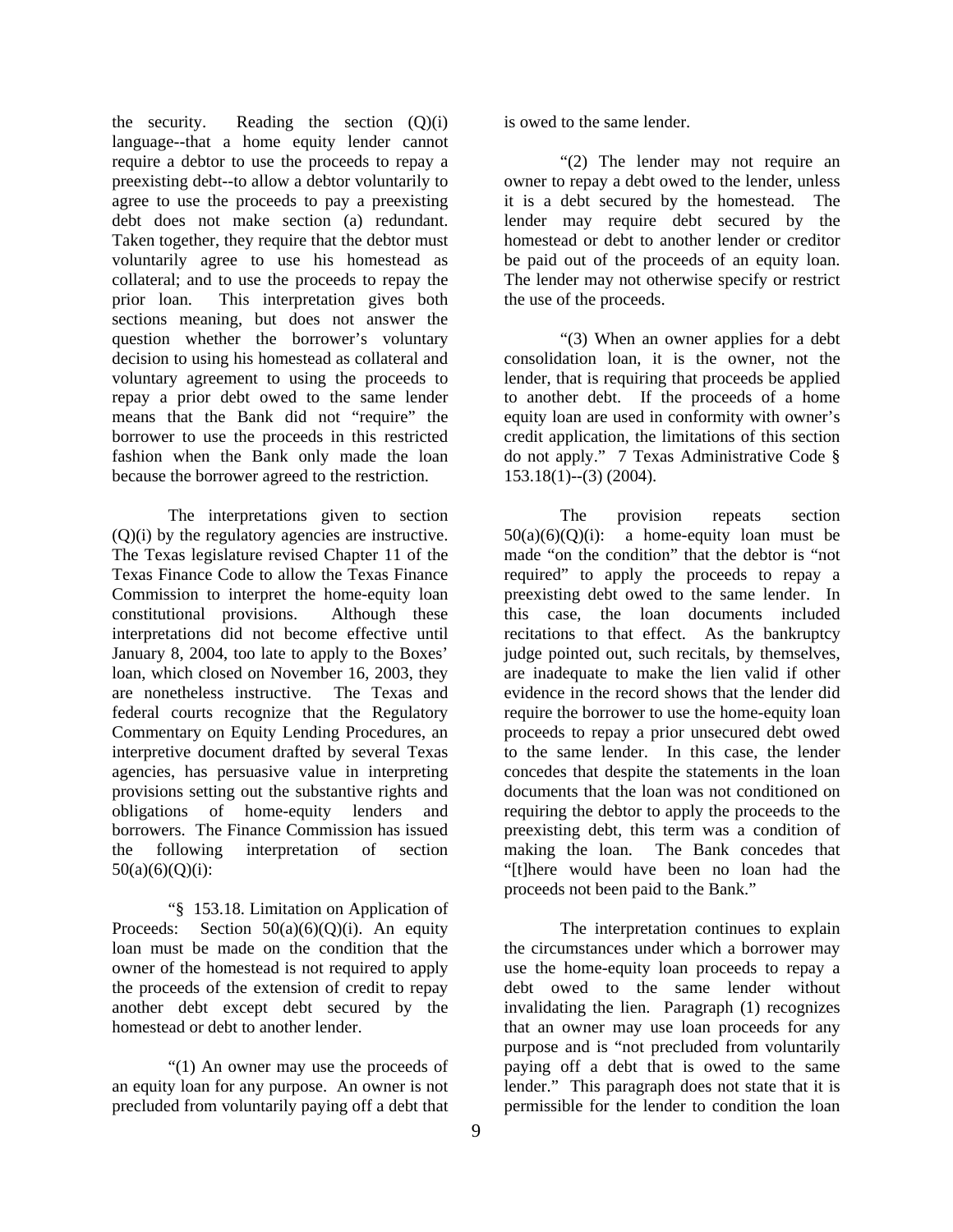the security. Reading the section (Q)(i) language--that a home equity lender cannot require a debtor to use the proceeds to repay a preexisting debt--to allow a debtor voluntarily to agree to use the proceeds to pay a preexisting debt does not make section (a) redundant. Taken together, they require that the debtor must voluntarily agree to use his homestead as collateral; and to use the proceeds to repay the prior loan. This interpretation gives both sections meaning, but does not answer the question whether the borrower's voluntary decision to using his homestead as collateral and voluntary agreement to using the proceeds to repay a prior debt owed to the same lender means that the Bank did not "require" the borrower to use the proceeds in this restricted fashion when the Bank only made the loan because the borrower agreed to the restriction.

The interpretations given to section (Q)(i) by the regulatory agencies are instructive. The Texas legislature revised Chapter 11 of the Texas Finance Code to allow the Texas Finance Commission to interpret the home-equity loan constitutional provisions. Although these interpretations did not become effective until January 8, 2004, too late to apply to the Boxes' loan, which closed on November 16, 2003, they are nonetheless instructive. The Texas and federal courts recognize that the Regulatory Commentary on Equity Lending Procedures, an interpretive document drafted by several Texas agencies, has persuasive value in interpreting provisions setting out the substantive rights and obligations of home-equity lenders and borrowers. The Finance Commission has issued the following interpretation of section 50(a)(6)(Q)(i):

"§ 153.18. Limitation on Application of Proceeds: Section 50(a)(6)(Q)(i). An equity loan must be made on the condition that the owner of the homestead is not required to apply the proceeds of the extension of credit to repay another debt except debt secured by the homestead or debt to another lender.

"(1) An owner may use the proceeds of an equity loan for any purpose. An owner is not precluded from voluntarily paying off a debt that is owed to the same lender.

"(2) The lender may not require an owner to repay a debt owed to the lender, unless it is a debt secured by the homestead. The lender may require debt secured by the homestead or debt to another lender or creditor be paid out of the proceeds of an equity loan. The lender may not otherwise specify or restrict the use of the proceeds.

"(3) When an owner applies for a debt consolidation loan, it is the owner, not the lender, that is requiring that proceeds be applied to another debt. If the proceeds of a home equity loan are used in conformity with owner's credit application, the limitations of this section do not apply." 7 Texas Administrative Code § 153.18(1)--(3) (2004).

The provision repeats section 50(a)(6)(Q)(i): a home-equity loan must be made "on the condition" that the debtor is "not required" to apply the proceeds to repay a preexisting debt owed to the same lender. In this case, the loan documents included recitations to that effect. As the bankruptcy judge pointed out, such recitals, by themselves, are inadequate to make the lien valid if other evidence in the record shows that the lender did require the borrower to use the home-equity loan proceeds to repay a prior unsecured debt owed to the same lender. In this case, the lender concedes that despite the statements in the loan documents that the loan was not conditioned on requiring the debtor to apply the proceeds to the preexisting debt, this term was a condition of making the loan. The Bank concedes that "[t]here would have been no loan had the proceeds not been paid to the Bank."

The interpretation continues to explain the circumstances under which a borrower may use the home-equity loan proceeds to repay a debt owed to the same lender without invalidating the lien. Paragraph (1) recognizes that an owner may use loan proceeds for any purpose and is "not precluded from voluntarily paying off a debt that is owed to the same lender." This paragraph does not state that it is permissible for the lender to condition the loan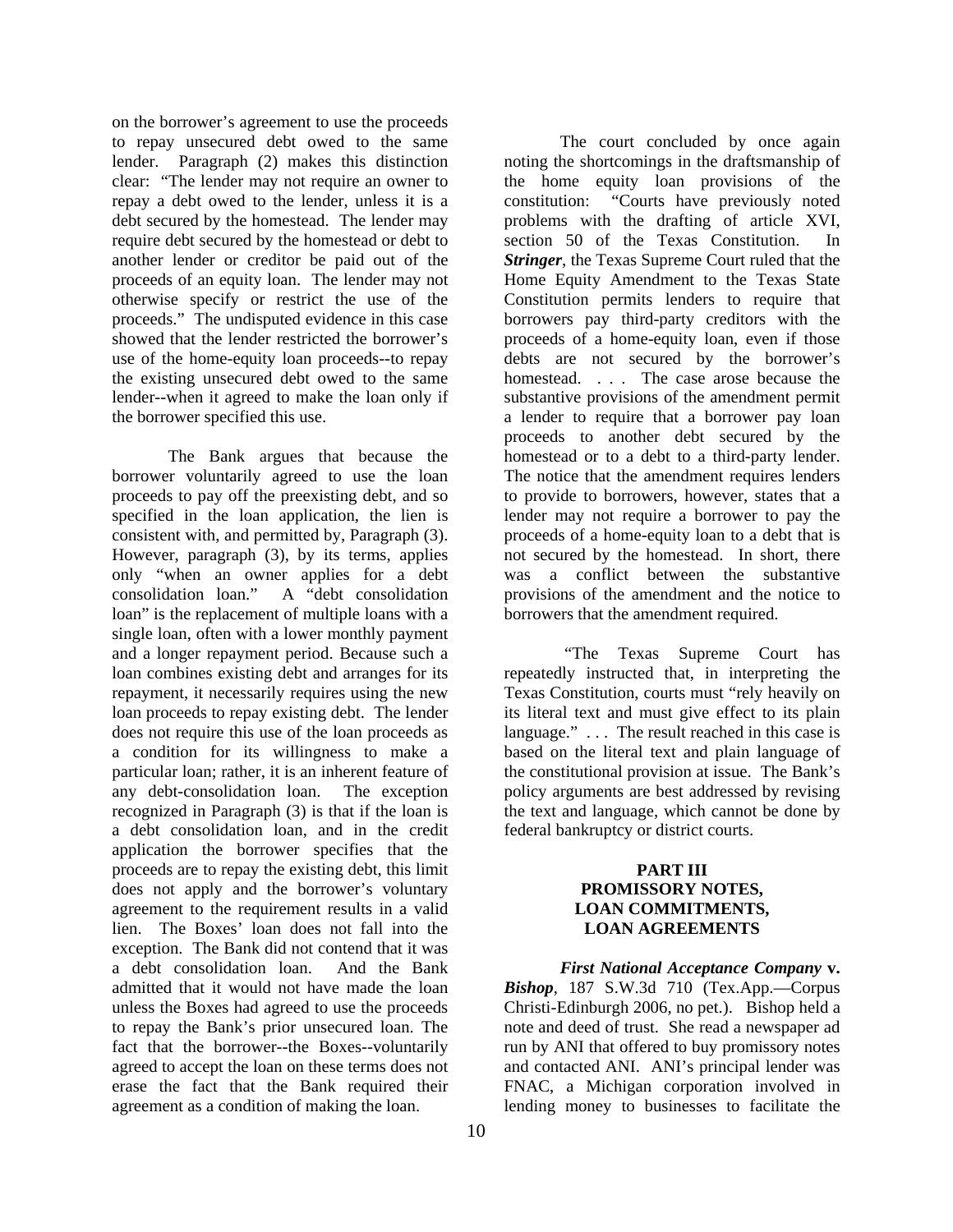on the borrower's agreement to use the proceeds to repay unsecured debt owed to the same lender. Paragraph (2) makes this distinction clear: "The lender may not require an owner to repay a debt owed to the lender, unless it is a debt secured by the homestead. The lender may require debt secured by the homestead or debt to another lender or creditor be paid out of the proceeds of an equity loan. The lender may not otherwise specify or restrict the use of the proceeds." The undisputed evidence in this case showed that the lender restricted the borrower's use of the home-equity loan proceeds--to repay the existing unsecured debt owed to the same lender--when it agreed to make the loan only if the borrower specified this use.

The Bank argues that because the borrower voluntarily agreed to use the loan proceeds to pay off the preexisting debt, and so specified in the loan application, the lien is consistent with, and permitted by, Paragraph (3). However, paragraph (3), by its terms, applies only "when an owner applies for a debt consolidation loan." A "debt consolidation loan" is the replacement of multiple loans with a single loan, often with a lower monthly payment and a longer repayment period. Because such a loan combines existing debt and arranges for its repayment, it necessarily requires using the new loan proceeds to repay existing debt. The lender does not require this use of the loan proceeds as a condition for its willingness to make a particular loan; rather, it is an inherent feature of any debt-consolidation loan. The exception recognized in Paragraph (3) is that if the loan is a debt consolidation loan, and in the credit application the borrower specifies that the proceeds are to repay the existing debt, this limit does not apply and the borrower's voluntary agreement to the requirement results in a valid lien. The Boxes' loan does not fall into the exception. The Bank did not contend that it was a debt consolidation loan. And the Bank admitted that it would not have made the loan unless the Boxes had agreed to use the proceeds to repay the Bank's prior unsecured loan. The fact that the borrower--the Boxes--voluntarily agreed to accept the loan on these terms does not erase the fact that the Bank required their agreement as a condition of making the loan.

The court concluded by once again noting the shortcomings in the draftsmanship of the home equity loan provisions of the constitution: "Courts have previously noted problems with the drafting of article XVI, section 50 of the Texas Constitution. In ***Stringer***, the Texas Supreme Court ruled that the Home Equity Amendment to the Texas State Constitution permits lenders to require that borrowers pay third-party creditors with the proceeds of a home-equity loan, even if those debts are not secured by the borrower's homestead. . . . The case arose because the substantive provisions of the amendment permit a lender to require that a borrower pay loan proceeds to another debt secured by the homestead or to a debt to a third-party lender. The notice that the amendment requires lenders to provide to borrowers, however, states that a lender may not require a borrower to pay the proceeds of a home-equity loan to a debt that is not secured by the homestead. In short, there was a conflict between the substantive provisions of the amendment and the notice to borrowers that the amendment required.

"The Texas Supreme Court has repeatedly instructed that, in interpreting the Texas Constitution, courts must "rely heavily on its literal text and must give effect to its plain language." . . . The result reached in this case is based on the literal text and plain language of the constitutional provision at issue. The Bank's policy arguments are best addressed by revising the text and language, which cannot be done by federal bankruptcy or district courts.

## PART III PROMISSORY NOTES, LOAN COMMITMENTS, LOAN AGREEMENTS

***First National Acceptance Company* v. *Bishop***, 187 S.W.3d 710 (Tex.App.—Corpus Christi-Edinburgh 2006, no pet.). Bishop held a note and deed of trust. She read a newspaper ad run by ANI that offered to buy promissory notes and contacted ANI. ANI's principal lender was FNAC, a Michigan corporation involved in lending money to businesses to facilitate the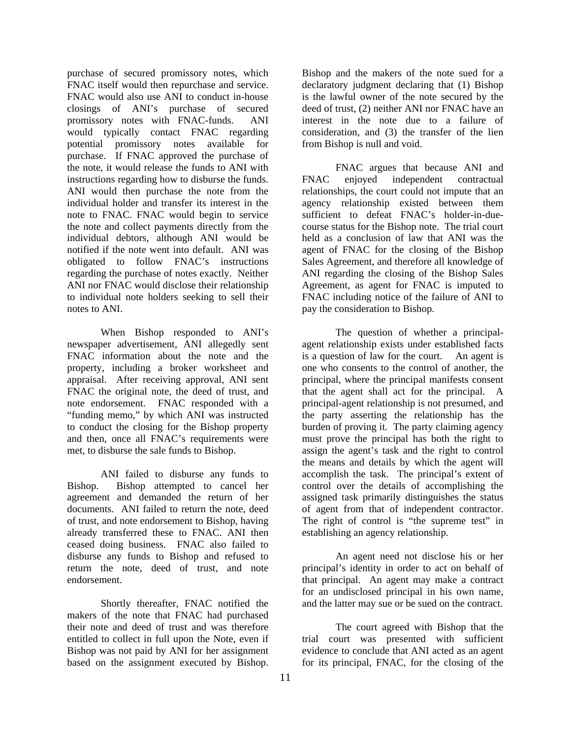purchase of secured promissory notes, which FNAC itself would then repurchase and service. FNAC would also use ANI to conduct in-house closings of ANI's purchase of secured promissory notes with FNAC-funds. ANI would typically contact FNAC regarding potential promissory notes available for purchase. If FNAC approved the purchase of the note, it would release the funds to ANI with instructions regarding how to disburse the funds. ANI would then purchase the note from the individual holder and transfer its interest in the note to FNAC. FNAC would begin to service the note and collect payments directly from the individual debtors, although ANI would be notified if the note went into default. ANI was obligated to follow FNAC's instructions regarding the purchase of notes exactly. Neither ANI nor FNAC would disclose their relationship to individual note holders seeking to sell their notes to ANI.

When Bishop responded to ANI's newspaper advertisement, ANI allegedly sent FNAC information about the note and the property, including a broker worksheet and appraisal. After receiving approval, ANI sent FNAC the original note, the deed of trust, and note endorsement. FNAC responded with a "funding memo," by which ANI was instructed to conduct the closing for the Bishop property and then, once all FNAC's requirements were met, to disburse the sale funds to Bishop.

ANI failed to disburse any funds to Bishop. Bishop attempted to cancel her agreement and demanded the return of her documents. ANI failed to return the note, deed of trust, and note endorsement to Bishop, having already transferred these to FNAC. ANI then ceased doing business. FNAC also failed to disburse any funds to Bishop and refused to return the note, deed of trust, and note endorsement.

Shortly thereafter, FNAC notified the makers of the note that FNAC had purchased their note and deed of trust and was therefore entitled to collect in full upon the Note, even if Bishop was not paid by ANI for her assignment based on the assignment executed by Bishop. Bishop and the makers of the note sued for a declaratory judgment declaring that (1) Bishop is the lawful owner of the note secured by the deed of trust, (2) neither ANI nor FNAC have an interest in the note due to a failure of consideration, and (3) the transfer of the lien from Bishop is null and void.

FNAC argues that because ANI and FNAC enjoyed independent contractual relationships, the court could not impute that an agency relationship existed between them sufficient to defeat FNAC's holder-in-due-course status for the Bishop note. The trial court held as a conclusion of law that ANI was the agent of FNAC for the closing of the Bishop Sales Agreement, and therefore all knowledge of ANI regarding the closing of the Bishop Sales Agreement, as agent for FNAC is imputed to FNAC including notice of the failure of ANI to pay the consideration to Bishop.

The question of whether a principal-agent relationship exists under established facts is a question of law for the court. An agent is one who consents to the control of another, the principal, where the principal manifests consent that the agent shall act for the principal. A principal-agent relationship is not presumed, and the party asserting the relationship has the burden of proving it. The party claiming agency must prove the principal has both the right to assign the agent's task and the right to control the means and details by which the agent will accomplish the task. The principal's extent of control over the details of accomplishing the assigned task primarily distinguishes the status of agent from that of independent contractor. The right of control is "the supreme test" in establishing an agency relationship.

An agent need not disclose his or her principal's identity in order to act on behalf of that principal. An agent may make a contract for an undisclosed principal in his own name, and the latter may sue or be sued on the contract.

The court agreed with Bishop that the trial court was presented with sufficient evidence to conclude that ANI acted as an agent for its principal, FNAC, for the closing of the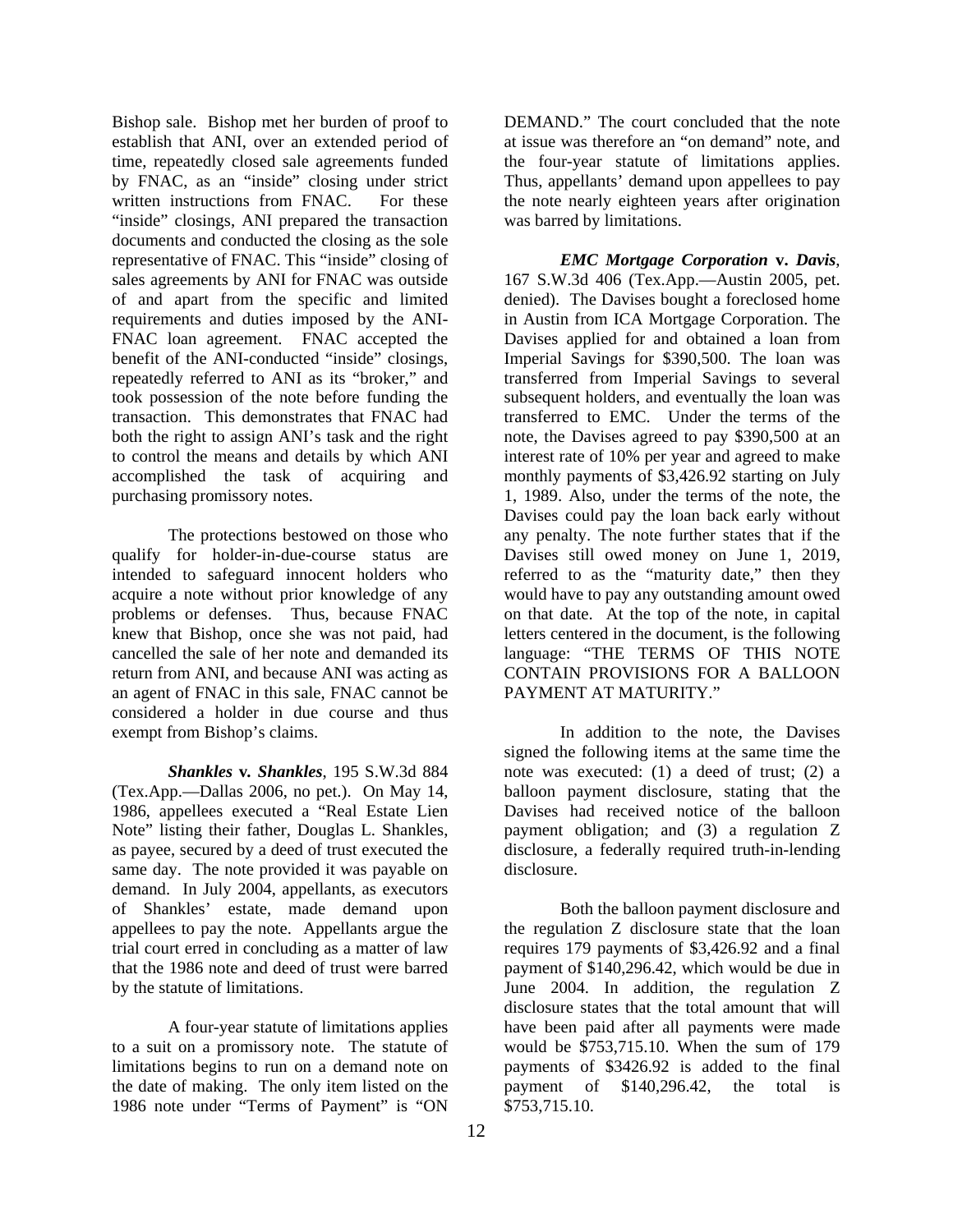Bishop sale. Bishop met her burden of proof to establish that ANI, over an extended period of time, repeatedly closed sale agreements funded by FNAC, as an "inside" closing under strict written instructions from FNAC. For these "inside" closings, ANI prepared the transaction documents and conducted the closing as the sole representative of FNAC. This "inside" closing of sales agreements by ANI for FNAC was outside of and apart from the specific and limited requirements and duties imposed by the ANI-FNAC loan agreement. FNAC accepted the benefit of the ANI-conducted "inside" closings, repeatedly referred to ANI as its "broker," and took possession of the note before funding the transaction. This demonstrates that FNAC had both the right to assign ANI's task and the right to control the means and details by which ANI accomplished the task of acquiring and purchasing promissory notes.

The protections bestowed on those who qualify for holder-in-due-course status are intended to safeguard innocent holders who acquire a note without prior knowledge of any problems or defenses. Thus, because FNAC knew that Bishop, once she was not paid, had cancelled the sale of her note and demanded its return from ANI, and because ANI was acting as an agent of FNAC in this sale, FNAC cannot be considered a holder in due course and thus exempt from Bishop's claims.

***Shankles* v. *Shankles***, 195 S.W.3d 884 (Tex.App.—Dallas 2006, no pet.). On May 14, 1986, appellees executed a "Real Estate Lien Note" listing their father, Douglas L. Shankles, as payee, secured by a deed of trust executed the same day. The note provided it was payable on demand. In July 2004, appellants, as executors of Shankles' estate, made demand upon appellees to pay the note. Appellants argue the trial court erred in concluding as a matter of law that the 1986 note and deed of trust were barred by the statute of limitations.

A four-year statute of limitations applies to a suit on a promissory note. The statute of limitations begins to run on a demand note on the date of making. The only item listed on the 1986 note under "Terms of Payment" is "ON DEMAND." The court concluded that the note at issue was therefore an "on demand" note, and the four-year statute of limitations applies. Thus, appellants' demand upon appellees to pay the note nearly eighteen years after origination was barred by limitations.

***EMC Mortgage Corporation* v. *Davis***, 167 S.W.3d 406 (Tex.App.—Austin 2005, pet. denied). The Davises bought a foreclosed home in Austin from ICA Mortgage Corporation. The Davises applied for and obtained a loan from Imperial Savings for $390,500. The loan was transferred from Imperial Savings to several subsequent holders, and eventually the loan was transferred to EMC. Under the terms of the note, the Davises agreed to pay $390,500 at an interest rate of 10% per year and agreed to make monthly payments of $3,426.92 starting on July 1, 1989. Also, under the terms of the note, the Davises could pay the loan back early without any penalty. The note further states that if the Davises still owed money on June 1, 2019, referred to as the "maturity date," then they would have to pay any outstanding amount owed on that date. At the top of the note, in capital letters centered in the document, is the following language: "THE TERMS OF THIS NOTE CONTAIN PROVISIONS FOR A BALLOON PAYMENT AT MATURITY."

In addition to the note, the Davises signed the following items at the same time the note was executed: (1) a deed of trust; (2) a balloon payment disclosure, stating that the Davises had received notice of the balloon payment obligation; and (3) a regulation Z disclosure, a federally required truth-in-lending disclosure.

Both the balloon payment disclosure and the regulation Z disclosure state that the loan requires 179 payments of $3,426.92 and a final payment of $140,296.42, which would be due in June 2004. In addition, the regulation Z disclosure states that the total amount that will have been paid after all payments were made would be $753,715.10. When the sum of 179 payments of $3426.92 is added to the final payment of $140,296.42, the total is $753,715.10.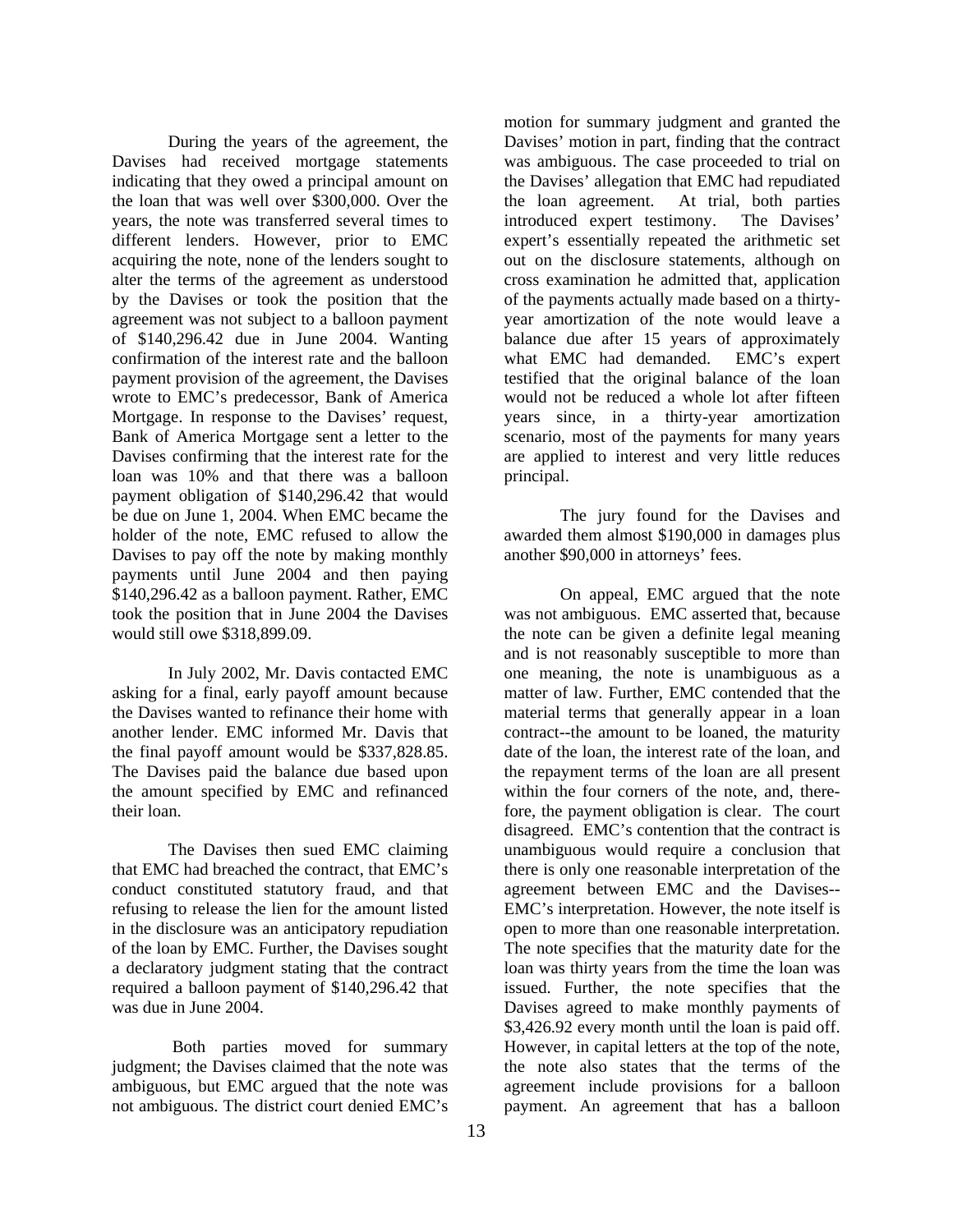During the years of the agreement, the Davises had received mortgage statements indicating that they owed a principal amount on the loan that was well over $300,000. Over the years, the note was transferred several times to different lenders. However, prior to EMC acquiring the note, none of the lenders sought to alter the terms of the agreement as understood by the Davises or took the position that the agreement was not subject to a balloon payment of $140,296.42 due in June 2004. Wanting confirmation of the interest rate and the balloon payment provision of the agreement, the Davises wrote to EMC's predecessor, Bank of America Mortgage. In response to the Davises' request, Bank of America Mortgage sent a letter to the Davises confirming that the interest rate for the loan was 10% and that there was a balloon payment obligation of $140,296.42 that would be due on June 1, 2004. When EMC became the holder of the note, EMC refused to allow the Davises to pay off the note by making monthly payments until June 2004 and then paying $140,296.42 as a balloon payment. Rather, EMC took the position that in June 2004 the Davises would still owe $318,899.09.

In July 2002, Mr. Davis contacted EMC asking for a final, early payoff amount because the Davises wanted to refinance their home with another lender. EMC informed Mr. Davis that the final payoff amount would be $337,828.85. The Davises paid the balance due based upon the amount specified by EMC and refinanced their loan.

The Davises then sued EMC claiming that EMC had breached the contract, that EMC's conduct constituted statutory fraud, and that refusing to release the lien for the amount listed in the disclosure was an anticipatory repudiation of the loan by EMC. Further, the Davises sought a declaratory judgment stating that the contract required a balloon payment of $140,296.42 that was due in June 2004.

Both parties moved for summary judgment; the Davises claimed that the note was ambiguous, but EMC argued that the note was not ambiguous. The district court denied EMC's motion for summary judgment and granted the Davises' motion in part, finding that the contract was ambiguous. The case proceeded to trial on the Davises' allegation that EMC had repudiated the loan agreement. At trial, both parties introduced expert testimony. The Davises' expert's essentially repeated the arithmetic set out on the disclosure statements, although on cross examination he admitted that, application of the payments actually made based on a thirty-year amortization of the note would leave a balance due after 15 years of approximately what EMC had demanded. EMC's expert testified that the original balance of the loan would not be reduced a whole lot after fifteen years since, in a thirty-year amortization scenario, most of the payments for many years are applied to interest and very little reduces principal.

The jury found for the Davises and awarded them almost $190,000 in damages plus another $90,000 in attorneys' fees.

On appeal, EMC argued that the note was not ambiguous. EMC asserted that, because the note can be given a definite legal meaning and is not reasonably susceptible to more than one meaning, the note is unambiguous as a matter of law. Further, EMC contended that the material terms that generally appear in a loan contract--the amount to be loaned, the maturity date of the loan, the interest rate of the loan, and the repayment terms of the loan are all present within the four corners of the note, and, therefore, the payment obligation is clear. The court disagreed. EMC's contention that the contract is unambiguous would require a conclusion that there is only one reasonable interpretation of the agreement between EMC and the Davises--EMC's interpretation. However, the note itself is open to more than one reasonable interpretation. The note specifies that the maturity date for the loan was thirty years from the time the loan was issued. Further, the note specifies that the Davises agreed to make monthly payments of $3,426.92 every month until the loan is paid off. However, in capital letters at the top of the note, the note also states that the terms of the agreement include provisions for a balloon payment. An agreement that has a balloon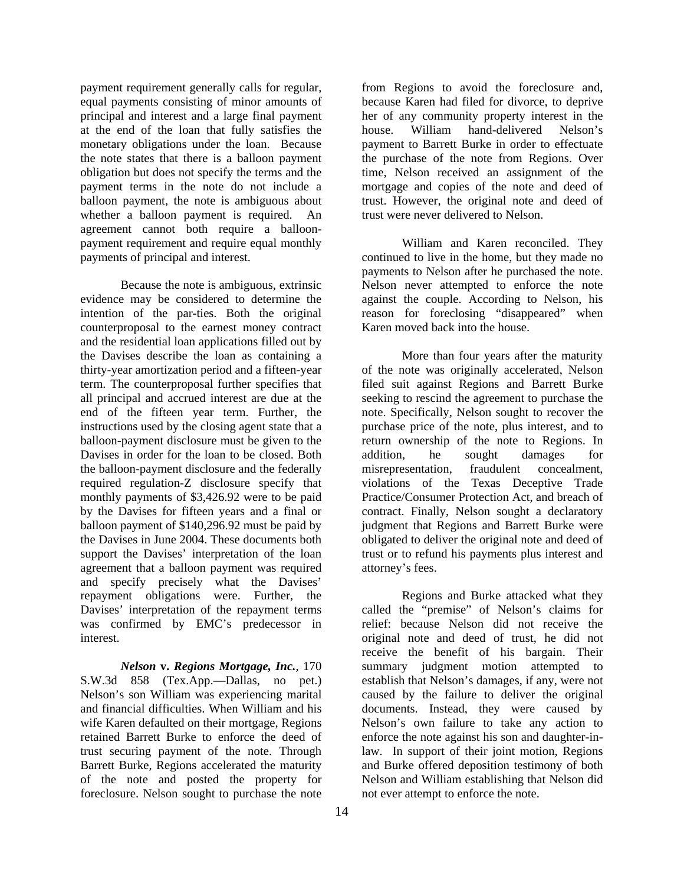payment requirement generally calls for regular, equal payments consisting of minor amounts of principal and interest and a large final payment at the end of the loan that fully satisfies the monetary obligations under the loan. Because the note states that there is a balloon payment obligation but does not specify the terms and the payment terms in the note do not include a balloon payment, the note is ambiguous about whether a balloon payment is required. An agreement cannot both require a balloon-payment requirement and require equal monthly payments of principal and interest.

Because the note is ambiguous, extrinsic evidence may be considered to determine the intention of the par-ties. Both the original counterproposal to the earnest money contract and the residential loan applications filled out by the Davises describe the loan as containing a thirty-year amortization period and a fifteen-year term. The counterproposal further specifies that all principal and accrued interest are due at the end of the fifteen year term. Further, the instructions used by the closing agent state that a balloon-payment disclosure must be given to the Davises in order for the loan to be closed. Both the balloon-payment disclosure and the federally required regulation-Z disclosure specify that monthly payments of $3,426.92 were to be paid by the Davises for fifteen years and a final or balloon payment of $140,296.92 must be paid by the Davises in June 2004. These documents both support the Davises' interpretation of the loan agreement that a balloon payment was required and specify precisely what the Davises' repayment obligations were. Further, the Davises' interpretation of the repayment terms was confirmed by EMC's predecessor in interest.

***Nelson* v. *Regions Mortgage, Inc.***, 170 S.W.3d 858 (Tex.App.—Dallas, no pet.) Nelson's son William was experiencing marital and financial difficulties. When William and his wife Karen defaulted on their mortgage, Regions retained Barrett Burke to enforce the deed of trust securing payment of the note. Through Barrett Burke, Regions accelerated the maturity of the note and posted the property for foreclosure. Nelson sought to purchase the note from Regions to avoid the foreclosure and, because Karen had filed for divorce, to deprive her of any community property interest in the house. William hand-delivered Nelson's payment to Barrett Burke in order to effectuate the purchase of the note from Regions. Over time, Nelson received an assignment of the mortgage and copies of the note and deed of trust. However, the original note and deed of trust were never delivered to Nelson.

William and Karen reconciled. They continued to live in the home, but they made no payments to Nelson after he purchased the note. Nelson never attempted to enforce the note against the couple. According to Nelson, his reason for foreclosing "disappeared" when Karen moved back into the house.

More than four years after the maturity of the note was originally accelerated, Nelson filed suit against Regions and Barrett Burke seeking to rescind the agreement to purchase the note. Specifically, Nelson sought to recover the purchase price of the note, plus interest, and to return ownership of the note to Regions. In addition, he sought damages for misrepresentation, fraudulent concealment, violations of the Texas Deceptive Trade Practice/Consumer Protection Act, and breach of contract. Finally, Nelson sought a declaratory judgment that Regions and Barrett Burke were obligated to deliver the original note and deed of trust or to refund his payments plus interest and attorney's fees.

Regions and Burke attacked what they called the "premise" of Nelson's claims for relief: because Nelson did not receive the original note and deed of trust, he did not receive the benefit of his bargain. Their summary judgment motion attempted to establish that Nelson's damages, if any, were not caused by the failure to deliver the original documents. Instead, they were caused by Nelson's own failure to take any action to enforce the note against his son and daughter-in-law. In support of their joint motion, Regions and Burke offered deposition testimony of both Nelson and William establishing that Nelson did not ever attempt to enforce the note.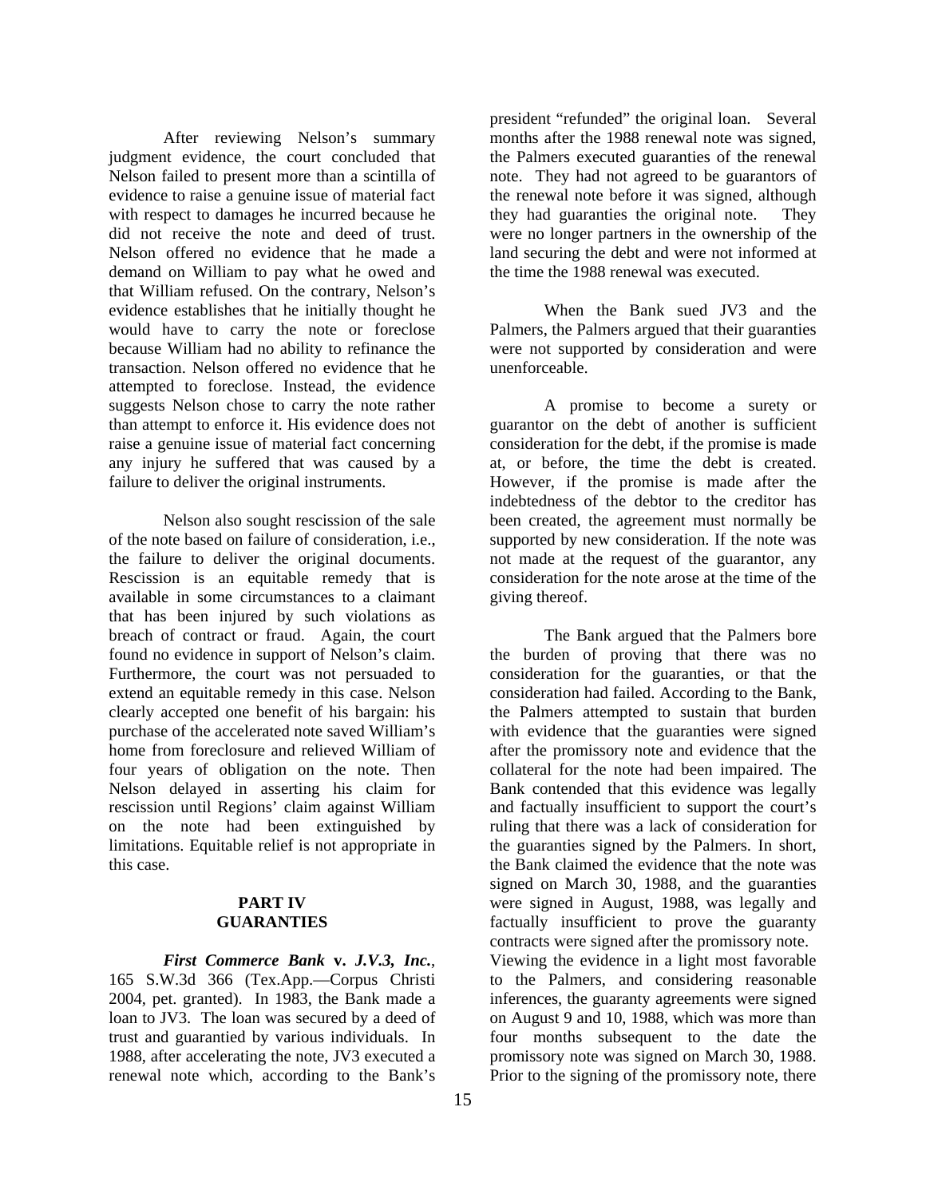After reviewing Nelson's summary judgment evidence, the court concluded that Nelson failed to present more than a scintilla of evidence to raise a genuine issue of material fact with respect to damages he incurred because he did not receive the note and deed of trust. Nelson offered no evidence that he made a demand on William to pay what he owed and that William refused. On the contrary, Nelson's evidence establishes that he initially thought he would have to carry the note or foreclose because William had no ability to refinance the transaction. Nelson offered no evidence that he attempted to foreclose. Instead, the evidence suggests Nelson chose to carry the note rather than attempt to enforce it. His evidence does not raise a genuine issue of material fact concerning any injury he suffered that was caused by a failure to deliver the original instruments.

Nelson also sought rescission of the sale of the note based on failure of consideration, i.e., the failure to deliver the original documents. Rescission is an equitable remedy that is available in some circumstances to a claimant that has been injured by such violations as breach of contract or fraud. Again, the court found no evidence in support of Nelson's claim. Furthermore, the court was not persuaded to extend an equitable remedy in this case. Nelson clearly accepted one benefit of his bargain: his purchase of the accelerated note saved William's home from foreclosure and relieved William of four years of obligation on the note. Then Nelson delayed in asserting his claim for rescission until Regions' claim against William on the note had been extinguished by limitations. Equitable relief is not appropriate in this case.

## PART IV
## GUARANTIES

***First Commerce Bank* v. *J.V.3, Inc.***, 165 S.W.3d 366 (Tex.App.—Corpus Christi 2004, pet. granted). In 1983, the Bank made a loan to JV3. The loan was secured by a deed of trust and guarantied by various individuals. In 1988, after accelerating the note, JV3 executed a renewal note which, according to the Bank's president "refunded" the original loan. Several months after the 1988 renewal note was signed, the Palmers executed guaranties of the renewal note. They had not agreed to be guarantors of the renewal note before it was signed, although they had guaranties the original note. They were no longer partners in the ownership of the land securing the debt and were not informed at the time the 1988 renewal was executed.

When the Bank sued JV3 and the Palmers, the Palmers argued that their guaranties were not supported by consideration and were unenforceable.

A promise to become a surety or guarantor on the debt of another is sufficient consideration for the debt, if the promise is made at, or before, the time the debt is created. However, if the promise is made after the indebtedness of the debtor to the creditor has been created, the agreement must normally be supported by new consideration. If the note was not made at the request of the guarantor, any consideration for the note arose at the time of the giving thereof.

The Bank argued that the Palmers bore the burden of proving that there was no consideration for the guaranties, or that the consideration had failed. According to the Bank, the Palmers attempted to sustain that burden with evidence that the guaranties were signed after the promissory note and evidence that the collateral for the note had been impaired. The Bank contended that this evidence was legally and factually insufficient to support the court's ruling that there was a lack of consideration for the guaranties signed by the Palmers. In short, the Bank claimed the evidence that the note was signed on March 30, 1988, and the guaranties were signed in August, 1988, was legally and factually insufficient to prove the guaranty contracts were signed after the promissory note. Viewing the evidence in a light most favorable to the Palmers, and considering reasonable inferences, the guaranty agreements were signed on August 9 and 10, 1988, which was more than four months subsequent to the date the promissory note was signed on March 30, 1988. Prior to the signing of the promissory note, there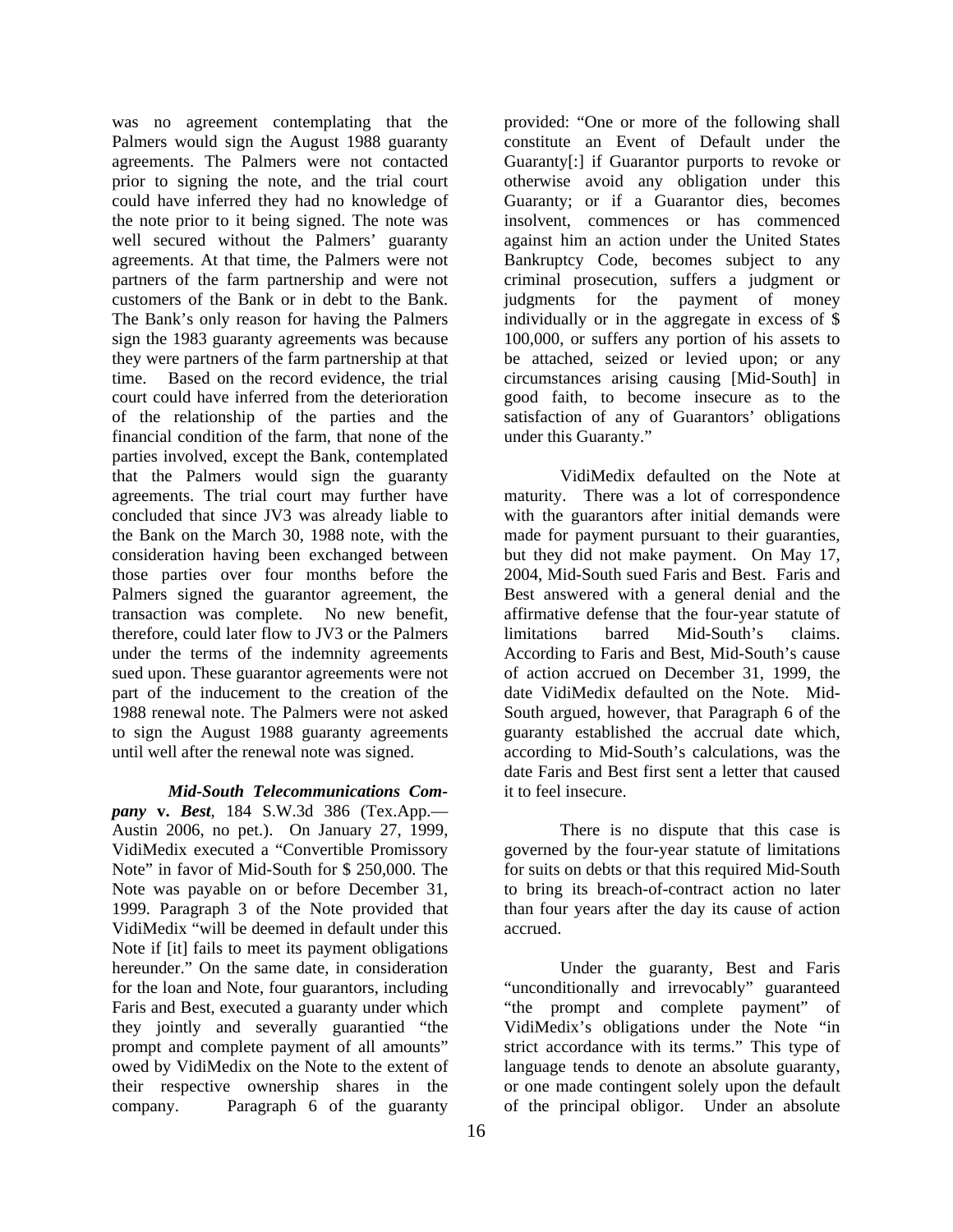was no agreement contemplating that the Palmers would sign the August 1988 guaranty agreements. The Palmers were not contacted prior to signing the note, and the trial court could have inferred they had no knowledge of the note prior to it being signed. The note was well secured without the Palmers' guaranty agreements. At that time, the Palmers were not partners of the farm partnership and were not customers of the Bank or in debt to the Bank. The Bank's only reason for having the Palmers sign the 1983 guaranty agreements was because they were partners of the farm partnership at that time. Based on the record evidence, the trial court could have inferred from the deterioration of the relationship of the parties and the financial condition of the farm, that none of the parties involved, except the Bank, contemplated that the Palmers would sign the guaranty agreements. The trial court may further have concluded that since JV3 was already liable to the Bank on the March 30, 1988 note, with the consideration having been exchanged between those parties over four months before the Palmers signed the guarantor agreement, the transaction was complete. No new benefit, therefore, could later flow to JV3 or the Palmers under the terms of the indemnity agreements sued upon. These guarantor agreements were not part of the inducement to the creation of the 1988 renewal note. The Palmers were not asked to sign the August 1988 guaranty agreements until well after the renewal note was signed.

***Mid-South Telecommunications Company* v. *Best***, 184 S.W.3d 386 (Tex.App.—Austin 2006, no pet.). On January 27, 1999, VidiMedix executed a "Convertible Promissory Note" in favor of Mid-South for $ 250,000. The Note was payable on or before December 31, 1999. Paragraph 3 of the Note provided that VidiMedix "will be deemed in default under this Note if [it] fails to meet its payment obligations hereunder." On the same date, in consideration for the loan and Note, four guarantors, including Faris and Best, executed a guaranty under which they jointly and severally guarantied "the prompt and complete payment of all amounts" owed by VidiMedix on the Note to the extent of their respective ownership shares in the company. Paragraph 6 of the guaranty provided: "One or more of the following shall constitute an Event of Default under the Guaranty[:] if Guarantor purports to revoke or otherwise avoid any obligation under this Guaranty; or if a Guarantor dies, becomes insolvent, commences or has commenced against him an action under the United States Bankruptcy Code, becomes subject to any criminal prosecution, suffers a judgment or judgments for the payment of money individually or in the aggregate in excess of $ 100,000, or suffers any portion of his assets to be attached, seized or levied upon; or any circumstances arising causing [Mid-South] in good faith, to become insecure as to the satisfaction of any of Guarantors' obligations under this Guaranty."

VidiMedix defaulted on the Note at maturity. There was a lot of correspondence with the guarantors after initial demands were made for payment pursuant to their guaranties, but they did not make payment. On May 17, 2004, Mid-South sued Faris and Best. Faris and Best answered with a general denial and the affirmative defense that the four-year statute of limitations barred Mid-South's claims. According to Faris and Best, Mid-South's cause of action accrued on December 31, 1999, the date VidiMedix defaulted on the Note. Mid-South argued, however, that Paragraph 6 of the guaranty established the accrual date which, according to Mid-South's calculations, was the date Faris and Best first sent a letter that caused it to feel insecure.

There is no dispute that this case is governed by the four-year statute of limitations for suits on debts or that this required Mid-South to bring its breach-of-contract action no later than four years after the day its cause of action accrued.

Under the guaranty, Best and Faris "unconditionally and irrevocably" guaranteed "the prompt and complete payment" of VidiMedix's obligations under the Note "in strict accordance with its terms." This type of language tends to denote an absolute guaranty, or one made contingent solely upon the default of the principal obligor. Under an absolute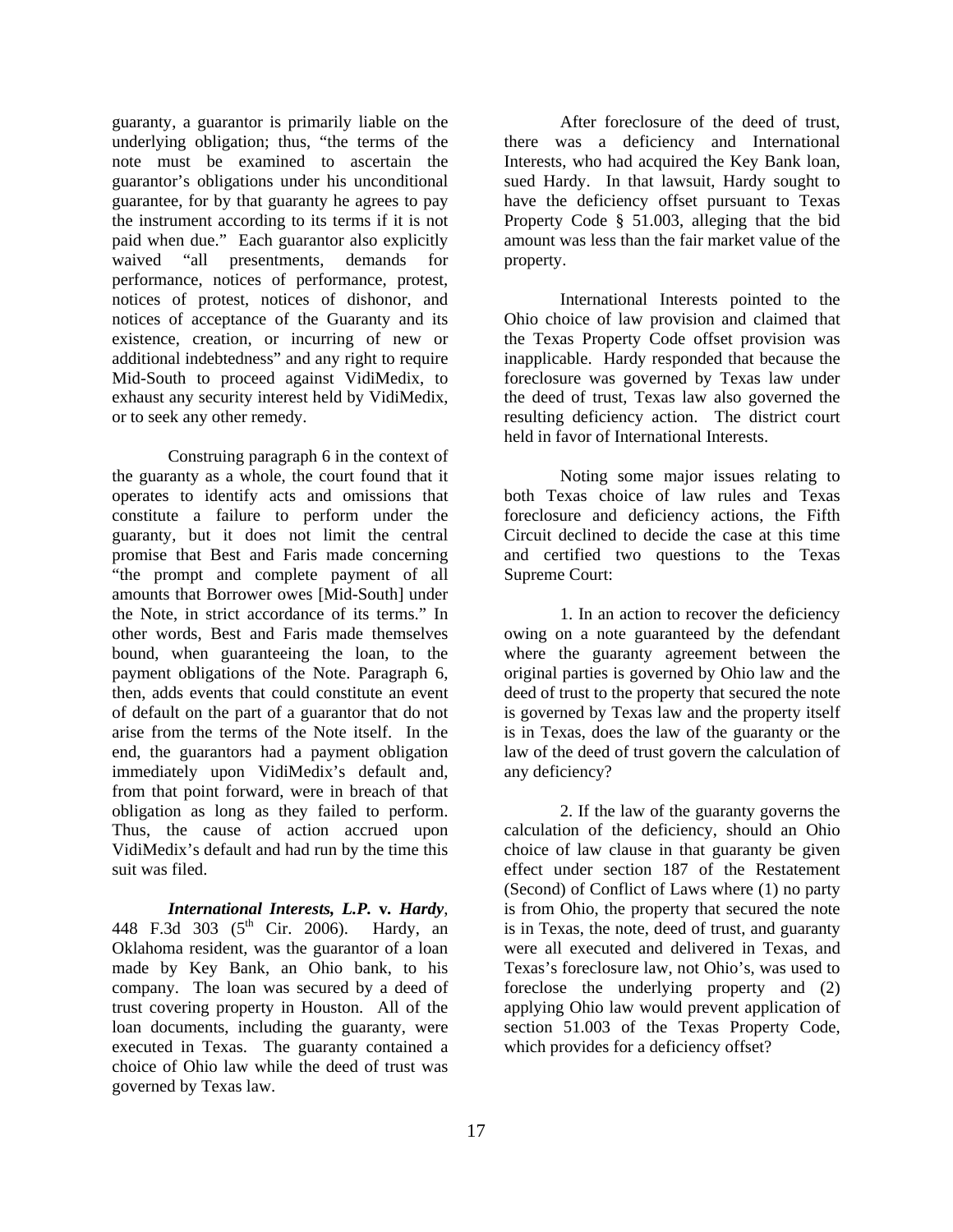guaranty, a guarantor is primarily liable on the underlying obligation; thus, "the terms of the note must be examined to ascertain the guarantor's obligations under his unconditional guarantee, for by that guaranty he agrees to pay the instrument according to its terms if it is not paid when due." Each guarantor also explicitly waived "all presentments, demands for performance, notices of performance, protest, notices of protest, notices of dishonor, and notices of acceptance of the Guaranty and its existence, creation, or incurring of new or additional indebtedness" and any right to require Mid-South to proceed against VidiMedix, to exhaust any security interest held by VidiMedix, or to seek any other remedy.

Construing paragraph 6 in the context of the guaranty as a whole, the court found that it operates to identify acts and omissions that constitute a failure to perform under the guaranty, but it does not limit the central promise that Best and Faris made concerning "the prompt and complete payment of all amounts that Borrower owes [Mid-South] under the Note, in strict accordance of its terms." In other words, Best and Faris made themselves bound, when guaranteeing the loan, to the payment obligations of the Note. Paragraph 6, then, adds events that could constitute an event of default on the part of a guarantor that do not arise from the terms of the Note itself. In the end, the guarantors had a payment obligation immediately upon VidiMedix's default and, from that point forward, were in breach of that obligation as long as they failed to perform. Thus, the cause of action accrued upon VidiMedix's default and had run by the time this suit was filed.

***International Interests, L.P. v. Hardy***, 448 F.3d 303 (5th Cir. 2006). Hardy, an Oklahoma resident, was the guarantor of a loan made by Key Bank, an Ohio bank, to his company. The loan was secured by a deed of trust covering property in Houston. All of the loan documents, including the guaranty, were executed in Texas. The guaranty contained a choice of Ohio law while the deed of trust was governed by Texas law.

After foreclosure of the deed of trust, there was a deficiency and International Interests, who had acquired the Key Bank loan, sued Hardy. In that lawsuit, Hardy sought to have the deficiency offset pursuant to Texas Property Code § 51.003, alleging that the bid amount was less than the fair market value of the property.

International Interests pointed to the Ohio choice of law provision and claimed that the Texas Property Code offset provision was inapplicable. Hardy responded that because the foreclosure was governed by Texas law under the deed of trust, Texas law also governed the resulting deficiency action. The district court held in favor of International Interests.

Noting some major issues relating to both Texas choice of law rules and Texas foreclosure and deficiency actions, the Fifth Circuit declined to decide the case at this time and certified two questions to the Texas Supreme Court:

1. In an action to recover the deficiency owing on a note guaranteed by the defendant where the guaranty agreement between the original parties is governed by Ohio law and the deed of trust to the property that secured the note is governed by Texas law and the property itself is in Texas, does the law of the guaranty or the law of the deed of trust govern the calculation of any deficiency?

2. If the law of the guaranty governs the calculation of the deficiency, should an Ohio choice of law clause in that guaranty be given effect under section 187 of the Restatement (Second) of Conflict of Laws where (1) no party is from Ohio, the property that secured the note is in Texas, the note, deed of trust, and guaranty were all executed and delivered in Texas, and Texas's foreclosure law, not Ohio's, was used to foreclose the underlying property and (2) applying Ohio law would prevent application of section 51.003 of the Texas Property Code, which provides for a deficiency offset?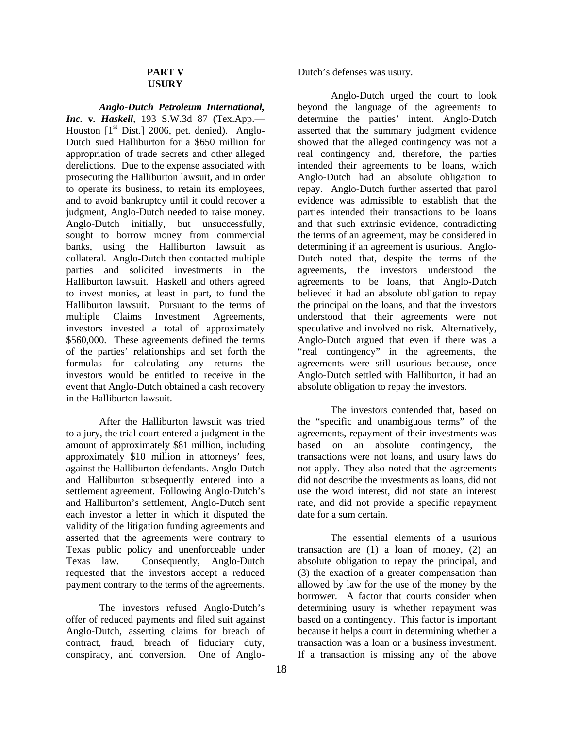## PART V
## USURY

***Anglo-Dutch Petroleum International, Inc. v. Haskell***, 193 S.W.3d 87 (Tex.App.—Houston [1st Dist.] 2006, pet. denied). Anglo-Dutch sued Halliburton for a $650 million for appropriation of trade secrets and other alleged derelictions. Due to the expense associated with prosecuting the Halliburton lawsuit, and in order to operate its business, to retain its employees, and to avoid bankruptcy until it could recover a judgment, Anglo-Dutch needed to raise money. Anglo-Dutch initially, but unsuccessfully, sought to borrow money from commercial banks, using the Halliburton lawsuit as collateral. Anglo-Dutch then contacted multiple parties and solicited investments in the Halliburton lawsuit. Haskell and others agreed to invest monies, at least in part, to fund the Halliburton lawsuit. Pursuant to the terms of multiple Claims Investment Agreements, investors invested a total of approximately $560,000. These agreements defined the terms of the parties' relationships and set forth the formulas for calculating any returns the investors would be entitled to receive in the event that Anglo-Dutch obtained a cash recovery in the Halliburton lawsuit.

After the Halliburton lawsuit was tried to a jury, the trial court entered a judgment in the amount of approximately $81 million, including approximately $10 million in attorneys' fees, against the Halliburton defendants. Anglo-Dutch and Halliburton subsequently entered into a settlement agreement. Following Anglo-Dutch's and Halliburton's settlement, Anglo-Dutch sent each investor a letter in which it disputed the validity of the litigation funding agreements and asserted that the agreements were contrary to Texas public policy and unenforceable under Texas law. Consequently, Anglo-Dutch requested that the investors accept a reduced payment contrary to the terms of the agreements.

The investors refused Anglo-Dutch's offer of reduced payments and filed suit against Anglo-Dutch, asserting claims for breach of contract, fraud, breach of fiduciary duty, conspiracy, and conversion. One of Anglo-Dutch's defenses was usury.

Anglo-Dutch urged the court to look beyond the language of the agreements to determine the parties' intent. Anglo-Dutch asserted that the summary judgment evidence showed that the alleged contingency was not a real contingency and, therefore, the parties intended their agreements to be loans, which Anglo-Dutch had an absolute obligation to repay. Anglo-Dutch further asserted that parol evidence was admissible to establish that the parties intended their transactions to be loans and that such extrinsic evidence, contradicting the terms of an agreement, may be considered in determining if an agreement is usurious. Anglo-Dutch noted that, despite the terms of the agreements, the investors understood the agreements to be loans, that Anglo-Dutch believed it had an absolute obligation to repay the principal on the loans, and that the investors understood that their agreements were not speculative and involved no risk. Alternatively, Anglo-Dutch argued that even if there was a "real contingency" in the agreements, the agreements were still usurious because, once Anglo-Dutch settled with Halliburton, it had an absolute obligation to repay the investors.

The investors contended that, based on the "specific and unambiguous terms" of the agreements, repayment of their investments was based on an absolute contingency, the transactions were not loans, and usury laws do not apply. They also noted that the agreements did not describe the investments as loans, did not use the word interest, did not state an interest rate, and did not provide a specific repayment date for a sum certain.

The essential elements of a usurious transaction are (1) a loan of money, (2) an absolute obligation to repay the principal, and (3) the exaction of a greater compensation than allowed by law for the use of the money by the borrower. A factor that courts consider when determining usury is whether repayment was based on a contingency. This factor is important because it helps a court in determining whether a transaction was a loan or a business investment. If a transaction is missing any of the above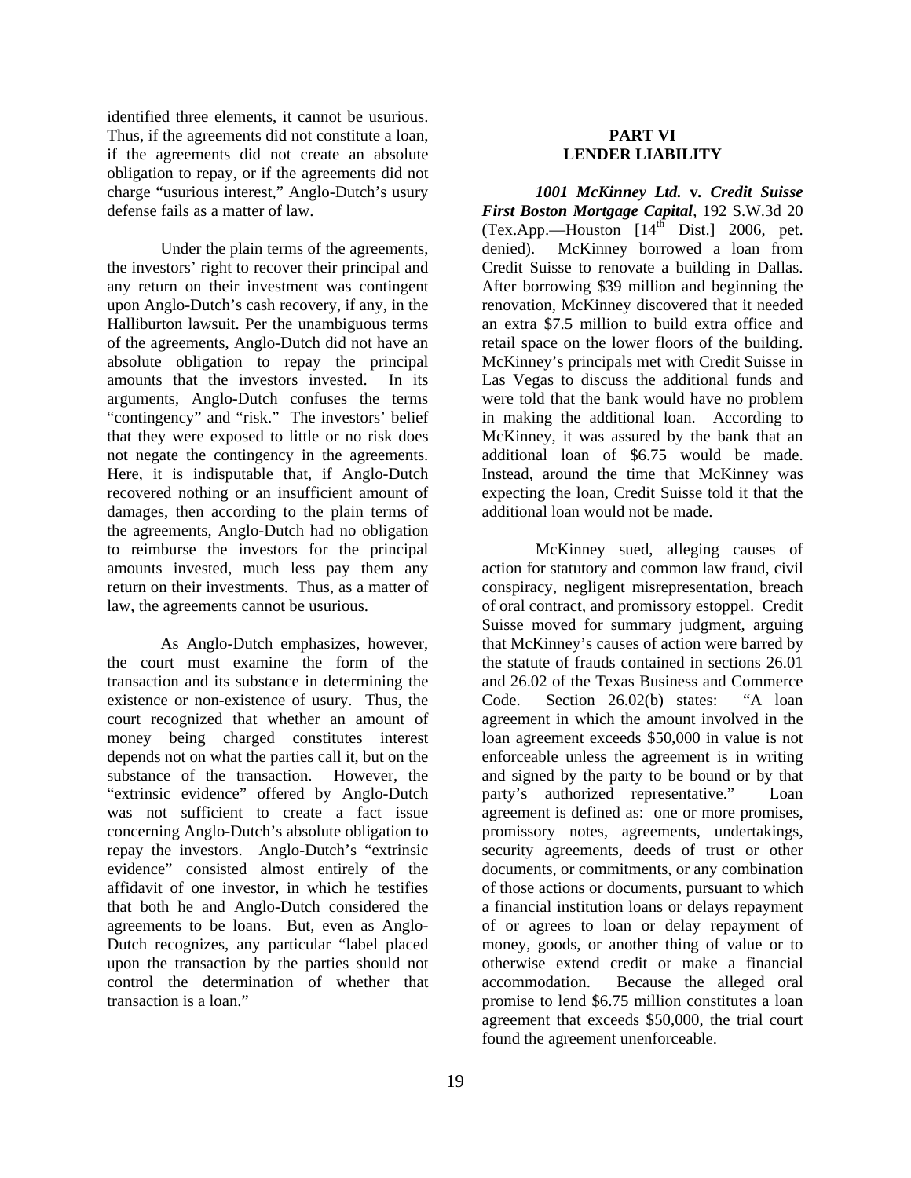identified three elements, it cannot be usurious. Thus, if the agreements did not constitute a loan, if the agreements did not create an absolute obligation to repay, or if the agreements did not charge "usurious interest," Anglo-Dutch's usury defense fails as a matter of law.

Under the plain terms of the agreements, the investors' right to recover their principal and any return on their investment was contingent upon Anglo-Dutch's cash recovery, if any, in the Halliburton lawsuit. Per the unambiguous terms of the agreements, Anglo-Dutch did not have an absolute obligation to repay the principal amounts that the investors invested. In its arguments, Anglo-Dutch confuses the terms "contingency" and "risk." The investors' belief that they were exposed to little or no risk does not negate the contingency in the agreements. Here, it is indisputable that, if Anglo-Dutch recovered nothing or an insufficient amount of damages, then according to the plain terms of the agreements, Anglo-Dutch had no obligation to reimburse the investors for the principal amounts invested, much less pay them any return on their investments. Thus, as a matter of law, the agreements cannot be usurious.

As Anglo-Dutch emphasizes, however, the court must examine the form of the transaction and its substance in determining the existence or non-existence of usury. Thus, the court recognized that whether an amount of money being charged constitutes interest depends not on what the parties call it, but on the substance of the transaction. However, the "extrinsic evidence" offered by Anglo-Dutch was not sufficient to create a fact issue concerning Anglo-Dutch's absolute obligation to repay the investors. Anglo-Dutch's "extrinsic evidence" consisted almost entirely of the affidavit of one investor, in which he testifies that both he and Anglo-Dutch considered the agreements to be loans. But, even as Anglo-Dutch recognizes, any particular "label placed upon the transaction by the parties should not control the determination of whether that transaction is a loan."

## PART VI
## LENDER LIABILITY

***1001 McKinney Ltd.* v. *Credit Suisse First Boston Mortgage Capital***, 192 S.W.3d 20 (Tex.App.—Houston [14th Dist.] 2006, pet. denied). McKinney borrowed a loan from Credit Suisse to renovate a building in Dallas. After borrowing $39 million and beginning the renovation, McKinney discovered that it needed an extra $7.5 million to build extra office and retail space on the lower floors of the building. McKinney's principals met with Credit Suisse in Las Vegas to discuss the additional funds and were told that the bank would have no problem in making the additional loan. According to McKinney, it was assured by the bank that an additional loan of $6.75 would be made. Instead, around the time that McKinney was expecting the loan, Credit Suisse told it that the additional loan would not be made.

McKinney sued, alleging causes of action for statutory and common law fraud, civil conspiracy, negligent misrepresentation, breach of oral contract, and promissory estoppel. Credit Suisse moved for summary judgment, arguing that McKinney's causes of action were barred by the statute of frauds contained in sections 26.01 and 26.02 of the Texas Business and Commerce Code. Section 26.02(b) states: "A loan agreement in which the amount involved in the loan agreement exceeds $50,000 in value is not enforceable unless the agreement is in writing and signed by the party to be bound or by that party's authorized representative." Loan agreement is defined as: one or more promises, promissory notes, agreements, undertakings, security agreements, deeds of trust or other documents, or commitments, or any combination of those actions or documents, pursuant to which a financial institution loans or delays repayment of or agrees to loan or delay repayment of money, goods, or another thing of value or to otherwise extend credit or make a financial accommodation. Because the alleged oral promise to lend $6.75 million constitutes a loan agreement that exceeds $50,000, the trial court found the agreement unenforceable.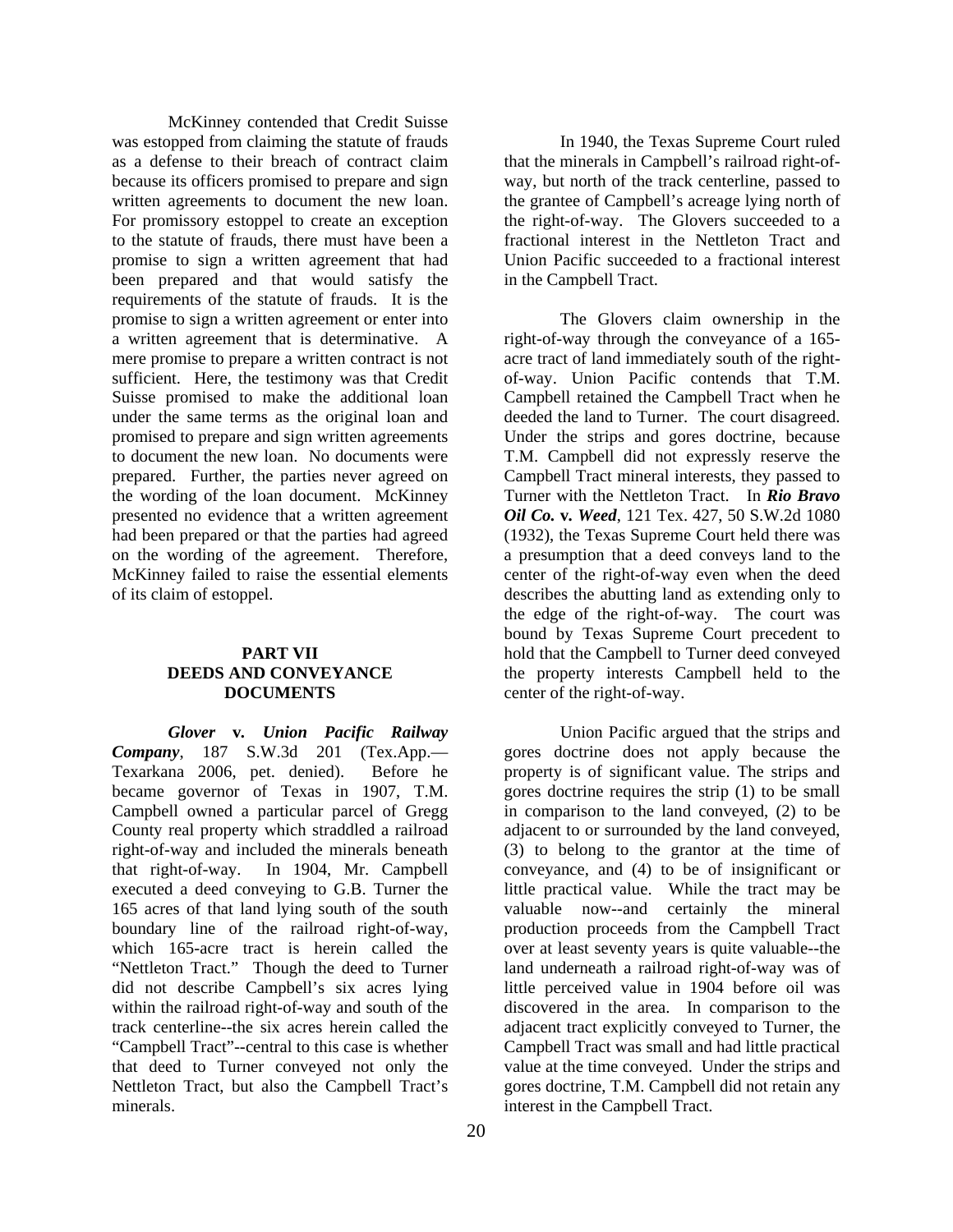McKinney contended that Credit Suisse was estopped from claiming the statute of frauds as a defense to their breach of contract claim because its officers promised to prepare and sign written agreements to document the new loan. For promissory estoppel to create an exception to the statute of frauds, there must have been a promise to sign a written agreement that had been prepared and that would satisfy the requirements of the statute of frauds. It is the promise to sign a written agreement or enter into a written agreement that is determinative. A mere promise to prepare a written contract is not sufficient. Here, the testimony was that Credit Suisse promised to make the additional loan under the same terms as the original loan and promised to prepare and sign written agreements to document the new loan. No documents were prepared. Further, the parties never agreed on the wording of the loan document. McKinney presented no evidence that a written agreement had been prepared or that the parties had agreed on the wording of the agreement. Therefore, McKinney failed to raise the essential elements of its claim of estoppel.

## PART VII
## DEEDS AND CONVEYANCE DOCUMENTS

***Glover* v. *Union Pacific Railway Company***, 187 S.W.3d 201 (Tex.App.—Texarkana 2006, pet. denied). Before he became governor of Texas in 1907, T.M. Campbell owned a particular parcel of Gregg County real property which straddled a railroad right-of-way and included the minerals beneath that right-of-way. In 1904, Mr. Campbell executed a deed conveying to G.B. Turner the 165 acres of that land lying south of the south boundary line of the railroad right-of-way, which 165-acre tract is herein called the "Nettleton Tract." Though the deed to Turner did not describe Campbell's six acres lying within the railroad right-of-way and south of the track centerline--the six acres herein called the "Campbell Tract"--central to this case is whether that deed to Turner conveyed not only the Nettleton Tract, but also the Campbell Tract's minerals.

In 1940, the Texas Supreme Court ruled that the minerals in Campbell's railroad right-of-way, but north of the track centerline, passed to the grantee of Campbell's acreage lying north of the right-of-way. The Glovers succeeded to a fractional interest in the Nettleton Tract and Union Pacific succeeded to a fractional interest in the Campbell Tract.

The Glovers claim ownership in the right-of-way through the conveyance of a 165-acre tract of land immediately south of the right-of-way. Union Pacific contends that T.M. Campbell retained the Campbell Tract when he deeded the land to Turner. The court disagreed. Under the strips and gores doctrine, because T.M. Campbell did not expressly reserve the Campbell Tract mineral interests, they passed to Turner with the Nettleton Tract. In ***Rio Bravo Oil Co.* v. *Weed***, 121 Tex. 427, 50 S.W.2d 1080 (1932), the Texas Supreme Court held there was a presumption that a deed conveys land to the center of the right-of-way even when the deed describes the abutting land as extending only to the edge of the right-of-way. The court was bound by Texas Supreme Court precedent to hold that the Campbell to Turner deed conveyed the property interests Campbell held to the center of the right-of-way.

Union Pacific argued that the strips and gores doctrine does not apply because the property is of significant value. The strips and gores doctrine requires the strip (1) to be small in comparison to the land conveyed, (2) to be adjacent to or surrounded by the land conveyed, (3) to belong to the grantor at the time of conveyance, and (4) to be of insignificant or little practical value. While the tract may be valuable now--and certainly the mineral production proceeds from the Campbell Tract over at least seventy years is quite valuable--the land underneath a railroad right-of-way was of little perceived value in 1904 before oil was discovered in the area. In comparison to the adjacent tract explicitly conveyed to Turner, the Campbell Tract was small and had little practical value at the time conveyed. Under the strips and gores doctrine, T.M. Campbell did not retain any interest in the Campbell Tract.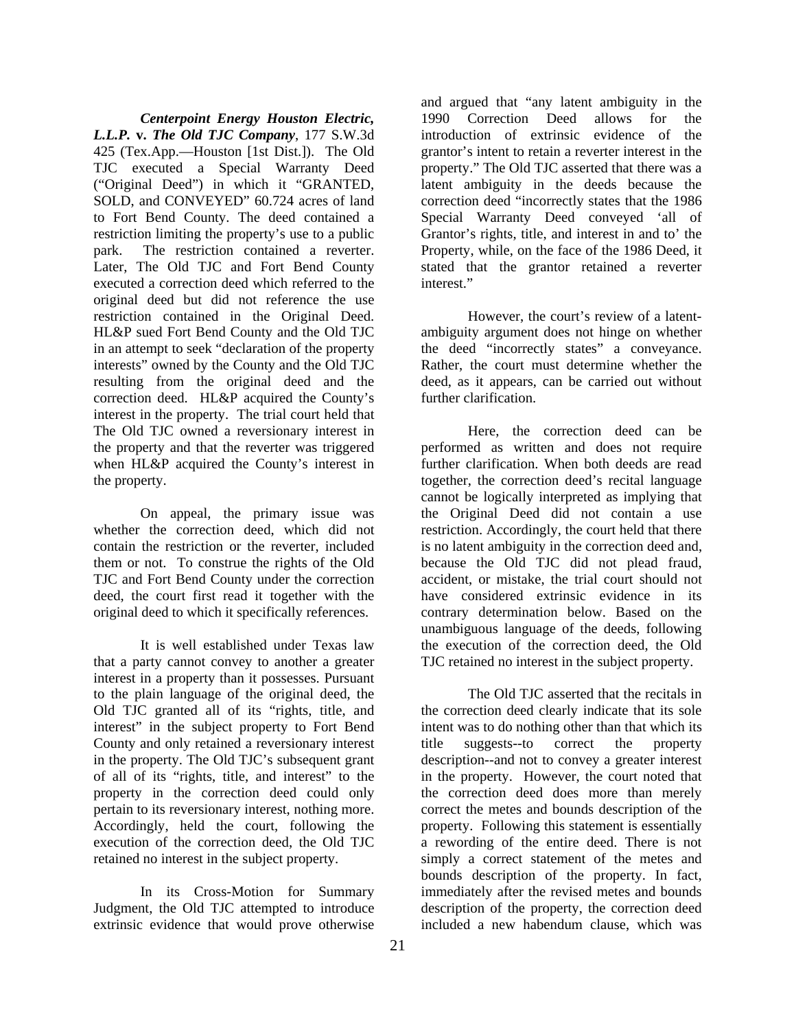***Centerpoint Energy Houston Electric, L.L.P.* v. *The Old TJC Company***, 177 S.W.3d 425 (Tex.App.—Houston [1st Dist.]). The Old TJC executed a Special Warranty Deed ("Original Deed") in which it "GRANTED, SOLD, and CONVEYED" 60.724 acres of land to Fort Bend County. The deed contained a restriction limiting the property's use to a public park. The restriction contained a reverter. Later, The Old TJC and Fort Bend County executed a correction deed which referred to the original deed but did not reference the use restriction contained in the Original Deed. HL&P sued Fort Bend County and the Old TJC in an attempt to seek "declaration of the property interests" owned by the County and the Old TJC resulting from the original deed and the correction deed. HL&P acquired the County's interest in the property. The trial court held that The Old TJC owned a reversionary interest in the property and that the reverter was triggered when HL&P acquired the County's interest in the property.

On appeal, the primary issue was whether the correction deed, which did not contain the restriction or the reverter, included them or not. To construe the rights of the Old TJC and Fort Bend County under the correction deed, the court first read it together with the original deed to which it specifically references.

It is well established under Texas law that a party cannot convey to another a greater interest in a property than it possesses. Pursuant to the plain language of the original deed, the Old TJC granted all of its "rights, title, and interest" in the subject property to Fort Bend County and only retained a reversionary interest in the property. The Old TJC's subsequent grant of all of its "rights, title, and interest" to the property in the correction deed could only pertain to its reversionary interest, nothing more. Accordingly, held the court, following the execution of the correction deed, the Old TJC retained no interest in the subject property.

In its Cross-Motion for Summary Judgment, the Old TJC attempted to introduce extrinsic evidence that would prove otherwise and argued that "any latent ambiguity in the 1990 Correction Deed allows for the introduction of extrinsic evidence of the grantor's intent to retain a reverter interest in the property." The Old TJC asserted that there was a latent ambiguity in the deeds because the correction deed "incorrectly states that the 1986 Special Warranty Deed conveyed 'all of Grantor's rights, title, and interest in and to' the Property, while, on the face of the 1986 Deed, it stated that the grantor retained a reverter interest."

However, the court's review of a latent-ambiguity argument does not hinge on whether the deed "incorrectly states" a conveyance. Rather, the court must determine whether the deed, as it appears, can be carried out without further clarification.

Here, the correction deed can be performed as written and does not require further clarification. When both deeds are read together, the correction deed's recital language cannot be logically interpreted as implying that the Original Deed did not contain a use restriction. Accordingly, the court held that there is no latent ambiguity in the correction deed and, because the Old TJC did not plead fraud, accident, or mistake, the trial court should not have considered extrinsic evidence in its contrary determination below. Based on the unambiguous language of the deeds, following the execution of the correction deed, the Old TJC retained no interest in the subject property.

The Old TJC asserted that the recitals in the correction deed clearly indicate that its sole intent was to do nothing other than that which its title suggests--to correct the property description--and not to convey a greater interest in the property. However, the court noted that the correction deed does more than merely correct the metes and bounds description of the property. Following this statement is essentially a rewording of the entire deed. There is not simply a correct statement of the metes and bounds description of the property. In fact, immediately after the revised metes and bounds description of the property, the correction deed included a new habendum clause, which was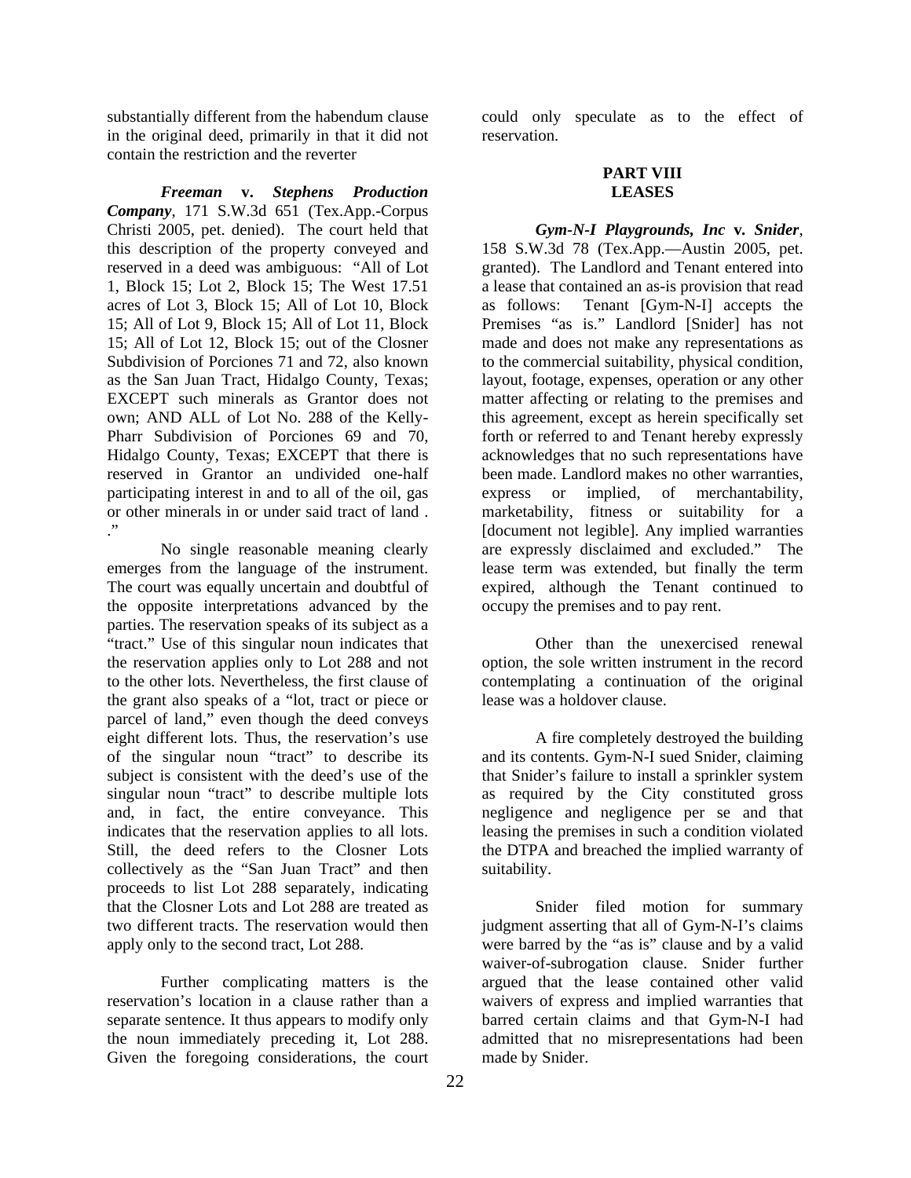substantially different from the habendum clause in the original deed, primarily in that it did not contain the restriction and the reverter

***Freeman* v. *Stephens Production Company***, 171 S.W.3d 651 (Tex.App.-Corpus Christi 2005, pet. denied). The court held that this description of the property conveyed and reserved in a deed was ambiguous: "All of Lot 1, Block 15; Lot 2, Block 15; The West 17.51 acres of Lot 3, Block 15; All of Lot 10, Block 15; All of Lot 9, Block 15; All of Lot 11, Block 15; All of Lot 12, Block 15; out of the Closner Subdivision of Porciones 71 and 72, also known as the San Juan Tract, Hidalgo County, Texas; EXCEPT such minerals as Grantor does not own; AND ALL of Lot No. 288 of the Kelly-Pharr Subdivision of Porciones 69 and 70, Hidalgo County, Texas; EXCEPT that there is reserved in Grantor an undivided one-half participating interest in and to all of the oil, gas or other minerals in or under said tract of land . ."

No single reasonable meaning clearly emerges from the language of the instrument. The court was equally uncertain and doubtful of the opposite interpretations advanced by the parties. The reservation speaks of its subject as a "tract." Use of this singular noun indicates that the reservation applies only to Lot 288 and not to the other lots. Nevertheless, the first clause of the grant also speaks of a "lot, tract or piece or parcel of land," even though the deed conveys eight different lots. Thus, the reservation's use of the singular noun "tract" to describe its subject is consistent with the deed's use of the singular noun "tract" to describe multiple lots and, in fact, the entire conveyance. This indicates that the reservation applies to all lots. Still, the deed refers to the Closner Lots collectively as the "San Juan Tract" and then proceeds to list Lot 288 separately, indicating that the Closner Lots and Lot 288 are treated as two different tracts. The reservation would then apply only to the second tract, Lot 288.

Further complicating matters is the reservation's location in a clause rather than a separate sentence. It thus appears to modify only the noun immediately preceding it, Lot 288. Given the foregoing considerations, the court could only speculate as to the effect of reservation.

## PART VIII
## LEASES

***Gym-N-I Playgrounds, Inc* v. *Snider***, 158 S.W.3d 78 (Tex.App.—Austin 2005, pet. granted). The Landlord and Tenant entered into a lease that contained an as-is provision that read as follows: Tenant [Gym-N-I] accepts the Premises "as is." Landlord [Snider] has not made and does not make any representations as to the commercial suitability, physical condition, layout, footage, expenses, operation or any other matter affecting or relating to the premises and this agreement, except as herein specifically set forth or referred to and Tenant hereby expressly acknowledges that no such representations have been made. Landlord makes no other warranties, express or implied, of merchantability, marketability, fitness or suitability for a [document not legible]. Any implied warranties are expressly disclaimed and excluded." The lease term was extended, but finally the term expired, although the Tenant continued to occupy the premises and to pay rent.

Other than the unexercised renewal option, the sole written instrument in the record contemplating a continuation of the original lease was a holdover clause.

A fire completely destroyed the building and its contents. Gym-N-I sued Snider, claiming that Snider's failure to install a sprinkler system as required by the City constituted gross negligence and negligence per se and that leasing the premises in such a condition violated the DTPA and breached the implied warranty of suitability.

Snider filed motion for summary judgment asserting that all of Gym-N-I's claims were barred by the "as is" clause and by a valid waiver-of-subrogation clause. Snider further argued that the lease contained other valid waivers of express and implied warranties that barred certain claims and that Gym-N-I had admitted that no misrepresentations had been made by Snider.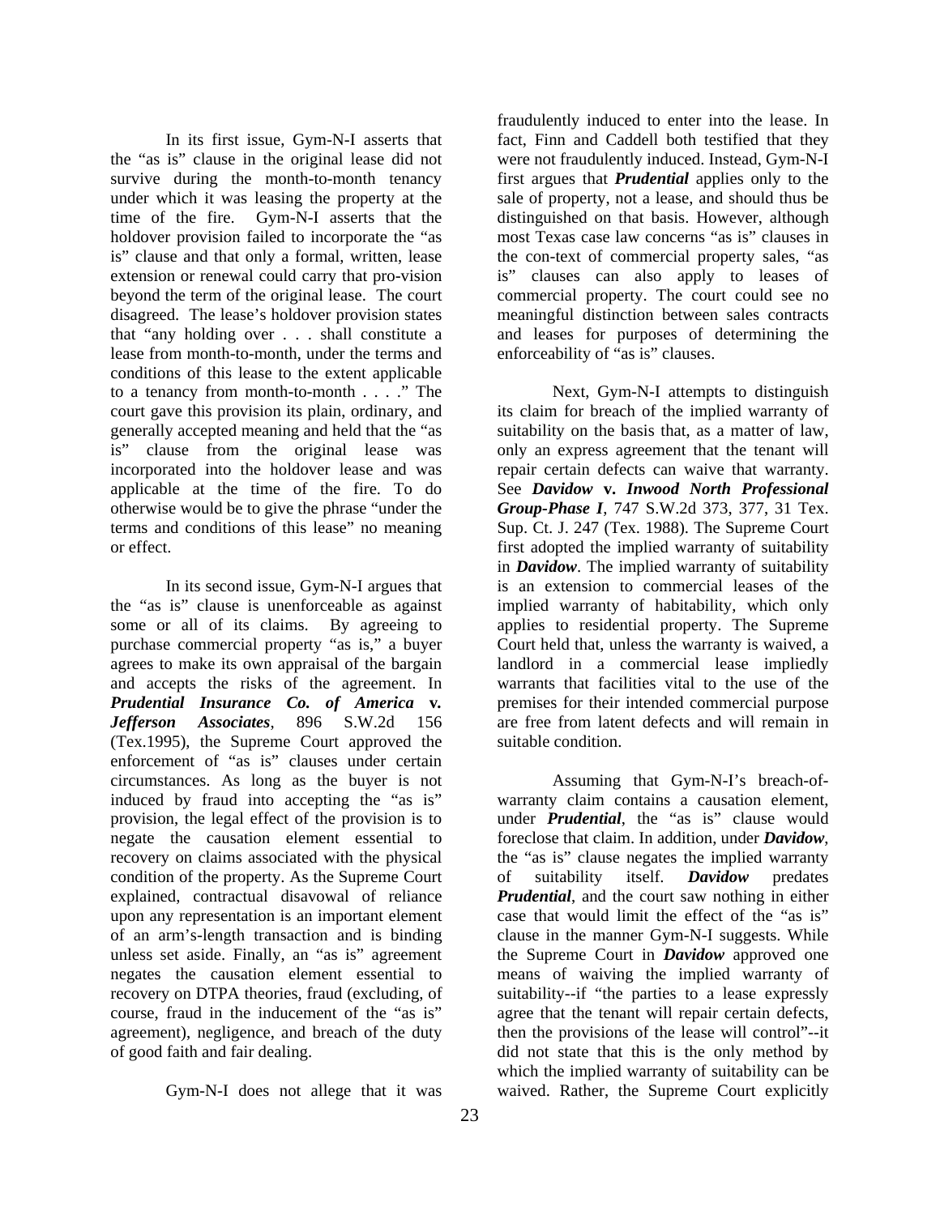In its first issue, Gym-N-I asserts that the "as is" clause in the original lease did not survive during the month-to-month tenancy under which it was leasing the property at the time of the fire. Gym-N-I asserts that the holdover provision failed to incorporate the "as is" clause and that only a formal, written, lease extension or renewal could carry that pro-vision beyond the term of the original lease. The court disagreed. The lease's holdover provision states that "any holding over . . . shall constitute a lease from month-to-month, under the terms and conditions of this lease to the extent applicable to a tenancy from month-to-month . . . ." The court gave this provision its plain, ordinary, and generally accepted meaning and held that the "as is" clause from the original lease was incorporated into the holdover lease and was applicable at the time of the fire. To do otherwise would be to give the phrase "under the terms and conditions of this lease" no meaning or effect.

In its second issue, Gym-N-I argues that the "as is" clause is unenforceable as against some or all of its claims. By agreeing to purchase commercial property "as is," a buyer agrees to make its own appraisal of the bargain and accepts the risks of the agreement. In ***Prudential Insurance Co. of America* v. *Jefferson Associates***, 896 S.W.2d 156 (Tex.1995), the Supreme Court approved the enforcement of "as is" clauses under certain circumstances. As long as the buyer is not induced by fraud into accepting the "as is" provision, the legal effect of the provision is to negate the causation element essential to recovery on claims associated with the physical condition of the property. As the Supreme Court explained, contractual disavowal of reliance upon any representation is an important element of an arm's-length transaction and is binding unless set aside. Finally, an "as is" agreement negates the causation element essential to recovery on DTPA theories, fraud (excluding, of course, fraud in the inducement of the "as is" agreement), negligence, and breach of the duty of good faith and fair dealing.

Gym-N-I does not allege that it was fraudulently induced to enter into the lease. In fact, Finn and Caddell both testified that they were not fraudulently induced. Instead, Gym-N-I first argues that ***Prudential*** applies only to the sale of property, not a lease, and should thus be distinguished on that basis. However, although most Texas case law concerns "as is" clauses in the con-text of commercial property sales, "as is" clauses can also apply to leases of commercial property. The court could see no meaningful distinction between sales contracts and leases for purposes of determining the enforceability of "as is" clauses.

Next, Gym-N-I attempts to distinguish its claim for breach of the implied warranty of suitability on the basis that, as a matter of law, only an express agreement that the tenant will repair certain defects can waive that warranty. See ***Davidow* v. *Inwood North Professional Group-Phase I***, 747 S.W.2d 373, 377, 31 Tex. Sup. Ct. J. 247 (Tex. 1988). The Supreme Court first adopted the implied warranty of suitability in ***Davidow***. The implied warranty of suitability is an extension to commercial leases of the implied warranty of habitability, which only applies to residential property. The Supreme Court held that, unless the warranty is waived, a landlord in a commercial lease impliedly warrants that facilities vital to the use of the premises for their intended commercial purpose are free from latent defects and will remain in suitable condition.

Assuming that Gym-N-I's breach-of-warranty claim contains a causation element, under ***Prudential***, the "as is" clause would foreclose that claim. In addition, under ***Davidow***, the "as is" clause negates the implied warranty of suitability itself. ***Davidow*** predates ***Prudential***, and the court saw nothing in either case that would limit the effect of the "as is" clause in the manner Gym-N-I suggests. While the Supreme Court in ***Davidow*** approved one means of waiving the implied warranty of suitability--if "the parties to a lease expressly agree that the tenant will repair certain defects, then the provisions of the lease will control"--it did not state that this is the only method by which the implied warranty of suitability can be waived. Rather, the Supreme Court explicitly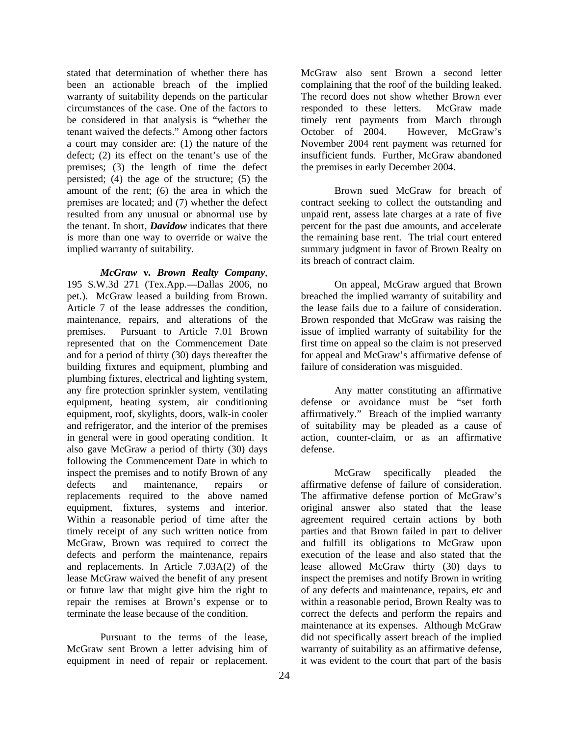stated that determination of whether there has been an actionable breach of the implied warranty of suitability depends on the particular circumstances of the case. One of the factors to be considered in that analysis is "whether the tenant waived the defects." Among other factors a court may consider are: (1) the nature of the defect; (2) its effect on the tenant's use of the premises; (3) the length of time the defect persisted; (4) the age of the structure; (5) the amount of the rent; (6) the area in which the premises are located; and (7) whether the defect resulted from any unusual or abnormal use by the tenant. In short, ***Davidow*** indicates that there is more than one way to override or waive the implied warranty of suitability.

***McGraw* v. *Brown Realty Company***, 195 S.W.3d 271 (Tex.App.—Dallas 2006, no pet.). McGraw leased a building from Brown. Article 7 of the lease addresses the condition, maintenance, repairs, and alterations of the premises. Pursuant to Article 7.01 Brown represented that on the Commencement Date and for a period of thirty (30) days thereafter the building fixtures and equipment, plumbing and plumbing fixtures, electrical and lighting system, any fire protection sprinkler system, ventilating equipment, heating system, air conditioning equipment, roof, skylights, doors, walk-in cooler and refrigerator, and the interior of the premises in general were in good operating condition. It also gave McGraw a period of thirty (30) days following the Commencement Date in which to inspect the premises and to notify Brown of any defects and maintenance, repairs or replacements required to the above named equipment, fixtures, systems and interior. Within a reasonable period of time after the timely receipt of any such written notice from McGraw, Brown was required to correct the defects and perform the maintenance, repairs and replacements. In Article 7.03A(2) of the lease McGraw waived the benefit of any present or future law that might give him the right to repair the remises at Brown's expense or to terminate the lease because of the condition.

Pursuant to the terms of the lease, McGraw sent Brown a letter advising him of equipment in need of repair or replacement. McGraw also sent Brown a second letter complaining that the roof of the building leaked. The record does not show whether Brown ever responded to these letters. McGraw made timely rent payments from March through October of 2004. However, McGraw's November 2004 rent payment was returned for insufficient funds. Further, McGraw abandoned the premises in early December 2004.

Brown sued McGraw for breach of contract seeking to collect the outstanding and unpaid rent, assess late charges at a rate of five percent for the past due amounts, and accelerate the remaining base rent. The trial court entered summary judgment in favor of Brown Realty on its breach of contract claim.

On appeal, McGraw argued that Brown breached the implied warranty of suitability and the lease fails due to a failure of consideration. Brown responded that McGraw was raising the issue of implied warranty of suitability for the first time on appeal so the claim is not preserved for appeal and McGraw's affirmative defense of failure of consideration was misguided.

Any matter constituting an affirmative defense or avoidance must be "set forth affirmatively." Breach of the implied warranty of suitability may be pleaded as a cause of action, counter-claim, or as an affirmative defense.

McGraw specifically pleaded the affirmative defense of failure of consideration. The affirmative defense portion of McGraw's original answer also stated that the lease agreement required certain actions by both parties and that Brown failed in part to deliver and fulfill its obligations to McGraw upon execution of the lease and also stated that the lease allowed McGraw thirty (30) days to inspect the premises and notify Brown in writing of any defects and maintenance, repairs, etc and within a reasonable period, Brown Realty was to correct the defects and perform the repairs and maintenance at its expenses. Although McGraw did not specifically assert breach of the implied warranty of suitability as an affirmative defense, it was evident to the court that part of the basis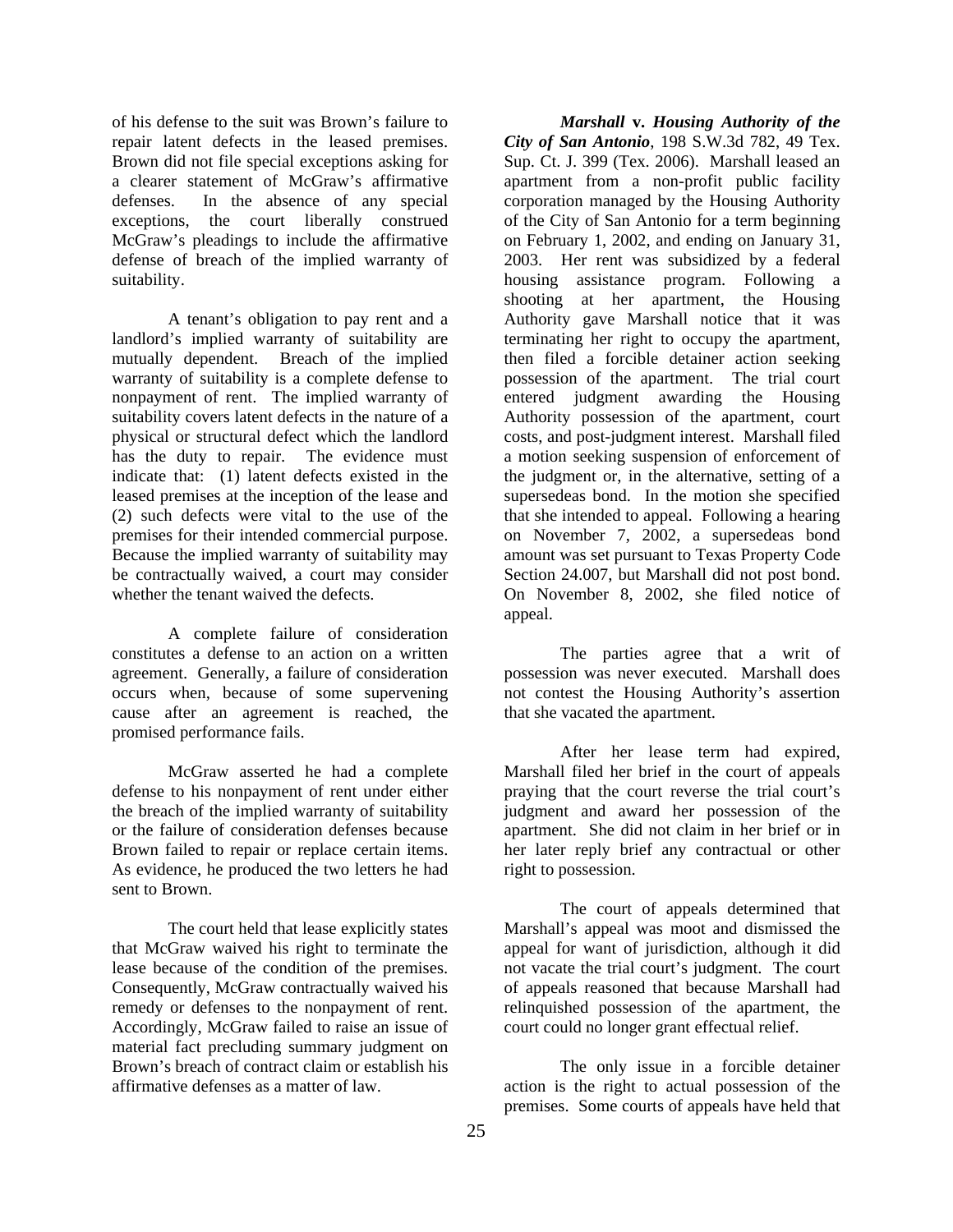of his defense to the suit was Brown's failure to repair latent defects in the leased premises. Brown did not file special exceptions asking for a clearer statement of McGraw's affirmative defenses. In the absence of any special exceptions, the court liberally construed McGraw's pleadings to include the affirmative defense of breach of the implied warranty of suitability.

A tenant's obligation to pay rent and a landlord's implied warranty of suitability are mutually dependent. Breach of the implied warranty of suitability is a complete defense to nonpayment of rent. The implied warranty of suitability covers latent defects in the nature of a physical or structural defect which the landlord has the duty to repair. The evidence must indicate that: (1) latent defects existed in the leased premises at the inception of the lease and (2) such defects were vital to the use of the premises for their intended commercial purpose. Because the implied warranty of suitability may be contractually waived, a court may consider whether the tenant waived the defects.

A complete failure of consideration constitutes a defense to an action on a written agreement. Generally, a failure of consideration occurs when, because of some supervening cause after an agreement is reached, the promised performance fails.

McGraw asserted he had a complete defense to his nonpayment of rent under either the breach of the implied warranty of suitability or the failure of consideration defenses because Brown failed to repair or replace certain items. As evidence, he produced the two letters he had sent to Brown.

The court held that lease explicitly states that McGraw waived his right to terminate the lease because of the condition of the premises. Consequently, McGraw contractually waived his remedy or defenses to the nonpayment of rent. Accordingly, McGraw failed to raise an issue of material fact precluding summary judgment on Brown's breach of contract claim or establish his affirmative defenses as a matter of law.

***Marshall* v. *Housing Authority of the City of San Antonio***, 198 S.W.3d 782, 49 Tex. Sup. Ct. J. 399 (Tex. 2006). Marshall leased an apartment from a non-profit public facility corporation managed by the Housing Authority of the City of San Antonio for a term beginning on February 1, 2002, and ending on January 31, 2003. Her rent was subsidized by a federal housing assistance program. Following a shooting at her apartment, the Housing Authority gave Marshall notice that it was terminating her right to occupy the apartment, then filed a forcible detainer action seeking possession of the apartment. The trial court entered judgment awarding the Housing Authority possession of the apartment, court costs, and post-judgment interest. Marshall filed a motion seeking suspension of enforcement of the judgment or, in the alternative, setting of a supersedeas bond. In the motion she specified that she intended to appeal. Following a hearing on November 7, 2002, a supersedeas bond amount was set pursuant to Texas Property Code Section 24.007, but Marshall did not post bond. On November 8, 2002, she filed notice of appeal.

The parties agree that a writ of possession was never executed. Marshall does not contest the Housing Authority's assertion that she vacated the apartment.

After her lease term had expired, Marshall filed her brief in the court of appeals praying that the court reverse the trial court's judgment and award her possession of the apartment. She did not claim in her brief or in her later reply brief any contractual or other right to possession.

The court of appeals determined that Marshall's appeal was moot and dismissed the appeal for want of jurisdiction, although it did not vacate the trial court's judgment. The court of appeals reasoned that because Marshall had relinquished possession of the apartment, the court could no longer grant effectual relief.

The only issue in a forcible detainer action is the right to actual possession of the premises. Some courts of appeals have held that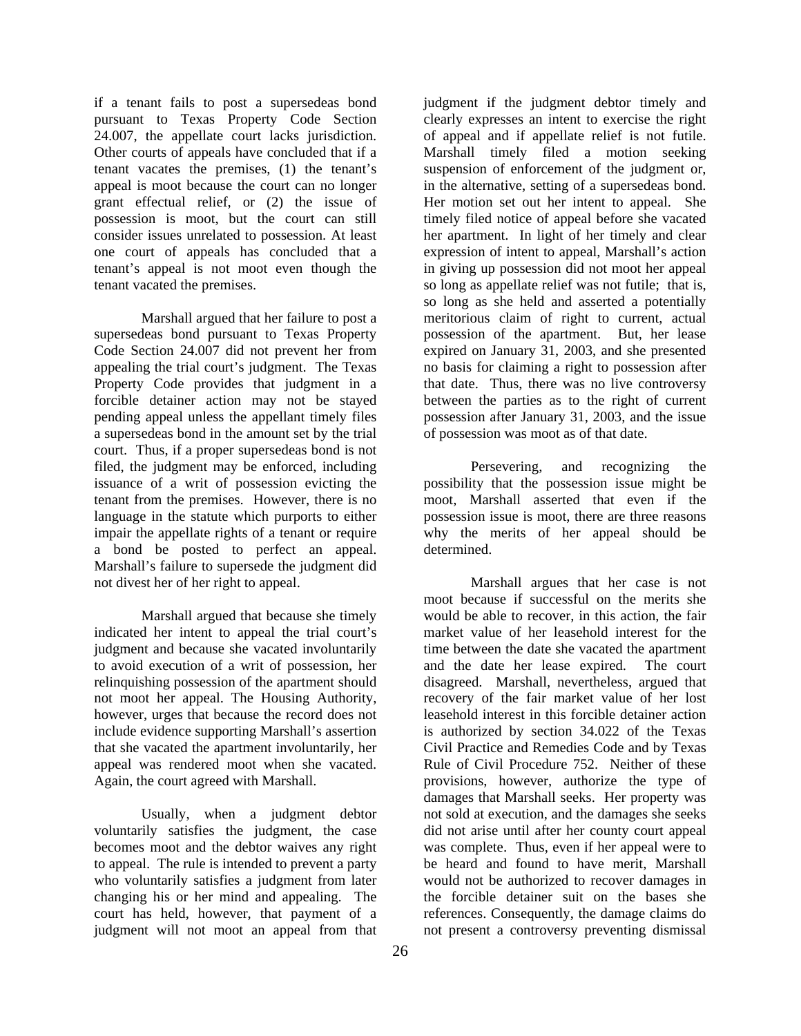if a tenant fails to post a supersedeas bond pursuant to Texas Property Code Section 24.007, the appellate court lacks jurisdiction. Other courts of appeals have concluded that if a tenant vacates the premises, (1) the tenant's appeal is moot because the court can no longer grant effectual relief, or (2) the issue of possession is moot, but the court can still consider issues unrelated to possession. At least one court of appeals has concluded that a tenant's appeal is not moot even though the tenant vacated the premises.

Marshall argued that her failure to post a supersedeas bond pursuant to Texas Property Code Section 24.007 did not prevent her from appealing the trial court's judgment. The Texas Property Code provides that judgment in a forcible detainer action may not be stayed pending appeal unless the appellant timely files a supersedeas bond in the amount set by the trial court. Thus, if a proper supersedeas bond is not filed, the judgment may be enforced, including issuance of a writ of possession evicting the tenant from the premises. However, there is no language in the statute which purports to either impair the appellate rights of a tenant or require a bond be posted to perfect an appeal. Marshall's failure to supersede the judgment did not divest her of her right to appeal.

Marshall argued that because she timely indicated her intent to appeal the trial court's judgment and because she vacated involuntarily to avoid execution of a writ of possession, her relinquishing possession of the apartment should not moot her appeal. The Housing Authority, however, urges that because the record does not include evidence supporting Marshall's assertion that she vacated the apartment involuntarily, her appeal was rendered moot when she vacated. Again, the court agreed with Marshall.

Usually, when a judgment debtor voluntarily satisfies the judgment, the case becomes moot and the debtor waives any right to appeal. The rule is intended to prevent a party who voluntarily satisfies a judgment from later changing his or her mind and appealing. The court has held, however, that payment of a judgment will not moot an appeal from that judgment if the judgment debtor timely and clearly expresses an intent to exercise the right of appeal and if appellate relief is not futile. Marshall timely filed a motion seeking suspension of enforcement of the judgment or, in the alternative, setting of a supersedeas bond. Her motion set out her intent to appeal. She timely filed notice of appeal before she vacated her apartment. In light of her timely and clear expression of intent to appeal, Marshall's action in giving up possession did not moot her appeal so long as appellate relief was not futile; that is, so long as she held and asserted a potentially meritorious claim of right to current, actual possession of the apartment. But, her lease expired on January 31, 2003, and she presented no basis for claiming a right to possession after that date. Thus, there was no live controversy between the parties as to the right of current possession after January 31, 2003, and the issue of possession was moot as of that date.

Persevering, and recognizing the possibility that the possession issue might be moot, Marshall asserted that even if the possession issue is moot, there are three reasons why the merits of her appeal should be determined.

Marshall argues that her case is not moot because if successful on the merits she would be able to recover, in this action, the fair market value of her leasehold interest for the time between the date she vacated the apartment and the date her lease expired. The court disagreed. Marshall, nevertheless, argued that recovery of the fair market value of her lost leasehold interest in this forcible detainer action is authorized by section 34.022 of the Texas Civil Practice and Remedies Code and by Texas Rule of Civil Procedure 752. Neither of these provisions, however, authorize the type of damages that Marshall seeks. Her property was not sold at execution, and the damages she seeks did not arise until after her county court appeal was complete. Thus, even if her appeal were to be heard and found to have merit, Marshall would not be authorized to recover damages in the forcible detainer suit on the bases she references. Consequently, the damage claims do not present a controversy preventing dismissal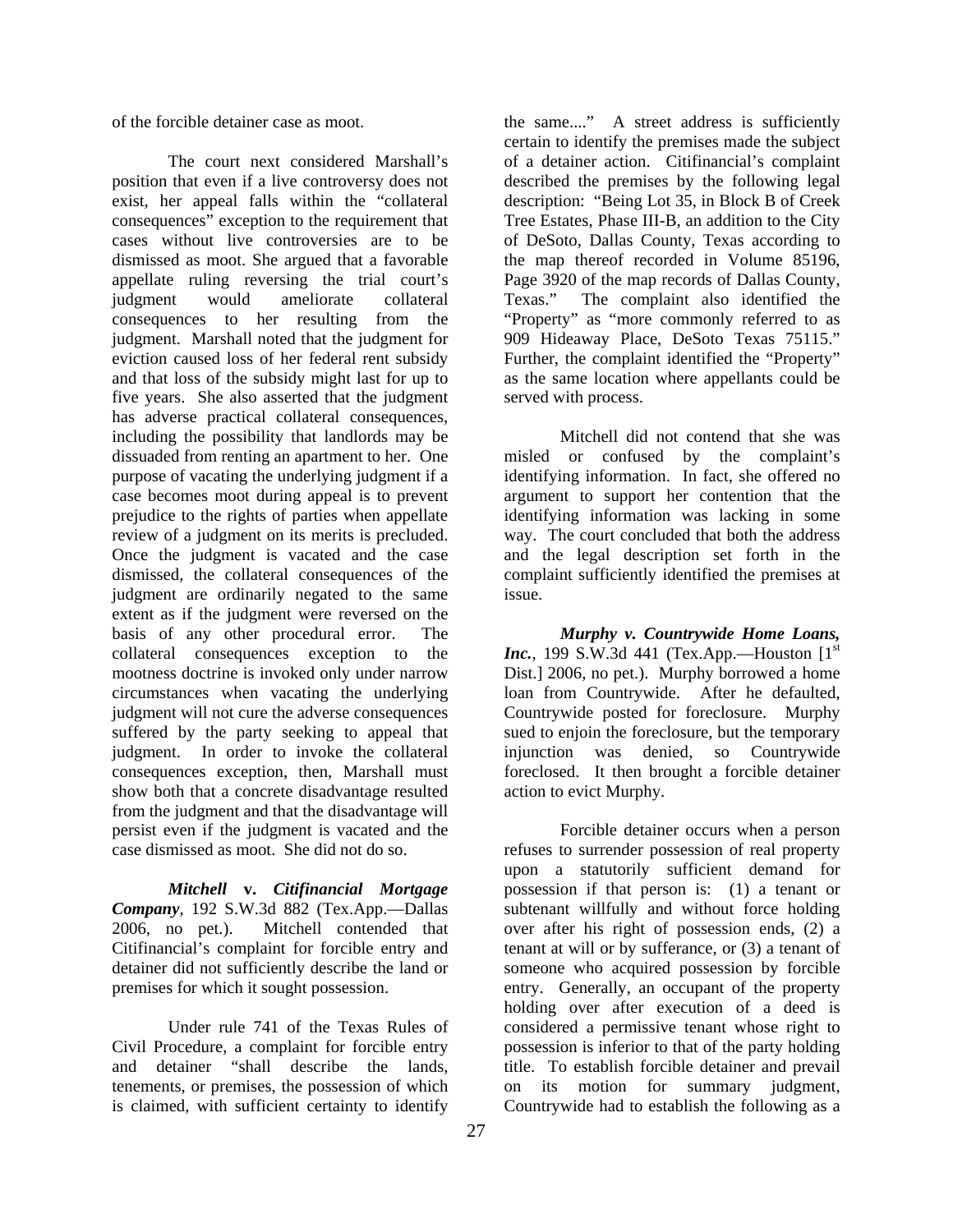of the forcible detainer case as moot.

The court next considered Marshall's position that even if a live controversy does not exist, her appeal falls within the "collateral consequences" exception to the requirement that cases without live controversies are to be dismissed as moot. She argued that a favorable appellate ruling reversing the trial court's judgment would ameliorate collateral consequences to her resulting from the judgment. Marshall noted that the judgment for eviction caused loss of her federal rent subsidy and that loss of the subsidy might last for up to five years. She also asserted that the judgment has adverse practical collateral consequences, including the possibility that landlords may be dissuaded from renting an apartment to her. One purpose of vacating the underlying judgment if a case becomes moot during appeal is to prevent prejudice to the rights of parties when appellate review of a judgment on its merits is precluded. Once the judgment is vacated and the case dismissed, the collateral consequences of the judgment are ordinarily negated to the same extent as if the judgment were reversed on the basis of any other procedural error. The collateral consequences exception to the mootness doctrine is invoked only under narrow circumstances when vacating the underlying judgment will not cure the adverse consequences suffered by the party seeking to appeal that judgment. In order to invoke the collateral consequences exception, then, Marshall must show both that a concrete disadvantage resulted from the judgment and that the disadvantage will persist even if the judgment is vacated and the case dismissed as moot. She did not do so.

***Mitchell* v. *Citifinancial Mortgage Company***, 192 S.W.3d 882 (Tex.App.—Dallas 2006, no pet.). Mitchell contended that Citifinancial's complaint for forcible entry and detainer did not sufficiently describe the land or premises for which it sought possession.

Under rule 741 of the Texas Rules of Civil Procedure, a complaint for forcible entry and detainer "shall describe the lands, tenements, or premises, the possession of which is claimed, with sufficient certainty to identify the same...." A street address is sufficiently certain to identify the premises made the subject of a detainer action. Citifinancial's complaint described the premises by the following legal description: "Being Lot 35, in Block B of Creek Tree Estates, Phase III-B, an addition to the City of DeSoto, Dallas County, Texas according to the map thereof recorded in Volume 85196, Page 3920 of the map records of Dallas County, Texas." The complaint also identified the "Property" as "more commonly referred to as 909 Hideaway Place, DeSoto Texas 75115." Further, the complaint identified the "Property" as the same location where appellants could be served with process.

Mitchell did not contend that she was misled or confused by the complaint's identifying information. In fact, she offered no argument to support her contention that the identifying information was lacking in some way. The court concluded that both the address and the legal description set forth in the complaint sufficiently identified the premises at issue.

***Murphy v. Countrywide Home Loans, Inc.***, 199 S.W.3d 441 (Tex.App.—Houston [1st Dist.] 2006, no pet.). Murphy borrowed a home loan from Countrywide. After he defaulted, Countrywide posted for foreclosure. Murphy sued to enjoin the foreclosure, but the temporary injunction was denied, so Countrywide foreclosed. It then brought a forcible detainer action to evict Murphy.

Forcible detainer occurs when a person refuses to surrender possession of real property upon a statutorily sufficient demand for possession if that person is: (1) a tenant or subtenant willfully and without force holding over after his right of possession ends, (2) a tenant at will or by sufferance, or (3) a tenant of someone who acquired possession by forcible entry. Generally, an occupant of the property holding over after execution of a deed is considered a permissive tenant whose right to possession is inferior to that of the party holding title. To establish forcible detainer and prevail on its motion for summary judgment, Countrywide had to establish the following as a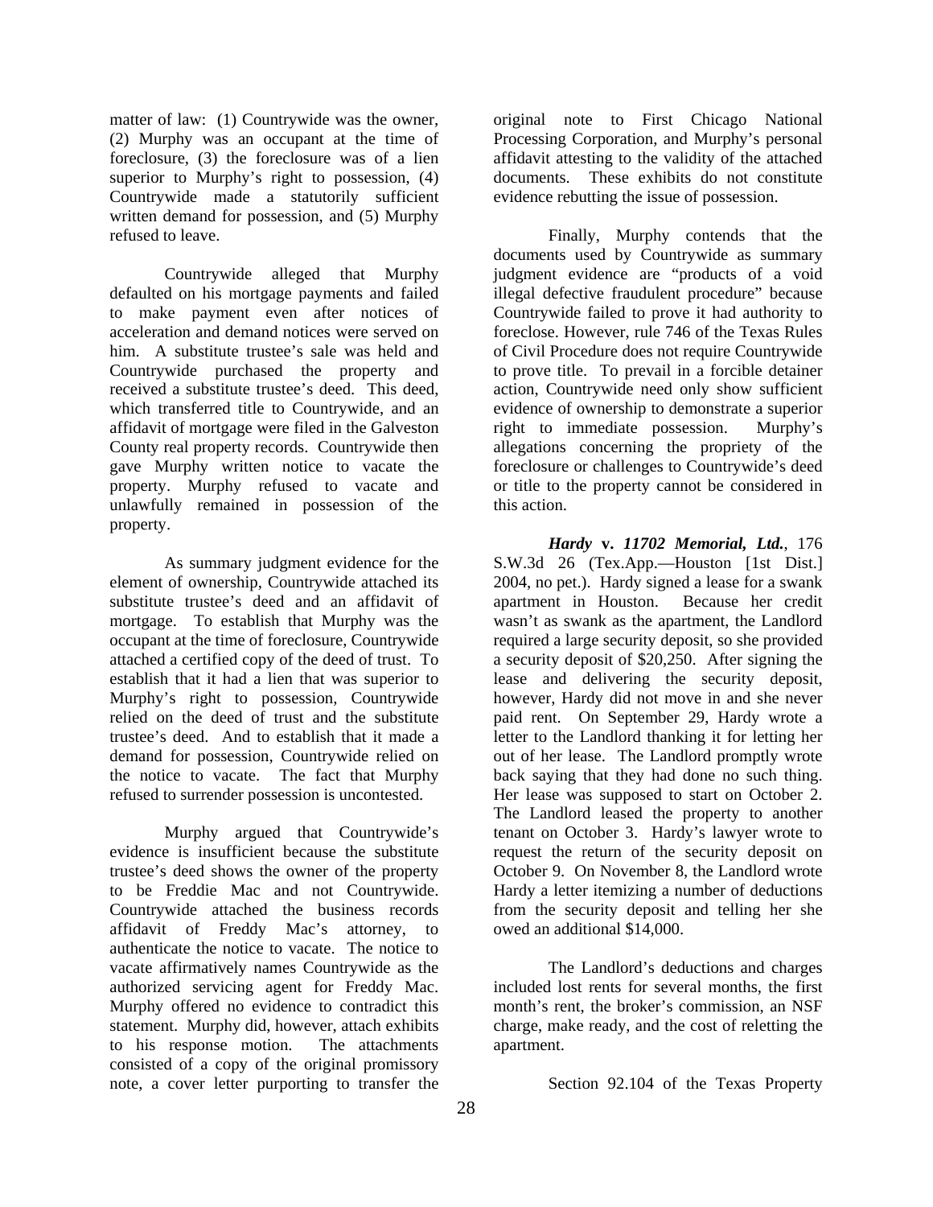matter of law: (1) Countrywide was the owner, (2) Murphy was an occupant at the time of foreclosure, (3) the foreclosure was of a lien superior to Murphy's right to possession, (4) Countrywide made a statutorily sufficient written demand for possession, and (5) Murphy refused to leave.

Countrywide alleged that Murphy defaulted on his mortgage payments and failed to make payment even after notices of acceleration and demand notices were served on him. A substitute trustee's sale was held and Countrywide purchased the property and received a substitute trustee's deed. This deed, which transferred title to Countrywide, and an affidavit of mortgage were filed in the Galveston County real property records. Countrywide then gave Murphy written notice to vacate the property. Murphy refused to vacate and unlawfully remained in possession of the property.

As summary judgment evidence for the element of ownership, Countrywide attached its substitute trustee's deed and an affidavit of mortgage. To establish that Murphy was the occupant at the time of foreclosure, Countrywide attached a certified copy of the deed of trust. To establish that it had a lien that was superior to Murphy's right to possession, Countrywide relied on the deed of trust and the substitute trustee's deed. And to establish that it made a demand for possession, Countrywide relied on the notice to vacate. The fact that Murphy refused to surrender possession is uncontested.

Murphy argued that Countrywide's evidence is insufficient because the substitute trustee's deed shows the owner of the property to be Freddie Mac and not Countrywide. Countrywide attached the business records affidavit of Freddy Mac's attorney, to authenticate the notice to vacate. The notice to vacate affirmatively names Countrywide as the authorized servicing agent for Freddy Mac. Murphy offered no evidence to contradict this statement. Murphy did, however, attach exhibits to his response motion. The attachments consisted of a copy of the original promissory note, a cover letter purporting to transfer the original note to First Chicago National Processing Corporation, and Murphy's personal affidavit attesting to the validity of the attached documents. These exhibits do not constitute evidence rebutting the issue of possession.

Finally, Murphy contends that the documents used by Countrywide as summary judgment evidence are "products of a void illegal defective fraudulent procedure" because Countrywide failed to prove it had authority to foreclose. However, rule 746 of the Texas Rules of Civil Procedure does not require Countrywide to prove title. To prevail in a forcible detainer action, Countrywide need only show sufficient evidence of ownership to demonstrate a superior right to immediate possession. Murphy's allegations concerning the propriety of the foreclosure or challenges to Countrywide's deed or title to the property cannot be considered in this action.

***Hardy* v. *11702 Memorial, Ltd.***, 176 S.W.3d 26 (Tex.App.—Houston [1st Dist.] 2004, no pet.). Hardy signed a lease for a swank apartment in Houston. Because her credit wasn't as swank as the apartment, the Landlord required a large security deposit, so she provided a security deposit of $20,250. After signing the lease and delivering the security deposit, however, Hardy did not move in and she never paid rent. On September 29, Hardy wrote a letter to the Landlord thanking it for letting her out of her lease. The Landlord promptly wrote back saying that they had done no such thing. Her lease was supposed to start on October 2. The Landlord leased the property to another tenant on October 3. Hardy's lawyer wrote to request the return of the security deposit on October 9. On November 8, the Landlord wrote Hardy a letter itemizing a number of deductions from the security deposit and telling her she owed an additional $14,000.

The Landlord's deductions and charges included lost rents for several months, the first month's rent, the broker's commission, an NSF charge, make ready, and the cost of reletting the apartment.

Section 92.104 of the Texas Property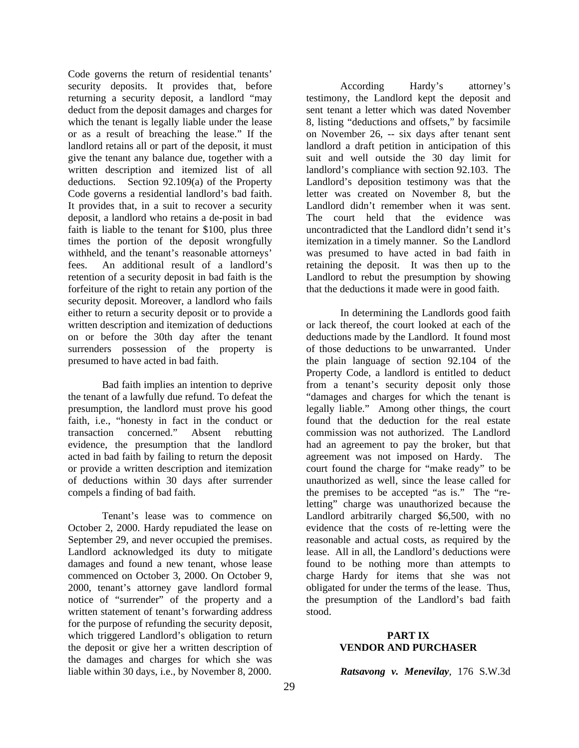Code governs the return of residential tenants' security deposits. It provides that, before returning a security deposit, a landlord "may deduct from the deposit damages and charges for which the tenant is legally liable under the lease or as a result of breaching the lease." If the landlord retains all or part of the deposit, it must give the tenant any balance due, together with a written description and itemized list of all deductions. Section 92.109(a) of the Property Code governs a residential landlord's bad faith. It provides that, in a suit to recover a security deposit, a landlord who retains a de-posit in bad faith is liable to the tenant for $100, plus three times the portion of the deposit wrongfully withheld, and the tenant's reasonable attorneys' fees. An additional result of a landlord's retention of a security deposit in bad faith is the forfeiture of the right to retain any portion of the security deposit. Moreover, a landlord who fails either to return a security deposit or to provide a written description and itemization of deductions on or before the 30th day after the tenant surrenders possession of the property is presumed to have acted in bad faith.

Bad faith implies an intention to deprive the tenant of a lawfully due refund. To defeat the presumption, the landlord must prove his good faith, i.e., "honesty in fact in the conduct or transaction concerned." Absent rebutting evidence, the presumption that the landlord acted in bad faith by failing to return the deposit or provide a written description and itemization of deductions within 30 days after surrender compels a finding of bad faith.

Tenant's lease was to commence on October 2, 2000. Hardy repudiated the lease on September 29, and never occupied the premises. Landlord acknowledged its duty to mitigate damages and found a new tenant, whose lease commenced on October 3, 2000. On October 9, 2000, tenant's attorney gave landlord formal notice of "surrender" of the property and a written statement of tenant's forwarding address for the purpose of refunding the security deposit, which triggered Landlord's obligation to return the deposit or give her a written description of the damages and charges for which she was liable within 30 days, i.e., by November 8, 2000.

According Hardy's attorney's testimony, the Landlord kept the deposit and sent tenant a letter which was dated November 8, listing "deductions and offsets," by facsimile on November 26, -- six days after tenant sent landlord a draft petition in anticipation of this suit and well outside the 30 day limit for landlord's compliance with section 92.103. The Landlord's deposition testimony was that the letter was created on November 8, but the Landlord didn't remember when it was sent. The court held that the evidence was uncontradicted that the Landlord didn't send it's itemization in a timely manner. So the Landlord was presumed to have acted in bad faith in retaining the deposit. It was then up to the Landlord to rebut the presumption by showing that the deductions it made were in good faith.

In determining the Landlords good faith or lack thereof, the court looked at each of the deductions made by the Landlord. It found most of those deductions to be unwarranted. Under the plain language of section 92.104 of the Property Code, a landlord is entitled to deduct from a tenant's security deposit only those "damages and charges for which the tenant is legally liable." Among other things, the court found that the deduction for the real estate commission was not authorized. The Landlord had an agreement to pay the broker, but that agreement was not imposed on Hardy. The court found the charge for "make ready" to be unauthorized as well, since the lease called for the premises to be accepted "as is." The "re-letting" charge was unauthorized because the Landlord arbitrarily charged $6,500, with no evidence that the costs of re-letting were the reasonable and actual costs, as required by the lease. All in all, the Landlord's deductions were found to be nothing more than attempts to charge Hardy for items that she was not obligated for under the terms of the lease. Thus, the presumption of the Landlord's bad faith stood.

## PART IX
## VENDOR AND PURCHASER

***Ratsavong v. Menevilay***, 176 S.W.3d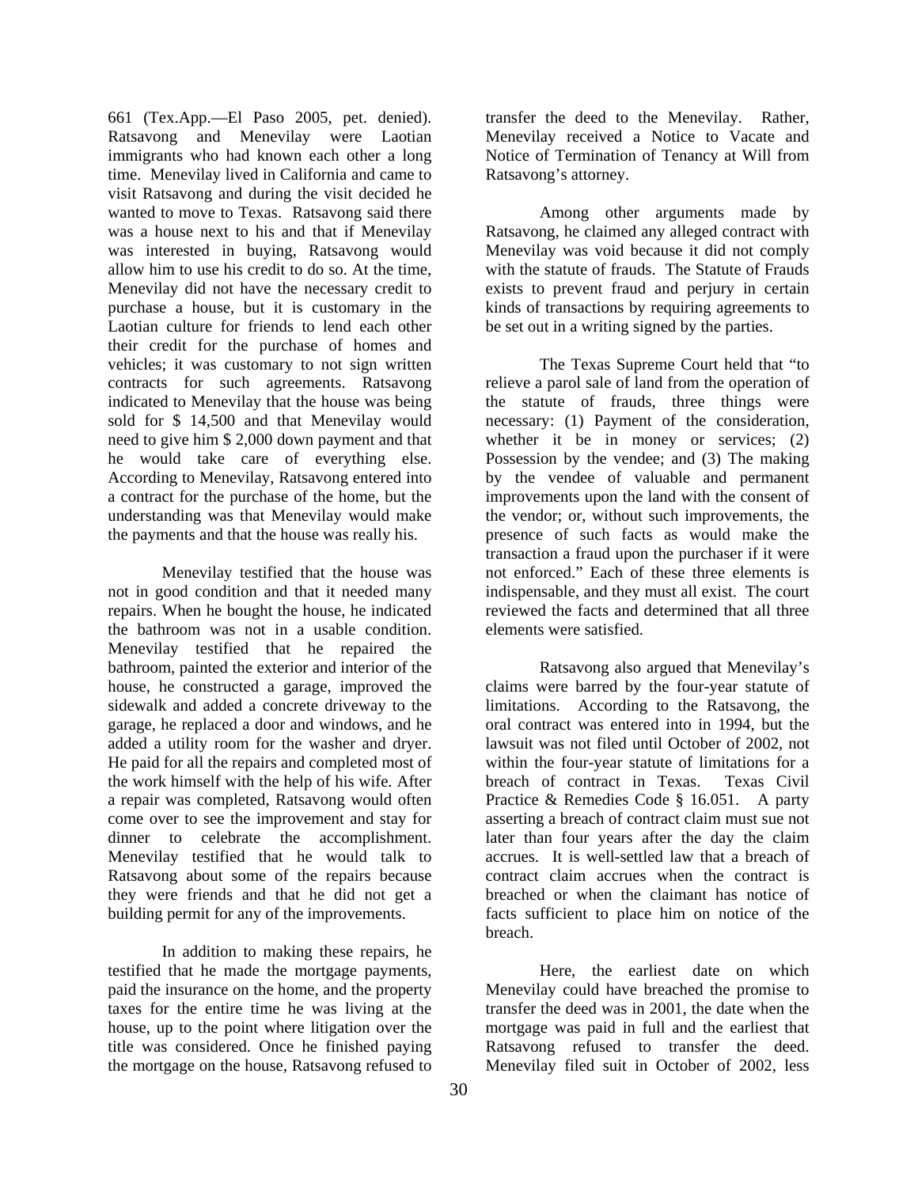661 (Tex.App.—El Paso 2005, pet. denied). Ratsavong and Menevilay were Laotian immigrants who had known each other a long time. Menevilay lived in California and came to visit Ratsavong and during the visit decided he wanted to move to Texas. Ratsavong said there was a house next to his and that if Menevilay was interested in buying, Ratsavong would allow him to use his credit to do so. At the time, Menevilay did not have the necessary credit to purchase a house, but it is customary in the Laotian culture for friends to lend each other their credit for the purchase of homes and vehicles; it was customary to not sign written contracts for such agreements. Ratsavong indicated to Menevilay that the house was being sold for $ 14,500 and that Menevilay would need to give him $ 2,000 down payment and that he would take care of everything else. According to Menevilay, Ratsavong entered into a contract for the purchase of the home, but the understanding was that Menevilay would make the payments and that the house was really his.

Menevilay testified that the house was not in good condition and that it needed many repairs. When he bought the house, he indicated the bathroom was not in a usable condition. Menevilay testified that he repaired the bathroom, painted the exterior and interior of the house, he constructed a garage, improved the sidewalk and added a concrete driveway to the garage, he replaced a door and windows, and he added a utility room for the washer and dryer. He paid for all the repairs and completed most of the work himself with the help of his wife. After a repair was completed, Ratsavong would often come over to see the improvement and stay for dinner to celebrate the accomplishment. Menevilay testified that he would talk to Ratsavong about some of the repairs because they were friends and that he did not get a building permit for any of the improvements.

In addition to making these repairs, he testified that he made the mortgage payments, paid the insurance on the home, and the property taxes for the entire time he was living at the house, up to the point where litigation over the title was considered. Once he finished paying the mortgage on the house, Ratsavong refused to transfer the deed to the Menevilay. Rather, Menevilay received a Notice to Vacate and Notice of Termination of Tenancy at Will from Ratsavong's attorney.

Among other arguments made by Ratsavong, he claimed any alleged contract with Menevilay was void because it did not comply with the statute of frauds. The Statute of Frauds exists to prevent fraud and perjury in certain kinds of transactions by requiring agreements to be set out in a writing signed by the parties.

The Texas Supreme Court held that "to relieve a parol sale of land from the operation of the statute of frauds, three things were necessary: (1) Payment of the consideration, whether it be in money or services; (2) Possession by the vendee; and (3) The making by the vendee of valuable and permanent improvements upon the land with the consent of the vendor; or, without such improvements, the presence of such facts as would make the transaction a fraud upon the purchaser if it were not enforced." Each of these three elements is indispensable, and they must all exist. The court reviewed the facts and determined that all three elements were satisfied.

Ratsavong also argued that Menevilay's claims were barred by the four-year statute of limitations. According to the Ratsavong, the oral contract was entered into in 1994, but the lawsuit was not filed until October of 2002, not within the four-year statute of limitations for a breach of contract in Texas. Texas Civil Practice & Remedies Code § 16.051. A party asserting a breach of contract claim must sue not later than four years after the day the claim accrues. It is well-settled law that a breach of contract claim accrues when the contract is breached or when the claimant has notice of facts sufficient to place him on notice of the breach.

Here, the earliest date on which Menevilay could have breached the promise to transfer the deed was in 2001, the date when the mortgage was paid in full and the earliest that Ratsavong refused to transfer the deed. Menevilay filed suit in October of 2002, less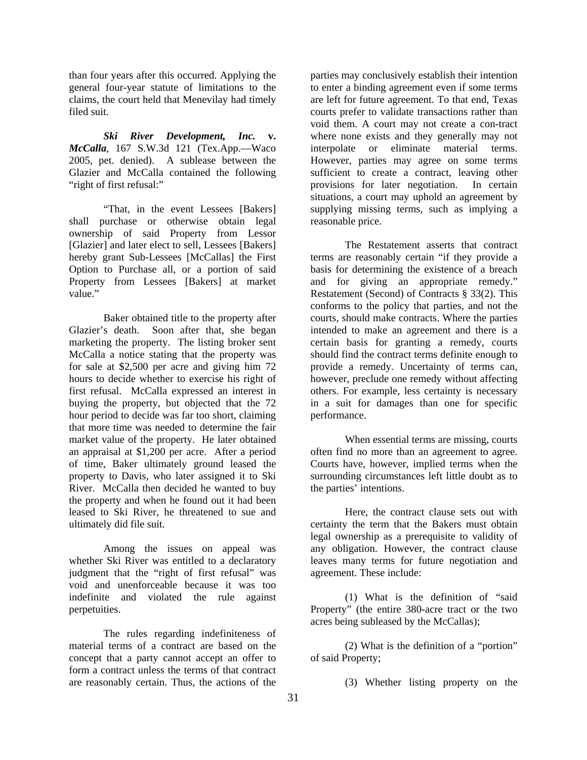than four years after this occurred. Applying the general four-year statute of limitations to the claims, the court held that Menevilay had timely filed suit.

***Ski River Development, Inc.* v. *McCalla***, 167 S.W.3d 121 (Tex.App.—Waco 2005, pet. denied). A sublease between the Glazier and McCalla contained the following "right of first refusal:"

"That, in the event Lessees [Bakers] shall purchase or otherwise obtain legal ownership of said Property from Lessor [Glazier] and later elect to sell, Lessees [Bakers] hereby grant Sub-Lessees [McCallas] the First Option to Purchase all, or a portion of said Property from Lessees [Bakers] at market value."

Baker obtained title to the property after Glazier's death. Soon after that, she began marketing the property. The listing broker sent McCalla a notice stating that the property was for sale at $2,500 per acre and giving him 72 hours to decide whether to exercise his right of first refusal. McCalla expressed an interest in buying the property, but objected that the 72 hour period to decide was far too short, claiming that more time was needed to determine the fair market value of the property. He later obtained an appraisal at $1,200 per acre. After a period of time, Baker ultimately ground leased the property to Davis, who later assigned it to Ski River. McCalla then decided he wanted to buy the property and when he found out it had been leased to Ski River, he threatened to sue and ultimately did file suit.

Among the issues on appeal was whether Ski River was entitled to a declaratory judgment that the "right of first refusal" was void and unenforceable because it was too indefinite and violated the rule against perpetuities.

The rules regarding indefiniteness of material terms of a contract are based on the concept that a party cannot accept an offer to form a contract unless the terms of that contract are reasonably certain. Thus, the actions of the parties may conclusively establish their intention to enter a binding agreement even if some terms are left for future agreement. To that end, Texas courts prefer to validate transactions rather than void them. A court may not create a con-tract where none exists and they generally may not interpolate or eliminate material terms. However, parties may agree on some terms sufficient to create a contract, leaving other provisions for later negotiation. In certain situations, a court may uphold an agreement by supplying missing terms, such as implying a reasonable price.

The Restatement asserts that contract terms are reasonably certain "if they provide a basis for determining the existence of a breach and for giving an appropriate remedy." Restatement (Second) of Contracts § 33(2). This conforms to the policy that parties, and not the courts, should make contracts. Where the parties intended to make an agreement and there is a certain basis for granting a remedy, courts should find the contract terms definite enough to provide a remedy. Uncertainty of terms can, however, preclude one remedy without affecting others. For example, less certainty is necessary in a suit for damages than one for specific performance.

When essential terms are missing, courts often find no more than an agreement to agree. Courts have, however, implied terms when the surrounding circumstances left little doubt as to the parties' intentions.

Here, the contract clause sets out with certainty the term that the Bakers must obtain legal ownership as a prerequisite to validity of any obligation. However, the contract clause leaves many terms for future negotiation and agreement. These include:

(1) What is the definition of "said Property" (the entire 380-acre tract or the two acres being subleased by the McCallas);

(2) What is the definition of a "portion" of said Property;

(3) Whether listing property on the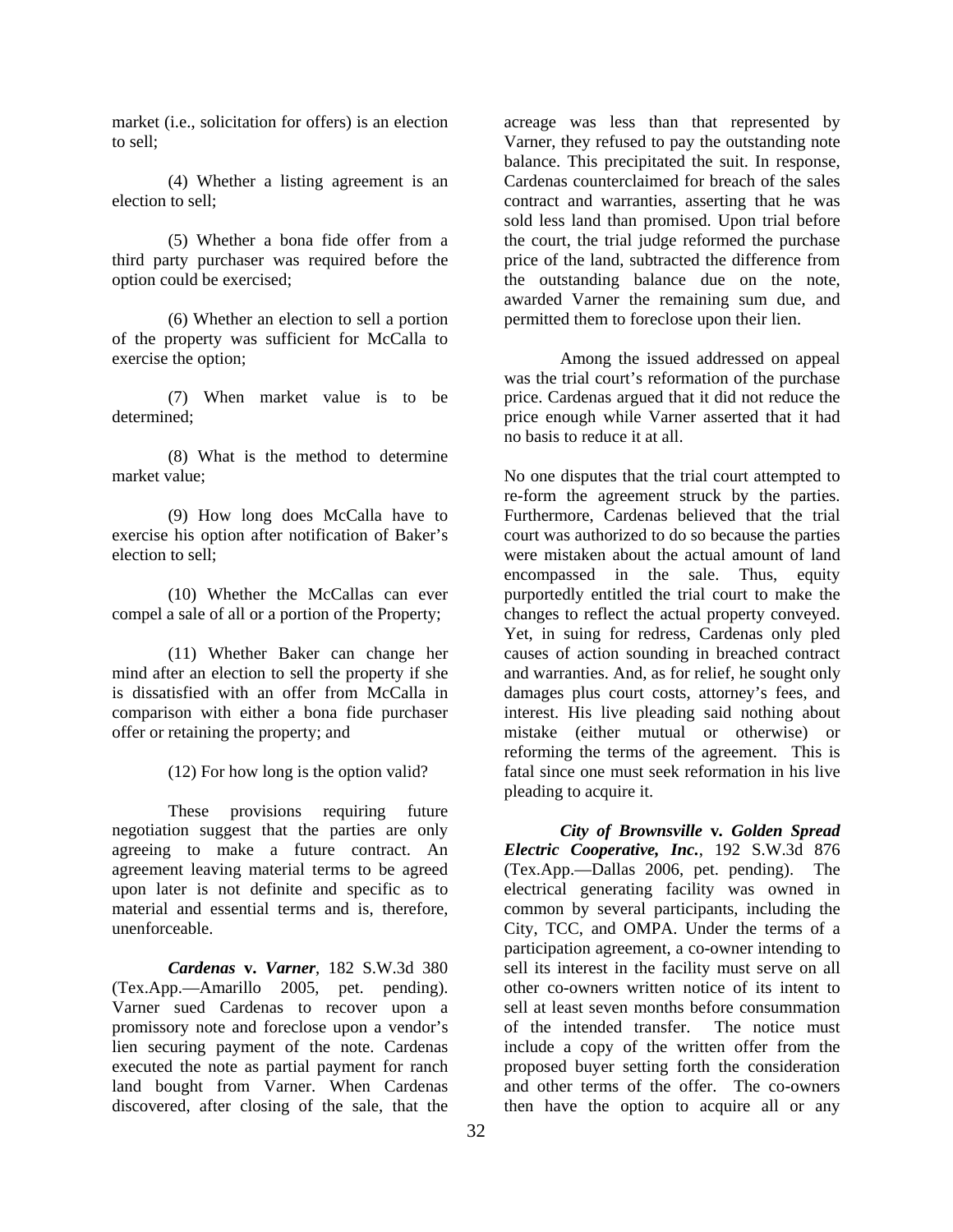market (i.e., solicitation for offers) is an election to sell;

(4) Whether a listing agreement is an election to sell;

(5) Whether a bona fide offer from a third party purchaser was required before the option could be exercised;

(6) Whether an election to sell a portion of the property was sufficient for McCalla to exercise the option;

(7) When market value is to be determined;

(8) What is the method to determine market value;

(9) How long does McCalla have to exercise his option after notification of Baker's election to sell;

(10) Whether the McCallas can ever compel a sale of all or a portion of the Property;

(11) Whether Baker can change her mind after an election to sell the property if she is dissatisfied with an offer from McCalla in comparison with either a bona fide purchaser offer or retaining the property; and

(12) For how long is the option valid?

These provisions requiring future negotiation suggest that the parties are only agreeing to make a future contract. An agreement leaving material terms to be agreed upon later is not definite and specific as to material and essential terms and is, therefore, unenforceable.

***Cardenas* v. *Varner***, 182 S.W.3d 380 (Tex.App.—Amarillo 2005, pet. pending). Varner sued Cardenas to recover upon a promissory note and foreclose upon a vendor's lien securing payment of the note. Cardenas executed the note as partial payment for ranch land bought from Varner. When Cardenas discovered, after closing of the sale, that the acreage was less than that represented by Varner, they refused to pay the outstanding note balance. This precipitated the suit. In response, Cardenas counterclaimed for breach of the sales contract and warranties, asserting that he was sold less land than promised. Upon trial before the court, the trial judge reformed the purchase price of the land, subtracted the difference from the outstanding balance due on the note, awarded Varner the remaining sum due, and permitted them to foreclose upon their lien.

Among the issued addressed on appeal was the trial court's reformation of the purchase price. Cardenas argued that it did not reduce the price enough while Varner asserted that it had no basis to reduce it at all.

No one disputes that the trial court attempted to re-form the agreement struck by the parties. Furthermore, Cardenas believed that the trial court was authorized to do so because the parties were mistaken about the actual amount of land encompassed in the sale. Thus, equity purportedly entitled the trial court to make the changes to reflect the actual property conveyed. Yet, in suing for redress, Cardenas only pled causes of action sounding in breached contract and warranties. And, as for relief, he sought only damages plus court costs, attorney's fees, and interest. His live pleading said nothing about mistake (either mutual or otherwise) or reforming the terms of the agreement. This is fatal since one must seek reformation in his live pleading to acquire it.

***City of Brownsville* v. *Golden Spread Electric Cooperative, Inc.***, 192 S.W.3d 876 (Tex.App.—Dallas 2006, pet. pending). The electrical generating facility was owned in common by several participants, including the City, TCC, and OMPA. Under the terms of a participation agreement, a co-owner intending to sell its interest in the facility must serve on all other co-owners written notice of its intent to sell at least seven months before consummation of the intended transfer. The notice must include a copy of the written offer from the proposed buyer setting forth the consideration and other terms of the offer. The co-owners then have the option to acquire all or any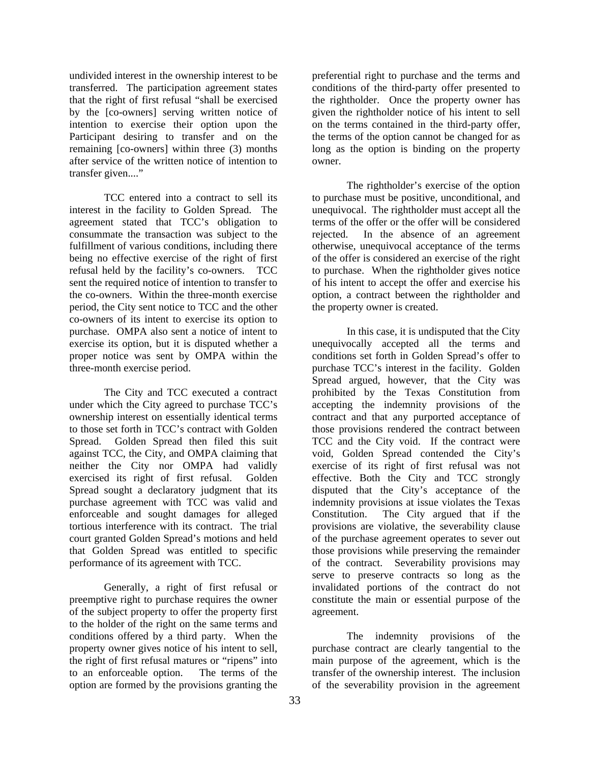undivided interest in the ownership interest to be transferred. The participation agreement states that the right of first refusal "shall be exercised by the [co-owners] serving written notice of intention to exercise their option upon the Participant desiring to transfer and on the remaining [co-owners] within three (3) months after service of the written notice of intention to transfer given...."

TCC entered into a contract to sell its interest in the facility to Golden Spread. The agreement stated that TCC's obligation to consummate the transaction was subject to the fulfillment of various conditions, including there being no effective exercise of the right of first refusal held by the facility's co-owners. TCC sent the required notice of intention to transfer to the co-owners. Within the three-month exercise period, the City sent notice to TCC and the other co-owners of its intent to exercise its option to purchase. OMPA also sent a notice of intent to exercise its option, but it is disputed whether a proper notice was sent by OMPA within the three-month exercise period.

The City and TCC executed a contract under which the City agreed to purchase TCC's ownership interest on essentially identical terms to those set forth in TCC's contract with Golden Spread. Golden Spread then filed this suit against TCC, the City, and OMPA claiming that neither the City nor OMPA had validly exercised its right of first refusal. Golden Spread sought a declaratory judgment that its purchase agreement with TCC was valid and enforceable and sought damages for alleged tortious interference with its contract. The trial court granted Golden Spread's motions and held that Golden Spread was entitled to specific performance of its agreement with TCC.

Generally, a right of first refusal or preemptive right to purchase requires the owner of the subject property to offer the property first to the holder of the right on the same terms and conditions offered by a third party. When the property owner gives notice of his intent to sell, the right of first refusal matures or "ripens" into to an enforceable option. The terms of the option are formed by the provisions granting the preferential right to purchase and the terms and conditions of the third-party offer presented to the rightholder. Once the property owner has given the rightholder notice of his intent to sell on the terms contained in the third-party offer, the terms of the option cannot be changed for as long as the option is binding on the property owner.

The rightholder's exercise of the option to purchase must be positive, unconditional, and unequivocal. The rightholder must accept all the terms of the offer or the offer will be considered rejected. In the absence of an agreement otherwise, unequivocal acceptance of the terms of the offer is considered an exercise of the right to purchase. When the rightholder gives notice of his intent to accept the offer and exercise his option, a contract between the rightholder and the property owner is created.

In this case, it is undisputed that the City unequivocally accepted all the terms and conditions set forth in Golden Spread's offer to purchase TCC's interest in the facility. Golden Spread argued, however, that the City was prohibited by the Texas Constitution from accepting the indemnity provisions of the contract and that any purported acceptance of those provisions rendered the contract between TCC and the City void. If the contract were void, Golden Spread contended the City's exercise of its right of first refusal was not effective. Both the City and TCC strongly disputed that the City's acceptance of the indemnity provisions at issue violates the Texas Constitution. The City argued that if the provisions are violative, the severability clause of the purchase agreement operates to sever out those provisions while preserving the remainder of the contract. Severability provisions may serve to preserve contracts so long as the invalidated portions of the contract do not constitute the main or essential purpose of the agreement.

The indemnity provisions of the purchase contract are clearly tangential to the main purpose of the agreement, which is the transfer of the ownership interest. The inclusion of the severability provision in the agreement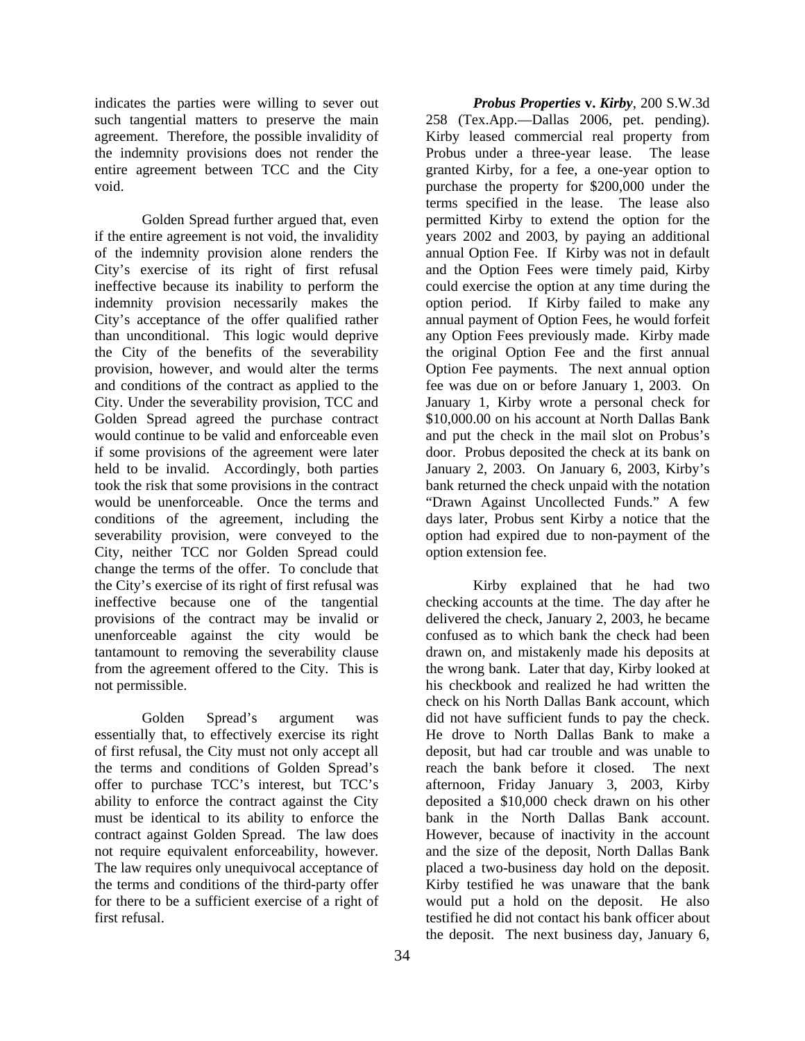indicates the parties were willing to sever out such tangential matters to preserve the main agreement. Therefore, the possible invalidity of the indemnity provisions does not render the entire agreement between TCC and the City void.

Golden Spread further argued that, even if the entire agreement is not void, the invalidity of the indemnity provision alone renders the City's exercise of its right of first refusal ineffective because its inability to perform the indemnity provision necessarily makes the City's acceptance of the offer qualified rather than unconditional. This logic would deprive the City of the benefits of the severability provision, however, and would alter the terms and conditions of the contract as applied to the City. Under the severability provision, TCC and Golden Spread agreed the purchase contract would continue to be valid and enforceable even if some provisions of the agreement were later held to be invalid. Accordingly, both parties took the risk that some provisions in the contract would be unenforceable. Once the terms and conditions of the agreement, including the severability provision, were conveyed to the City, neither TCC nor Golden Spread could change the terms of the offer. To conclude that the City's exercise of its right of first refusal was ineffective because one of the tangential provisions of the contract may be invalid or unenforceable against the city would be tantamount to removing the severability clause from the agreement offered to the City. This is not permissible.

Golden Spread's argument was essentially that, to effectively exercise its right of first refusal, the City must not only accept all the terms and conditions of Golden Spread's offer to purchase TCC's interest, but TCC's ability to enforce the contract against the City must be identical to its ability to enforce the contract against Golden Spread. The law does not require equivalent enforceability, however. The law requires only unequivocal acceptance of the terms and conditions of the third-party offer for there to be a sufficient exercise of a right of first refusal.

***Probus Properties* v. *Kirby***, 200 S.W.3d 258 (Tex.App.—Dallas 2006, pet. pending). Kirby leased commercial real property from Probus under a three-year lease. The lease granted Kirby, for a fee, a one-year option to purchase the property for $200,000 under the terms specified in the lease. The lease also permitted Kirby to extend the option for the years 2002 and 2003, by paying an additional annual Option Fee. If Kirby was not in default and the Option Fees were timely paid, Kirby could exercise the option at any time during the option period. If Kirby failed to make any annual payment of Option Fees, he would forfeit any Option Fees previously made. Kirby made the original Option Fee and the first annual Option Fee payments. The next annual option fee was due on or before January 1, 2003. On January 1, Kirby wrote a personal check for $10,000.00 on his account at North Dallas Bank and put the check in the mail slot on Probus's door. Probus deposited the check at its bank on January 2, 2003. On January 6, 2003, Kirby's bank returned the check unpaid with the notation "Drawn Against Uncollected Funds." A few days later, Probus sent Kirby a notice that the option had expired due to non-payment of the option extension fee.

Kirby explained that he had two checking accounts at the time. The day after he delivered the check, January 2, 2003, he became confused as to which bank the check had been drawn on, and mistakenly made his deposits at the wrong bank. Later that day, Kirby looked at his checkbook and realized he had written the check on his North Dallas Bank account, which did not have sufficient funds to pay the check. He drove to North Dallas Bank to make a deposit, but had car trouble and was unable to reach the bank before it closed. The next afternoon, Friday January 3, 2003, Kirby deposited a $10,000 check drawn on his other bank in the North Dallas Bank account. However, because of inactivity in the account and the size of the deposit, North Dallas Bank placed a two-business day hold on the deposit. Kirby testified he was unaware that the bank would put a hold on the deposit. He also testified he did not contact his bank officer about the deposit. The next business day, January 6,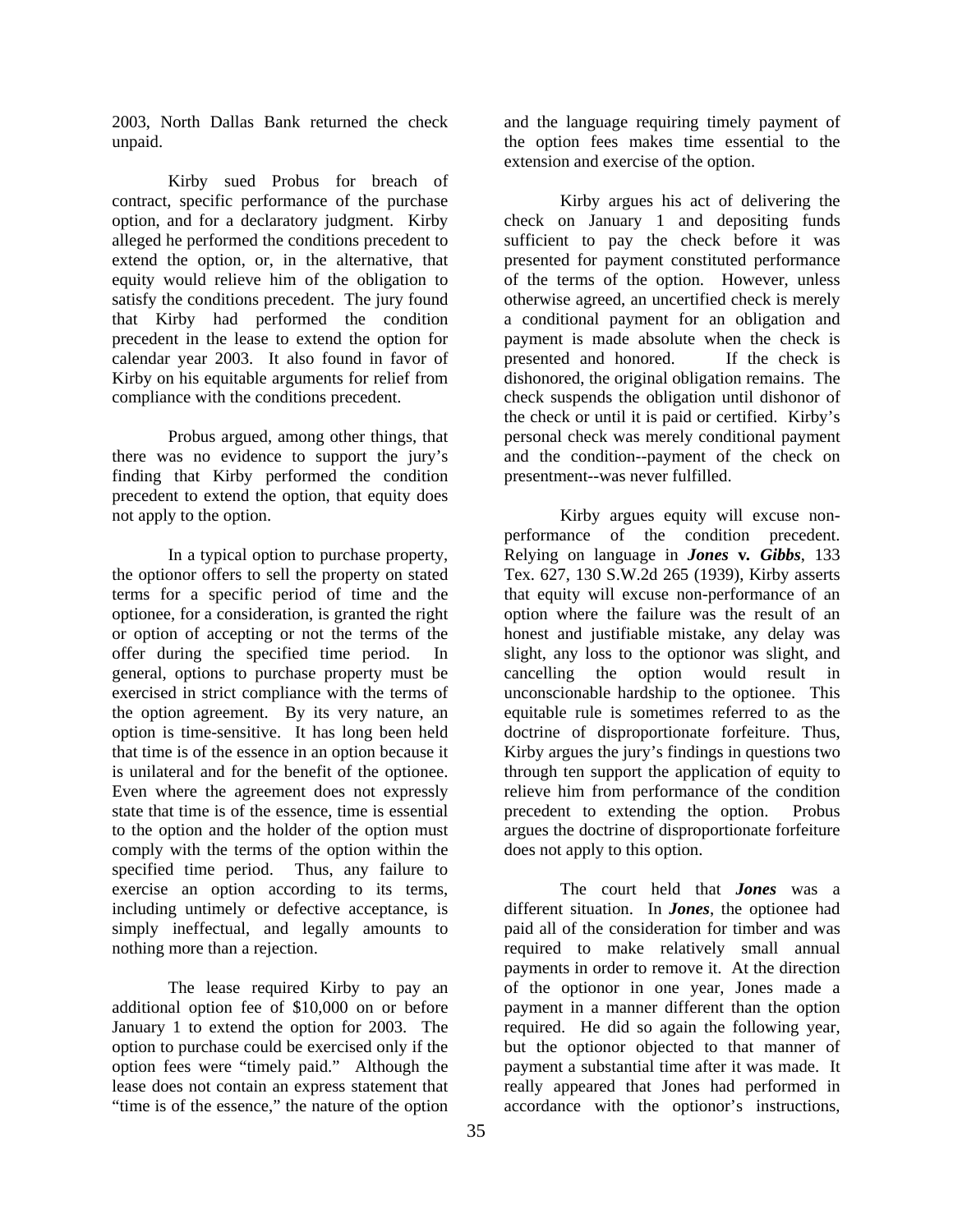2003, North Dallas Bank returned the check unpaid.

Kirby sued Probus for breach of contract, specific performance of the purchase option, and for a declaratory judgment. Kirby alleged he performed the conditions precedent to extend the option, or, in the alternative, that equity would relieve him of the obligation to satisfy the conditions precedent. The jury found that Kirby had performed the condition precedent in the lease to extend the option for calendar year 2003. It also found in favor of Kirby on his equitable arguments for relief from compliance with the conditions precedent.

Probus argued, among other things, that there was no evidence to support the jury's finding that Kirby performed the condition precedent to extend the option, that equity does not apply to the option.

In a typical option to purchase property, the optionor offers to sell the property on stated terms for a specific period of time and the optionee, for a consideration, is granted the right or option of accepting or not the terms of the offer during the specified time period. In general, options to purchase property must be exercised in strict compliance with the terms of the option agreement. By its very nature, an option is time-sensitive. It has long been held that time is of the essence in an option because it is unilateral and for the benefit of the optionee. Even where the agreement does not expressly state that time is of the essence, time is essential to the option and the holder of the option must comply with the terms of the option within the specified time period. Thus, any failure to exercise an option according to its terms, including untimely or defective acceptance, is simply ineffectual, and legally amounts to nothing more than a rejection.

The lease required Kirby to pay an additional option fee of $10,000 on or before January 1 to extend the option for 2003. The option to purchase could be exercised only if the option fees were "timely paid." Although the lease does not contain an express statement that "time is of the essence," the nature of the option and the language requiring timely payment of the option fees makes time essential to the extension and exercise of the option.

Kirby argues his act of delivering the check on January 1 and depositing funds sufficient to pay the check before it was presented for payment constituted performance of the terms of the option. However, unless otherwise agreed, an uncertified check is merely a conditional payment for an obligation and payment is made absolute when the check is presented and honored. If the check is dishonored, the original obligation remains. The check suspends the obligation until dishonor of the check or until it is paid or certified. Kirby's personal check was merely conditional payment and the condition--payment of the check on presentment--was never fulfilled.

Kirby argues equity will excuse non-performance of the condition precedent. Relying on language in ***Jones* v. *Gibbs***, 133 Tex. 627, 130 S.W.2d 265 (1939), Kirby asserts that equity will excuse non-performance of an option where the failure was the result of an honest and justifiable mistake, any delay was slight, any loss to the optionor was slight, and cancelling the option would result in unconscionable hardship to the optionee. This equitable rule is sometimes referred to as the doctrine of disproportionate forfeiture. Thus, Kirby argues the jury's findings in questions two through ten support the application of equity to relieve him from performance of the condition precedent to extending the option. Probus argues the doctrine of disproportionate forfeiture does not apply to this option.

The court held that ***Jones*** was a different situation. In ***Jones***, the optionee had paid all of the consideration for timber and was required to make relatively small annual payments in order to remove it. At the direction of the optionor in one year, Jones made a payment in a manner different than the option required. He did so again the following year, but the optionor objected to that manner of payment a substantial time after it was made. It really appeared that Jones had performed in accordance with the optionor's instructions,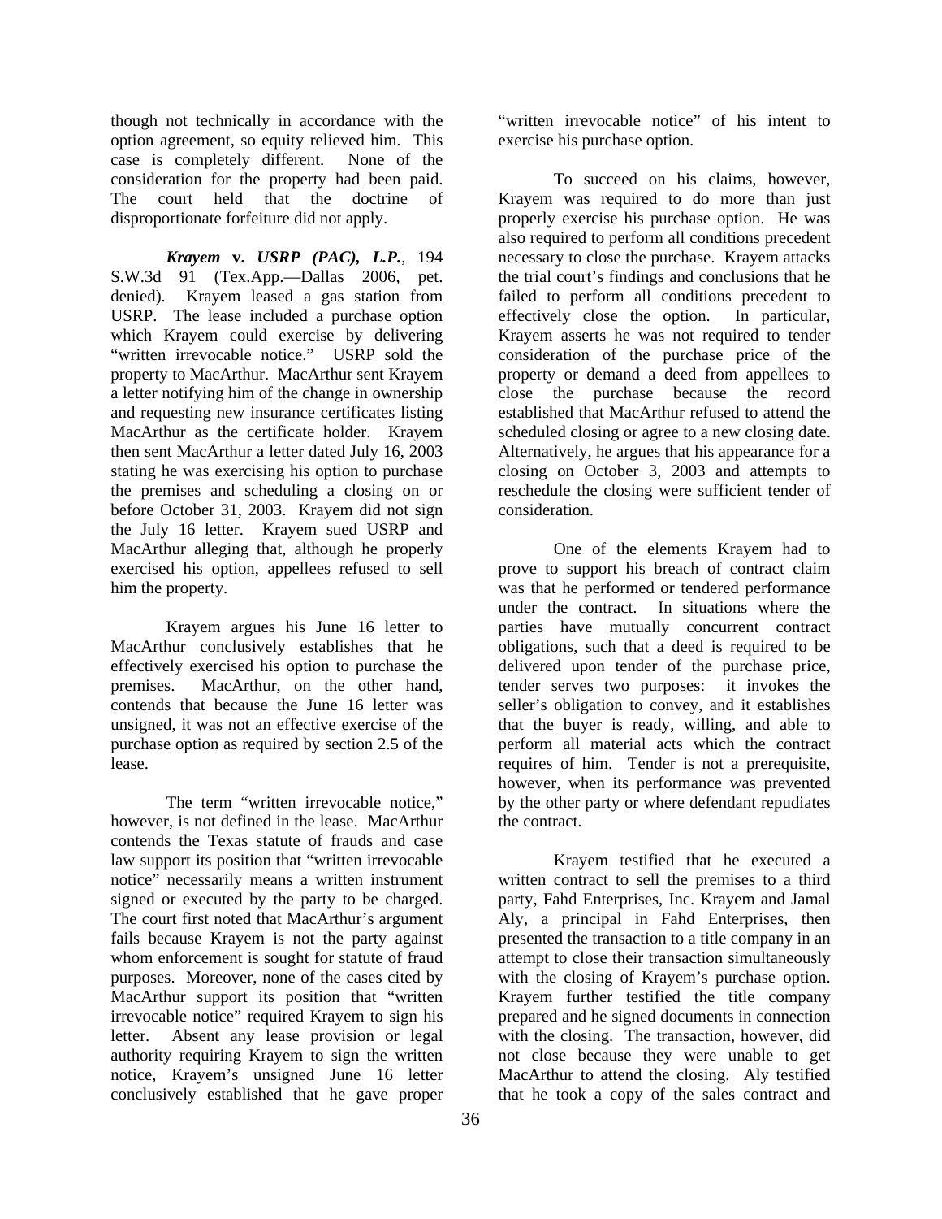though not technically in accordance with the option agreement, so equity relieved him. This case is completely different. None of the consideration for the property had been paid. The court held that the doctrine of disproportionate forfeiture did not apply.

***Krayem* v. *USRP (PAC), L.P.***, 194 S.W.3d 91 (Tex.App.—Dallas 2006, pet. denied). Krayem leased a gas station from USRP. The lease included a purchase option which Krayem could exercise by delivering "written irrevocable notice." USRP sold the property to MacArthur. MacArthur sent Krayem a letter notifying him of the change in ownership and requesting new insurance certificates listing MacArthur as the certificate holder. Krayem then sent MacArthur a letter dated July 16, 2003 stating he was exercising his option to purchase the premises and scheduling a closing on or before October 31, 2003. Krayem did not sign the July 16 letter. Krayem sued USRP and MacArthur alleging that, although he properly exercised his option, appellees refused to sell him the property.

Krayem argues his June 16 letter to MacArthur conclusively establishes that he effectively exercised his option to purchase the premises. MacArthur, on the other hand, contends that because the June 16 letter was unsigned, it was not an effective exercise of the purchase option as required by section 2.5 of the lease.

The term "written irrevocable notice," however, is not defined in the lease. MacArthur contends the Texas statute of frauds and case law support its position that "written irrevocable notice" necessarily means a written instrument signed or executed by the party to be charged. The court first noted that MacArthur's argument fails because Krayem is not the party against whom enforcement is sought for statute of fraud purposes. Moreover, none of the cases cited by MacArthur support its position that "written irrevocable notice" required Krayem to sign his letter. Absent any lease provision or legal authority requiring Krayem to sign the written notice, Krayem's unsigned June 16 letter conclusively established that he gave proper "written irrevocable notice" of his intent to exercise his purchase option.

To succeed on his claims, however, Krayem was required to do more than just properly exercise his purchase option. He was also required to perform all conditions precedent necessary to close the purchase. Krayem attacks the trial court's findings and conclusions that he failed to perform all conditions precedent to effectively close the option. In particular, Krayem asserts he was not required to tender consideration of the purchase price of the property or demand a deed from appellees to close the purchase because the record established that MacArthur refused to attend the scheduled closing or agree to a new closing date. Alternatively, he argues that his appearance for a closing on October 3, 2003 and attempts to reschedule the closing were sufficient tender of consideration.

One of the elements Krayem had to prove to support his breach of contract claim was that he performed or tendered performance under the contract. In situations where the parties have mutually concurrent contract obligations, such that a deed is required to be delivered upon tender of the purchase price, tender serves two purposes: it invokes the seller's obligation to convey, and it establishes that the buyer is ready, willing, and able to perform all material acts which the contract requires of him. Tender is not a prerequisite, however, when its performance was prevented by the other party or where defendant repudiates the contract.

Krayem testified that he executed a written contract to sell the premises to a third party, Fahd Enterprises, Inc. Krayem and Jamal Aly, a principal in Fahd Enterprises, then presented the transaction to a title company in an attempt to close their transaction simultaneously with the closing of Krayem's purchase option. Krayem further testified the title company prepared and he signed documents in connection with the closing. The transaction, however, did not close because they were unable to get MacArthur to attend the closing. Aly testified that he took a copy of the sales contract and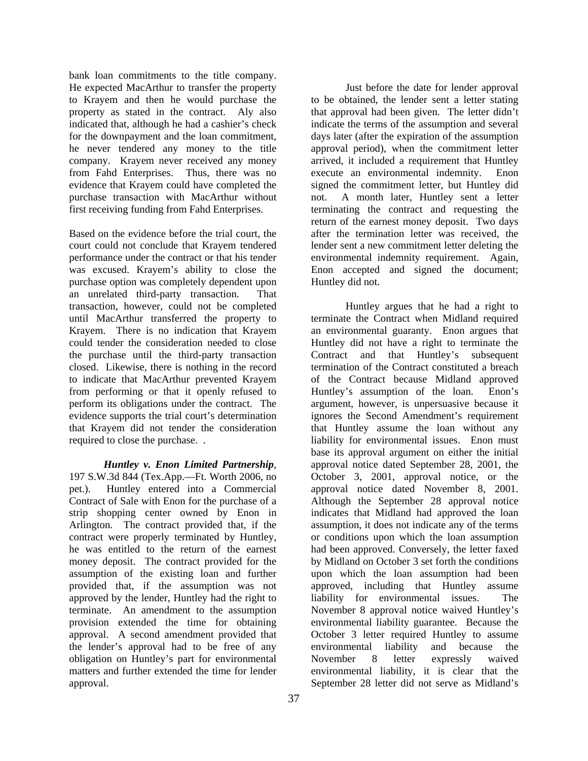bank loan commitments to the title company. He expected MacArthur to transfer the property to Krayem and then he would purchase the property as stated in the contract. Aly also indicated that, although he had a cashier's check for the downpayment and the loan commitment, he never tendered any money to the title company. Krayem never received any money from Fahd Enterprises. Thus, there was no evidence that Krayem could have completed the purchase transaction with MacArthur without first receiving funding from Fahd Enterprises.

Based on the evidence before the trial court, the court could not conclude that Krayem tendered performance under the contract or that his tender was excused. Krayem's ability to close the purchase option was completely dependent upon an unrelated third-party transaction. That transaction, however, could not be completed until MacArthur transferred the property to Krayem. There is no indication that Krayem could tender the consideration needed to close the purchase until the third-party transaction closed. Likewise, there is nothing in the record to indicate that MacArthur prevented Krayem from performing or that it openly refused to perform its obligations under the contract. The evidence supports the trial court's determination that Krayem did not tender the consideration required to close the purchase. .

***Huntley v. Enon Limited Partnership***, 197 S.W.3d 844 (Tex.App.—Ft. Worth 2006, no pet.). Huntley entered into a Commercial Contract of Sale with Enon for the purchase of a strip shopping center owned by Enon in Arlington. The contract provided that, if the contract were properly terminated by Huntley, he was entitled to the return of the earnest money deposit. The contract provided for the assumption of the existing loan and further provided that, if the assumption was not approved by the lender, Huntley had the right to terminate. An amendment to the assumption provision extended the time for obtaining approval. A second amendment provided that the lender's approval had to be free of any obligation on Huntley's part for environmental matters and further extended the time for lender approval.

Just before the date for lender approval to be obtained, the lender sent a letter stating that approval had been given. The letter didn't indicate the terms of the assumption and several days later (after the expiration of the assumption approval period), when the commitment letter arrived, it included a requirement that Huntley execute an environmental indemnity. Enon signed the commitment letter, but Huntley did not. A month later, Huntley sent a letter terminating the contract and requesting the return of the earnest money deposit. Two days after the termination letter was received, the lender sent a new commitment letter deleting the environmental indemnity requirement. Again, Enon accepted and signed the document; Huntley did not.

Huntley argues that he had a right to terminate the Contract when Midland required an environmental guaranty. Enon argues that Huntley did not have a right to terminate the Contract and that Huntley's subsequent termination of the Contract constituted a breach of the Contract because Midland approved Huntley's assumption of the loan. Enon's argument, however, is unpersuasive because it ignores the Second Amendment's requirement that Huntley assume the loan without any liability for environmental issues. Enon must base its approval argument on either the initial approval notice dated September 28, 2001, the October 3, 2001, approval notice, or the approval notice dated November 8, 2001. Although the September 28 approval notice indicates that Midland had approved the loan assumption, it does not indicate any of the terms or conditions upon which the loan assumption had been approved. Conversely, the letter faxed by Midland on October 3 set forth the conditions upon which the loan assumption had been approved, including that Huntley assume liability for environmental issues. The November 8 approval notice waived Huntley's environmental liability guarantee. Because the October 3 letter required Huntley to assume environmental liability and because the November 8 letter expressly waived environmental liability, it is clear that the September 28 letter did not serve as Midland's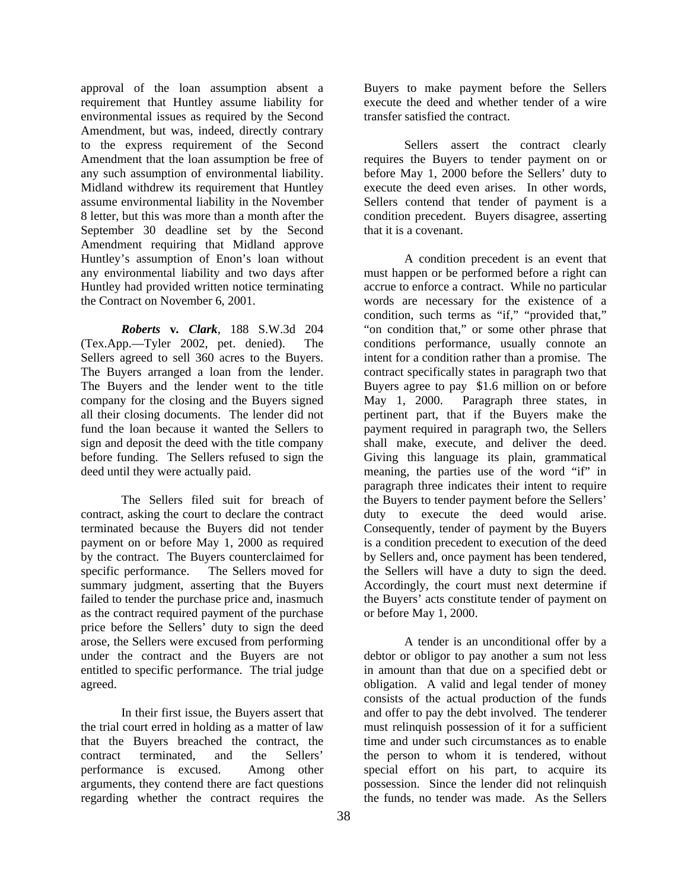approval of the loan assumption absent a requirement that Huntley assume liability for environmental issues as required by the Second Amendment, but was, indeed, directly contrary to the express requirement of the Second Amendment that the loan assumption be free of any such assumption of environmental liability. Midland withdrew its requirement that Huntley assume environmental liability in the November 8 letter, but this was more than a month after the September 30 deadline set by the Second Amendment requiring that Midland approve Huntley's assumption of Enon's loan without any environmental liability and two days after Huntley had provided written notice terminating the Contract on November 6, 2001.

***Roberts* v. *Clark***, 188 S.W.3d 204 (Tex.App.—Tyler 2002, pet. denied). The Sellers agreed to sell 360 acres to the Buyers. The Buyers arranged a loan from the lender. The Buyers and the lender went to the title company for the closing and the Buyers signed all their closing documents. The lender did not fund the loan because it wanted the Sellers to sign and deposit the deed with the title company before funding. The Sellers refused to sign the deed until they were actually paid.

The Sellers filed suit for breach of contract, asking the court to declare the contract terminated because the Buyers did not tender payment on or before May 1, 2000 as required by the contract. The Buyers counterclaimed for specific performance. The Sellers moved for summary judgment, asserting that the Buyers failed to tender the purchase price and, inasmuch as the contract required payment of the purchase price before the Sellers' duty to sign the deed arose, the Sellers were excused from performing under the contract and the Buyers are not entitled to specific performance. The trial judge agreed.

In their first issue, the Buyers assert that the trial court erred in holding as a matter of law that the Buyers breached the contract, the contract terminated, and the Sellers' performance is excused. Among other arguments, they contend there are fact questions regarding whether the contract requires the Buyers to make payment before the Sellers execute the deed and whether tender of a wire transfer satisfied the contract.

Sellers assert the contract clearly requires the Buyers to tender payment on or before May 1, 2000 before the Sellers' duty to execute the deed even arises. In other words, Sellers contend that tender of payment is a condition precedent. Buyers disagree, asserting that it is a covenant.

A condition precedent is an event that must happen or be performed before a right can accrue to enforce a contract. While no particular words are necessary for the existence of a condition, such terms as "if," "provided that," "on condition that," or some other phrase that conditions performance, usually connote an intent for a condition rather than a promise. The contract specifically states in paragraph two that Buyers agree to pay $1.6 million on or before May 1, 2000. Paragraph three states, in pertinent part, that if the Buyers make the payment required in paragraph two, the Sellers shall make, execute, and deliver the deed. Giving this language its plain, grammatical meaning, the parties use of the word "if" in paragraph three indicates their intent to require the Buyers to tender payment before the Sellers' duty to execute the deed would arise. Consequently, tender of payment by the Buyers is a condition precedent to execution of the deed by Sellers and, once payment has been tendered, the Sellers will have a duty to sign the deed. Accordingly, the court must next determine if the Buyers' acts constitute tender of payment on or before May 1, 2000.

A tender is an unconditional offer by a debtor or obligor to pay another a sum not less in amount than that due on a specified debt or obligation. A valid and legal tender of money consists of the actual production of the funds and offer to pay the debt involved. The tenderer must relinquish possession of it for a sufficient time and under such circumstances as to enable the person to whom it is tendered, without special effort on his part, to acquire its possession. Since the lender did not relinquish the funds, no tender was made. As the Sellers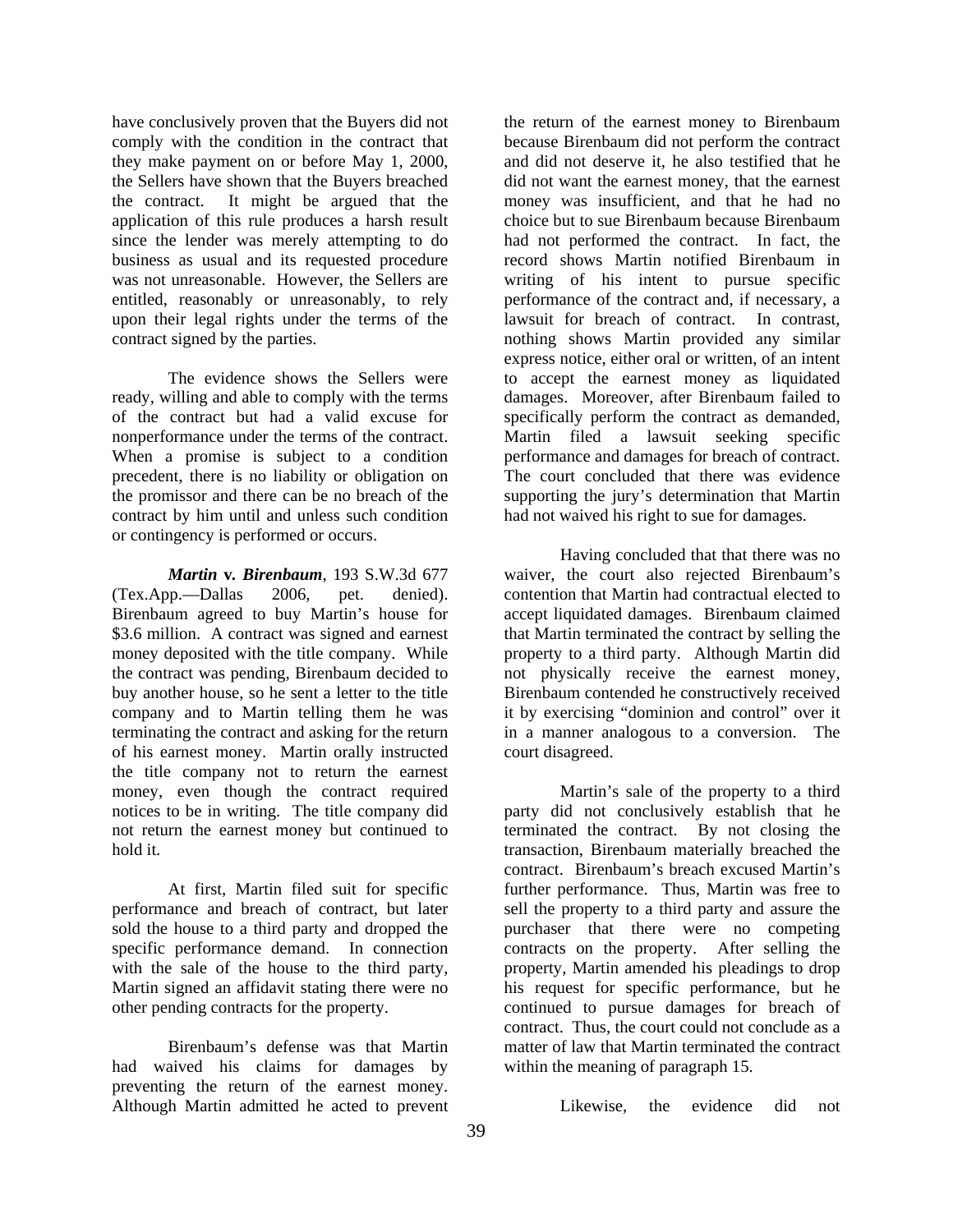have conclusively proven that the Buyers did not comply with the condition in the contract that they make payment on or before May 1, 2000, the Sellers have shown that the Buyers breached the contract. It might be argued that the application of this rule produces a harsh result since the lender was merely attempting to do business as usual and its requested procedure was not unreasonable. However, the Sellers are entitled, reasonably or unreasonably, to rely upon their legal rights under the terms of the contract signed by the parties.

The evidence shows the Sellers were ready, willing and able to comply with the terms of the contract but had a valid excuse for nonperformance under the terms of the contract. When a promise is subject to a condition precedent, there is no liability or obligation on the promissor and there can be no breach of the contract by him until and unless such condition or contingency is performed or occurs.

***Martin* v. *Birenbaum***, 193 S.W.3d 677 (Tex.App.—Dallas 2006, pet. denied). Birenbaum agreed to buy Martin's house for \$3.6 million. A contract was signed and earnest money deposited with the title company. While the contract was pending, Birenbaum decided to buy another house, so he sent a letter to the title company and to Martin telling them he was terminating the contract and asking for the return of his earnest money. Martin orally instructed the title company not to return the earnest money, even though the contract required notices to be in writing. The title company did not return the earnest money but continued to hold it.

At first, Martin filed suit for specific performance and breach of contract, but later sold the house to a third party and dropped the specific performance demand. In connection with the sale of the house to the third party, Martin signed an affidavit stating there were no other pending contracts for the property.

Birenbaum's defense was that Martin had waived his claims for damages by preventing the return of the earnest money. Although Martin admitted he acted to prevent the return of the earnest money to Birenbaum because Birenbaum did not perform the contract and did not deserve it, he also testified that he did not want the earnest money, that the earnest money was insufficient, and that he had no choice but to sue Birenbaum because Birenbaum had not performed the contract. In fact, the record shows Martin notified Birenbaum in writing of his intent to pursue specific performance of the contract and, if necessary, a lawsuit for breach of contract. In contrast, nothing shows Martin provided any similar express notice, either oral or written, of an intent to accept the earnest money as liquidated damages. Moreover, after Birenbaum failed to specifically perform the contract as demanded, Martin filed a lawsuit seeking specific performance and damages for breach of contract. The court concluded that there was evidence supporting the jury's determination that Martin had not waived his right to sue for damages.

Having concluded that that there was no waiver, the court also rejected Birenbaum's contention that Martin had contractual elected to accept liquidated damages. Birenbaum claimed that Martin terminated the contract by selling the property to a third party. Although Martin did not physically receive the earnest money, Birenbaum contended he constructively received it by exercising "dominion and control" over it in a manner analogous to a conversion. The court disagreed.

Martin's sale of the property to a third party did not conclusively establish that he terminated the contract. By not closing the transaction, Birenbaum materially breached the contract. Birenbaum's breach excused Martin's further performance. Thus, Martin was free to sell the property to a third party and assure the purchaser that there were no competing contracts on the property. After selling the property, Martin amended his pleadings to drop his request for specific performance, but he continued to pursue damages for breach of contract. Thus, the court could not conclude as a matter of law that Martin terminated the contract within the meaning of paragraph 15.

Likewise, the evidence did not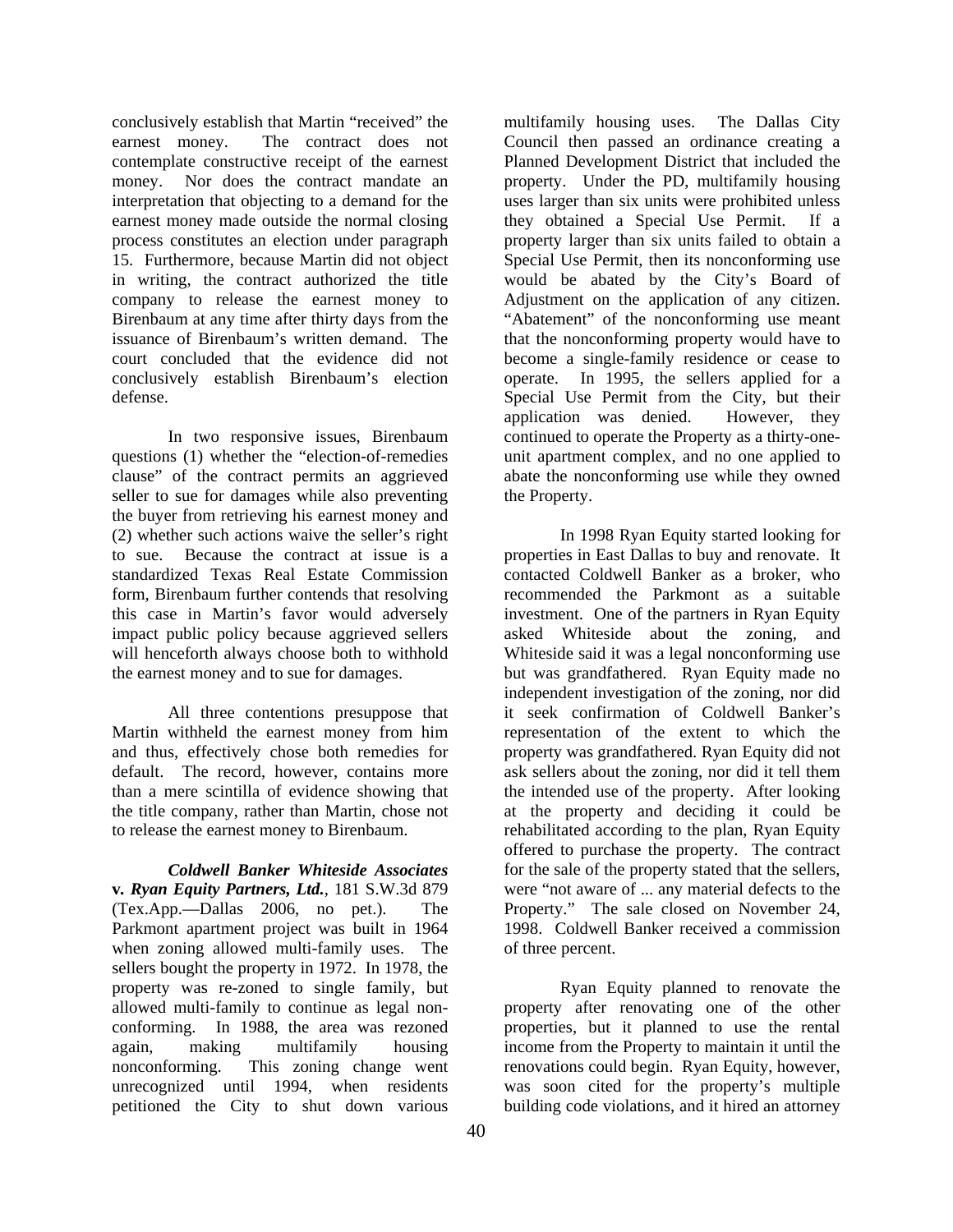conclusively establish that Martin "received" the earnest money. The contract does not contemplate constructive receipt of the earnest money. Nor does the contract mandate an interpretation that objecting to a demand for the earnest money made outside the normal closing process constitutes an election under paragraph 15. Furthermore, because Martin did not object in writing, the contract authorized the title company to release the earnest money to Birenbaum at any time after thirty days from the issuance of Birenbaum's written demand. The court concluded that the evidence did not conclusively establish Birenbaum's election defense.

In two responsive issues, Birenbaum questions (1) whether the "election-of-remedies clause" of the contract permits an aggrieved seller to sue for damages while also preventing the buyer from retrieving his earnest money and (2) whether such actions waive the seller's right to sue. Because the contract at issue is a standardized Texas Real Estate Commission form, Birenbaum further contends that resolving this case in Martin's favor would adversely impact public policy because aggrieved sellers will henceforth always choose both to withhold the earnest money and to sue for damages.

All three contentions presuppose that Martin withheld the earnest money from him and thus, effectively chose both remedies for default. The record, however, contains more than a mere scintilla of evidence showing that the title company, rather than Martin, chose not to release the earnest money to Birenbaum.

***Coldwell Banker Whiteside Associates* v. *Ryan Equity Partners, Ltd.***, 181 S.W.3d 879 (Tex.App.—Dallas 2006, no pet.). The Parkmont apartment project was built in 1964 when zoning allowed multi-family uses. The sellers bought the property in 1972. In 1978, the property was re-zoned to single family, but allowed multi-family to continue as legal non-conforming. In 1988, the area was rezoned again, making multifamily housing nonconforming. This zoning change went unrecognized until 1994, when residents petitioned the City to shut down various multifamily housing uses. The Dallas City Council then passed an ordinance creating a Planned Development District that included the property. Under the PD, multifamily housing uses larger than six units were prohibited unless they obtained a Special Use Permit. If a property larger than six units failed to obtain a Special Use Permit, then its nonconforming use would be abated by the City's Board of Adjustment on the application of any citizen. "Abatement" of the nonconforming use meant that the nonconforming property would have to become a single-family residence or cease to operate. In 1995, the sellers applied for a Special Use Permit from the City, but their application was denied. However, they continued to operate the Property as a thirty-one-unit apartment complex, and no one applied to abate the nonconforming use while they owned the Property.

In 1998 Ryan Equity started looking for properties in East Dallas to buy and renovate. It contacted Coldwell Banker as a broker, who recommended the Parkmont as a suitable investment. One of the partners in Ryan Equity asked Whiteside about the zoning, and Whiteside said it was a legal nonconforming use but was grandfathered. Ryan Equity made no independent investigation of the zoning, nor did it seek confirmation of Coldwell Banker's representation of the extent to which the property was grandfathered. Ryan Equity did not ask sellers about the zoning, nor did it tell them the intended use of the property. After looking at the property and deciding it could be rehabilitated according to the plan, Ryan Equity offered to purchase the property. The contract for the sale of the property stated that the sellers, were "not aware of ... any material defects to the Property." The sale closed on November 24, 1998. Coldwell Banker received a commission of three percent.

Ryan Equity planned to renovate the property after renovating one of the other properties, but it planned to use the rental income from the Property to maintain it until the renovations could begin. Ryan Equity, however, was soon cited for the property's multiple building code violations, and it hired an attorney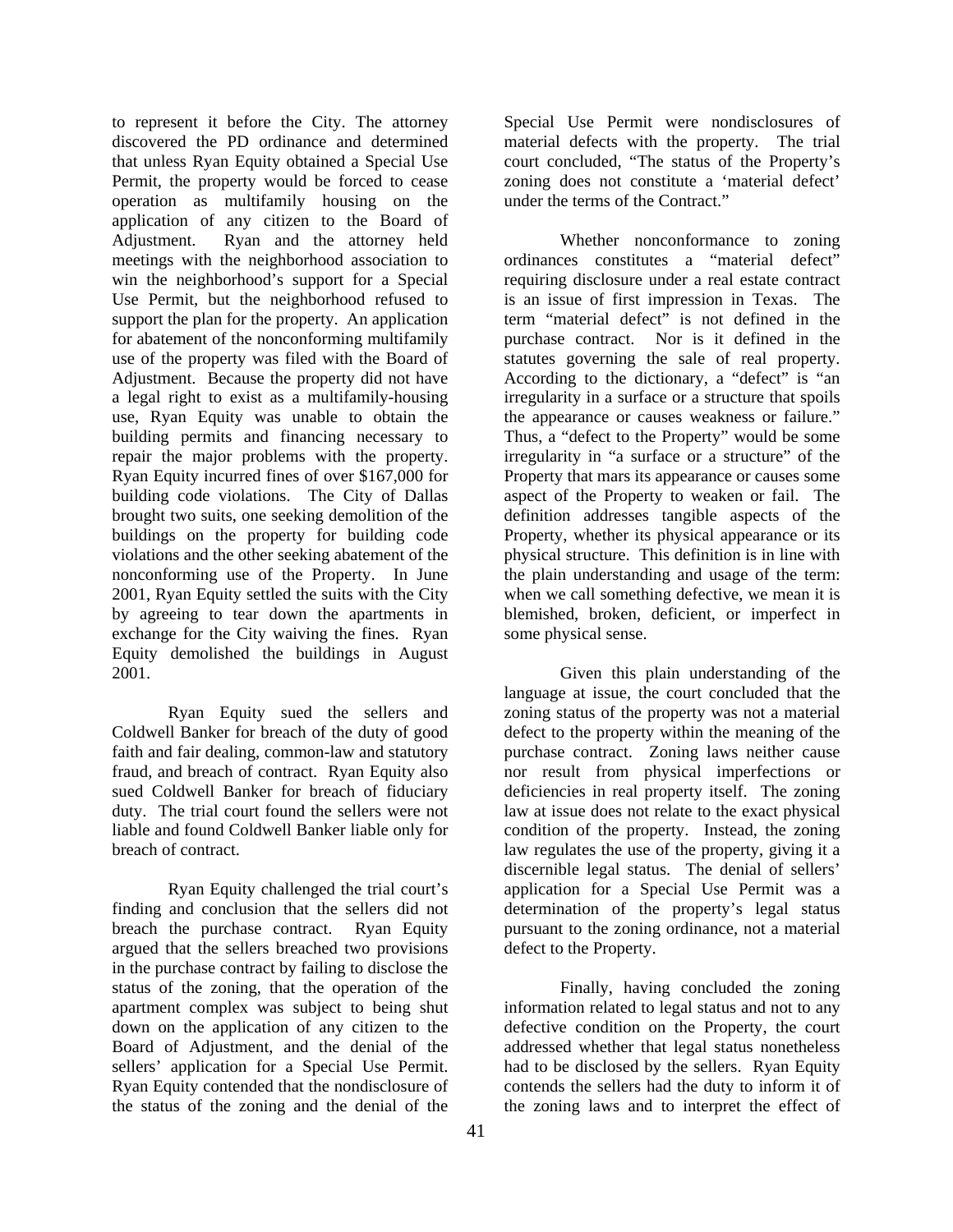to represent it before the City. The attorney discovered the PD ordinance and determined that unless Ryan Equity obtained a Special Use Permit, the property would be forced to cease operation as multifamily housing on the application of any citizen to the Board of Adjustment. Ryan and the attorney held meetings with the neighborhood association to win the neighborhood's support for a Special Use Permit, but the neighborhood refused to support the plan for the property. An application for abatement of the nonconforming multifamily use of the property was filed with the Board of Adjustment. Because the property did not have a legal right to exist as a multifamily-housing use, Ryan Equity was unable to obtain the building permits and financing necessary to repair the major problems with the property. Ryan Equity incurred fines of over $167,000 for building code violations. The City of Dallas brought two suits, one seeking demolition of the buildings on the property for building code violations and the other seeking abatement of the nonconforming use of the Property. In June 2001, Ryan Equity settled the suits with the City by agreeing to tear down the apartments in exchange for the City waiving the fines. Ryan Equity demolished the buildings in August 2001.

Ryan Equity sued the sellers and Coldwell Banker for breach of the duty of good faith and fair dealing, common-law and statutory fraud, and breach of contract. Ryan Equity also sued Coldwell Banker for breach of fiduciary duty. The trial court found the sellers were not liable and found Coldwell Banker liable only for breach of contract.

Ryan Equity challenged the trial court's finding and conclusion that the sellers did not breach the purchase contract. Ryan Equity argued that the sellers breached two provisions in the purchase contract by failing to disclose the status of the zoning, that the operation of the apartment complex was subject to being shut down on the application of any citizen to the Board of Adjustment, and the denial of the sellers' application for a Special Use Permit. Ryan Equity contended that the nondisclosure of the status of the zoning and the denial of the Special Use Permit were nondisclosures of material defects with the property. The trial court concluded, "The status of the Property's zoning does not constitute a 'material defect' under the terms of the Contract."

Whether nonconformance to zoning ordinances constitutes a "material defect" requiring disclosure under a real estate contract is an issue of first impression in Texas. The term "material defect" is not defined in the purchase contract. Nor is it defined in the statutes governing the sale of real property. According to the dictionary, a "defect" is "an irregularity in a surface or a structure that spoils the appearance or causes weakness or failure." Thus, a "defect to the Property" would be some irregularity in "a surface or a structure" of the Property that mars its appearance or causes some aspect of the Property to weaken or fail. The definition addresses tangible aspects of the Property, whether its physical appearance or its physical structure. This definition is in line with the plain understanding and usage of the term: when we call something defective, we mean it is blemished, broken, deficient, or imperfect in some physical sense.

Given this plain understanding of the language at issue, the court concluded that the zoning status of the property was not a material defect to the property within the meaning of the purchase contract. Zoning laws neither cause nor result from physical imperfections or deficiencies in real property itself. The zoning law at issue does not relate to the exact physical condition of the property. Instead, the zoning law regulates the use of the property, giving it a discernible legal status. The denial of sellers' application for a Special Use Permit was a determination of the property's legal status pursuant to the zoning ordinance, not a material defect to the Property.

Finally, having concluded the zoning information related to legal status and not to any defective condition on the Property, the court addressed whether that legal status nonetheless had to be disclosed by the sellers. Ryan Equity contends the sellers had the duty to inform it of the zoning laws and to interpret the effect of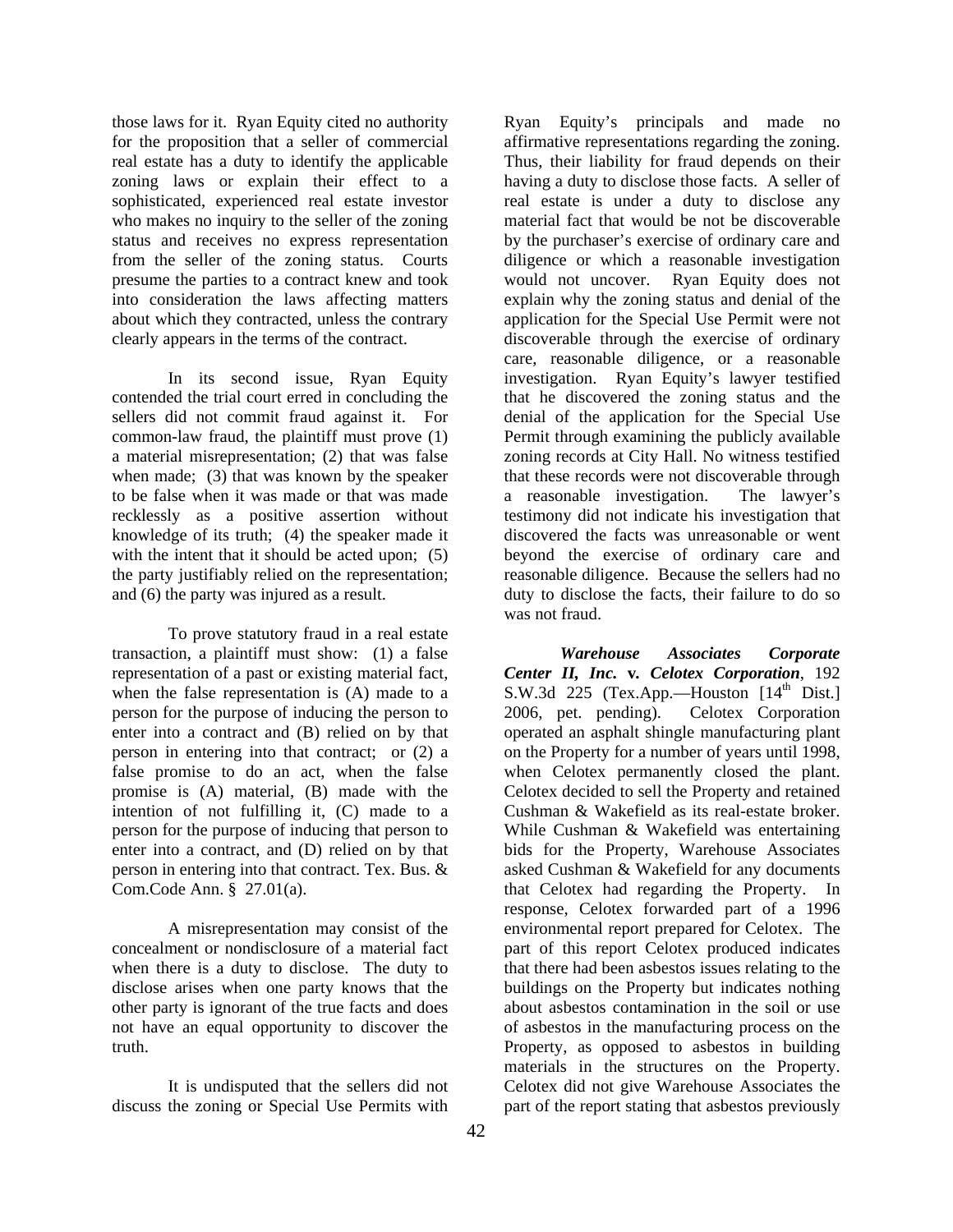those laws for it. Ryan Equity cited no authority for the proposition that a seller of commercial real estate has a duty to identify the applicable zoning laws or explain their effect to a sophisticated, experienced real estate investor who makes no inquiry to the seller of the zoning status and receives no express representation from the seller of the zoning status. Courts presume the parties to a contract knew and took into consideration the laws affecting matters about which they contracted, unless the contrary clearly appears in the terms of the contract.

In its second issue, Ryan Equity contended the trial court erred in concluding the sellers did not commit fraud against it. For common-law fraud, the plaintiff must prove (1) a material misrepresentation; (2) that was false when made; (3) that was known by the speaker to be false when it was made or that was made recklessly as a positive assertion without knowledge of its truth; (4) the speaker made it with the intent that it should be acted upon; (5) the party justifiably relied on the representation; and (6) the party was injured as a result.

To prove statutory fraud in a real estate transaction, a plaintiff must show: (1) a false representation of a past or existing material fact, when the false representation is (A) made to a person for the purpose of inducing the person to enter into a contract and (B) relied on by that person in entering into that contract; or (2) a false promise to do an act, when the false promise is (A) material, (B) made with the intention of not fulfilling it, (C) made to a person for the purpose of inducing that person to enter into a contract, and (D) relied on by that person in entering into that contract. Tex. Bus. & Com.Code Ann. § 27.01(a).

A misrepresentation may consist of the concealment or nondisclosure of a material fact when there is a duty to disclose. The duty to disclose arises when one party knows that the other party is ignorant of the true facts and does not have an equal opportunity to discover the truth.

It is undisputed that the sellers did not discuss the zoning or Special Use Permits with Ryan Equity's principals and made no affirmative representations regarding the zoning. Thus, their liability for fraud depends on their having a duty to disclose those facts. A seller of real estate is under a duty to disclose any material fact that would be not be discoverable by the purchaser's exercise of ordinary care and diligence or which a reasonable investigation would not uncover. Ryan Equity does not explain why the zoning status and denial of the application for the Special Use Permit were not discoverable through the exercise of ordinary care, reasonable diligence, or a reasonable investigation. Ryan Equity's lawyer testified that he discovered the zoning status and the denial of the application for the Special Use Permit through examining the publicly available zoning records at City Hall. No witness testified that these records were not discoverable through a reasonable investigation. The lawyer's testimony did not indicate his investigation that discovered the facts was unreasonable or went beyond the exercise of ordinary care and reasonable diligence. Because the sellers had no duty to disclose the facts, their failure to do so was not fraud.

***Warehouse Associates Corporate Center II, Inc.* v. *Celotex Corporation***, 192 S.W.3d 225 (Tex.App.—Houston [14th Dist.] 2006, pet. pending). Celotex Corporation operated an asphalt shingle manufacturing plant on the Property for a number of years until 1998, when Celotex permanently closed the plant. Celotex decided to sell the Property and retained Cushman & Wakefield as its real-estate broker. While Cushman & Wakefield was entertaining bids for the Property, Warehouse Associates asked Cushman & Wakefield for any documents that Celotex had regarding the Property. In response, Celotex forwarded part of a 1996 environmental report prepared for Celotex. The part of this report Celotex produced indicates that there had been asbestos issues relating to the buildings on the Property but indicates nothing about asbestos contamination in the soil or use of asbestos in the manufacturing process on the Property, as opposed to asbestos in building materials in the structures on the Property. Celotex did not give Warehouse Associates the part of the report stating that asbestos previously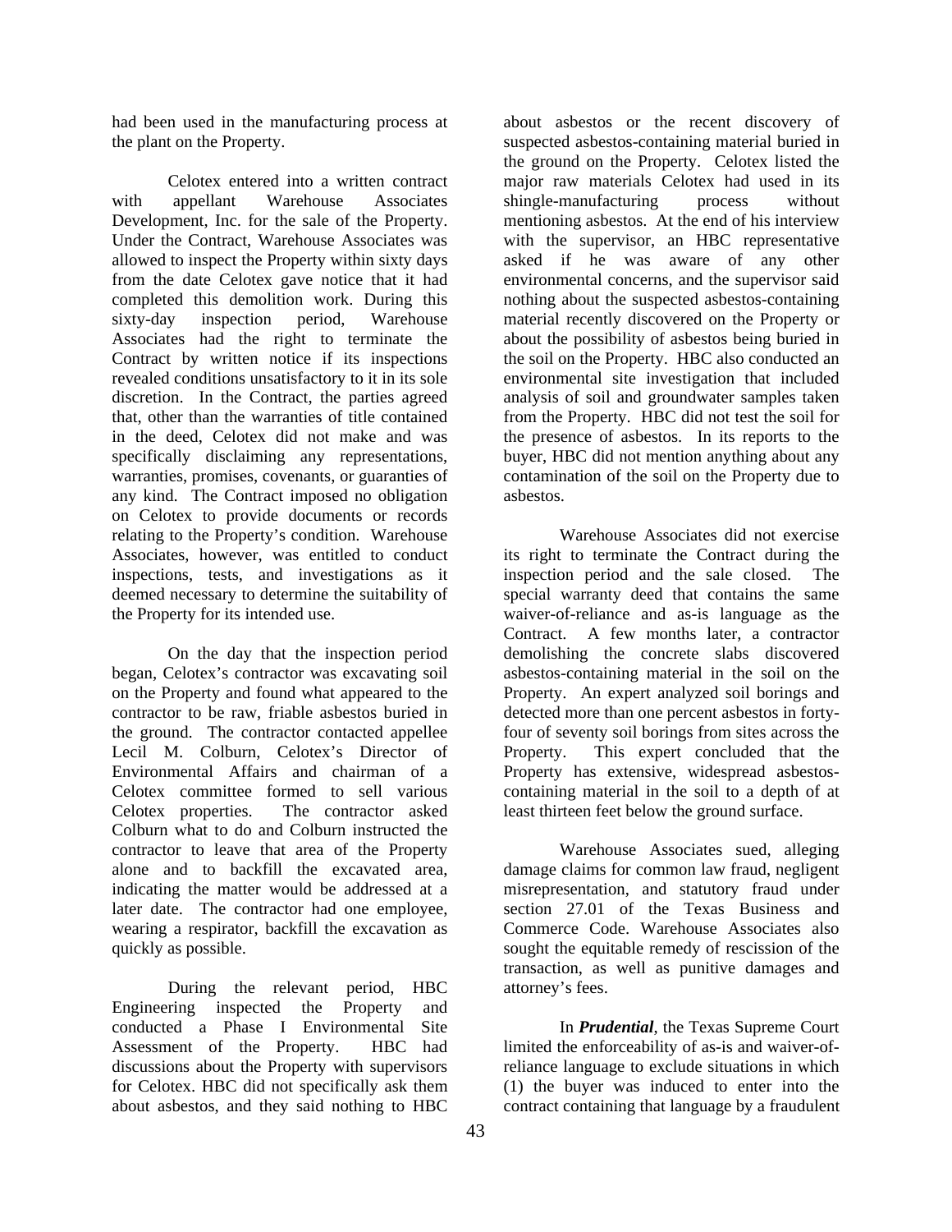had been used in the manufacturing process at the plant on the Property.

Celotex entered into a written contract with appellant Warehouse Associates Development, Inc. for the sale of the Property. Under the Contract, Warehouse Associates was allowed to inspect the Property within sixty days from the date Celotex gave notice that it had completed this demolition work. During this sixty-day inspection period, Warehouse Associates had the right to terminate the Contract by written notice if its inspections revealed conditions unsatisfactory to it in its sole discretion. In the Contract, the parties agreed that, other than the warranties of title contained in the deed, Celotex did not make and was specifically disclaiming any representations, warranties, promises, covenants, or guaranties of any kind. The Contract imposed no obligation on Celotex to provide documents or records relating to the Property's condition. Warehouse Associates, however, was entitled to conduct inspections, tests, and investigations as it deemed necessary to determine the suitability of the Property for its intended use.

On the day that the inspection period began, Celotex's contractor was excavating soil on the Property and found what appeared to the contractor to be raw, friable asbestos buried in the ground. The contractor contacted appellee Lecil M. Colburn, Celotex's Director of Environmental Affairs and chairman of a Celotex committee formed to sell various Celotex properties. The contractor asked Colburn what to do and Colburn instructed the contractor to leave that area of the Property alone and to backfill the excavated area, indicating the matter would be addressed at a later date. The contractor had one employee, wearing a respirator, backfill the excavation as quickly as possible.

During the relevant period, HBC Engineering inspected the Property and conducted a Phase I Environmental Site Assessment of the Property. HBC had discussions about the Property with supervisors for Celotex. HBC did not specifically ask them about asbestos, and they said nothing to HBC about asbestos or the recent discovery of suspected asbestos-containing material buried in the ground on the Property. Celotex listed the major raw materials Celotex had used in its shingle-manufacturing process without mentioning asbestos. At the end of his interview with the supervisor, an HBC representative asked if he was aware of any other environmental concerns, and the supervisor said nothing about the suspected asbestos-containing material recently discovered on the Property or about the possibility of asbestos being buried in the soil on the Property. HBC also conducted an environmental site investigation that included analysis of soil and groundwater samples taken from the Property. HBC did not test the soil for the presence of asbestos. In its reports to the buyer, HBC did not mention anything about any contamination of the soil on the Property due to asbestos.

Warehouse Associates did not exercise its right to terminate the Contract during the inspection period and the sale closed. The special warranty deed that contains the same waiver-of-reliance and as-is language as the Contract. A few months later, a contractor demolishing the concrete slabs discovered asbestos-containing material in the soil on the Property. An expert analyzed soil borings and detected more than one percent asbestos in forty-four of seventy soil borings from sites across the Property. This expert concluded that the Property has extensive, widespread asbestos-containing material in the soil to a depth of at least thirteen feet below the ground surface.

Warehouse Associates sued, alleging damage claims for common law fraud, negligent misrepresentation, and statutory fraud under section 27.01 of the Texas Business and Commerce Code. Warehouse Associates also sought the equitable remedy of rescission of the transaction, as well as punitive damages and attorney's fees.

In ***Prudential***, the Texas Supreme Court limited the enforceability of as-is and waiver-of-reliance language to exclude situations in which (1) the buyer was induced to enter into the contract containing that language by a fraudulent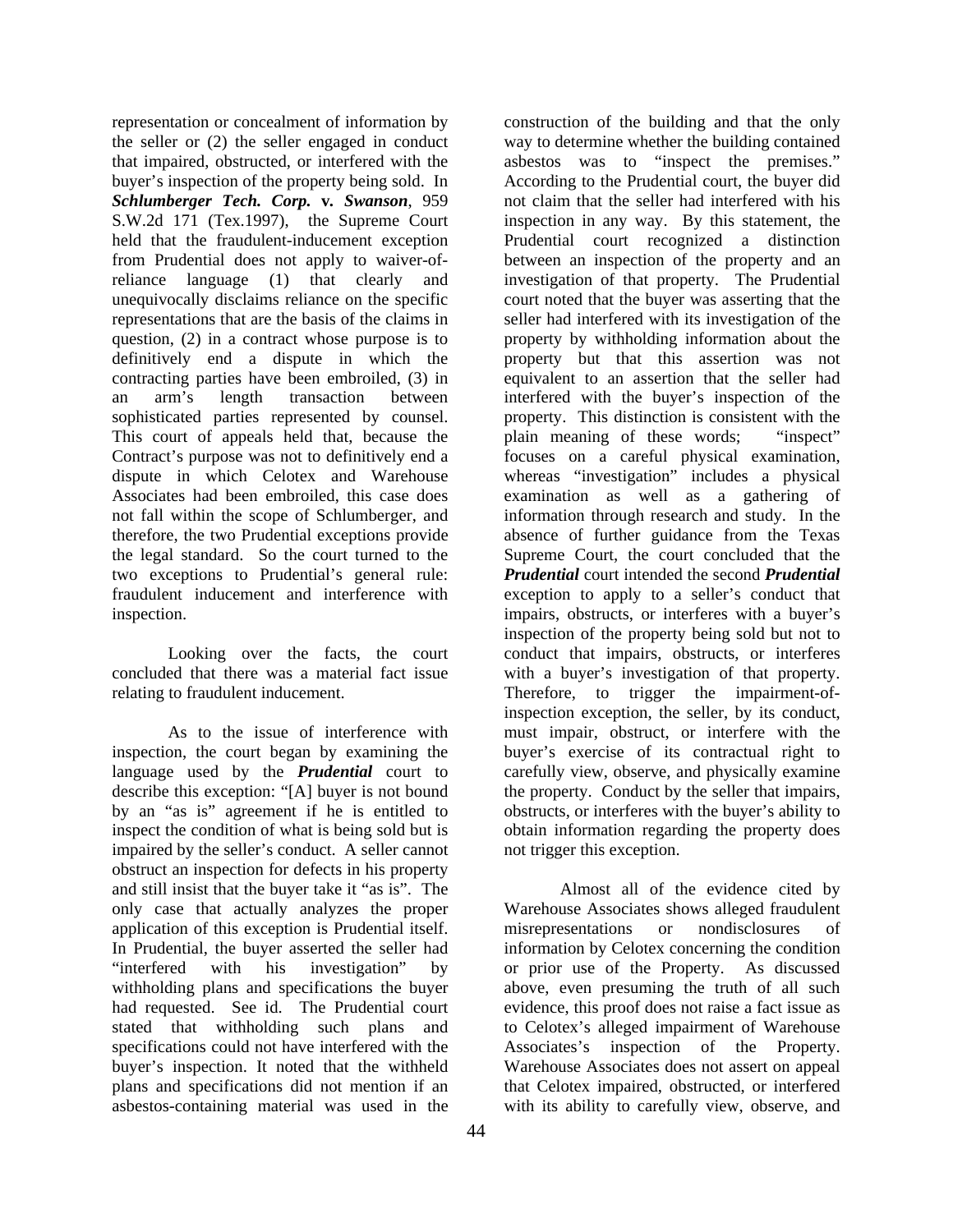representation or concealment of information by the seller or (2) the seller engaged in conduct that impaired, obstructed, or interfered with the buyer's inspection of the property being sold. In ***Schlumberger Tech. Corp.* v. *Swanson***, 959 S.W.2d 171 (Tex.1997), the Supreme Court held that the fraudulent-inducement exception from Prudential does not apply to waiver-of-reliance language (1) that clearly and unequivocally disclaims reliance on the specific representations that are the basis of the claims in question, (2) in a contract whose purpose is to definitively end a dispute in which the contracting parties have been embroiled, (3) in an arm's length transaction between sophisticated parties represented by counsel. This court of appeals held that, because the Contract's purpose was not to definitively end a dispute in which Celotex and Warehouse Associates had been embroiled, this case does not fall within the scope of Schlumberger, and therefore, the two Prudential exceptions provide the legal standard. So the court turned to the two exceptions to Prudential's general rule: fraudulent inducement and interference with inspection.

Looking over the facts, the court concluded that there was a material fact issue relating to fraudulent inducement.

As to the issue of interference with inspection, the court began by examining the language used by the ***Prudential*** court to describe this exception: "[A] buyer is not bound by an "as is" agreement if he is entitled to inspect the condition of what is being sold but is impaired by the seller's conduct. A seller cannot obstruct an inspection for defects in his property and still insist that the buyer take it "as is". The only case that actually analyzes the proper application of this exception is Prudential itself. In Prudential, the buyer asserted the seller had "interfered with his investigation" by withholding plans and specifications the buyer had requested. See id. The Prudential court stated that withholding such plans and specifications could not have interfered with the buyer's inspection. It noted that the withheld plans and specifications did not mention if an asbestos-containing material was used in the construction of the building and that the only way to determine whether the building contained asbestos was to "inspect the premises." According to the Prudential court, the buyer did not claim that the seller had interfered with his inspection in any way. By this statement, the Prudential court recognized a distinction between an inspection of the property and an investigation of that property. The Prudential court noted that the buyer was asserting that the seller had interfered with its investigation of the property by withholding information about the property but that this assertion was not equivalent to an assertion that the seller had interfered with the buyer's inspection of the property. This distinction is consistent with the plain meaning of these words; "inspect" focuses on a careful physical examination, whereas "investigation" includes a physical examination as well as a gathering of information through research and study. In the absence of further guidance from the Texas Supreme Court, the court concluded that the ***Prudential*** court intended the second ***Prudential*** exception to apply to a seller's conduct that impairs, obstructs, or interferes with a buyer's inspection of the property being sold but not to conduct that impairs, obstructs, or interferes with a buyer's investigation of that property. Therefore, to trigger the impairment-of-inspection exception, the seller, by its conduct, must impair, obstruct, or interfere with the buyer's exercise of its contractual right to carefully view, observe, and physically examine the property. Conduct by the seller that impairs, obstructs, or interferes with the buyer's ability to obtain information regarding the property does not trigger this exception.

Almost all of the evidence cited by Warehouse Associates shows alleged fraudulent misrepresentations or nondisclosures of information by Celotex concerning the condition or prior use of the Property. As discussed above, even presuming the truth of all such evidence, this proof does not raise a fact issue as to Celotex's alleged impairment of Warehouse Associates's inspection of the Property. Warehouse Associates does not assert on appeal that Celotex impaired, obstructed, or interfered with its ability to carefully view, observe, and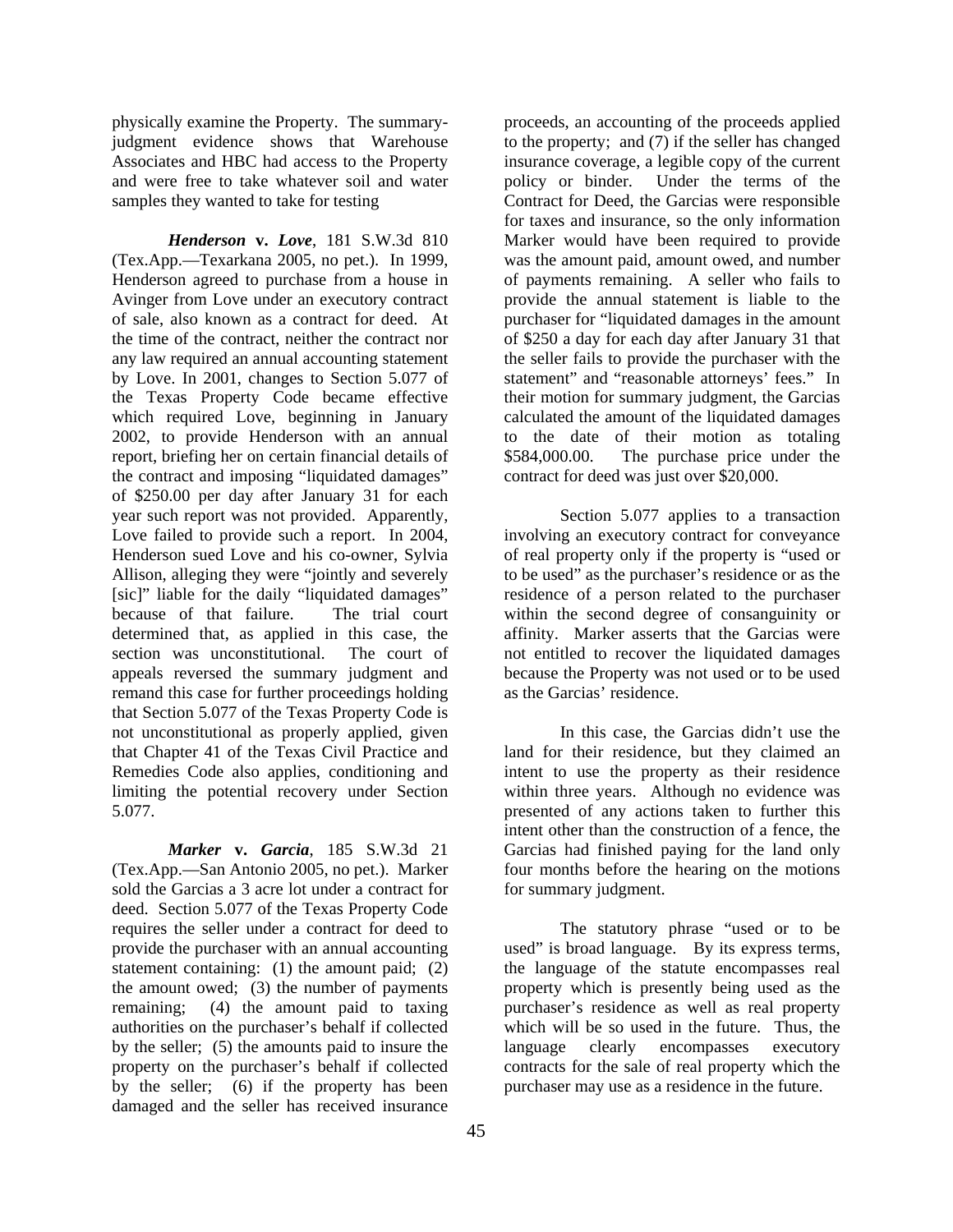physically examine the Property. The summary-judgment evidence shows that Warehouse Associates and HBC had access to the Property and were free to take whatever soil and water samples they wanted to take for testing

***Henderson* v. *Love***, 181 S.W.3d 810 (Tex.App.—Texarkana 2005, no pet.). In 1999, Henderson agreed to purchase from a house in Avinger from Love under an executory contract of sale, also known as a contract for deed. At the time of the contract, neither the contract nor any law required an annual accounting statement by Love. In 2001, changes to Section 5.077 of the Texas Property Code became effective which required Love, beginning in January 2002, to provide Henderson with an annual report, briefing her on certain financial details of the contract and imposing "liquidated damages" of $250.00 per day after January 31 for each year such report was not provided. Apparently, Love failed to provide such a report. In 2004, Henderson sued Love and his co-owner, Sylvia Allison, alleging they were "jointly and severely [sic]" liable for the daily "liquidated damages" because of that failure. The trial court determined that, as applied in this case, the section was unconstitutional. The court of appeals reversed the summary judgment and remand this case for further proceedings holding that Section 5.077 of the Texas Property Code is not unconstitutional as properly applied, given that Chapter 41 of the Texas Civil Practice and Remedies Code also applies, conditioning and limiting the potential recovery under Section 5.077.

***Marker* v. *Garcia***, 185 S.W.3d 21 (Tex.App.—San Antonio 2005, no pet.). Marker sold the Garcias a 3 acre lot under a contract for deed. Section 5.077 of the Texas Property Code requires the seller under a contract for deed to provide the purchaser with an annual accounting statement containing: (1) the amount paid; (2) the amount owed; (3) the number of payments remaining; (4) the amount paid to taxing authorities on the purchaser's behalf if collected by the seller; (5) the amounts paid to insure the property on the purchaser's behalf if collected by the seller; (6) if the property has been damaged and the seller has received insurance proceeds, an accounting of the proceeds applied to the property; and (7) if the seller has changed insurance coverage, a legible copy of the current policy or binder. Under the terms of the Contract for Deed, the Garcias were responsible for taxes and insurance, so the only information Marker would have been required to provide was the amount paid, amount owed, and number of payments remaining. A seller who fails to provide the annual statement is liable to the purchaser for "liquidated damages in the amount of $250 a day for each day after January 31 that the seller fails to provide the purchaser with the statement" and "reasonable attorneys' fees." In their motion for summary judgment, the Garcias calculated the amount of the liquidated damages to the date of their motion as totaling $584,000.00. The purchase price under the contract for deed was just over $20,000.

Section 5.077 applies to a transaction involving an executory contract for conveyance of real property only if the property is "used or to be used" as the purchaser's residence or as the residence of a person related to the purchaser within the second degree of consanguinity or affinity. Marker asserts that the Garcias were not entitled to recover the liquidated damages because the Property was not used or to be used as the Garcias' residence.

In this case, the Garcias didn't use the land for their residence, but they claimed an intent to use the property as their residence within three years. Although no evidence was presented of any actions taken to further this intent other than the construction of a fence, the Garcias had finished paying for the land only four months before the hearing on the motions for summary judgment.

The statutory phrase "used or to be used" is broad language. By its express terms, the language of the statute encompasses real property which is presently being used as the purchaser's residence as well as real property which will be so used in the future. Thus, the language clearly encompasses executory contracts for the sale of real property which the purchaser may use as a residence in the future.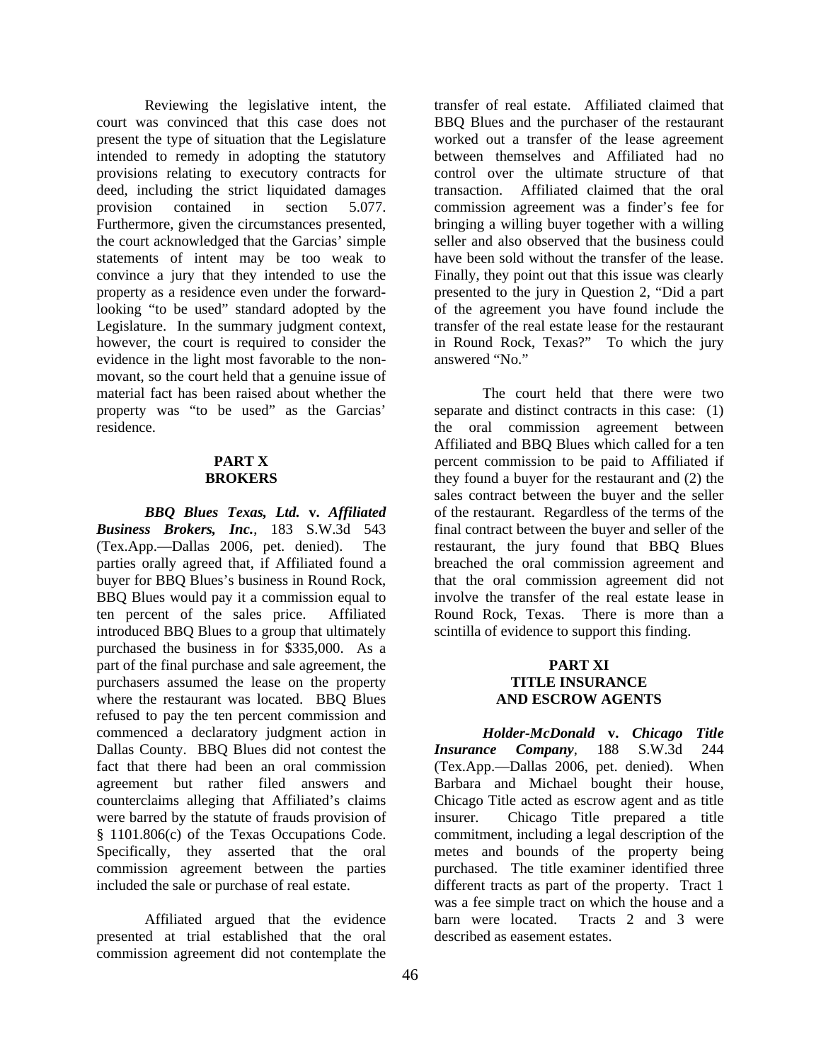Reviewing the legislative intent, the court was convinced that this case does not present the type of situation that the Legislature intended to remedy in adopting the statutory provisions relating to executory contracts for deed, including the strict liquidated damages provision contained in section 5.077. Furthermore, given the circumstances presented, the court acknowledged that the Garcias' simple statements of intent may be too weak to convince a jury that they intended to use the property as a residence even under the forward-looking "to be used" standard adopted by the Legislature. In the summary judgment context, however, the court is required to consider the evidence in the light most favorable to the non-movant, so the court held that a genuine issue of material fact has been raised about whether the property was "to be used" as the Garcias' residence.

## PART X
## BROKERS

***BBQ Blues Texas, Ltd.* v. *Affiliated Business Brokers, Inc.***, 183 S.W.3d 543 (Tex.App.—Dallas 2006, pet. denied). The parties orally agreed that, if Affiliated found a buyer for BBQ Blues's business in Round Rock, BBQ Blues would pay it a commission equal to ten percent of the sales price. Affiliated introduced BBQ Blues to a group that ultimately purchased the business in for $335,000. As a part of the final purchase and sale agreement, the purchasers assumed the lease on the property where the restaurant was located. BBQ Blues refused to pay the ten percent commission and commenced a declaratory judgment action in Dallas County. BBQ Blues did not contest the fact that there had been an oral commission agreement but rather filed answers and counterclaims alleging that Affiliated's claims were barred by the statute of frauds provision of § 1101.806(c) of the Texas Occupations Code. Specifically, they asserted that the oral commission agreement between the parties included the sale or purchase of real estate.

Affiliated argued that the evidence presented at trial established that the oral commission agreement did not contemplate the transfer of real estate. Affiliated claimed that BBQ Blues and the purchaser of the restaurant worked out a transfer of the lease agreement between themselves and Affiliated had no control over the ultimate structure of that transaction. Affiliated claimed that the oral commission agreement was a finder's fee for bringing a willing buyer together with a willing seller and also observed that the business could have been sold without the transfer of the lease. Finally, they point out that this issue was clearly presented to the jury in Question 2, "Did a part of the agreement you have found include the transfer of the real estate lease for the restaurant in Round Rock, Texas?" To which the jury answered "No."

The court held that there were two separate and distinct contracts in this case: (1) the oral commission agreement between Affiliated and BBQ Blues which called for a ten percent commission to be paid to Affiliated if they found a buyer for the restaurant and (2) the sales contract between the buyer and the seller of the restaurant. Regardless of the terms of the final contract between the buyer and seller of the restaurant, the jury found that BBQ Blues breached the oral commission agreement and that the oral commission agreement did not involve the transfer of the real estate lease in Round Rock, Texas. There is more than a scintilla of evidence to support this finding.

## PART XI
## TITLE INSURANCE AND ESCROW AGENTS

***Holder-McDonald* v. *Chicago Title Insurance Company***, 188 S.W.3d 244 (Tex.App.—Dallas 2006, pet. denied). When Barbara and Michael bought their house, Chicago Title acted as escrow agent and as title insurer. Chicago Title prepared a title commitment, including a legal description of the metes and bounds of the property being purchased. The title examiner identified three different tracts as part of the property. Tract 1 was a fee simple tract on which the house and a barn were located. Tracts 2 and 3 were described as easement estates.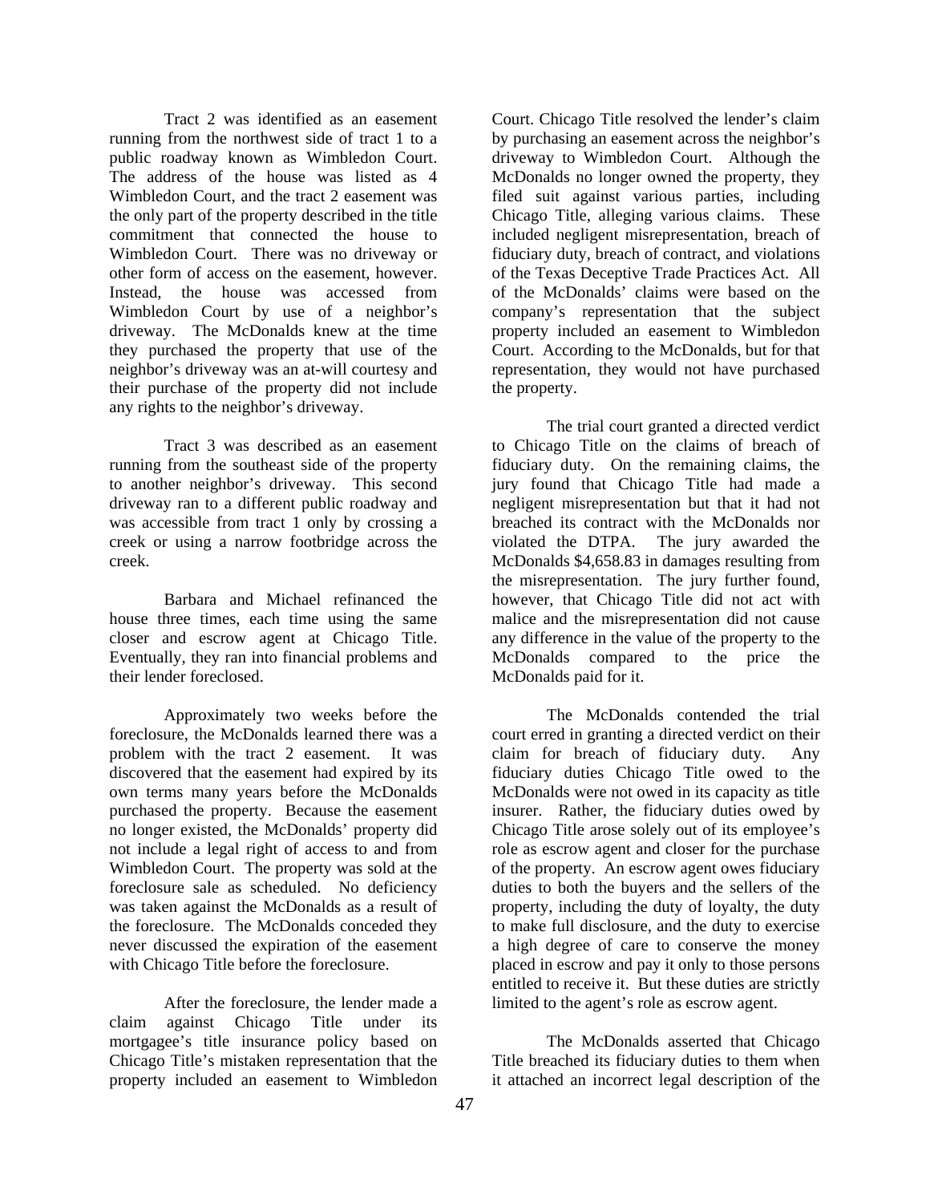Tract 2 was identified as an easement running from the northwest side of tract 1 to a public roadway known as Wimbledon Court. The address of the house was listed as 4 Wimbledon Court, and the tract 2 easement was the only part of the property described in the title commitment that connected the house to Wimbledon Court. There was no driveway or other form of access on the easement, however. Instead, the house was accessed from Wimbledon Court by use of a neighbor's driveway. The McDonalds knew at the time they purchased the property that use of the neighbor's driveway was an at-will courtesy and their purchase of the property did not include any rights to the neighbor's driveway.

Tract 3 was described as an easement running from the southeast side of the property to another neighbor's driveway. This second driveway ran to a different public roadway and was accessible from tract 1 only by crossing a creek or using a narrow footbridge across the creek.

Barbara and Michael refinanced the house three times, each time using the same closer and escrow agent at Chicago Title. Eventually, they ran into financial problems and their lender foreclosed.

Approximately two weeks before the foreclosure, the McDonalds learned there was a problem with the tract 2 easement. It was discovered that the easement had expired by its own terms many years before the McDonalds purchased the property. Because the easement no longer existed, the McDonalds' property did not include a legal right of access to and from Wimbledon Court. The property was sold at the foreclosure sale as scheduled. No deficiency was taken against the McDonalds as a result of the foreclosure. The McDonalds conceded they never discussed the expiration of the easement with Chicago Title before the foreclosure.

After the foreclosure, the lender made a claim against Chicago Title under its mortgagee's title insurance policy based on Chicago Title's mistaken representation that the property included an easement to Wimbledon Court. Chicago Title resolved the lender's claim by purchasing an easement across the neighbor's driveway to Wimbledon Court. Although the McDonalds no longer owned the property, they filed suit against various parties, including Chicago Title, alleging various claims. These included negligent misrepresentation, breach of fiduciary duty, breach of contract, and violations of the Texas Deceptive Trade Practices Act. All of the McDonalds' claims were based on the company's representation that the subject property included an easement to Wimbledon Court. According to the McDonalds, but for that representation, they would not have purchased the property.

The trial court granted a directed verdict to Chicago Title on the claims of breach of fiduciary duty. On the remaining claims, the jury found that Chicago Title had made a negligent misrepresentation but that it had not breached its contract with the McDonalds nor violated the DTPA. The jury awarded the McDonalds $4,658.83 in damages resulting from the misrepresentation. The jury further found, however, that Chicago Title did not act with malice and the misrepresentation did not cause any difference in the value of the property to the McDonalds compared to the price the McDonalds paid for it.

The McDonalds contended the trial court erred in granting a directed verdict on their claim for breach of fiduciary duty. Any fiduciary duties Chicago Title owed to the McDonalds were not owed in its capacity as title insurer. Rather, the fiduciary duties owed by Chicago Title arose solely out of its employee's role as escrow agent and closer for the purchase of the property. An escrow agent owes fiduciary duties to both the buyers and the sellers of the property, including the duty of loyalty, the duty to make full disclosure, and the duty to exercise a high degree of care to conserve the money placed in escrow and pay it only to those persons entitled to receive it. But these duties are strictly limited to the agent's role as escrow agent.

The McDonalds asserted that Chicago Title breached its fiduciary duties to them when it attached an incorrect legal description of the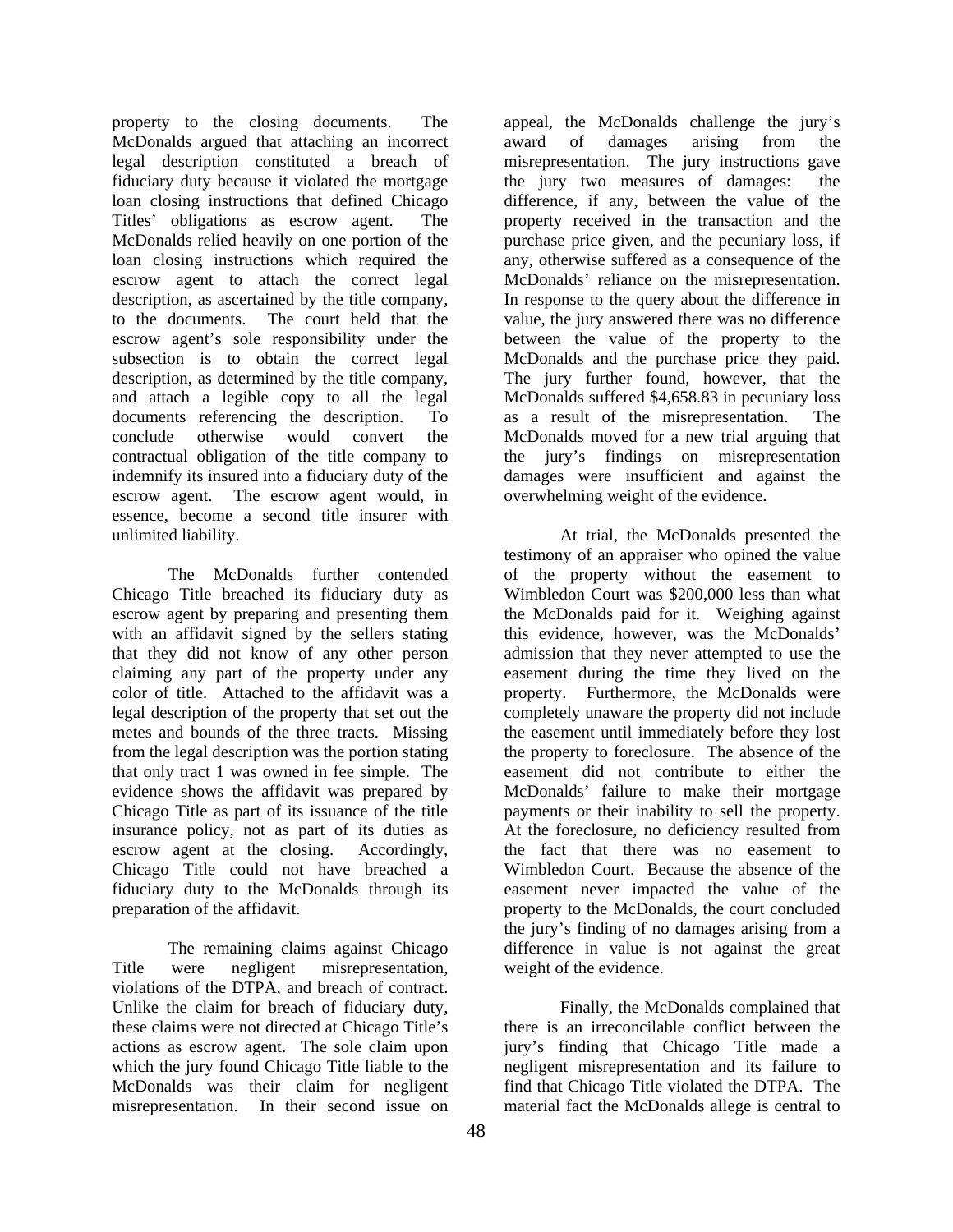property to the closing documents. The McDonalds argued that attaching an incorrect legal description constituted a breach of fiduciary duty because it violated the mortgage loan closing instructions that defined Chicago Titles' obligations as escrow agent. The McDonalds relied heavily on one portion of the loan closing instructions which required the escrow agent to attach the correct legal description, as ascertained by the title company, to the documents. The court held that the escrow agent's sole responsibility under the subsection is to obtain the correct legal description, as determined by the title company, and attach a legible copy to all the legal documents referencing the description. To conclude otherwise would convert the contractual obligation of the title company to indemnify its insured into a fiduciary duty of the escrow agent. The escrow agent would, in essence, become a second title insurer with unlimited liability.

The McDonalds further contended Chicago Title breached its fiduciary duty as escrow agent by preparing and presenting them with an affidavit signed by the sellers stating that they did not know of any other person claiming any part of the property under any color of title. Attached to the affidavit was a legal description of the property that set out the metes and bounds of the three tracts. Missing from the legal description was the portion stating that only tract 1 was owned in fee simple. The evidence shows the affidavit was prepared by Chicago Title as part of its issuance of the title insurance policy, not as part of its duties as escrow agent at the closing. Accordingly, Chicago Title could not have breached a fiduciary duty to the McDonalds through its preparation of the affidavit.

The remaining claims against Chicago Title were negligent misrepresentation, violations of the DTPA, and breach of contract. Unlike the claim for breach of fiduciary duty, these claims were not directed at Chicago Title's actions as escrow agent. The sole claim upon which the jury found Chicago Title liable to the McDonalds was their claim for negligent misrepresentation. In their second issue on appeal, the McDonalds challenge the jury's award of damages arising from the misrepresentation. The jury instructions gave the jury two measures of damages: the difference, if any, between the value of the property received in the transaction and the purchase price given, and the pecuniary loss, if any, otherwise suffered as a consequence of the McDonalds' reliance on the misrepresentation. In response to the query about the difference in value, the jury answered there was no difference between the value of the property to the McDonalds and the purchase price they paid. The jury further found, however, that the McDonalds suffered $4,658.83 in pecuniary loss as a result of the misrepresentation. The McDonalds moved for a new trial arguing that the jury's findings on misrepresentation damages were insufficient and against the overwhelming weight of the evidence.

At trial, the McDonalds presented the testimony of an appraiser who opined the value of the property without the easement to Wimbledon Court was $200,000 less than what the McDonalds paid for it. Weighing against this evidence, however, was the McDonalds' admission that they never attempted to use the easement during the time they lived on the property. Furthermore, the McDonalds were completely unaware the property did not include the easement until immediately before they lost the property to foreclosure. The absence of the easement did not contribute to either the McDonalds' failure to make their mortgage payments or their inability to sell the property. At the foreclosure, no deficiency resulted from the fact that there was no easement to Wimbledon Court. Because the absence of the easement never impacted the value of the property to the McDonalds, the court concluded the jury's finding of no damages arising from a difference in value is not against the great weight of the evidence.

Finally, the McDonalds complained that there is an irreconcilable conflict between the jury's finding that Chicago Title made a negligent misrepresentation and its failure to find that Chicago Title violated the DTPA. The material fact the McDonalds allege is central to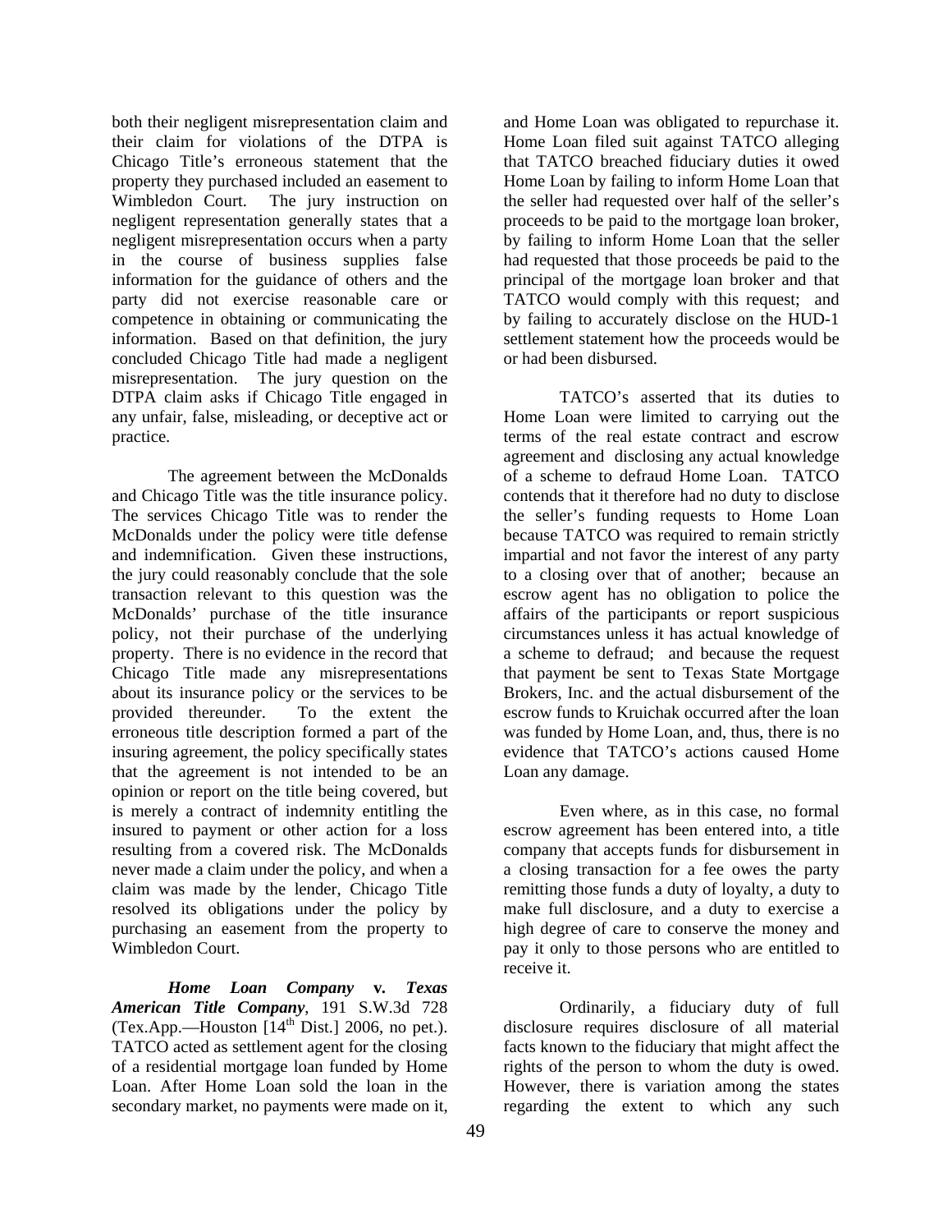both their negligent misrepresentation claim and their claim for violations of the DTPA is Chicago Title's erroneous statement that the property they purchased included an easement to Wimbledon Court. The jury instruction on negligent representation generally states that a negligent misrepresentation occurs when a party in the course of business supplies false information for the guidance of others and the party did not exercise reasonable care or competence in obtaining or communicating the information. Based on that definition, the jury concluded Chicago Title had made a negligent misrepresentation. The jury question on the DTPA claim asks if Chicago Title engaged in any unfair, false, misleading, or deceptive act or practice.

The agreement between the McDonalds and Chicago Title was the title insurance policy. The services Chicago Title was to render the McDonalds under the policy were title defense and indemnification. Given these instructions, the jury could reasonably conclude that the sole transaction relevant to this question was the McDonalds' purchase of the title insurance policy, not their purchase of the underlying property. There is no evidence in the record that Chicago Title made any misrepresentations about its insurance policy or the services to be provided thereunder. To the extent the erroneous title description formed a part of the insuring agreement, the policy specifically states that the agreement is not intended to be an opinion or report on the title being covered, but is merely a contract of indemnity entitling the insured to payment or other action for a loss resulting from a covered risk. The McDonalds never made a claim under the policy, and when a claim was made by the lender, Chicago Title resolved its obligations under the policy by purchasing an easement from the property to Wimbledon Court.

***Home Loan Company* v. *Texas American Title Company***, 191 S.W.3d 728 (Tex.App.—Houston [14th Dist.] 2006, no pet.). TATCO acted as settlement agent for the closing of a residential mortgage loan funded by Home Loan. After Home Loan sold the loan in the secondary market, no payments were made on it, and Home Loan was obligated to repurchase it. Home Loan filed suit against TATCO alleging that TATCO breached fiduciary duties it owed Home Loan by failing to inform Home Loan that the seller had requested over half of the seller's proceeds to be paid to the mortgage loan broker, by failing to inform Home Loan that the seller had requested that those proceeds be paid to the principal of the mortgage loan broker and that TATCO would comply with this request; and by failing to accurately disclose on the HUD-1 settlement statement how the proceeds would be or had been disbursed.

TATCO's asserted that its duties to Home Loan were limited to carrying out the terms of the real estate contract and escrow agreement and disclosing any actual knowledge of a scheme to defraud Home Loan. TATCO contends that it therefore had no duty to disclose the seller's funding requests to Home Loan because TATCO was required to remain strictly impartial and not favor the interest of any party to a closing over that of another; because an escrow agent has no obligation to police the affairs of the participants or report suspicious circumstances unless it has actual knowledge of a scheme to defraud; and because the request that payment be sent to Texas State Mortgage Brokers, Inc. and the actual disbursement of the escrow funds to Kruichak occurred after the loan was funded by Home Loan, and, thus, there is no evidence that TATCO's actions caused Home Loan any damage.

Even where, as in this case, no formal escrow agreement has been entered into, a title company that accepts funds for disbursement in a closing transaction for a fee owes the party remitting those funds a duty of loyalty, a duty to make full disclosure, and a duty to exercise a high degree of care to conserve the money and pay it only to those persons who are entitled to receive it.

Ordinarily, a fiduciary duty of full disclosure requires disclosure of all material facts known to the fiduciary that might affect the rights of the person to whom the duty is owed. However, there is variation among the states regarding the extent to which any such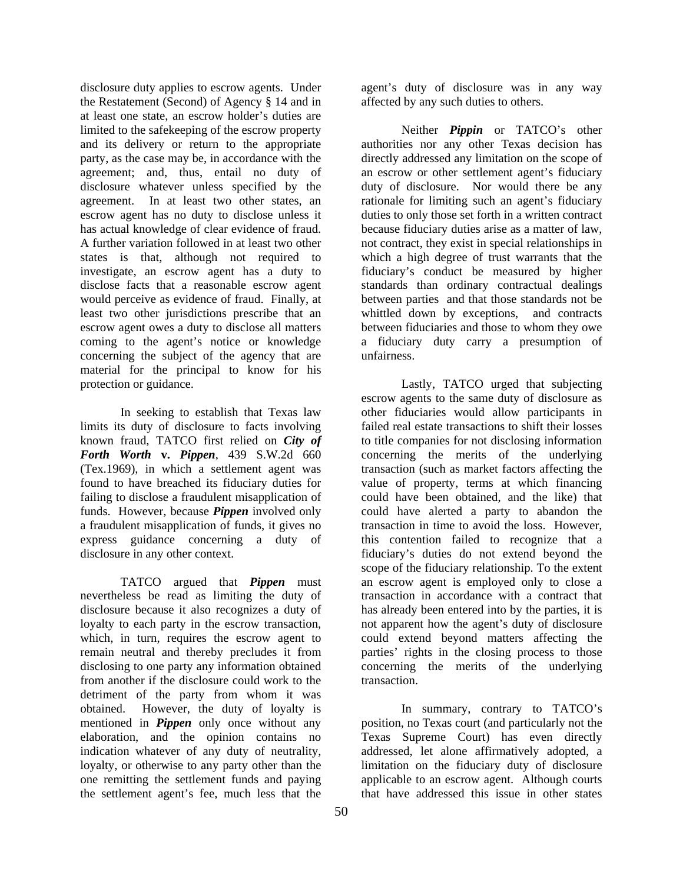disclosure duty applies to escrow agents. Under the Restatement (Second) of Agency § 14 and in at least one state, an escrow holder's duties are limited to the safekeeping of the escrow property and its delivery or return to the appropriate party, as the case may be, in accordance with the agreement; and, thus, entail no duty of disclosure whatever unless specified by the agreement. In at least two other states, an escrow agent has no duty to disclose unless it has actual knowledge of clear evidence of fraud. A further variation followed in at least two other states is that, although not required to investigate, an escrow agent has a duty to disclose facts that a reasonable escrow agent would perceive as evidence of fraud. Finally, at least two other jurisdictions prescribe that an escrow agent owes a duty to disclose all matters coming to the agent's notice or knowledge concerning the subject of the agency that are material for the principal to know for his protection or guidance.

In seeking to establish that Texas law limits its duty of disclosure to facts involving known fraud, TATCO first relied on ***City of Forth Worth* v. *Pippen***, 439 S.W.2d 660 (Tex.1969), in which a settlement agent was found to have breached its fiduciary duties for failing to disclose a fraudulent misapplication of funds. However, because ***Pippen*** involved only a fraudulent misapplication of funds, it gives no express guidance concerning a duty of disclosure in any other context.

TATCO argued that ***Pippen*** must nevertheless be read as limiting the duty of disclosure because it also recognizes a duty of loyalty to each party in the escrow transaction, which, in turn, requires the escrow agent to remain neutral and thereby precludes it from disclosing to one party any information obtained from another if the disclosure could work to the detriment of the party from whom it was obtained. However, the duty of loyalty is mentioned in ***Pippen*** only once without any elaboration, and the opinion contains no indication whatever of any duty of neutrality, loyalty, or otherwise to any party other than the one remitting the settlement funds and paying the settlement agent's fee, much less that the agent's duty of disclosure was in any way affected by any such duties to others.

Neither ***Pippin*** or TATCO's other authorities nor any other Texas decision has directly addressed any limitation on the scope of an escrow or other settlement agent's fiduciary duty of disclosure. Nor would there be any rationale for limiting such an agent's fiduciary duties to only those set forth in a written contract because fiduciary duties arise as a matter of law, not contract, they exist in special relationships in which a high degree of trust warrants that the fiduciary's conduct be measured by higher standards than ordinary contractual dealings between parties and that those standards not be whittled down by exceptions, and contracts between fiduciaries and those to whom they owe a fiduciary duty carry a presumption of unfairness.

Lastly, TATCO urged that subjecting escrow agents to the same duty of disclosure as other fiduciaries would allow participants in failed real estate transactions to shift their losses to title companies for not disclosing information concerning the merits of the underlying transaction (such as market factors affecting the value of property, terms at which financing could have been obtained, and the like) that could have alerted a party to abandon the transaction in time to avoid the loss. However, this contention failed to recognize that a fiduciary's duties do not extend beyond the scope of the fiduciary relationship. To the extent an escrow agent is employed only to close a transaction in accordance with a contract that has already been entered into by the parties, it is not apparent how the agent's duty of disclosure could extend beyond matters affecting the parties' rights in the closing process to those concerning the merits of the underlying transaction.

In summary, contrary to TATCO's position, no Texas court (and particularly not the Texas Supreme Court) has even directly addressed, let alone affirmatively adopted, a limitation on the fiduciary duty of disclosure applicable to an escrow agent. Although courts that have addressed this issue in other states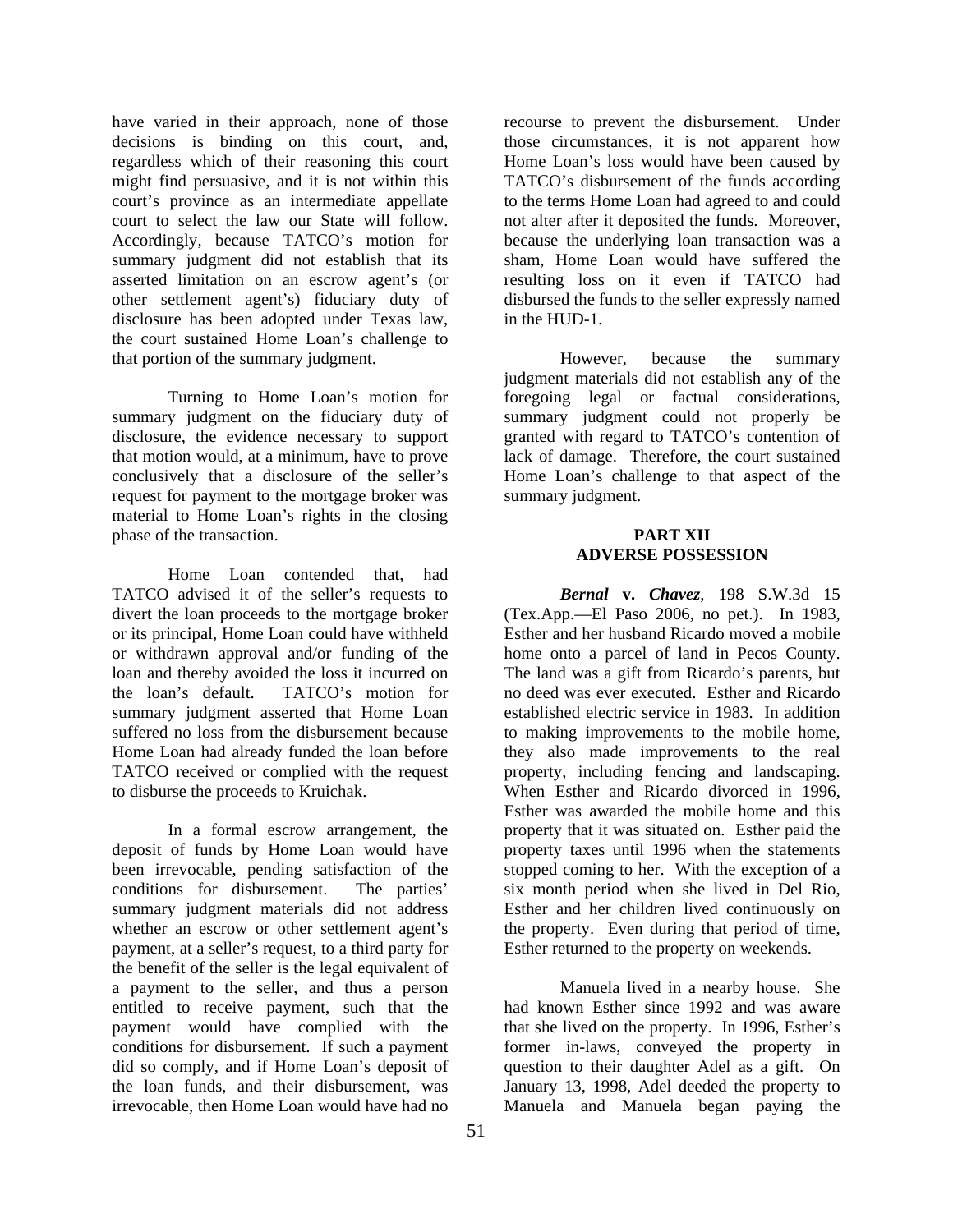have varied in their approach, none of those decisions is binding on this court, and, regardless which of their reasoning this court might find persuasive, and it is not within this court's province as an intermediate appellate court to select the law our State will follow. Accordingly, because TATCO's motion for summary judgment did not establish that its asserted limitation on an escrow agent's (or other settlement agent's) fiduciary duty of disclosure has been adopted under Texas law, the court sustained Home Loan's challenge to that portion of the summary judgment.

Turning to Home Loan's motion for summary judgment on the fiduciary duty of disclosure, the evidence necessary to support that motion would, at a minimum, have to prove conclusively that a disclosure of the seller's request for payment to the mortgage broker was material to Home Loan's rights in the closing phase of the transaction.

Home Loan contended that, had TATCO advised it of the seller's requests to divert the loan proceeds to the mortgage broker or its principal, Home Loan could have withheld or withdrawn approval and/or funding of the loan and thereby avoided the loss it incurred on the loan's default. TATCO's motion for summary judgment asserted that Home Loan suffered no loss from the disbursement because Home Loan had already funded the loan before TATCO received or complied with the request to disburse the proceeds to Kruichak.

In a formal escrow arrangement, the deposit of funds by Home Loan would have been irrevocable, pending satisfaction of the conditions for disbursement. The parties' summary judgment materials did not address whether an escrow or other settlement agent's payment, at a seller's request, to a third party for the benefit of the seller is the legal equivalent of a payment to the seller, and thus a person entitled to receive payment, such that the payment would have complied with the conditions for disbursement. If such a payment did so comply, and if Home Loan's deposit of the loan funds, and their disbursement, was irrevocable, then Home Loan would have had no recourse to prevent the disbursement. Under those circumstances, it is not apparent how Home Loan's loss would have been caused by TATCO's disbursement of the funds according to the terms Home Loan had agreed to and could not alter after it deposited the funds. Moreover, because the underlying loan transaction was a sham, Home Loan would have suffered the resulting loss on it even if TATCO had disbursed the funds to the seller expressly named in the HUD-1.

However, because the summary judgment materials did not establish any of the foregoing legal or factual considerations, summary judgment could not properly be granted with regard to TATCO's contention of lack of damage. Therefore, the court sustained Home Loan's challenge to that aspect of the summary judgment.

## PART XII
## ADVERSE POSSESSION

***Bernal*** **v.** ***Chavez***, 198 S.W.3d 15 (Tex.App.—El Paso 2006, no pet.). In 1983, Esther and her husband Ricardo moved a mobile home onto a parcel of land in Pecos County. The land was a gift from Ricardo's parents, but no deed was ever executed. Esther and Ricardo established electric service in 1983. In addition to making improvements to the mobile home, they also made improvements to the real property, including fencing and landscaping. When Esther and Ricardo divorced in 1996, Esther was awarded the mobile home and this property that it was situated on. Esther paid the property taxes until 1996 when the statements stopped coming to her. With the exception of a six month period when she lived in Del Rio, Esther and her children lived continuously on the property. Even during that period of time, Esther returned to the property on weekends.

Manuela lived in a nearby house. She had known Esther since 1992 and was aware that she lived on the property. In 1996, Esther's former in-laws, conveyed the property in question to their daughter Adel as a gift. On January 13, 1998, Adel deeded the property to Manuela and Manuela began paying the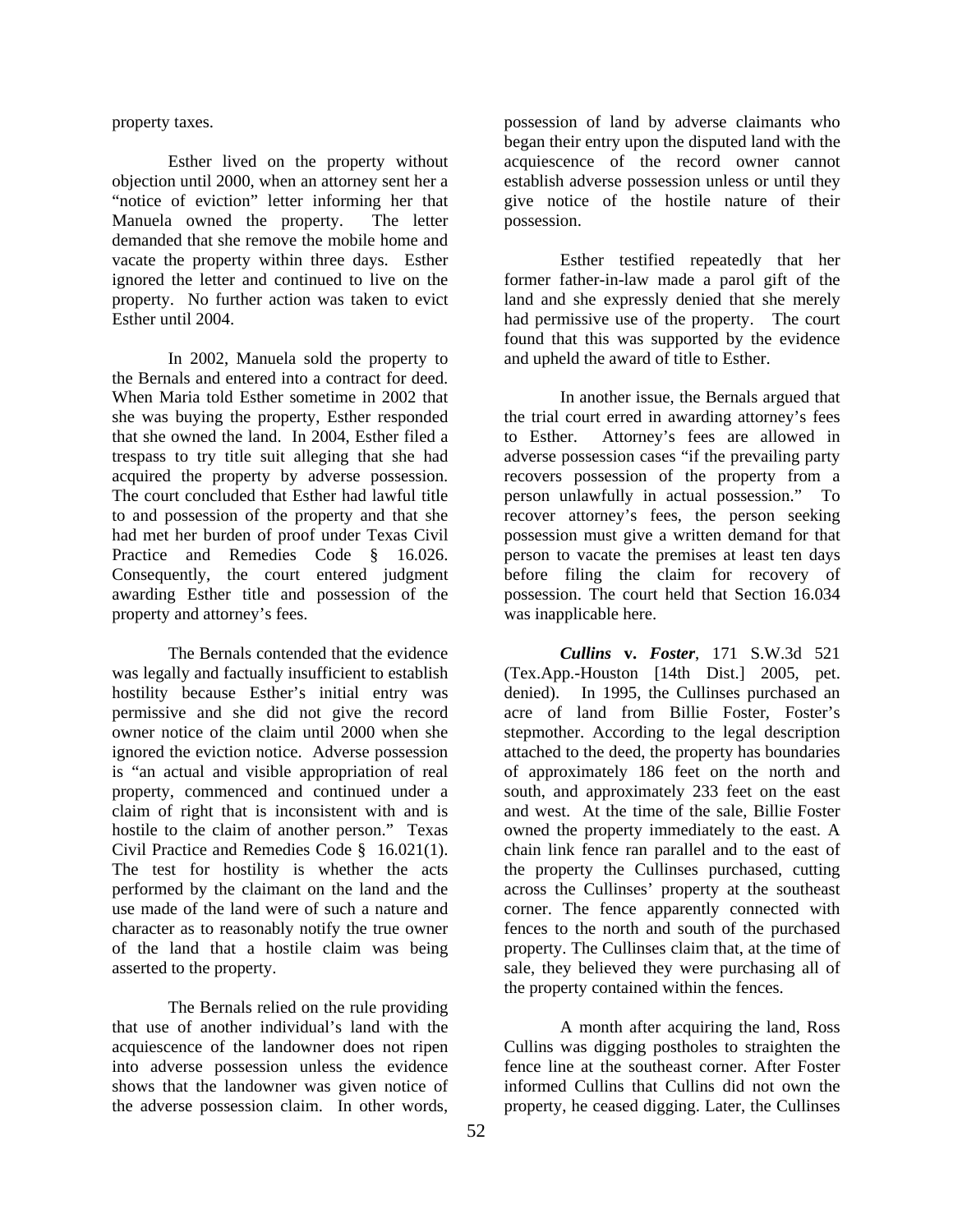property taxes.

Esther lived on the property without objection until 2000, when an attorney sent her a "notice of eviction" letter informing her that Manuela owned the property. The letter demanded that she remove the mobile home and vacate the property within three days. Esther ignored the letter and continued to live on the property. No further action was taken to evict Esther until 2004.

In 2002, Manuela sold the property to the Bernals and entered into a contract for deed. When Maria told Esther sometime in 2002 that she was buying the property, Esther responded that she owned the land. In 2004, Esther filed a trespass to try title suit alleging that she had acquired the property by adverse possession. The court concluded that Esther had lawful title to and possession of the property and that she had met her burden of proof under Texas Civil Practice and Remedies Code § 16.026. Consequently, the court entered judgment awarding Esther title and possession of the property and attorney's fees.

The Bernals contended that the evidence was legally and factually insufficient to establish hostility because Esther's initial entry was permissive and she did not give the record owner notice of the claim until 2000 when she ignored the eviction notice. Adverse possession is "an actual and visible appropriation of real property, commenced and continued under a claim of right that is inconsistent with and is hostile to the claim of another person." Texas Civil Practice and Remedies Code § 16.021(1). The test for hostility is whether the acts performed by the claimant on the land and the use made of the land were of such a nature and character as to reasonably notify the true owner of the land that a hostile claim was being asserted to the property.

The Bernals relied on the rule providing that use of another individual's land with the acquiescence of the landowner does not ripen into adverse possession unless the evidence shows that the landowner was given notice of the adverse possession claim. In other words, possession of land by adverse claimants who began their entry upon the disputed land with the acquiescence of the record owner cannot establish adverse possession unless or until they give notice of the hostile nature of their possession.

Esther testified repeatedly that her former father-in-law made a parol gift of the land and she expressly denied that she merely had permissive use of the property. The court found that this was supported by the evidence and upheld the award of title to Esther.

In another issue, the Bernals argued that the trial court erred in awarding attorney's fees to Esther. Attorney's fees are allowed in adverse possession cases "if the prevailing party recovers possession of the property from a person unlawfully in actual possession." To recover attorney's fees, the person seeking possession must give a written demand for that person to vacate the premises at least ten days before filing the claim for recovery of possession. The court held that Section 16.034 was inapplicable here.

***Cullins* v. *Foster***, 171 S.W.3d 521 (Tex.App.-Houston [14th Dist.] 2005, pet. denied). In 1995, the Cullinses purchased an acre of land from Billie Foster, Foster's stepmother. According to the legal description attached to the deed, the property has boundaries of approximately 186 feet on the north and south, and approximately 233 feet on the east and west. At the time of the sale, Billie Foster owned the property immediately to the east. A chain link fence ran parallel and to the east of the property the Cullinses purchased, cutting across the Cullinses' property at the southeast corner. The fence apparently connected with fences to the north and south of the purchased property. The Cullinses claim that, at the time of sale, they believed they were purchasing all of the property contained within the fences.

A month after acquiring the land, Ross Cullins was digging postholes to straighten the fence line at the southeast corner. After Foster informed Cullins that Cullins did not own the property, he ceased digging. Later, the Cullinses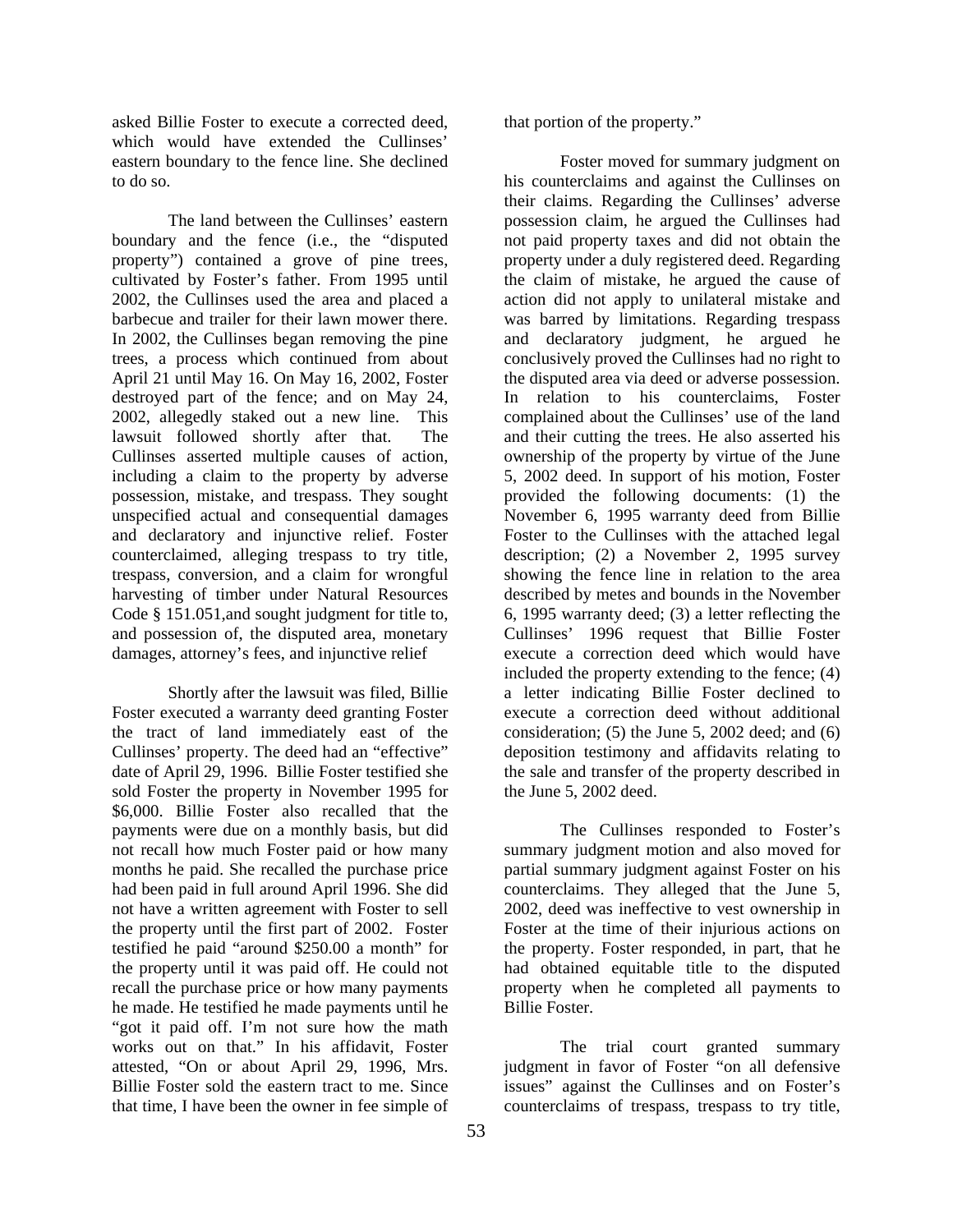asked Billie Foster to execute a corrected deed, which would have extended the Cullinses' eastern boundary to the fence line. She declined to do so.

The land between the Cullinses' eastern boundary and the fence (i.e., the "disputed property") contained a grove of pine trees, cultivated by Foster's father. From 1995 until 2002, the Cullinses used the area and placed a barbecue and trailer for their lawn mower there. In 2002, the Cullinses began removing the pine trees, a process which continued from about April 21 until May 16. On May 16, 2002, Foster destroyed part of the fence; and on May 24, 2002, allegedly staked out a new line. This lawsuit followed shortly after that. The Cullinses asserted multiple causes of action, including a claim to the property by adverse possession, mistake, and trespass. They sought unspecified actual and consequential damages and declaratory and injunctive relief. Foster counterclaimed, alleging trespass to try title, trespass, conversion, and a claim for wrongful harvesting of timber under Natural Resources Code § 151.051,and sought judgment for title to, and possession of, the disputed area, monetary damages, attorney's fees, and injunctive relief

Shortly after the lawsuit was filed, Billie Foster executed a warranty deed granting Foster the tract of land immediately east of the Cullinses' property. The deed had an "effective" date of April 29, 1996. Billie Foster testified she sold Foster the property in November 1995 for $6,000. Billie Foster also recalled that the payments were due on a monthly basis, but did not recall how much Foster paid or how many months he paid. She recalled the purchase price had been paid in full around April 1996. She did not have a written agreement with Foster to sell the property until the first part of 2002. Foster testified he paid "around $250.00 a month" for the property until it was paid off. He could not recall the purchase price or how many payments he made. He testified he made payments until he "got it paid off. I'm not sure how the math works out on that." In his affidavit, Foster attested, "On or about April 29, 1996, Mrs. Billie Foster sold the eastern tract to me. Since that time, I have been the owner in fee simple of that portion of the property."

Foster moved for summary judgment on his counterclaims and against the Cullinses on their claims. Regarding the Cullinses' adverse possession claim, he argued the Cullinses had not paid property taxes and did not obtain the property under a duly registered deed. Regarding the claim of mistake, he argued the cause of action did not apply to unilateral mistake and was barred by limitations. Regarding trespass and declaratory judgment, he argued he conclusively proved the Cullinses had no right to the disputed area via deed or adverse possession. In relation to his counterclaims, Foster complained about the Cullinses' use of the land and their cutting the trees. He also asserted his ownership of the property by virtue of the June 5, 2002 deed. In support of his motion, Foster provided the following documents: (1) the November 6, 1995 warranty deed from Billie Foster to the Cullinses with the attached legal description; (2) a November 2, 1995 survey showing the fence line in relation to the area described by metes and bounds in the November 6, 1995 warranty deed; (3) a letter reflecting the Cullinses' 1996 request that Billie Foster execute a correction deed which would have included the property extending to the fence; (4) a letter indicating Billie Foster declined to execute a correction deed without additional consideration; (5) the June 5, 2002 deed; and (6) deposition testimony and affidavits relating to the sale and transfer of the property described in the June 5, 2002 deed.

The Cullinses responded to Foster's summary judgment motion and also moved for partial summary judgment against Foster on his counterclaims. They alleged that the June 5, 2002, deed was ineffective to vest ownership in Foster at the time of their injurious actions on the property. Foster responded, in part, that he had obtained equitable title to the disputed property when he completed all payments to Billie Foster.

The trial court granted summary judgment in favor of Foster "on all defensive issues" against the Cullinses and on Foster's counterclaims of trespass, trespass to try title,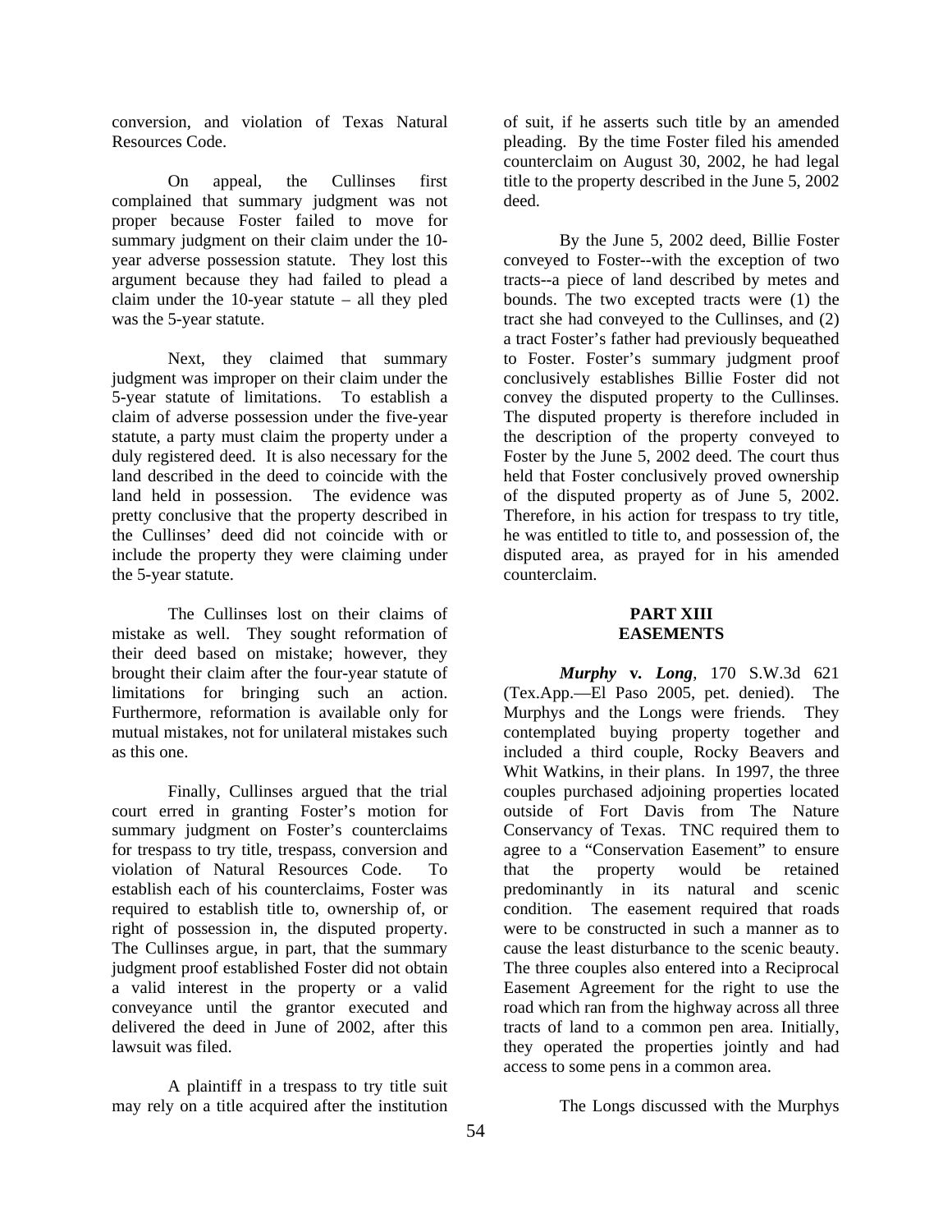conversion, and violation of Texas Natural Resources Code.

On appeal, the Cullinses first complained that summary judgment was not proper because Foster failed to move for summary judgment on their claim under the 10-year adverse possession statute. They lost this argument because they had failed to plead a claim under the 10-year statute – all they pled was the 5-year statute.

Next, they claimed that summary judgment was improper on their claim under the 5-year statute of limitations. To establish a claim of adverse possession under the five-year statute, a party must claim the property under a duly registered deed. It is also necessary for the land described in the deed to coincide with the land held in possession. The evidence was pretty conclusive that the property described in the Cullinses' deed did not coincide with or include the property they were claiming under the 5-year statute.

The Cullinses lost on their claims of mistake as well. They sought reformation of their deed based on mistake; however, they brought their claim after the four-year statute of limitations for bringing such an action. Furthermore, reformation is available only for mutual mistakes, not for unilateral mistakes such as this one.

Finally, Cullinses argued that the trial court erred in granting Foster's motion for summary judgment on Foster's counterclaims for trespass to try title, trespass, conversion and violation of Natural Resources Code. To establish each of his counterclaims, Foster was required to establish title to, ownership of, or right of possession in, the disputed property. The Cullinses argue, in part, that the summary judgment proof established Foster did not obtain a valid interest in the property or a valid conveyance until the grantor executed and delivered the deed in June of 2002, after this lawsuit was filed.

A plaintiff in a trespass to try title suit may rely on a title acquired after the institution of suit, if he asserts such title by an amended pleading. By the time Foster filed his amended counterclaim on August 30, 2002, he had legal title to the property described in the June 5, 2002 deed.

By the June 5, 2002 deed, Billie Foster conveyed to Foster--with the exception of two tracts--a piece of land described by metes and bounds. The two excepted tracts were (1) the tract she had conveyed to the Cullinses, and (2) a tract Foster's father had previously bequeathed to Foster. Foster's summary judgment proof conclusively establishes Billie Foster did not convey the disputed property to the Cullinses. The disputed property is therefore included in the description of the property conveyed to Foster by the June 5, 2002 deed. The court thus held that Foster conclusively proved ownership of the disputed property as of June 5, 2002. Therefore, in his action for trespass to try title, he was entitled to title to, and possession of, the disputed area, as prayed for in his amended counterclaim.

## PART XIII
## EASEMENTS

***Murphy* v. *Long***, 170 S.W.3d 621 (Tex.App.—El Paso 2005, pet. denied). The Murphys and the Longs were friends. They contemplated buying property together and included a third couple, Rocky Beavers and Whit Watkins, in their plans. In 1997, the three couples purchased adjoining properties located outside of Fort Davis from The Nature Conservancy of Texas. TNC required them to agree to a "Conservation Easement" to ensure that the property would be retained predominantly in its natural and scenic condition. The easement required that roads were to be constructed in such a manner as to cause the least disturbance to the scenic beauty. The three couples also entered into a Reciprocal Easement Agreement for the right to use the road which ran from the highway across all three tracts of land to a common pen area. Initially, they operated the properties jointly and had access to some pens in a common area.

The Longs discussed with the Murphys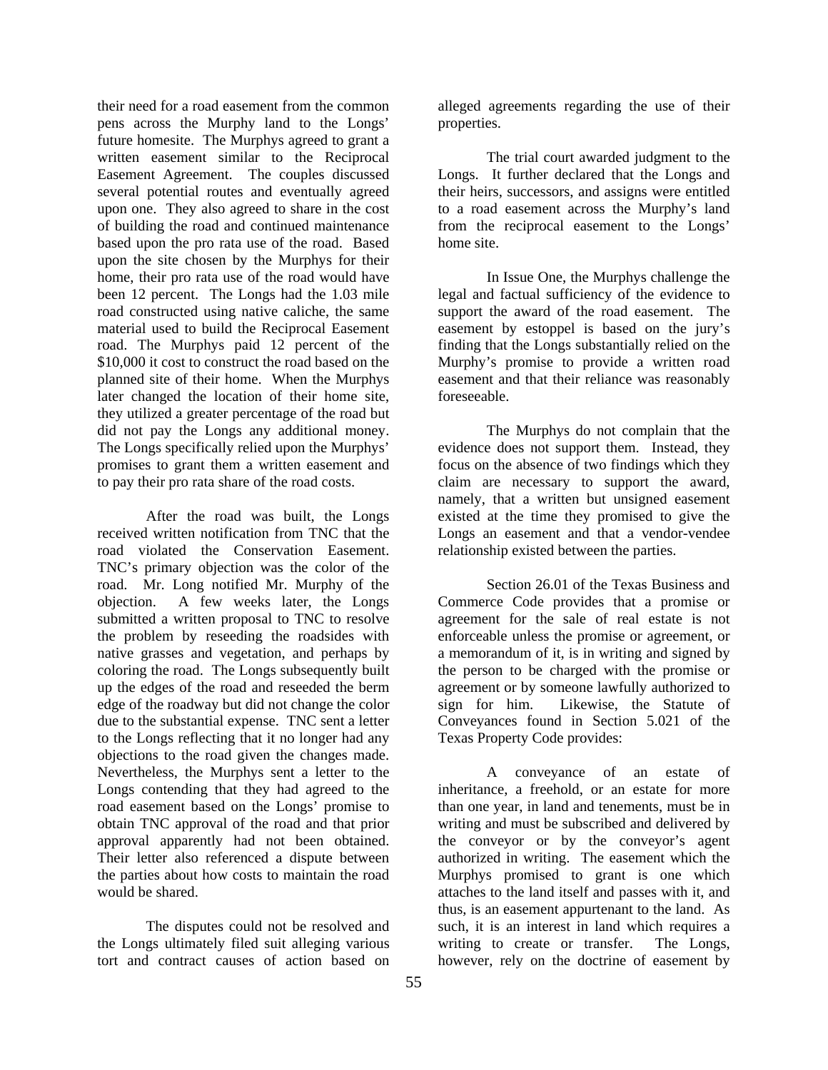their need for a road easement from the common pens across the Murphy land to the Longs' future homesite. The Murphys agreed to grant a written easement similar to the Reciprocal Easement Agreement. The couples discussed several potential routes and eventually agreed upon one. They also agreed to share in the cost of building the road and continued maintenance based upon the pro rata use of the road. Based upon the site chosen by the Murphys for their home, their pro rata use of the road would have been 12 percent. The Longs had the 1.03 mile road constructed using native caliche, the same material used to build the Reciprocal Easement road. The Murphys paid 12 percent of the $10,000 it cost to construct the road based on the planned site of their home. When the Murphys later changed the location of their home site, they utilized a greater percentage of the road but did not pay the Longs any additional money. The Longs specifically relied upon the Murphys' promises to grant them a written easement and to pay their pro rata share of the road costs.

After the road was built, the Longs received written notification from TNC that the road violated the Conservation Easement. TNC's primary objection was the color of the road. Mr. Long notified Mr. Murphy of the objection. A few weeks later, the Longs submitted a written proposal to TNC to resolve the problem by reseeding the roadsides with native grasses and vegetation, and perhaps by coloring the road. The Longs subsequently built up the edges of the road and reseeded the berm edge of the roadway but did not change the color due to the substantial expense. TNC sent a letter to the Longs reflecting that it no longer had any objections to the road given the changes made. Nevertheless, the Murphys sent a letter to the Longs contending that they had agreed to the road easement based on the Longs' promise to obtain TNC approval of the road and that prior approval apparently had not been obtained. Their letter also referenced a dispute between the parties about how costs to maintain the road would be shared.

The disputes could not be resolved and the Longs ultimately filed suit alleging various tort and contract causes of action based on alleged agreements regarding the use of their properties.

The trial court awarded judgment to the Longs. It further declared that the Longs and their heirs, successors, and assigns were entitled to a road easement across the Murphy's land from the reciprocal easement to the Longs' home site.

In Issue One, the Murphys challenge the legal and factual sufficiency of the evidence to support the award of the road easement. The easement by estoppel is based on the jury's finding that the Longs substantially relied on the Murphy's promise to provide a written road easement and that their reliance was reasonably foreseeable.

The Murphys do not complain that the evidence does not support them. Instead, they focus on the absence of two findings which they claim are necessary to support the award, namely, that a written but unsigned easement existed at the time they promised to give the Longs an easement and that a vendor-vendee relationship existed between the parties.

Section 26.01 of the Texas Business and Commerce Code provides that a promise or agreement for the sale of real estate is not enforceable unless the promise or agreement, or a memorandum of it, is in writing and signed by the person to be charged with the promise or agreement or by someone lawfully authorized to sign for him. Likewise, the Statute of Conveyances found in Section 5.021 of the Texas Property Code provides:

A conveyance of an estate of inheritance, a freehold, or an estate for more than one year, in land and tenements, must be in writing and must be subscribed and delivered by the conveyor or by the conveyor's agent authorized in writing. The easement which the Murphys promised to grant is one which attaches to the land itself and passes with it, and thus, is an easement appurtenant to the land. As such, it is an interest in land which requires a writing to create or transfer. The Longs, however, rely on the doctrine of easement by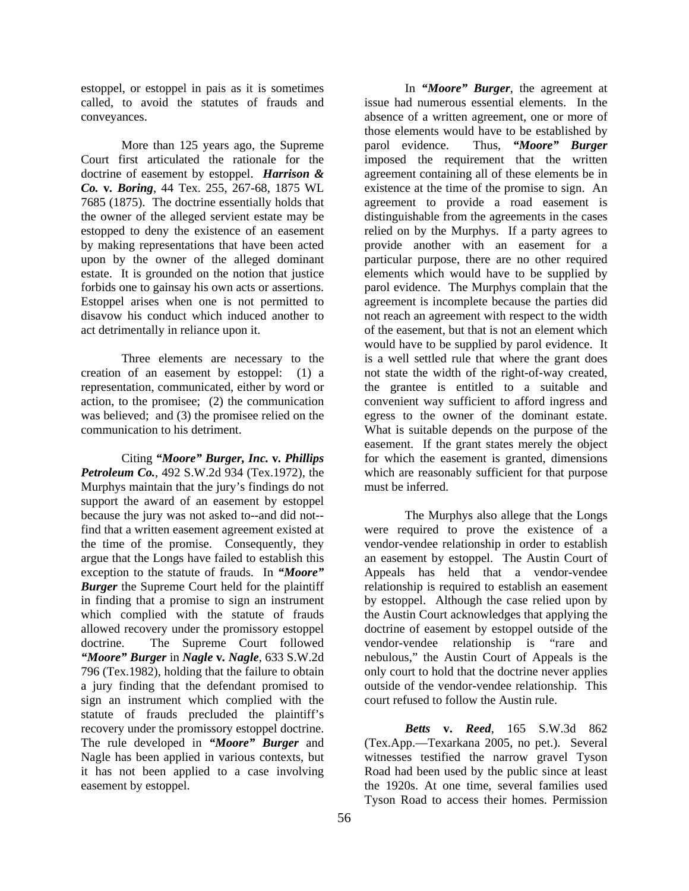estoppel, or estoppel in pais as it is sometimes called, to avoid the statutes of frauds and conveyances.

More than 125 years ago, the Supreme Court first articulated the rationale for the doctrine of easement by estoppel. ***Harrison & Co.* v. *Boring***, 44 Tex. 255, 267-68, 1875 WL 7685 (1875). The doctrine essentially holds that the owner of the alleged servient estate may be estopped to deny the existence of an easement by making representations that have been acted upon by the owner of the alleged dominant estate. It is grounded on the notion that justice forbids one to gainsay his own acts or assertions. Estoppel arises when one is not permitted to disavow his conduct which induced another to act detrimentally in reliance upon it.

Three elements are necessary to the creation of an easement by estoppel: (1) a representation, communicated, either by word or action, to the promisee; (2) the communication was believed; and (3) the promisee relied on the communication to his detriment.

Citing ***"Moore" Burger, Inc.* v. *Phillips Petroleum Co.***, 492 S.W.2d 934 (Tex.1972), the Murphys maintain that the jury's findings do not support the award of an easement by estoppel because the jury was not asked to--and did not--find that a written easement agreement existed at the time of the promise. Consequently, they argue that the Longs have failed to establish this exception to the statute of frauds. In ***"Moore" Burger*** the Supreme Court held for the plaintiff in finding that a promise to sign an instrument which complied with the statute of frauds allowed recovery under the promissory estoppel doctrine. The Supreme Court followed ***"Moore" Burger*** in ***Nagle* v. *Nagle***, 633 S.W.2d 796 (Tex.1982), holding that the failure to obtain a jury finding that the defendant promised to sign an instrument which complied with the statute of frauds precluded the plaintiff's recovery under the promissory estoppel doctrine. The rule developed in ***"Moore" Burger*** and Nagle has been applied in various contexts, but it has not been applied to a case involving easement by estoppel.

In ***"Moore" Burger***, the agreement at issue had numerous essential elements. In the absence of a written agreement, one or more of those elements would have to be established by parol evidence. Thus, ***"Moore" Burger*** imposed the requirement that the written agreement containing all of these elements be in existence at the time of the promise to sign. An agreement to provide a road easement is distinguishable from the agreements in the cases relied on by the Murphys. If a party agrees to provide another with an easement for a particular purpose, there are no other required elements which would have to be supplied by parol evidence. The Murphys complain that the agreement is incomplete because the parties did not reach an agreement with respect to the width of the easement, but that is not an element which would have to be supplied by parol evidence. It is a well settled rule that where the grant does not state the width of the right-of-way created, the grantee is entitled to a suitable and convenient way sufficient to afford ingress and egress to the owner of the dominant estate. What is suitable depends on the purpose of the easement. If the grant states merely the object for which the easement is granted, dimensions which are reasonably sufficient for that purpose must be inferred.

The Murphys also allege that the Longs were required to prove the existence of a vendor-vendee relationship in order to establish an easement by estoppel. The Austin Court of Appeals has held that a vendor-vendee relationship is required to establish an easement by estoppel. Although the case relied upon by the Austin Court acknowledges that applying the doctrine of easement by estoppel outside of the vendor-vendee relationship is "rare and nebulous," the Austin Court of Appeals is the only court to hold that the doctrine never applies outside of the vendor-vendee relationship. This court refused to follow the Austin rule.

***Betts* v. *Reed***, 165 S.W.3d 862 (Tex.App.—Texarkana 2005, no pet.). Several witnesses testified the narrow gravel Tyson Road had been used by the public since at least the 1920s. At one time, several families used Tyson Road to access their homes. Permission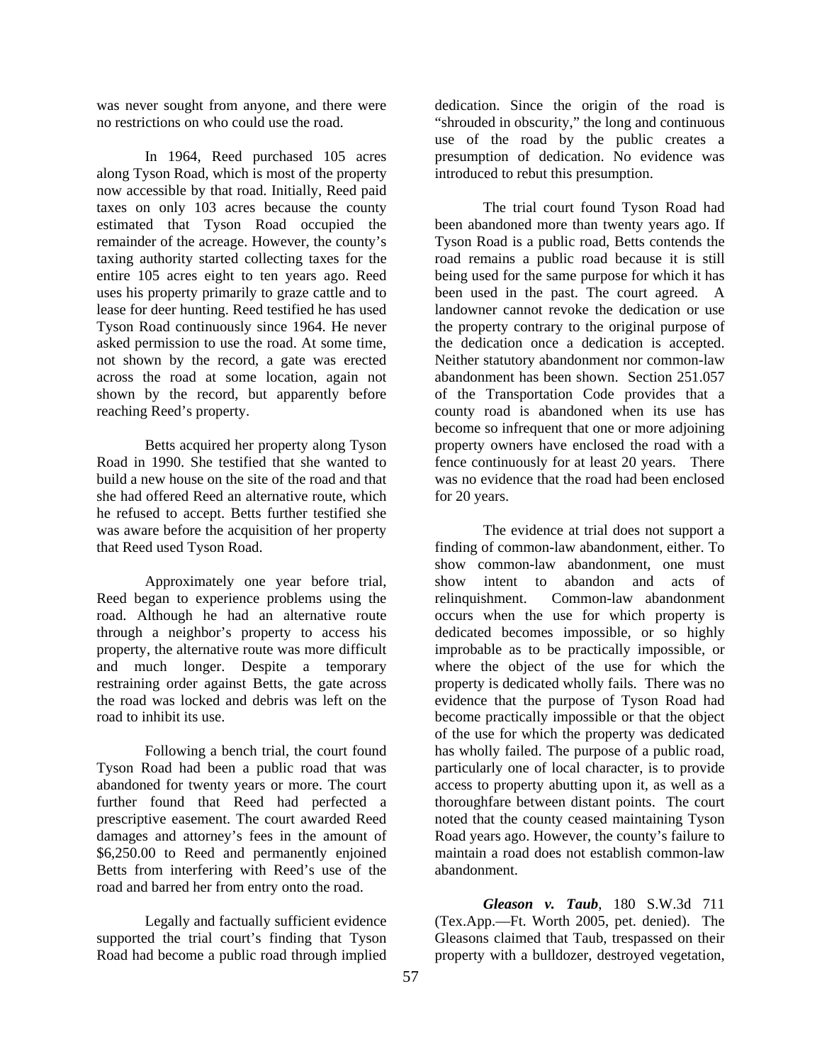was never sought from anyone, and there were no restrictions on who could use the road.

In 1964, Reed purchased 105 acres along Tyson Road, which is most of the property now accessible by that road. Initially, Reed paid taxes on only 103 acres because the county estimated that Tyson Road occupied the remainder of the acreage. However, the county's taxing authority started collecting taxes for the entire 105 acres eight to ten years ago. Reed uses his property primarily to graze cattle and to lease for deer hunting. Reed testified he has used Tyson Road continuously since 1964. He never asked permission to use the road. At some time, not shown by the record, a gate was erected across the road at some location, again not shown by the record, but apparently before reaching Reed's property.

Betts acquired her property along Tyson Road in 1990. She testified that she wanted to build a new house on the site of the road and that she had offered Reed an alternative route, which he refused to accept. Betts further testified she was aware before the acquisition of her property that Reed used Tyson Road.

Approximately one year before trial, Reed began to experience problems using the road. Although he had an alternative route through a neighbor's property to access his property, the alternative route was more difficult and much longer. Despite a temporary restraining order against Betts, the gate across the road was locked and debris was left on the road to inhibit its use.

Following a bench trial, the court found Tyson Road had been a public road that was abandoned for twenty years or more. The court further found that Reed had perfected a prescriptive easement. The court awarded Reed damages and attorney's fees in the amount of $6,250.00 to Reed and permanently enjoined Betts from interfering with Reed's use of the road and barred her from entry onto the road.

Legally and factually sufficient evidence supported the trial court's finding that Tyson Road had become a public road through implied dedication. Since the origin of the road is "shrouded in obscurity," the long and continuous use of the road by the public creates a presumption of dedication. No evidence was introduced to rebut this presumption.

The trial court found Tyson Road had been abandoned more than twenty years ago. If Tyson Road is a public road, Betts contends the road remains a public road because it is still being used for the same purpose for which it has been used in the past. The court agreed. A landowner cannot revoke the dedication or use the property contrary to the original purpose of the dedication once a dedication is accepted. Neither statutory abandonment nor common-law abandonment has been shown. Section 251.057 of the Transportation Code provides that a county road is abandoned when its use has become so infrequent that one or more adjoining property owners have enclosed the road with a fence continuously for at least 20 years. There was no evidence that the road had been enclosed for 20 years.

The evidence at trial does not support a finding of common-law abandonment, either. To show common-law abandonment, one must show intent to abandon and acts of relinquishment. Common-law abandonment occurs when the use for which property is dedicated becomes impossible, or so highly improbable as to be practically impossible, or where the object of the use for which the property is dedicated wholly fails. There was no evidence that the purpose of Tyson Road had become practically impossible or that the object of the use for which the property was dedicated has wholly failed. The purpose of a public road, particularly one of local character, is to provide access to property abutting upon it, as well as a thoroughfare between distant points. The court noted that the county ceased maintaining Tyson Road years ago. However, the county's failure to maintain a road does not establish common-law abandonment.

***Gleason v. Taub***, 180 S.W.3d 711 (Tex.App.—Ft. Worth 2005, pet. denied). The Gleasons claimed that Taub, trespassed on their property with a bulldozer, destroyed vegetation,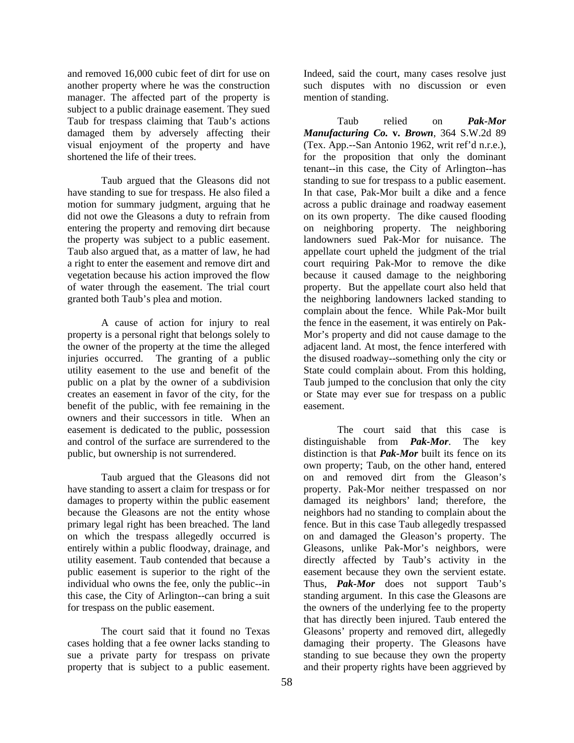and removed 16,000 cubic feet of dirt for use on another property where he was the construction manager. The affected part of the property is subject to a public drainage easement. They sued Taub for trespass claiming that Taub's actions damaged them by adversely affecting their visual enjoyment of the property and have shortened the life of their trees.

Taub argued that the Gleasons did not have standing to sue for trespass. He also filed a motion for summary judgment, arguing that he did not owe the Gleasons a duty to refrain from entering the property and removing dirt because the property was subject to a public easement. Taub also argued that, as a matter of law, he had a right to enter the easement and remove dirt and vegetation because his action improved the flow of water through the easement. The trial court granted both Taub's plea and motion.

A cause of action for injury to real property is a personal right that belongs solely to the owner of the property at the time the alleged injuries occurred. The granting of a public utility easement to the use and benefit of the public on a plat by the owner of a subdivision creates an easement in favor of the city, for the benefit of the public, with fee remaining in the owners and their successors in title. When an easement is dedicated to the public, possession and control of the surface are surrendered to the public, but ownership is not surrendered.

Taub argued that the Gleasons did not have standing to assert a claim for trespass or for damages to property within the public easement because the Gleasons are not the entity whose primary legal right has been breached. The land on which the trespass allegedly occurred is entirely within a public floodway, drainage, and utility easement. Taub contended that because a public easement is superior to the right of the individual who owns the fee, only the public--in this case, the City of Arlington--can bring a suit for trespass on the public easement.

The court said that it found no Texas cases holding that a fee owner lacks standing to sue a private party for trespass on private property that is subject to a public easement. Indeed, said the court, many cases resolve just such disputes with no discussion or even mention of standing.

Taub relied on ***Pak-Mor Manufacturing Co.* v. *Brown***, 364 S.W.2d 89 (Tex. App.--San Antonio 1962, writ ref'd n.r.e.), for the proposition that only the dominant tenant--in this case, the City of Arlington--has standing to sue for trespass to a public easement. In that case, Pak-Mor built a dike and a fence across a public drainage and roadway easement on its own property. The dike caused flooding on neighboring property. The neighboring landowners sued Pak-Mor for nuisance. The appellate court upheld the judgment of the trial court requiring Pak-Mor to remove the dike because it caused damage to the neighboring property. But the appellate court also held that the neighboring landowners lacked standing to complain about the fence. While Pak-Mor built the fence in the easement, it was entirely on Pak-Mor's property and did not cause damage to the adjacent land. At most, the fence interfered with the disused roadway--something only the city or State could complain about. From this holding, Taub jumped to the conclusion that only the city or State may ever sue for trespass on a public easement.

The court said that this case is distinguishable from ***Pak-Mor***. The key distinction is that ***Pak-Mor*** built its fence on its own property; Taub, on the other hand, entered on and removed dirt from the Gleason's property. Pak-Mor neither trespassed on nor damaged its neighbors' land; therefore, the neighbors had no standing to complain about the fence. But in this case Taub allegedly trespassed on and damaged the Gleason's property. The Gleasons, unlike Pak-Mor's neighbors, were directly affected by Taub's activity in the easement because they own the servient estate. Thus, ***Pak-Mor*** does not support Taub's standing argument. In this case the Gleasons are the owners of the underlying fee to the property that has directly been injured. Taub entered the Gleasons' property and removed dirt, allegedly damaging their property. The Gleasons have standing to sue because they own the property and their property rights have been aggrieved by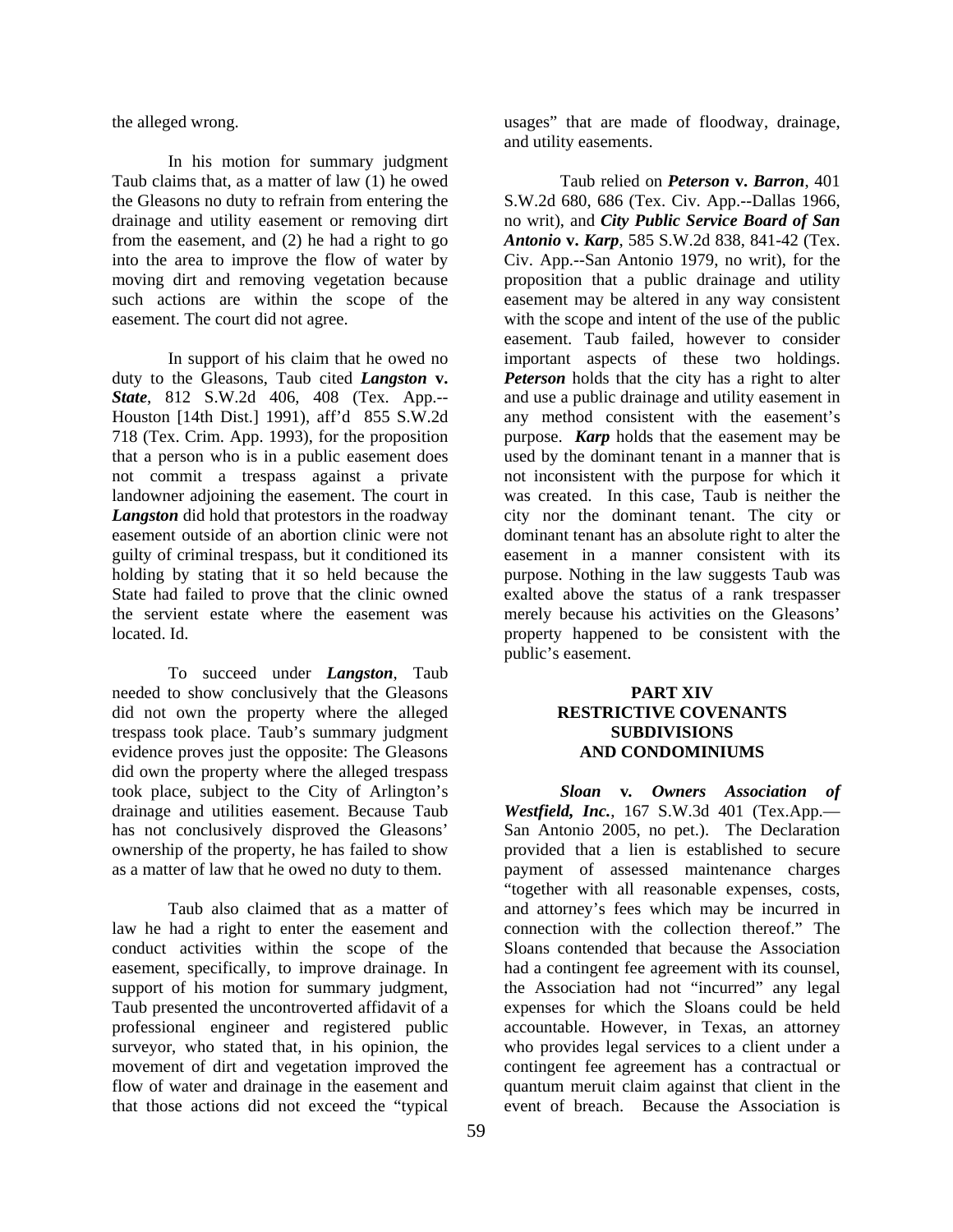the alleged wrong.

In his motion for summary judgment Taub claims that, as a matter of law (1) he owed the Gleasons no duty to refrain from entering the drainage and utility easement or removing dirt from the easement, and (2) he had a right to go into the area to improve the flow of water by moving dirt and removing vegetation because such actions are within the scope of the easement. The court did not agree.

In support of his claim that he owed no duty to the Gleasons, Taub cited ***Langston* v. *State***, 812 S.W.2d 406, 408 (Tex. App.--Houston [14th Dist.] 1991), aff'd 855 S.W.2d 718 (Tex. Crim. App. 1993), for the proposition that a person who is in a public easement does not commit a trespass against a private landowner adjoining the easement. The court in ***Langston*** did hold that protestors in the roadway easement outside of an abortion clinic were not guilty of criminal trespass, but it conditioned its holding by stating that it so held because the State had failed to prove that the clinic owned the servient estate where the easement was located. Id.

To succeed under ***Langston***, Taub needed to show conclusively that the Gleasons did not own the property where the alleged trespass took place. Taub's summary judgment evidence proves just the opposite: The Gleasons did own the property where the alleged trespass took place, subject to the City of Arlington's drainage and utilities easement. Because Taub has not conclusively disproved the Gleasons' ownership of the property, he has failed to show as a matter of law that he owed no duty to them.

Taub also claimed that as a matter of law he had a right to enter the easement and conduct activities within the scope of the easement, specifically, to improve drainage. In support of his motion for summary judgment, Taub presented the uncontroverted affidavit of a professional engineer and registered public surveyor, who stated that, in his opinion, the movement of dirt and vegetation improved the flow of water and drainage in the easement and that those actions did not exceed the "typical usages" that are made of floodway, drainage, and utility easements.

Taub relied on ***Peterson* v. *Barron***, 401 S.W.2d 680, 686 (Tex. Civ. App.--Dallas 1966, no writ), and ***City Public Service Board of San Antonio* v. *Karp***, 585 S.W.2d 838, 841-42 (Tex. Civ. App.--San Antonio 1979, no writ), for the proposition that a public drainage and utility easement may be altered in any way consistent with the scope and intent of the use of the public easement. Taub failed, however to consider important aspects of these two holdings. ***Peterson*** holds that the city has a right to alter and use a public drainage and utility easement in any method consistent with the easement's purpose. ***Karp*** holds that the easement may be used by the dominant tenant in a manner that is not inconsistent with the purpose for which it was created. In this case, Taub is neither the city nor the dominant tenant. The city or dominant tenant has an absolute right to alter the easement in a manner consistent with its purpose. Nothing in the law suggests Taub was exalted above the status of a rank trespasser merely because his activities on the Gleasons' property happened to be consistent with the public's easement.

## PART XIV
## RESTRICTIVE COVENANTS
## SUBDIVISIONS
## AND CONDOMINIUMS

***Sloan* v. *Owners Association of Westfield, Inc.***, 167 S.W.3d 401 (Tex.App.—San Antonio 2005, no pet.). The Declaration provided that a lien is established to secure payment of assessed maintenance charges "together with all reasonable expenses, costs, and attorney's fees which may be incurred in connection with the collection thereof." The Sloans contended that because the Association had a contingent fee agreement with its counsel, the Association had not "incurred" any legal expenses for which the Sloans could be held accountable. However, in Texas, an attorney who provides legal services to a client under a contingent fee agreement has a contractual or quantum meruit claim against that client in the event of breach. Because the Association is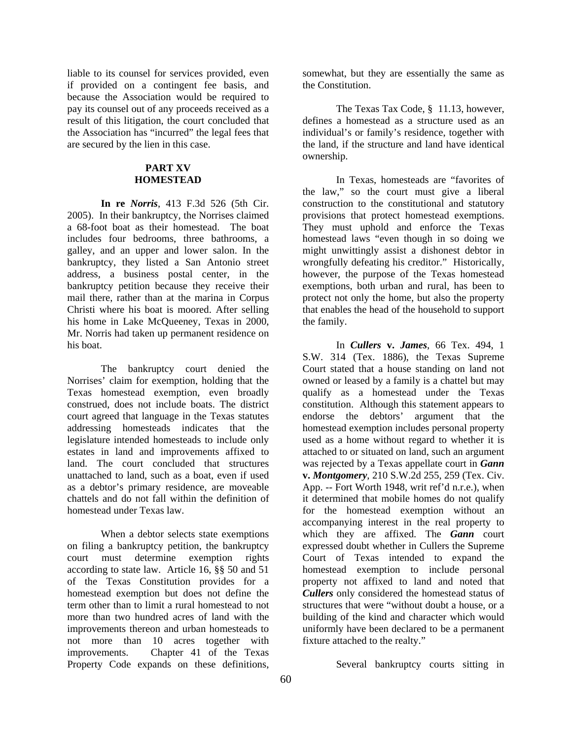liable to its counsel for services provided, even if provided on a contingent fee basis, and because the Association would be required to pay its counsel out of any proceeds received as a result of this litigation, the court concluded that the Association has "incurred" the legal fees that are secured by the lien in this case.

## PART XV
## HOMESTEAD

**In re *Norris***, 413 F.3d 526 (5th Cir. 2005). In their bankruptcy, the Norrises claimed a 68-foot boat as their homestead. The boat includes four bedrooms, three bathrooms, a galley, and an upper and lower salon. In the bankruptcy, they listed a San Antonio street address, a business postal center, in the bankruptcy petition because they receive their mail there, rather than at the marina in Corpus Christi where his boat is moored. After selling his home in Lake McQueeney, Texas in 2000, Mr. Norris had taken up permanent residence on his boat.

The bankruptcy court denied the Norrises' claim for exemption, holding that the Texas homestead exemption, even broadly construed, does not include boats. The district court agreed that language in the Texas statutes addressing homesteads indicates that the legislature intended homesteads to include only estates in land and improvements affixed to land. The court concluded that structures unattached to land, such as a boat, even if used as a debtor's primary residence, are moveable chattels and do not fall within the definition of homestead under Texas law.

When a debtor selects state exemptions on filing a bankruptcy petition, the bankruptcy court must determine exemption rights according to state law. Article 16, §§ 50 and 51 of the Texas Constitution provides for a homestead exemption but does not define the term other than to limit a rural homestead to not more than two hundred acres of land with the improvements thereon and urban homesteads to not more than 10 acres together with improvements. Chapter 41 of the Texas Property Code expands on these definitions, somewhat, but they are essentially the same as the Constitution.

The Texas Tax Code, § 11.13, however, defines a homestead as a structure used as an individual's or family's residence, together with the land, if the structure and land have identical ownership.

In Texas, homesteads are "favorites of the law," so the court must give a liberal construction to the constitutional and statutory provisions that protect homestead exemptions. They must uphold and enforce the Texas homestead laws "even though in so doing we might unwittingly assist a dishonest debtor in wrongfully defeating his creditor." Historically, however, the purpose of the Texas homestead exemptions, both urban and rural, has been to protect not only the home, but also the property that enables the head of the household to support the family.

In ***Cullers* v. *James***, 66 Tex. 494, 1 S.W. 314 (Tex. 1886), the Texas Supreme Court stated that a house standing on land not owned or leased by a family is a chattel but may qualify as a homestead under the Texas constitution. Although this statement appears to endorse the debtors' argument that the homestead exemption includes personal property used as a home without regard to whether it is attached to or situated on land, such an argument was rejected by a Texas appellate court in ***Gann* v. *Montgomery***, 210 S.W.2d 255, 259 (Tex. Civ. App. -- Fort Worth 1948, writ ref'd n.r.e.), when it determined that mobile homes do not qualify for the homestead exemption without an accompanying interest in the real property to which they are affixed. The ***Gann*** court expressed doubt whether in Cullers the Supreme Court of Texas intended to expand the homestead exemption to include personal property not affixed to land and noted that ***Cullers*** only considered the homestead status of structures that were "without doubt a house, or a building of the kind and character which would uniformly have been declared to be a permanent fixture attached to the realty."

Several bankruptcy courts sitting in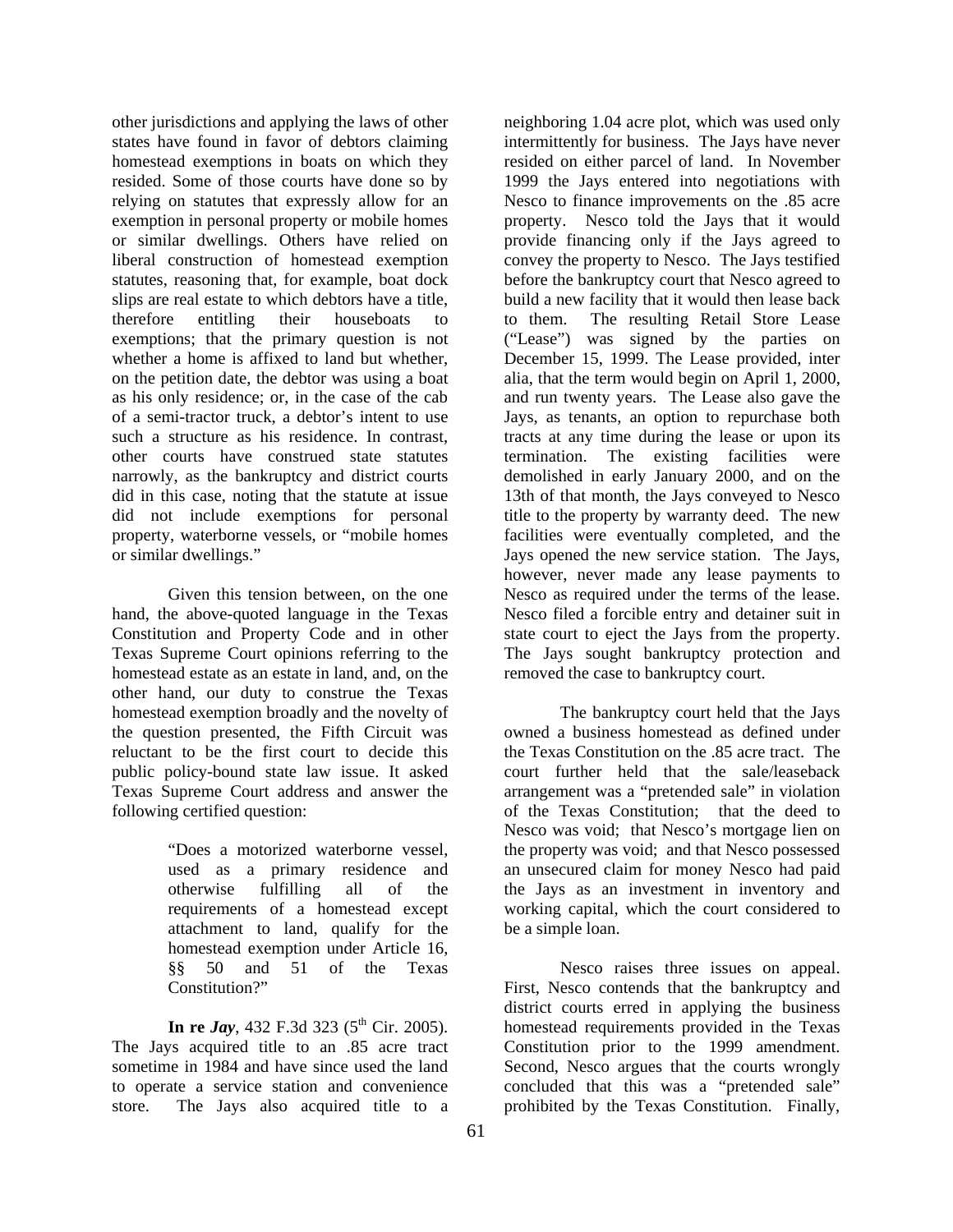other jurisdictions and applying the laws of other states have found in favor of debtors claiming homestead exemptions in boats on which they resided. Some of those courts have done so by relying on statutes that expressly allow for an exemption in personal property or mobile homes or similar dwellings. Others have relied on liberal construction of homestead exemption statutes, reasoning that, for example, boat dock slips are real estate to which debtors have a title, therefore entitling their houseboats to exemptions; that the primary question is not whether a home is affixed to land but whether, on the petition date, the debtor was using a boat as his only residence; or, in the case of the cab of a semi-tractor truck, a debtor's intent to use such a structure as his residence. In contrast, other courts have construed state statutes narrowly, as the bankruptcy and district courts did in this case, noting that the statute at issue did not include exemptions for personal property, waterborne vessels, or "mobile homes or similar dwellings."

Given this tension between, on the one hand, the above-quoted language in the Texas Constitution and Property Code and in other Texas Supreme Court opinions referring to the homestead estate as an estate in land, and, on the other hand, our duty to construe the Texas homestead exemption broadly and the novelty of the question presented, the Fifth Circuit was reluctant to be the first court to decide this public policy-bound state law issue. It asked Texas Supreme Court address and answer the following certified question:

> "Does a motorized waterborne vessel, used as a primary residence and otherwise fulfilling all of the requirements of a homestead except attachment to land, qualify for the homestead exemption under Article 16, §§ 50 and 51 of the Texas Constitution?"

**In re *Jay***, 432 F.3d 323 (5th Cir. 2005). The Jays acquired title to an .85 acre tract sometime in 1984 and have since used the land to operate a service station and convenience store. The Jays also acquired title to a neighboring 1.04 acre plot, which was used only intermittently for business. The Jays have never resided on either parcel of land. In November 1999 the Jays entered into negotiations with Nesco to finance improvements on the .85 acre property. Nesco told the Jays that it would provide financing only if the Jays agreed to convey the property to Nesco. The Jays testified before the bankruptcy court that Nesco agreed to build a new facility that it would then lease back to them. The resulting Retail Store Lease ("Lease") was signed by the parties on December 15, 1999. The Lease provided, inter alia, that the term would begin on April 1, 2000, and run twenty years. The Lease also gave the Jays, as tenants, an option to repurchase both tracts at any time during the lease or upon its termination. The existing facilities were demolished in early January 2000, and on the 13th of that month, the Jays conveyed to Nesco title to the property by warranty deed. The new facilities were eventually completed, and the Jays opened the new service station. The Jays, however, never made any lease payments to Nesco as required under the terms of the lease. Nesco filed a forcible entry and detainer suit in state court to eject the Jays from the property. The Jays sought bankruptcy protection and removed the case to bankruptcy court.

The bankruptcy court held that the Jays owned a business homestead as defined under the Texas Constitution on the .85 acre tract. The court further held that the sale/leaseback arrangement was a "pretended sale" in violation of the Texas Constitution; that the deed to Nesco was void; that Nesco's mortgage lien on the property was void; and that Nesco possessed an unsecured claim for money Nesco had paid the Jays as an investment in inventory and working capital, which the court considered to be a simple loan.

Nesco raises three issues on appeal. First, Nesco contends that the bankruptcy and district courts erred in applying the business homestead requirements provided in the Texas Constitution prior to the 1999 amendment. Second, Nesco argues that the courts wrongly concluded that this was a "pretended sale" prohibited by the Texas Constitution. Finally,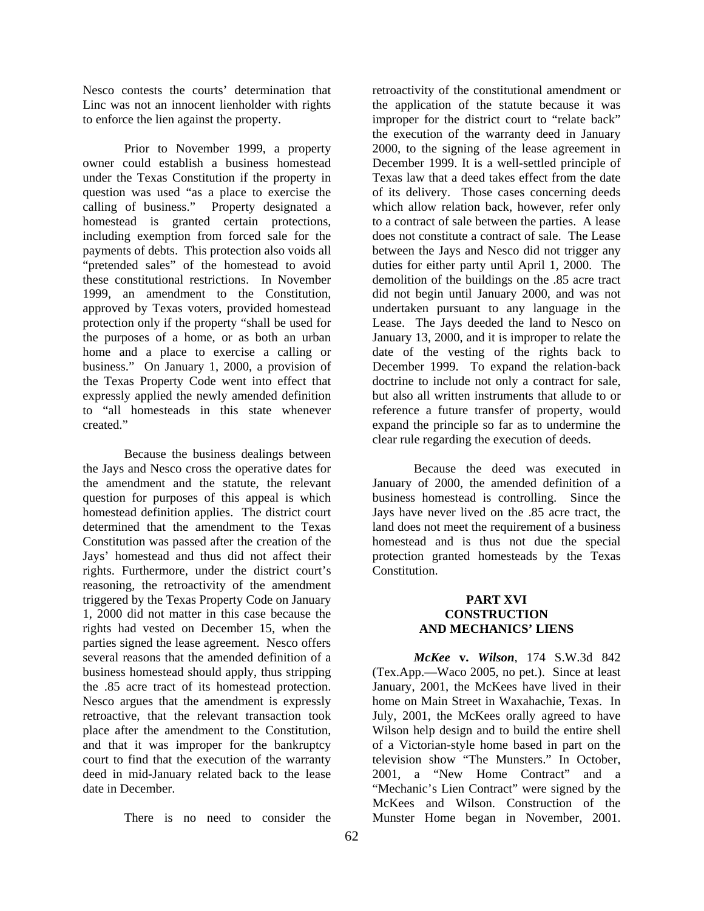Nesco contests the courts' determination that Linc was not an innocent lienholder with rights to enforce the lien against the property.

Prior to November 1999, a property owner could establish a business homestead under the Texas Constitution if the property in question was used "as a place to exercise the calling of business." Property designated a homestead is granted certain protections, including exemption from forced sale for the payments of debts. This protection also voids all "pretended sales" of the homestead to avoid these constitutional restrictions. In November 1999, an amendment to the Constitution, approved by Texas voters, provided homestead protection only if the property "shall be used for the purposes of a home, or as both an urban home and a place to exercise a calling or business." On January 1, 2000, a provision of the Texas Property Code went into effect that expressly applied the newly amended definition to "all homesteads in this state whenever created."

Because the business dealings between the Jays and Nesco cross the operative dates for the amendment and the statute, the relevant question for purposes of this appeal is which homestead definition applies. The district court determined that the amendment to the Texas Constitution was passed after the creation of the Jays' homestead and thus did not affect their rights. Furthermore, under the district court's reasoning, the retroactivity of the amendment triggered by the Texas Property Code on January 1, 2000 did not matter in this case because the rights had vested on December 15, when the parties signed the lease agreement. Nesco offers several reasons that the amended definition of a business homestead should apply, thus stripping the .85 acre tract of its homestead protection. Nesco argues that the amendment is expressly retroactive, that the relevant transaction took place after the amendment to the Constitution, and that it was improper for the bankruptcy court to find that the execution of the warranty deed in mid-January related back to the lease date in December.

There is no need to consider the retroactivity of the constitutional amendment or the application of the statute because it was improper for the district court to "relate back" the execution of the warranty deed in January 2000, to the signing of the lease agreement in December 1999. It is a well-settled principle of Texas law that a deed takes effect from the date of its delivery. Those cases concerning deeds which allow relation back, however, refer only to a contract of sale between the parties. A lease does not constitute a contract of sale. The Lease between the Jays and Nesco did not trigger any duties for either party until April 1, 2000. The demolition of the buildings on the .85 acre tract did not begin until January 2000, and was not undertaken pursuant to any language in the Lease. The Jays deeded the land to Nesco on January 13, 2000, and it is improper to relate the date of the vesting of the rights back to December 1999. To expand the relation-back doctrine to include not only a contract for sale, but also all written instruments that allude to or reference a future transfer of property, would expand the principle so far as to undermine the clear rule regarding the execution of deeds.

Because the deed was executed in January of 2000, the amended definition of a business homestead is controlling. Since the Jays have never lived on the .85 acre tract, the land does not meet the requirement of a business homestead and is thus not due the special protection granted homesteads by the Texas Constitution.

## PART XVI CONSTRUCTION AND MECHANICS' LIENS

***McKee* v. *Wilson***, 174 S.W.3d 842 (Tex.App.—Waco 2005, no pet.). Since at least January, 2001, the McKees have lived in their home on Main Street in Waxahachie, Texas. In July, 2001, the McKees orally agreed to have Wilson help design and to build the entire shell of a Victorian-style home based in part on the television show "The Munsters." In October, 2001, a "New Home Contract" and a "Mechanic's Lien Contract" were signed by the McKees and Wilson. Construction of the Munster Home began in November, 2001.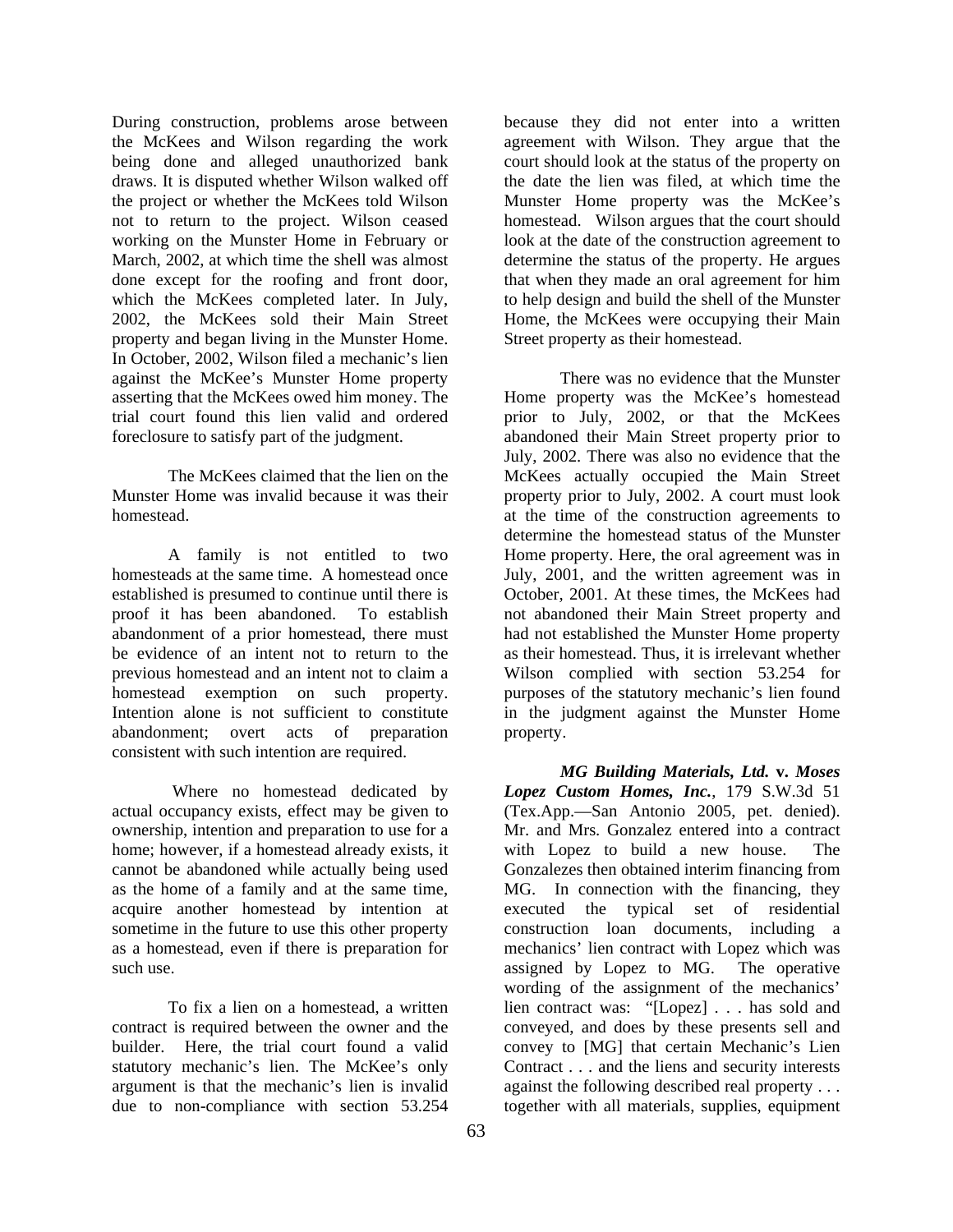During construction, problems arose between the McKees and Wilson regarding the work being done and alleged unauthorized bank draws. It is disputed whether Wilson walked off the project or whether the McKees told Wilson not to return to the project. Wilson ceased working on the Munster Home in February or March, 2002, at which time the shell was almost done except for the roofing and front door, which the McKees completed later. In July, 2002, the McKees sold their Main Street property and began living in the Munster Home. In October, 2002, Wilson filed a mechanic's lien against the McKee's Munster Home property asserting that the McKees owed him money. The trial court found this lien valid and ordered foreclosure to satisfy part of the judgment.

The McKees claimed that the lien on the Munster Home was invalid because it was their homestead.

A family is not entitled to two homesteads at the same time. A homestead once established is presumed to continue until there is proof it has been abandoned. To establish abandonment of a prior homestead, there must be evidence of an intent not to return to the previous homestead and an intent not to claim a homestead exemption on such property. Intention alone is not sufficient to constitute abandonment; overt acts of preparation consistent with such intention are required.

Where no homestead dedicated by actual occupancy exists, effect may be given to ownership, intention and preparation to use for a home; however, if a homestead already exists, it cannot be abandoned while actually being used as the home of a family and at the same time, acquire another homestead by intention at sometime in the future to use this other property as a homestead, even if there is preparation for such use.

To fix a lien on a homestead, a written contract is required between the owner and the builder. Here, the trial court found a valid statutory mechanic's lien. The McKee's only argument is that the mechanic's lien is invalid due to non-compliance with section 53.254 because they did not enter into a written agreement with Wilson. They argue that the court should look at the status of the property on the date the lien was filed, at which time the Munster Home property was the McKee's homestead. Wilson argues that the court should look at the date of the construction agreement to determine the status of the property. He argues that when they made an oral agreement for him to help design and build the shell of the Munster Home, the McKees were occupying their Main Street property as their homestead.

There was no evidence that the Munster Home property was the McKee's homestead prior to July, 2002, or that the McKees abandoned their Main Street property prior to July, 2002. There was also no evidence that the McKees actually occupied the Main Street property prior to July, 2002. A court must look at the time of the construction agreements to determine the homestead status of the Munster Home property. Here, the oral agreement was in July, 2001, and the written agreement was in October, 2001. At these times, the McKees had not abandoned their Main Street property and had not established the Munster Home property as their homestead. Thus, it is irrelevant whether Wilson complied with section 53.254 for purposes of the statutory mechanic's lien found in the judgment against the Munster Home property.

***MG Building Materials, Ltd.* v. *Moses Lopez Custom Homes, Inc.***, 179 S.W.3d 51 (Tex.App.—San Antonio 2005, pet. denied). Mr. and Mrs. Gonzalez entered into a contract with Lopez to build a new house. The Gonzalezes then obtained interim financing from MG. In connection with the financing, they executed the typical set of residential construction loan documents, including a mechanics' lien contract with Lopez which was assigned by Lopez to MG. The operative wording of the assignment of the mechanics' lien contract was: "[Lopez] . . . has sold and conveyed, and does by these presents sell and convey to [MG] that certain Mechanic's Lien Contract . . . and the liens and security interests against the following described real property . . . together with all materials, supplies, equipment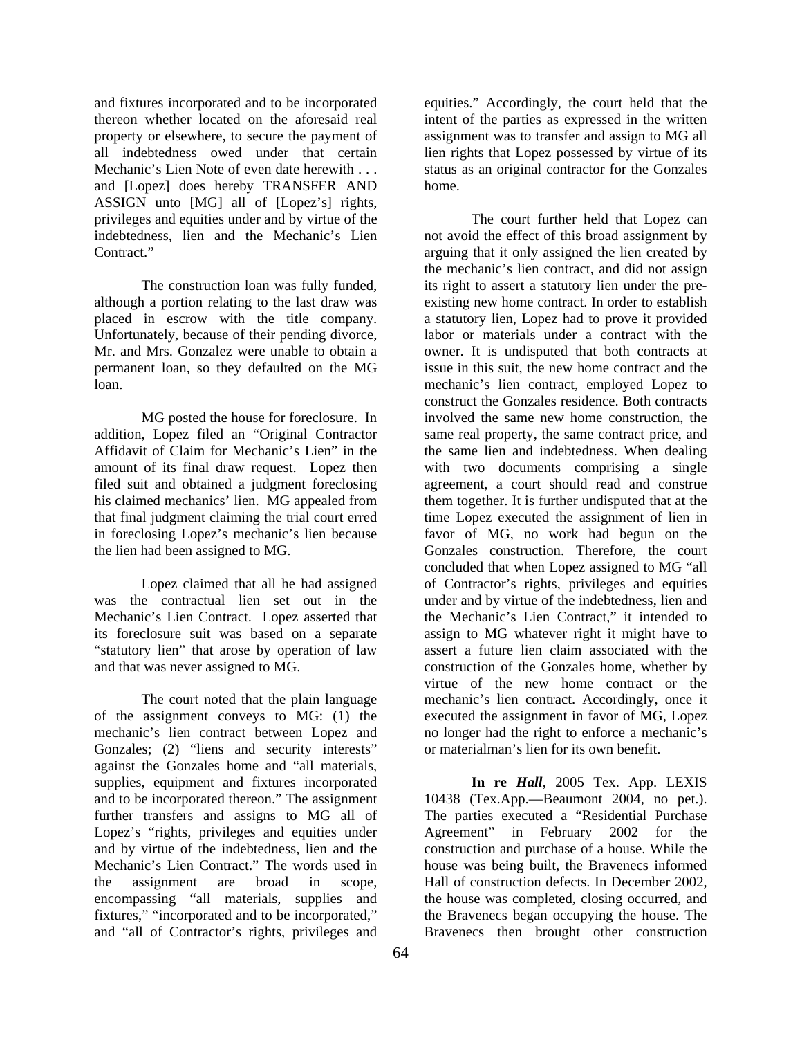and fixtures incorporated and to be incorporated thereon whether located on the aforesaid real property or elsewhere, to secure the payment of all indebtedness owed under that certain Mechanic's Lien Note of even date herewith . . . and [Lopez] does hereby TRANSFER AND ASSIGN unto [MG] all of [Lopez's] rights, privileges and equities under and by virtue of the indebtedness, lien and the Mechanic's Lien Contract."

The construction loan was fully funded, although a portion relating to the last draw was placed in escrow with the title company. Unfortunately, because of their pending divorce, Mr. and Mrs. Gonzalez were unable to obtain a permanent loan, so they defaulted on the MG loan.

MG posted the house for foreclosure. In addition, Lopez filed an "Original Contractor Affidavit of Claim for Mechanic's Lien" in the amount of its final draw request. Lopez then filed suit and obtained a judgment foreclosing his claimed mechanics' lien. MG appealed from that final judgment claiming the trial court erred in foreclosing Lopez's mechanic's lien because the lien had been assigned to MG.

Lopez claimed that all he had assigned was the contractual lien set out in the Mechanic's Lien Contract. Lopez asserted that its foreclosure suit was based on a separate "statutory lien" that arose by operation of law and that was never assigned to MG.

The court noted that the plain language of the assignment conveys to MG: (1) the mechanic's lien contract between Lopez and Gonzales; (2) "liens and security interests" against the Gonzales home and "all materials, supplies, equipment and fixtures incorporated and to be incorporated thereon." The assignment further transfers and assigns to MG all of Lopez's "rights, privileges and equities under and by virtue of the indebtedness, lien and the Mechanic's Lien Contract." The words used in the assignment are broad in scope, encompassing "all materials, supplies and fixtures," "incorporated and to be incorporated," and "all of Contractor's rights, privileges and equities." Accordingly, the court held that the intent of the parties as expressed in the written assignment was to transfer and assign to MG all lien rights that Lopez possessed by virtue of its status as an original contractor for the Gonzales home.

The court further held that Lopez can not avoid the effect of this broad assignment by arguing that it only assigned the lien created by the mechanic's lien contract, and did not assign its right to assert a statutory lien under the pre-existing new home contract. In order to establish a statutory lien, Lopez had to prove it provided labor or materials under a contract with the owner. It is undisputed that both contracts at issue in this suit, the new home contract and the mechanic's lien contract, employed Lopez to construct the Gonzales residence. Both contracts involved the same new home construction, the same real property, the same contract price, and the same lien and indebtedness. When dealing with two documents comprising a single agreement, a court should read and construe them together. It is further undisputed that at the time Lopez executed the assignment of lien in favor of MG, no work had begun on the Gonzales construction. Therefore, the court concluded that when Lopez assigned to MG "all of Contractor's rights, privileges and equities under and by virtue of the indebtedness, lien and the Mechanic's Lien Contract," it intended to assign to MG whatever right it might have to assert a future lien claim associated with the construction of the Gonzales home, whether by virtue of the new home contract or the mechanic's lien contract. Accordingly, once it executed the assignment in favor of MG, Lopez no longer had the right to enforce a mechanic's or materialman's lien for its own benefit.

**In re *Hall***, 2005 Tex. App. LEXIS 10438 (Tex.App.—Beaumont 2004, no pet.). The parties executed a "Residential Purchase Agreement" in February 2002 for the construction and purchase of a house. While the house was being built, the Bravenecs informed Hall of construction defects. In December 2002, the house was completed, closing occurred, and the Bravenecs began occupying the house. The Bravenecs then brought other construction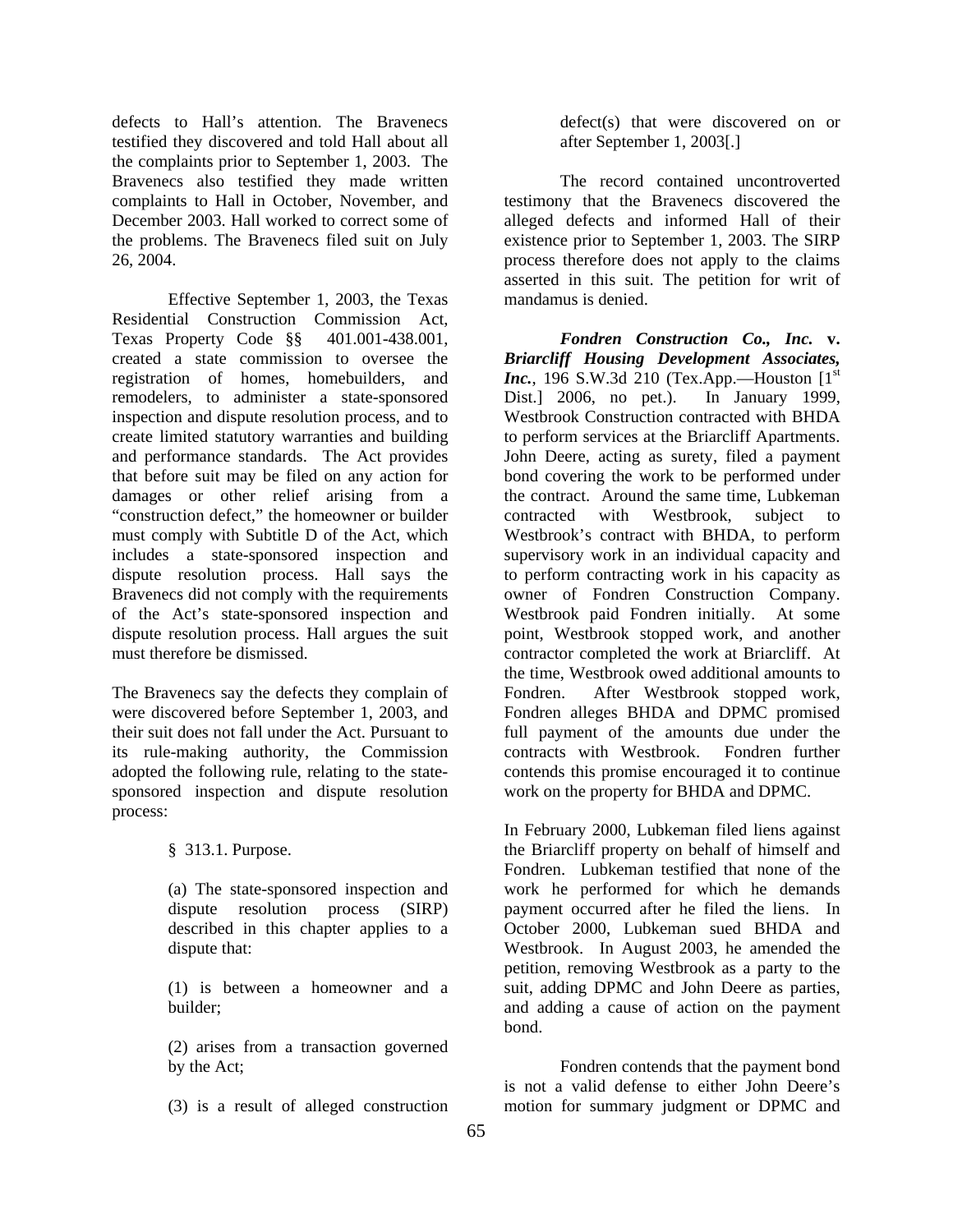defects to Hall's attention. The Bravenecs testified they discovered and told Hall about all the complaints prior to September 1, 2003. The Bravenecs also testified they made written complaints to Hall in October, November, and December 2003. Hall worked to correct some of the problems. The Bravenecs filed suit on July 26, 2004.

Effective September 1, 2003, the Texas Residential Construction Commission Act, Texas Property Code §§ 401.001-438.001, created a state commission to oversee the registration of homes, homebuilders, and remodelers, to administer a state-sponsored inspection and dispute resolution process, and to create limited statutory warranties and building and performance standards. The Act provides that before suit may be filed on any action for damages or other relief arising from a "construction defect," the homeowner or builder must comply with Subtitle D of the Act, which includes a state-sponsored inspection and dispute resolution process. Hall says the Bravenecs did not comply with the requirements of the Act's state-sponsored inspection and dispute resolution process. Hall argues the suit must therefore be dismissed.

The Bravenecs say the defects they complain of were discovered before September 1, 2003, and their suit does not fall under the Act. Pursuant to its rule-making authority, the Commission adopted the following rule, relating to the state-sponsored inspection and dispute resolution process:

> § 313.1. Purpose.
>
> (a) The state-sponsored inspection and dispute resolution process (SIRP) described in this chapter applies to a dispute that:
>
> (1) is between a homeowner and a builder;
>
> (2) arises from a transaction governed by the Act;
>
> (3) is a result of alleged construction defect(s) that were discovered on or after September 1, 2003[.]

The record contained uncontroverted testimony that the Bravenecs discovered the alleged defects and informed Hall of their existence prior to September 1, 2003. The SIRP process therefore does not apply to the claims asserted in this suit. The petition for writ of mandamus is denied.

***Fondren Construction Co., Inc.* v. *Briarcliff Housing Development Associates, Inc.***, 196 S.W.3d 210 (Tex.App.—Houston [1st Dist.] 2006, no pet.). In January 1999, Westbrook Construction contracted with BHDA to perform services at the Briarcliff Apartments. John Deere, acting as surety, filed a payment bond covering the work to be performed under the contract. Around the same time, Lubkeman contracted with Westbrook, subject to Westbrook's contract with BHDA, to perform supervisory work in an individual capacity and to perform contracting work in his capacity as owner of Fondren Construction Company. Westbrook paid Fondren initially. At some point, Westbrook stopped work, and another contractor completed the work at Briarcliff. At the time, Westbrook owed additional amounts to Fondren. After Westbrook stopped work, Fondren alleges BHDA and DPMC promised full payment of the amounts due under the contracts with Westbrook. Fondren further contends this promise encouraged it to continue work on the property for BHDA and DPMC.

In February 2000, Lubkeman filed liens against the Briarcliff property on behalf of himself and Fondren. Lubkeman testified that none of the work he performed for which he demands payment occurred after he filed the liens. In October 2000, Lubkeman sued BHDA and Westbrook. In August 2003, he amended the petition, removing Westbrook as a party to the suit, adding DPMC and John Deere as parties, and adding a cause of action on the payment bond.

Fondren contends that the payment bond is not a valid defense to either John Deere's motion for summary judgment or DPMC and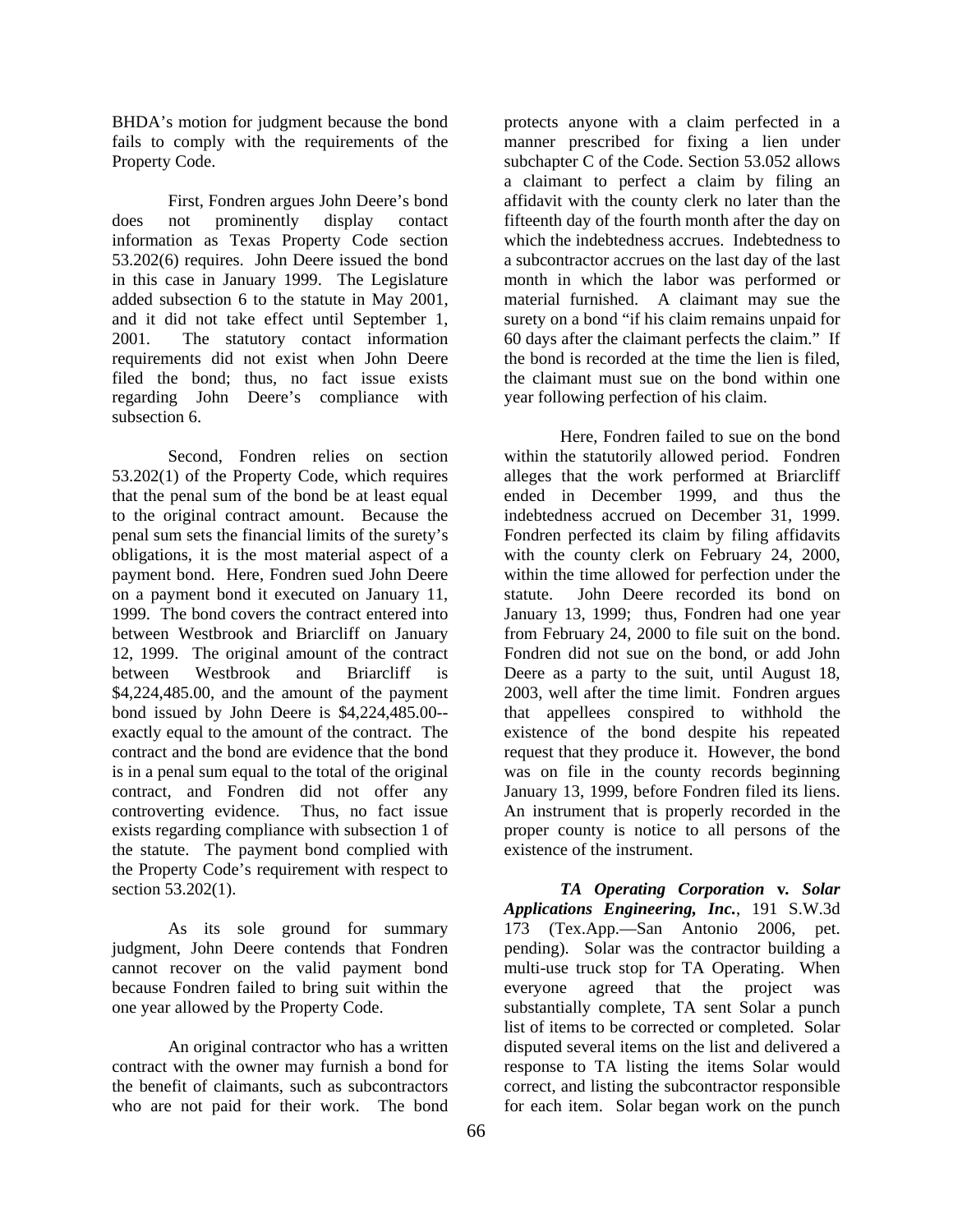BHDA's motion for judgment because the bond fails to comply with the requirements of the Property Code.

First, Fondren argues John Deere's bond does not prominently display contact information as Texas Property Code section 53.202(6) requires. John Deere issued the bond in this case in January 1999. The Legislature added subsection 6 to the statute in May 2001, and it did not take effect until September 1, 2001. The statutory contact information requirements did not exist when John Deere filed the bond; thus, no fact issue exists regarding John Deere's compliance with subsection 6.

Second, Fondren relies on section 53.202(1) of the Property Code, which requires that the penal sum of the bond be at least equal to the original contract amount. Because the penal sum sets the financial limits of the surety's obligations, it is the most material aspect of a payment bond. Here, Fondren sued John Deere on a payment bond it executed on January 11, 1999. The bond covers the contract entered into between Westbrook and Briarcliff on January 12, 1999. The original amount of the contract between Westbrook and Briarcliff is $4,224,485.00, and the amount of the payment bond issued by John Deere is $4,224,485.00--exactly equal to the amount of the contract. The contract and the bond are evidence that the bond is in a penal sum equal to the total of the original contract, and Fondren did not offer any controverting evidence. Thus, no fact issue exists regarding compliance with subsection 1 of the statute. The payment bond complied with the Property Code's requirement with respect to section 53.202(1).

As its sole ground for summary judgment, John Deere contends that Fondren cannot recover on the valid payment bond because Fondren failed to bring suit within the one year allowed by the Property Code.

An original contractor who has a written contract with the owner may furnish a bond for the benefit of claimants, such as subcontractors who are not paid for their work. The bond protects anyone with a claim perfected in a manner prescribed for fixing a lien under subchapter C of the Code. Section 53.052 allows a claimant to perfect a claim by filing an affidavit with the county clerk no later than the fifteenth day of the fourth month after the day on which the indebtedness accrues. Indebtedness to a subcontractor accrues on the last day of the last month in which the labor was performed or material furnished. A claimant may sue the surety on a bond "if his claim remains unpaid for 60 days after the claimant perfects the claim." If the bond is recorded at the time the lien is filed, the claimant must sue on the bond within one year following perfection of his claim.

Here, Fondren failed to sue on the bond within the statutorily allowed period. Fondren alleges that the work performed at Briarcliff ended in December 1999, and thus the indebtedness accrued on December 31, 1999. Fondren perfected its claim by filing affidavits with the county clerk on February 24, 2000, within the time allowed for perfection under the statute. John Deere recorded its bond on January 13, 1999; thus, Fondren had one year from February 24, 2000 to file suit on the bond. Fondren did not sue on the bond, or add John Deere as a party to the suit, until August 18, 2003, well after the time limit. Fondren argues that appellees conspired to withhold the existence of the bond despite his repeated request that they produce it. However, the bond was on file in the county records beginning January 13, 1999, before Fondren filed its liens. An instrument that is properly recorded in the proper county is notice to all persons of the existence of the instrument.

***TA Operating Corporation* v. *Solar Applications Engineering, Inc.***, 191 S.W.3d 173 (Tex.App.—San Antonio 2006, pet. pending). Solar was the contractor building a multi-use truck stop for TA Operating. When everyone agreed that the project was substantially complete, TA sent Solar a punch list of items to be corrected or completed. Solar disputed several items on the list and delivered a response to TA listing the items Solar would correct, and listing the subcontractor responsible for each item. Solar began work on the punch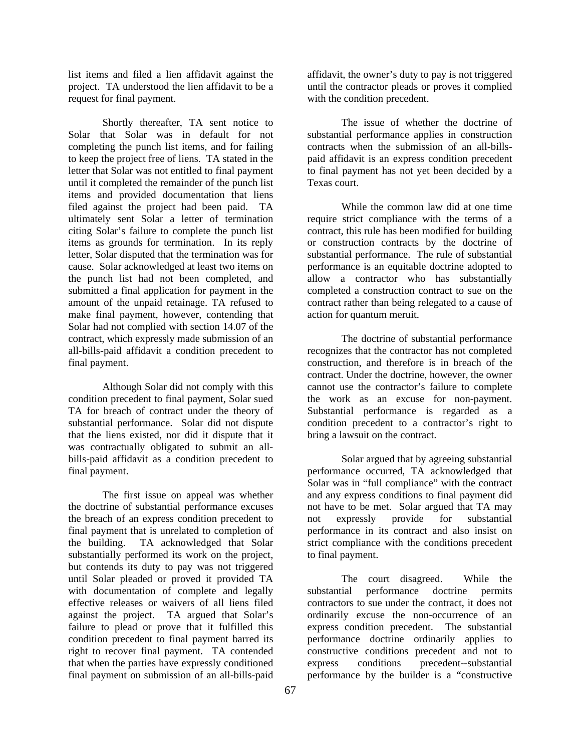list items and filed a lien affidavit against the project. TA understood the lien affidavit to be a request for final payment.

Shortly thereafter, TA sent notice to Solar that Solar was in default for not completing the punch list items, and for failing to keep the project free of liens. TA stated in the letter that Solar was not entitled to final payment until it completed the remainder of the punch list items and provided documentation that liens filed against the project had been paid. TA ultimately sent Solar a letter of termination citing Solar's failure to complete the punch list items as grounds for termination. In its reply letter, Solar disputed that the termination was for cause. Solar acknowledged at least two items on the punch list had not been completed, and submitted a final application for payment in the amount of the unpaid retainage. TA refused to make final payment, however, contending that Solar had not complied with section 14.07 of the contract, which expressly made submission of an all-bills-paid affidavit a condition precedent to final payment.

Although Solar did not comply with this condition precedent to final payment, Solar sued TA for breach of contract under the theory of substantial performance. Solar did not dispute that the liens existed, nor did it dispute that it was contractually obligated to submit an all-bills-paid affidavit as a condition precedent to final payment.

The first issue on appeal was whether the doctrine of substantial performance excuses the breach of an express condition precedent to final payment that is unrelated to completion of the building. TA acknowledged that Solar substantially performed its work on the project, but contends its duty to pay was not triggered until Solar pleaded or proved it provided TA with documentation of complete and legally effective releases or waivers of all liens filed against the project. TA argued that Solar's failure to plead or prove that it fulfilled this condition precedent to final payment barred its right to recover final payment. TA contended that when the parties have expressly conditioned final payment on submission of an all-bills-paid affidavit, the owner's duty to pay is not triggered until the contractor pleads or proves it complied with the condition precedent.

The issue of whether the doctrine of substantial performance applies in construction contracts when the submission of an all-bills-paid affidavit is an express condition precedent to final payment has not yet been decided by a Texas court.

While the common law did at one time require strict compliance with the terms of a contract, this rule has been modified for building or construction contracts by the doctrine of substantial performance. The rule of substantial performance is an equitable doctrine adopted to allow a contractor who has substantially completed a construction contract to sue on the contract rather than being relegated to a cause of action for quantum meruit.

The doctrine of substantial performance recognizes that the contractor has not completed construction, and therefore is in breach of the contract. Under the doctrine, however, the owner cannot use the contractor's failure to complete the work as an excuse for non-payment. Substantial performance is regarded as a condition precedent to a contractor's right to bring a lawsuit on the contract.

Solar argued that by agreeing substantial performance occurred, TA acknowledged that Solar was in "full compliance" with the contract and any express conditions to final payment did not have to be met. Solar argued that TA may not expressly provide for substantial performance in its contract and also insist on strict compliance with the conditions precedent to final payment.

The court disagreed. While the substantial performance doctrine permits contractors to sue under the contract, it does not ordinarily excuse the non-occurrence of an express condition precedent. The substantial performance doctrine ordinarily applies to constructive conditions precedent and not to express conditions precedent--substantial performance by the builder is a "constructive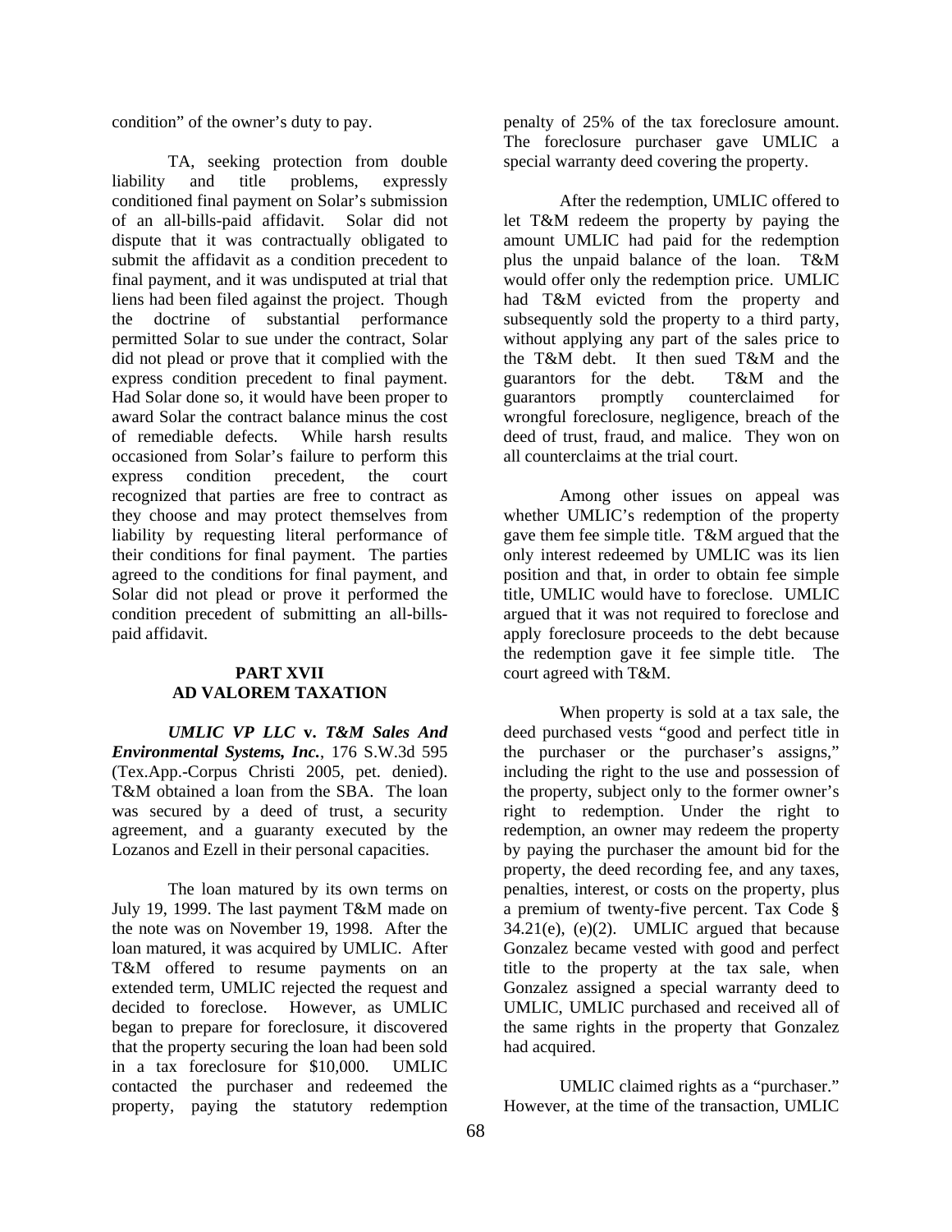condition" of the owner's duty to pay.

TA, seeking protection from double liability and title problems, expressly conditioned final payment on Solar's submission of an all-bills-paid affidavit. Solar did not dispute that it was contractually obligated to submit the affidavit as a condition precedent to final payment, and it was undisputed at trial that liens had been filed against the project. Though the doctrine of substantial performance permitted Solar to sue under the contract, Solar did not plead or prove that it complied with the express condition precedent to final payment. Had Solar done so, it would have been proper to award Solar the contract balance minus the cost of remediable defects. While harsh results occasioned from Solar's failure to perform this express condition precedent, the court recognized that parties are free to contract as they choose and may protect themselves from liability by requesting literal performance of their conditions for final payment. The parties agreed to the conditions for final payment, and Solar did not plead or prove it performed the condition precedent of submitting an all-bills-paid affidavit.

## PART XVII
## AD VALOREM TAXATION

***UMLIC VP LLC* v. *T&M Sales And Environmental Systems, Inc.***, 176 S.W.3d 595 (Tex.App.-Corpus Christi 2005, pet. denied). T&M obtained a loan from the SBA. The loan was secured by a deed of trust, a security agreement, and a guaranty executed by the Lozanos and Ezell in their personal capacities.

The loan matured by its own terms on July 19, 1999. The last payment T&M made on the note was on November 19, 1998. After the loan matured, it was acquired by UMLIC. After T&M offered to resume payments on an extended term, UMLIC rejected the request and decided to foreclose. However, as UMLIC began to prepare for foreclosure, it discovered that the property securing the loan had been sold in a tax foreclosure for $10,000. UMLIC contacted the purchaser and redeemed the property, paying the statutory redemption penalty of 25% of the tax foreclosure amount. The foreclosure purchaser gave UMLIC a special warranty deed covering the property.

After the redemption, UMLIC offered to let T&M redeem the property by paying the amount UMLIC had paid for the redemption plus the unpaid balance of the loan. T&M would offer only the redemption price. UMLIC had T&M evicted from the property and subsequently sold the property to a third party, without applying any part of the sales price to the T&M debt. It then sued T&M and the guarantors for the debt. T&M and the guarantors promptly counterclaimed for wrongful foreclosure, negligence, breach of the deed of trust, fraud, and malice. They won on all counterclaims at the trial court.

Among other issues on appeal was whether UMLIC's redemption of the property gave them fee simple title. T&M argued that the only interest redeemed by UMLIC was its lien position and that, in order to obtain fee simple title, UMLIC would have to foreclose. UMLIC argued that it was not required to foreclose and apply foreclosure proceeds to the debt because the redemption gave it fee simple title. The court agreed with T&M.

When property is sold at a tax sale, the deed purchased vests "good and perfect title in the purchaser or the purchaser's assigns," including the right to the use and possession of the property, subject only to the former owner's right to redemption. Under the right to redemption, an owner may redeem the property by paying the purchaser the amount bid for the property, the deed recording fee, and any taxes, penalties, interest, or costs on the property, plus a premium of twenty-five percent. Tax Code § 34.21(e), (e)(2). UMLIC argued that because Gonzalez became vested with good and perfect title to the property at the tax sale, when Gonzalez assigned a special warranty deed to UMLIC, UMLIC purchased and received all of the same rights in the property that Gonzalez had acquired.

UMLIC claimed rights as a "purchaser." However, at the time of the transaction, UMLIC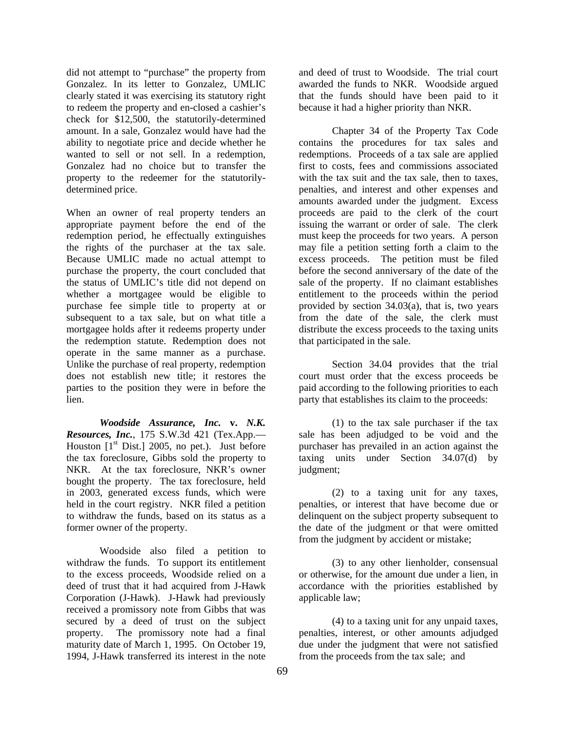did not attempt to "purchase" the property from Gonzalez. In its letter to Gonzalez, UMLIC clearly stated it was exercising its statutory right to redeem the property and en-closed a cashier's check for $12,500, the statutorily-determined amount. In a sale, Gonzalez would have had the ability to negotiate price and decide whether he wanted to sell or not sell. In a redemption, Gonzalez had no choice but to transfer the property to the redeemer for the statutorily-determined price.

When an owner of real property tenders an appropriate payment before the end of the redemption period, he effectually extinguishes the rights of the purchaser at the tax sale. Because UMLIC made no actual attempt to purchase the property, the court concluded that the status of UMLIC's title did not depend on whether a mortgagee would be eligible to purchase fee simple title to property at or subsequent to a tax sale, but on what title a mortgagee holds after it redeems property under the redemption statute. Redemption does not operate in the same manner as a purchase. Unlike the purchase of real property, redemption does not establish new title; it restores the parties to the position they were in before the lien.

***Woodside Assurance, Inc.* v. *N.K. Resources, Inc.***, 175 S.W.3d 421 (Tex.App.—Houston [1st Dist.] 2005, no pet.). Just before the tax foreclosure, Gibbs sold the property to NKR. At the tax foreclosure, NKR's owner bought the property. The tax foreclosure, held in 2003, generated excess funds, which were held in the court registry. NKR filed a petition to withdraw the funds, based on its status as a former owner of the property.

Woodside also filed a petition to withdraw the funds. To support its entitlement to the excess proceeds, Woodside relied on a deed of trust that it had acquired from J-Hawk Corporation (J-Hawk). J-Hawk had previously received a promissory note from Gibbs that was secured by a deed of trust on the subject property. The promissory note had a final maturity date of March 1, 1995. On October 19, 1994, J-Hawk transferred its interest in the note and deed of trust to Woodside. The trial court awarded the funds to NKR. Woodside argued that the funds should have been paid to it because it had a higher priority than NKR.

Chapter 34 of the Property Tax Code contains the procedures for tax sales and redemptions. Proceeds of a tax sale are applied first to costs, fees and commissions associated with the tax suit and the tax sale, then to taxes, penalties, and interest and other expenses and amounts awarded under the judgment. Excess proceeds are paid to the clerk of the court issuing the warrant or order of sale. The clerk must keep the proceeds for two years. A person may file a petition setting forth a claim to the excess proceeds. The petition must be filed before the second anniversary of the date of the sale of the property. If no claimant establishes entitlement to the proceeds within the period provided by section 34.03(a), that is, two years from the date of the sale, the clerk must distribute the excess proceeds to the taxing units that participated in the sale.

Section 34.04 provides that the trial court must order that the excess proceeds be paid according to the following priorities to each party that establishes its claim to the proceeds:

(1) to the tax sale purchaser if the tax sale has been adjudged to be void and the purchaser has prevailed in an action against the taxing units under Section 34.07(d) by judgment;

(2) to a taxing unit for any taxes, penalties, or interest that have become due or delinquent on the subject property subsequent to the date of the judgment or that were omitted from the judgment by accident or mistake;

(3) to any other lienholder, consensual or otherwise, for the amount due under a lien, in accordance with the priorities established by applicable law;

(4) to a taxing unit for any unpaid taxes, penalties, interest, or other amounts adjudged due under the judgment that were not satisfied from the proceeds from the tax sale; and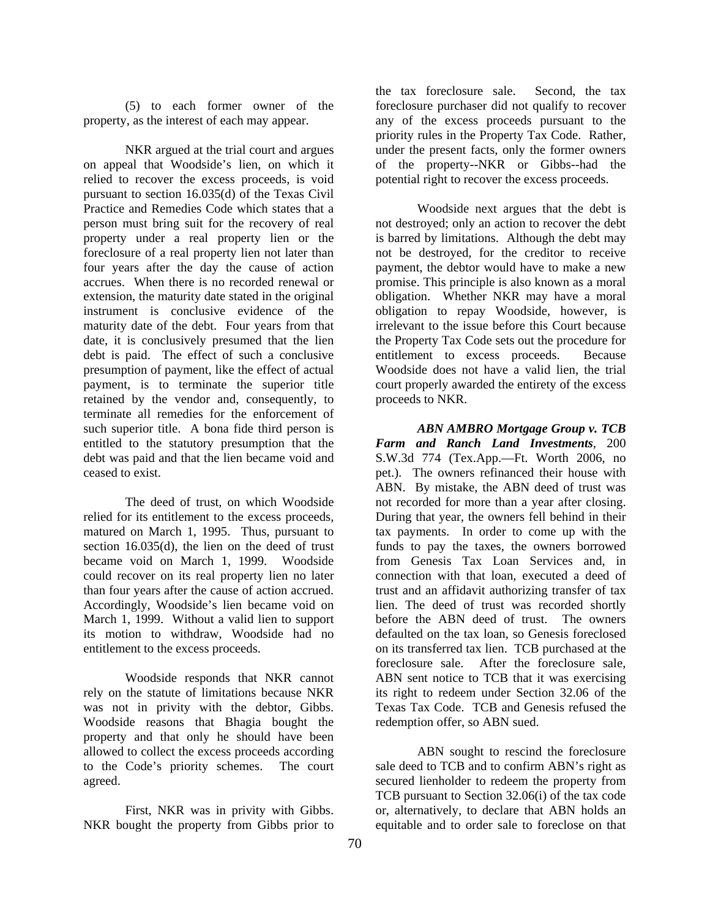(5) to each former owner of the property, as the interest of each may appear.

NKR argued at the trial court and argues on appeal that Woodside's lien, on which it relied to recover the excess proceeds, is void pursuant to section 16.035(d) of the Texas Civil Practice and Remedies Code which states that a person must bring suit for the recovery of real property under a real property lien or the foreclosure of a real property lien not later than four years after the day the cause of action accrues. When there is no recorded renewal or extension, the maturity date stated in the original instrument is conclusive evidence of the maturity date of the debt. Four years from that date, it is conclusively presumed that the lien debt is paid. The effect of such a conclusive presumption of payment, like the effect of actual payment, is to terminate the superior title retained by the vendor and, consequently, to terminate all remedies for the enforcement of such superior title. A bona fide third person is entitled to the statutory presumption that the debt was paid and that the lien became void and ceased to exist.

The deed of trust, on which Woodside relied for its entitlement to the excess proceeds, matured on March 1, 1995. Thus, pursuant to section 16.035(d), the lien on the deed of trust became void on March 1, 1999. Woodside could recover on its real property lien no later than four years after the cause of action accrued. Accordingly, Woodside's lien became void on March 1, 1999. Without a valid lien to support its motion to withdraw, Woodside had no entitlement to the excess proceeds.

Woodside responds that NKR cannot rely on the statute of limitations because NKR was not in privity with the debtor, Gibbs. Woodside reasons that Bhagia bought the property and that only he should have been allowed to collect the excess proceeds according to the Code's priority schemes. The court agreed.

First, NKR was in privity with Gibbs. NKR bought the property from Gibbs prior to the tax foreclosure sale. Second, the tax foreclosure purchaser did not qualify to recover any of the excess proceeds pursuant to the priority rules in the Property Tax Code. Rather, under the present facts, only the former owners of the property--NKR or Gibbs--had the potential right to recover the excess proceeds.

Woodside next argues that the debt is not destroyed; only an action to recover the debt is barred by limitations. Although the debt may not be destroyed, for the creditor to receive payment, the debtor would have to make a new promise. This principle is also known as a moral obligation. Whether NKR may have a moral obligation to repay Woodside, however, is irrelevant to the issue before this Court because the Property Tax Code sets out the procedure for entitlement to excess proceeds. Because Woodside does not have a valid lien, the trial court properly awarded the entirety of the excess proceeds to NKR.

***ABN AMBRO Mortgage Group v. TCB Farm and Ranch Land Investments***, 200 S.W.3d 774 (Tex.App.—Ft. Worth 2006, no pet.). The owners refinanced their house with ABN. By mistake, the ABN deed of trust was not recorded for more than a year after closing. During that year, the owners fell behind in their tax payments. In order to come up with the funds to pay the taxes, the owners borrowed from Genesis Tax Loan Services and, in connection with that loan, executed a deed of trust and an affidavit authorizing transfer of tax lien. The deed of trust was recorded shortly before the ABN deed of trust. The owners defaulted on the tax loan, so Genesis foreclosed on its transferred tax lien. TCB purchased at the foreclosure sale. After the foreclosure sale, ABN sent notice to TCB that it was exercising its right to redeem under Section 32.06 of the Texas Tax Code. TCB and Genesis refused the redemption offer, so ABN sued.

ABN sought to rescind the foreclosure sale deed to TCB and to confirm ABN's right as secured lienholder to redeem the property from TCB pursuant to Section 32.06(i) of the tax code or, alternatively, to declare that ABN holds an equitable and to order sale to foreclose on that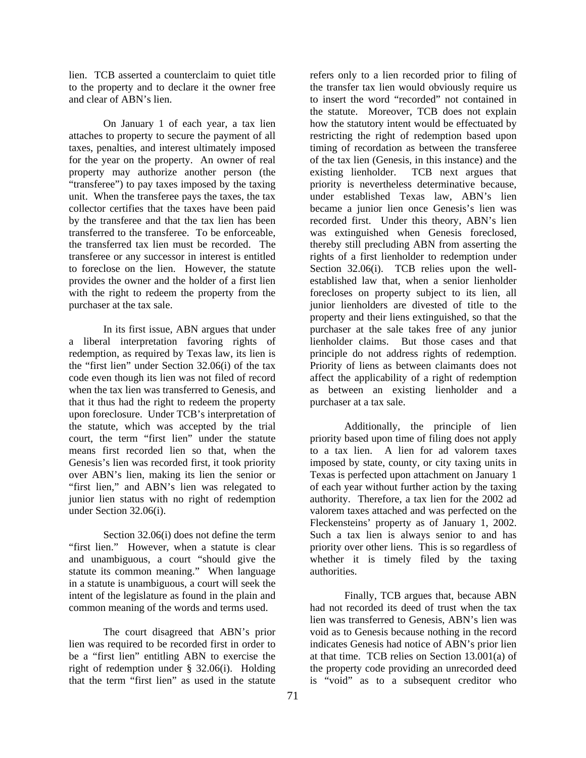lien. TCB asserted a counterclaim to quiet title to the property and to declare it the owner free and clear of ABN's lien.

On January 1 of each year, a tax lien attaches to property to secure the payment of all taxes, penalties, and interest ultimately imposed for the year on the property. An owner of real property may authorize another person (the "transferee") to pay taxes imposed by the taxing unit. When the transferee pays the taxes, the tax collector certifies that the taxes have been paid by the transferee and that the tax lien has been transferred to the transferee. To be enforceable, the transferred tax lien must be recorded. The transferee or any successor in interest is entitled to foreclose on the lien. However, the statute provides the owner and the holder of a first lien with the right to redeem the property from the purchaser at the tax sale.

In its first issue, ABN argues that under a liberal interpretation favoring rights of redemption, as required by Texas law, its lien is the "first lien" under Section 32.06(i) of the tax code even though its lien was not filed of record when the tax lien was transferred to Genesis, and that it thus had the right to redeem the property upon foreclosure. Under TCB's interpretation of the statute, which was accepted by the trial court, the term "first lien" under the statute means first recorded lien so that, when the Genesis's lien was recorded first, it took priority over ABN's lien, making its lien the senior or "first lien," and ABN's lien was relegated to junior lien status with no right of redemption under Section 32.06(i).

Section 32.06(i) does not define the term "first lien." However, when a statute is clear and unambiguous, a court "should give the statute its common meaning." When language in a statute is unambiguous, a court will seek the intent of the legislature as found in the plain and common meaning of the words and terms used.

The court disagreed that ABN's prior lien was required to be recorded first in order to be a "first lien" entitling ABN to exercise the right of redemption under § 32.06(i). Holding that the term "first lien" as used in the statute refers only to a lien recorded prior to filing of the transfer tax lien would obviously require us to insert the word "recorded" not contained in the statute. Moreover, TCB does not explain how the statutory intent would be effectuated by restricting the right of redemption based upon timing of recordation as between the transferee of the tax lien (Genesis, in this instance) and the existing lienholder. TCB next argues that priority is nevertheless determinative because, under established Texas law, ABN's lien became a junior lien once Genesis's lien was recorded first. Under this theory, ABN's lien was extinguished when Genesis foreclosed, thereby still precluding ABN from asserting the rights of a first lienholder to redemption under Section 32.06(i). TCB relies upon the well-established law that, when a senior lienholder forecloses on property subject to its lien, all junior lienholders are divested of title to the property and their liens extinguished, so that the purchaser at the sale takes free of any junior lienholder claims. But those cases and that principle do not address rights of redemption. Priority of liens as between claimants does not affect the applicability of a right of redemption as between an existing lienholder and a purchaser at a tax sale.

Additionally, the principle of lien priority based upon time of filing does not apply to a tax lien. A lien for ad valorem taxes imposed by state, county, or city taxing units in Texas is perfected upon attachment on January 1 of each year without further action by the taxing authority. Therefore, a tax lien for the 2002 ad valorem taxes attached and was perfected on the Fleckensteins' property as of January 1, 2002. Such a tax lien is always senior to and has priority over other liens. This is so regardless of whether it is timely filed by the taxing authorities.

Finally, TCB argues that, because ABN had not recorded its deed of trust when the tax lien was transferred to Genesis, ABN's lien was void as to Genesis because nothing in the record indicates Genesis had notice of ABN's prior lien at that time. TCB relies on Section 13.001(a) of the property code providing an unrecorded deed is "void" as to a subsequent creditor who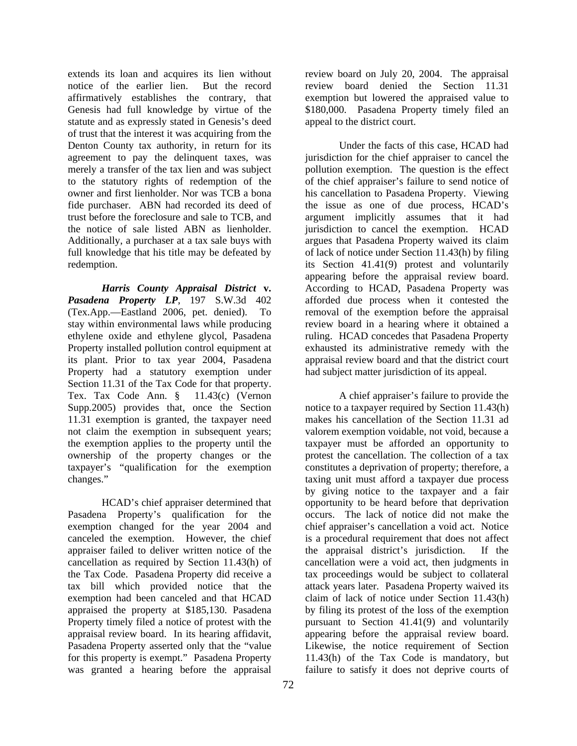extends its loan and acquires its lien without notice of the earlier lien. But the record affirmatively establishes the contrary, that Genesis had full knowledge by virtue of the statute and as expressly stated in Genesis's deed of trust that the interest it was acquiring from the Denton County tax authority, in return for its agreement to pay the delinquent taxes, was merely a transfer of the tax lien and was subject to the statutory rights of redemption of the owner and first lienholder. Nor was TCB a bona fide purchaser. ABN had recorded its deed of trust before the foreclosure and sale to TCB, and the notice of sale listed ABN as lienholder. Additionally, a purchaser at a tax sale buys with full knowledge that his title may be defeated by redemption.

***Harris County Appraisal District* v. *Pasadena Property LP***, 197 S.W.3d 402 (Tex.App.—Eastland 2006, pet. denied). To stay within environmental laws while producing ethylene oxide and ethylene glycol, Pasadena Property installed pollution control equipment at its plant. Prior to tax year 2004, Pasadena Property had a statutory exemption under Section 11.31 of the Tax Code for that property. Tex. Tax Code Ann. § 11.43(c) (Vernon Supp.2005) provides that, once the Section 11.31 exemption is granted, the taxpayer need not claim the exemption in subsequent years; the exemption applies to the property until the ownership of the property changes or the taxpayer's "qualification for the exemption changes."

HCAD's chief appraiser determined that Pasadena Property's qualification for the exemption changed for the year 2004 and canceled the exemption. However, the chief appraiser failed to deliver written notice of the cancellation as required by Section 11.43(h) of the Tax Code. Pasadena Property did receive a tax bill which provided notice that the exemption had been canceled and that HCAD appraised the property at $185,130. Pasadena Property timely filed a notice of protest with the appraisal review board. In its hearing affidavit, Pasadena Property asserted only that the "value for this property is exempt." Pasadena Property was granted a hearing before the appraisal review board on July 20, 2004. The appraisal review board denied the Section 11.31 exemption but lowered the appraised value to $180,000. Pasadena Property timely filed an appeal to the district court.

Under the facts of this case, HCAD had jurisdiction for the chief appraiser to cancel the pollution exemption. The question is the effect of the chief appraiser's failure to send notice of his cancellation to Pasadena Property. Viewing the issue as one of due process, HCAD's argument implicitly assumes that it had jurisdiction to cancel the exemption. HCAD argues that Pasadena Property waived its claim of lack of notice under Section 11.43(h) by filing its Section 41.41(9) protest and voluntarily appearing before the appraisal review board. According to HCAD, Pasadena Property was afforded due process when it contested the removal of the exemption before the appraisal review board in a hearing where it obtained a ruling. HCAD concedes that Pasadena Property exhausted its administrative remedy with the appraisal review board and that the district court had subject matter jurisdiction of its appeal.

A chief appraiser's failure to provide the notice to a taxpayer required by Section 11.43(h) makes his cancellation of the Section 11.31 ad valorem exemption voidable, not void, because a taxpayer must be afforded an opportunity to protest the cancellation. The collection of a tax constitutes a deprivation of property; therefore, a taxing unit must afford a taxpayer due process by giving notice to the taxpayer and a fair opportunity to be heard before that deprivation occurs. The lack of notice did not make the chief appraiser's cancellation a void act. Notice is a procedural requirement that does not affect the appraisal district's jurisdiction. If the cancellation were a void act, then judgments in tax proceedings would be subject to collateral attack years later. Pasadena Property waived its claim of lack of notice under Section 11.43(h) by filing its protest of the loss of the exemption pursuant to Section 41.41(9) and voluntarily appearing before the appraisal review board. Likewise, the notice requirement of Section 11.43(h) of the Tax Code is mandatory, but failure to satisfy it does not deprive courts of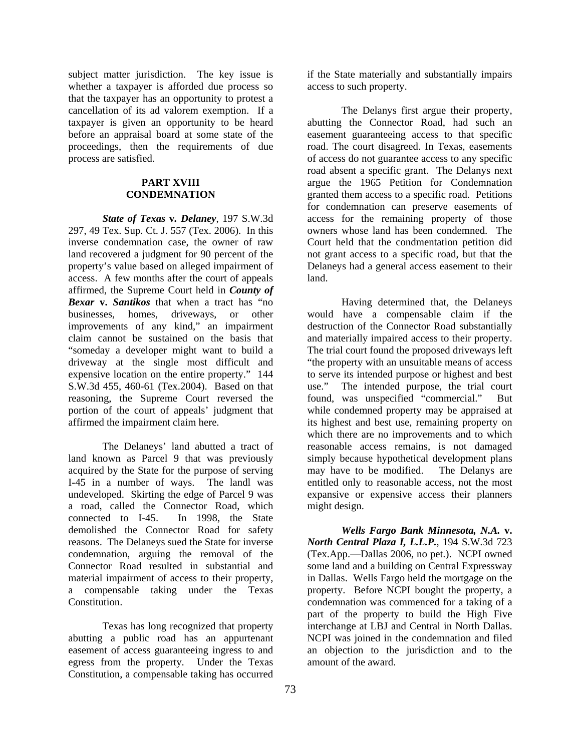subject matter jurisdiction. The key issue is whether a taxpayer is afforded due process so that the taxpayer has an opportunity to protest a cancellation of its ad valorem exemption. If a taxpayer is given an opportunity to be heard before an appraisal board at some state of the proceedings, then the requirements of due process are satisfied.

## PART XVIII
## CONDEMNATION

***State of Texas* v. *Delaney***, 197 S.W.3d 297, 49 Tex. Sup. Ct. J. 557 (Tex. 2006). In this inverse condemnation case, the owner of raw land recovered a judgment for 90 percent of the property's value based on alleged impairment of access. A few months after the court of appeals affirmed, the Supreme Court held in ***County of Bexar* v. *Santikos*** that when a tract has "no businesses, homes, driveways, or other improvements of any kind," an impairment claim cannot be sustained on the basis that "someday a developer might want to build a driveway at the single most difficult and expensive location on the entire property." 144 S.W.3d 455, 460-61 (Tex.2004). Based on that reasoning, the Supreme Court reversed the portion of the court of appeals' judgment that affirmed the impairment claim here.

The Delaneys' land abutted a tract of land known as Parcel 9 that was previously acquired by the State for the purpose of serving I-45 in a number of ways. The landl was undeveloped. Skirting the edge of Parcel 9 was a road, called the Connector Road, which connected to I-45. In 1998, the State demolished the Connector Road for safety reasons. The Delaneys sued the State for inverse condemnation, arguing the removal of the Connector Road resulted in substantial and material impairment of access to their property, a compensable taking under the Texas Constitution.

Texas has long recognized that property abutting a public road has an appurtenant easement of access guaranteeing ingress to and egress from the property. Under the Texas Constitution, a compensable taking has occurred if the State materially and substantially impairs access to such property.

The Delanys first argue their property, abutting the Connector Road, had such an easement guaranteeing access to that specific road. The court disagreed. In Texas, easements of access do not guarantee access to any specific road absent a specific grant. The Delanys next argue the 1965 Petition for Condemnation granted them access to a specific road. Petitions for condemnation can preserve easements of access for the remaining property of those owners whose land has been condemned. The Court held that the condmentation petition did not grant access to a specific road, but that the Delaneys had a general access easement to their land.

Having determined that, the Delaneys would have a compensable claim if the destruction of the Connector Road substantially and materially impaired access to their property. The trial court found the proposed driveways left "the property with an unsuitable means of access to serve its intended purpose or highest and best use." The intended purpose, the trial court found, was unspecified "commercial." But while condemned property may be appraised at its highest and best use, remaining property on which there are no improvements and to which reasonable access remains, is not damaged simply because hypothetical development plans may have to be modified. The Delanys are entitled only to reasonable access, not the most expansive or expensive access their planners might design.

***Wells Fargo Bank Minnesota, N.A.* v. *North Central Plaza I, L.L.P.***, 194 S.W.3d 723 (Tex.App.—Dallas 2006, no pet.). NCPI owned some land and a building on Central Expressway in Dallas. Wells Fargo held the mortgage on the property. Before NCPI bought the property, a condemnation was commenced for a taking of a part of the property to build the High Five interchange at LBJ and Central in North Dallas. NCPI was joined in the condemnation and filed an objection to the jurisdiction and to the amount of the award.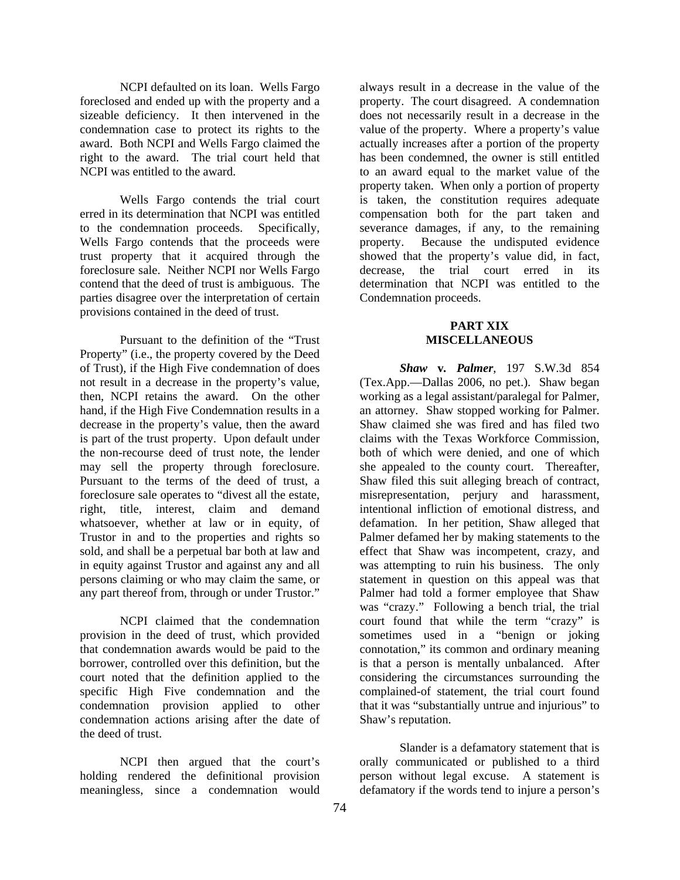NCPI defaulted on its loan. Wells Fargo foreclosed and ended up with the property and a sizeable deficiency. It then intervened in the condemnation case to protect its rights to the award. Both NCPI and Wells Fargo claimed the right to the award. The trial court held that NCPI was entitled to the award.

Wells Fargo contends the trial court erred in its determination that NCPI was entitled to the condemnation proceeds. Specifically, Wells Fargo contends that the proceeds were trust property that it acquired through the foreclosure sale. Neither NCPI nor Wells Fargo contend that the deed of trust is ambiguous. The parties disagree over the interpretation of certain provisions contained in the deed of trust.

Pursuant to the definition of the "Trust Property" (i.e., the property covered by the Deed of Trust), if the High Five condemnation of does not result in a decrease in the property's value, then, NCPI retains the award. On the other hand, if the High Five Condemnation results in a decrease in the property's value, then the award is part of the trust property. Upon default under the non-recourse deed of trust note, the lender may sell the property through foreclosure. Pursuant to the terms of the deed of trust, a foreclosure sale operates to "divest all the estate, right, title, interest, claim and demand whatsoever, whether at law or in equity, of Trustor in and to the properties and rights so sold, and shall be a perpetual bar both at law and in equity against Trustor and against any and all persons claiming or who may claim the same, or any part thereof from, through or under Trustor."

NCPI claimed that the condemnation provision in the deed of trust, which provided that condemnation awards would be paid to the borrower, controlled over this definition, but the court noted that the definition applied to the specific High Five condemnation and the condemnation provision applied to other condemnation actions arising after the date of the deed of trust.

NCPI then argued that the court's holding rendered the definitional provision meaningless, since a condemnation would always result in a decrease in the value of the property. The court disagreed. A condemnation does not necessarily result in a decrease in the value of the property. Where a property's value actually increases after a portion of the property has been condemned, the owner is still entitled to an award equal to the market value of the property taken. When only a portion of property is taken, the constitution requires adequate compensation both for the part taken and severance damages, if any, to the remaining property. Because the undisputed evidence showed that the property's value did, in fact, decrease, the trial court erred in its determination that NCPI was entitled to the Condemnation proceeds.

## PART XIX
## MISCELLANEOUS

***Shaw* v. *Palmer***, 197 S.W.3d 854 (Tex.App.—Dallas 2006, no pet.). Shaw began working as a legal assistant/paralegal for Palmer, an attorney. Shaw stopped working for Palmer. Shaw claimed she was fired and has filed two claims with the Texas Workforce Commission, both of which were denied, and one of which she appealed to the county court. Thereafter, Shaw filed this suit alleging breach of contract, misrepresentation, perjury and harassment, intentional infliction of emotional distress, and defamation. In her petition, Shaw alleged that Palmer defamed her by making statements to the effect that Shaw was incompetent, crazy, and was attempting to ruin his business. The only statement in question on this appeal was that Palmer had told a former employee that Shaw was "crazy." Following a bench trial, the trial court found that while the term "crazy" is sometimes used in a "benign or joking connotation," its common and ordinary meaning is that a person is mentally unbalanced. After considering the circumstances surrounding the complained-of statement, the trial court found that it was "substantially untrue and injurious" to Shaw's reputation.

Slander is a defamatory statement that is orally communicated or published to a third person without legal excuse. A statement is defamatory if the words tend to injure a person's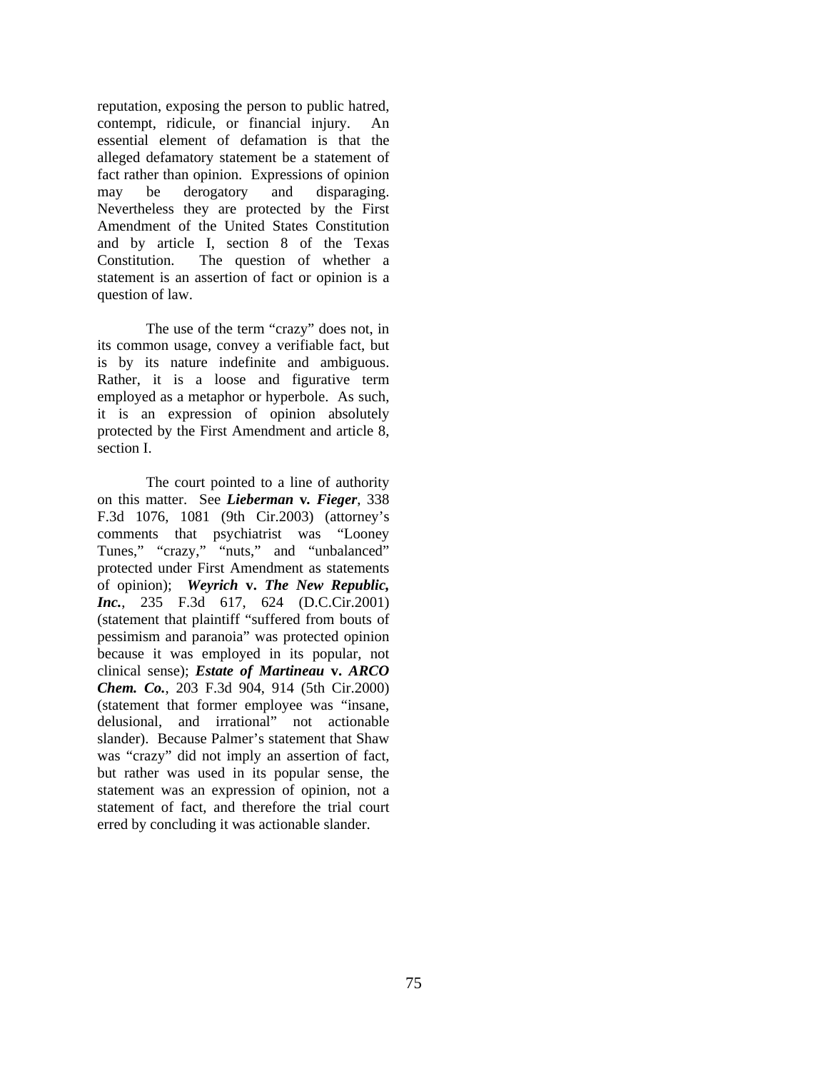reputation, exposing the person to public hatred, contempt, ridicule, or financial injury. An essential element of defamation is that the alleged defamatory statement be a statement of fact rather than opinion. Expressions of opinion may be derogatory and disparaging. Nevertheless they are protected by the First Amendment of the United States Constitution and by article I, section 8 of the Texas Constitution. The question of whether a statement is an assertion of fact or opinion is a question of law.

The use of the term "crazy" does not, in its common usage, convey a verifiable fact, but is by its nature indefinite and ambiguous. Rather, it is a loose and figurative term employed as a metaphor or hyperbole. As such, it is an expression of opinion absolutely protected by the First Amendment and article 8, section I.

The court pointed to a line of authority on this matter. See ***Lieberman* v. *Fieger***, 338 F.3d 1076, 1081 (9th Cir.2003) (attorney's comments that psychiatrist was "Looney Tunes," "crazy," "nuts," and "unbalanced" protected under First Amendment as statements of opinion); ***Weyrich* v. *The New Republic, Inc.***, 235 F.3d 617, 624 (D.C.Cir.2001) (statement that plaintiff "suffered from bouts of pessimism and paranoia" was protected opinion because it was employed in its popular, not clinical sense); ***Estate of Martineau* v. *ARCO Chem. Co.***, 203 F.3d 904, 914 (5th Cir.2000) (statement that former employee was "insane, delusional, and irrational" not actionable slander). Because Palmer's statement that Shaw was "crazy" did not imply an assertion of fact, but rather was used in its popular sense, the statement was an expression of opinion, not a statement of fact, and therefore the trial court erred by concluding it was actionable slander.